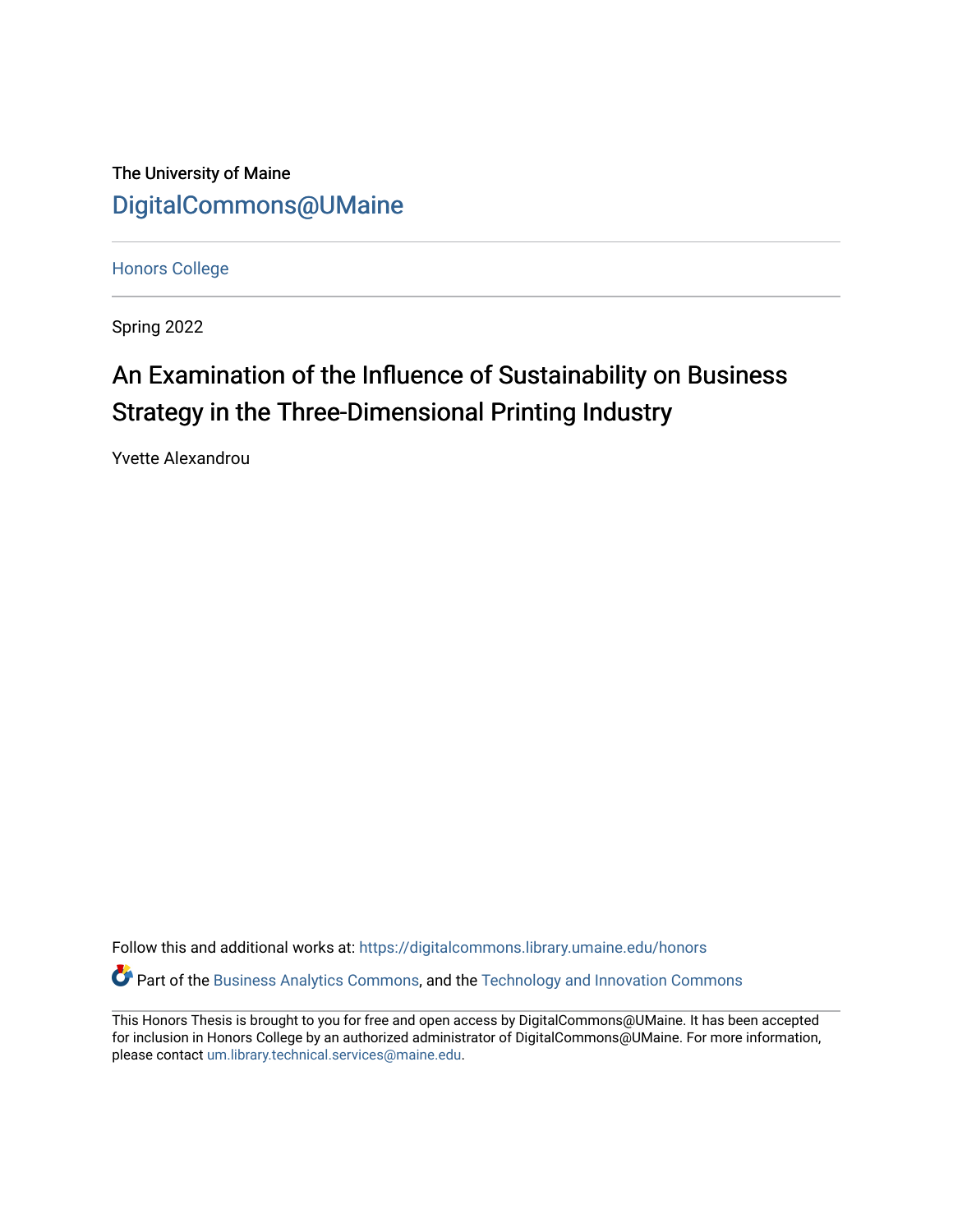The University of Maine

DigitalCommons@UMaine

Honors College

Spring 2022

# An Examination of the Influence of Sustainability on Business Strategy in the Three-Dimensional Printing Industry

Yvette Alexandrou

Follow this and additional works at: https://digitalcommons.library.umaine.edu/honors

Part of the Business Analytics Commons, and the Technology and Innovation Commons

This Honors Thesis is brought to you for free and open access by DigitalCommons@UMaine. It has been accepted for inclusion in Honors College by an authorized administrator of DigitalCommons@UMaine. For more information, please contact um.library.technical.services@maine.edu.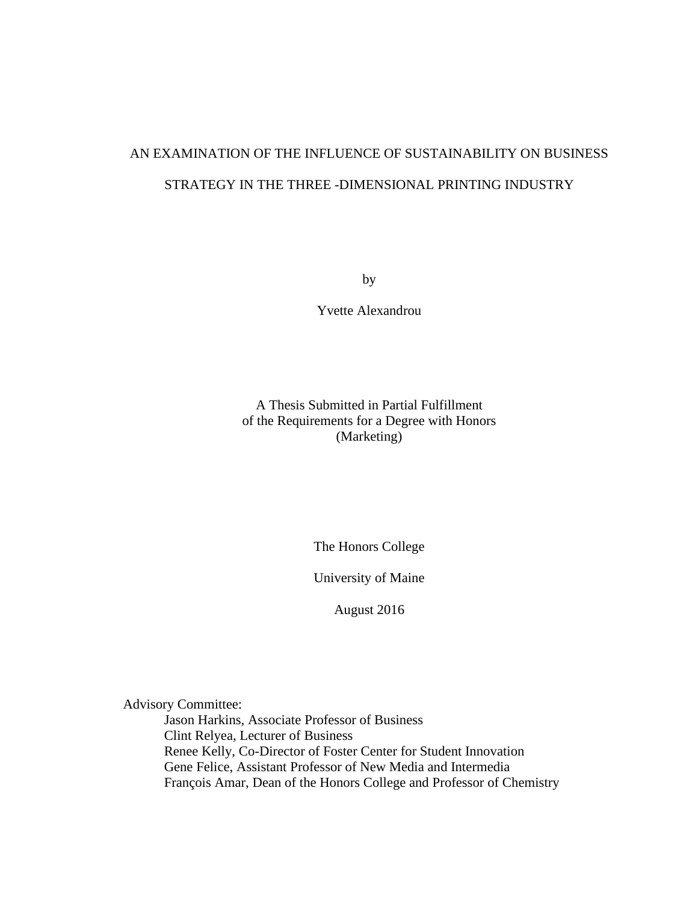# AN EXAMINATION OF THE INFLUENCE OF SUSTAINABILITY ON BUSINESS STRATEGY IN THE THREE -DIMENSIONAL PRINTING INDUSTRY

by

Yvette Alexandrou

A Thesis Submitted in Partial Fulfillment
of the Requirements for a Degree with Honors
(Marketing)

The Honors College

University of Maine

August 2016

Advisory Committee:

Jason Harkins, Associate Professor of Business
Clint Relyea, Lecturer of Business
Renee Kelly, Co-Director of Foster Center for Student Innovation
Gene Felice, Assistant Professor of New Media and Intermedia
François Amar, Dean of the Honors College and Professor of Chemistry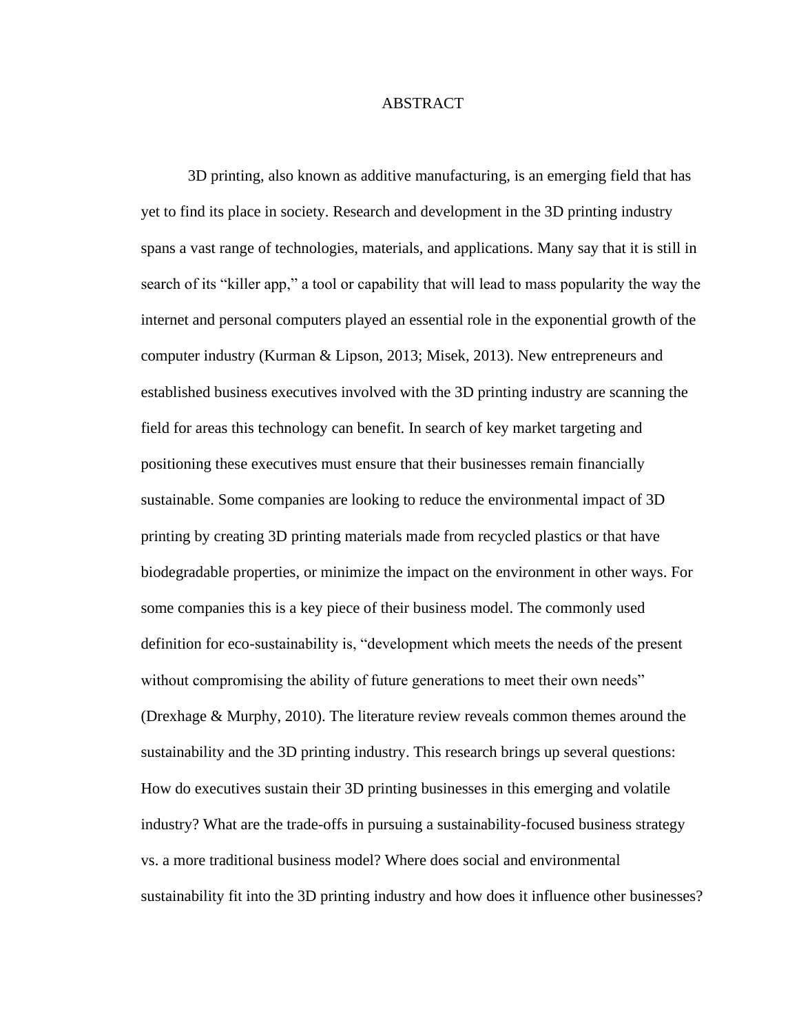# ABSTRACT

3D printing, also known as additive manufacturing, is an emerging field that has yet to find its place in society. Research and development in the 3D printing industry spans a vast range of technologies, materials, and applications. Many say that it is still in search of its "killer app," a tool or capability that will lead to mass popularity the way the internet and personal computers played an essential role in the exponential growth of the computer industry (Kurman & Lipson, 2013; Misek, 2013). New entrepreneurs and established business executives involved with the 3D printing industry are scanning the field for areas this technology can benefit. In search of key market targeting and positioning these executives must ensure that their businesses remain financially sustainable. Some companies are looking to reduce the environmental impact of 3D printing by creating 3D printing materials made from recycled plastics or that have biodegradable properties, or minimize the impact on the environment in other ways. For some companies this is a key piece of their business model. The commonly used definition for eco-sustainability is, "development which meets the needs of the present without compromising the ability of future generations to meet their own needs" (Drexhage & Murphy, 2010). The literature review reveals common themes around the sustainability and the 3D printing industry. This research brings up several questions: How do executives sustain their 3D printing businesses in this emerging and volatile industry? What are the trade-offs in pursuing a sustainability-focused business strategy vs. a more traditional business model? Where does social and environmental sustainability fit into the 3D printing industry and how does it influence other businesses?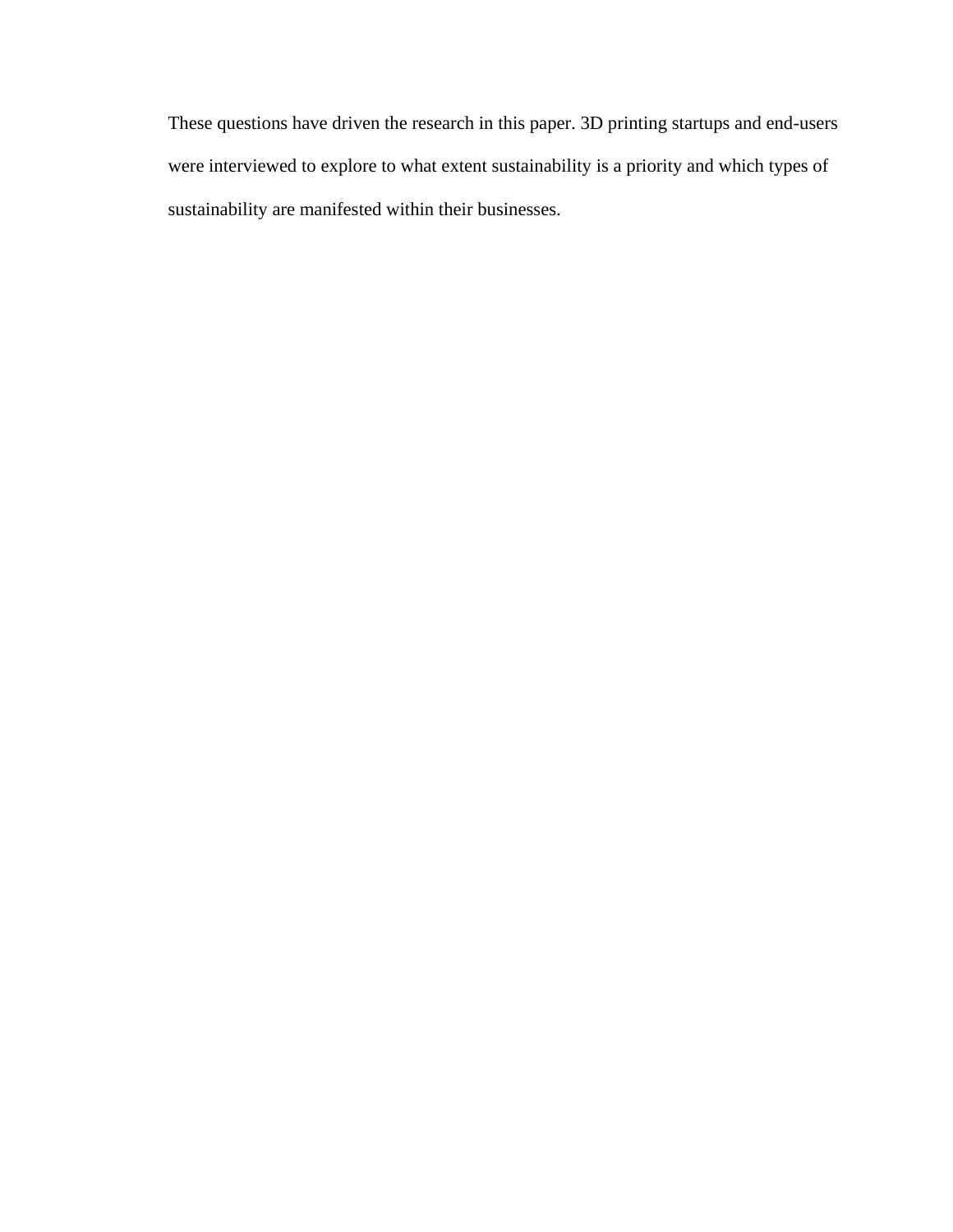These questions have driven the research in this paper. 3D printing startups and end-users were interviewed to explore to what extent sustainability is a priority and which types of sustainability are manifested within their businesses.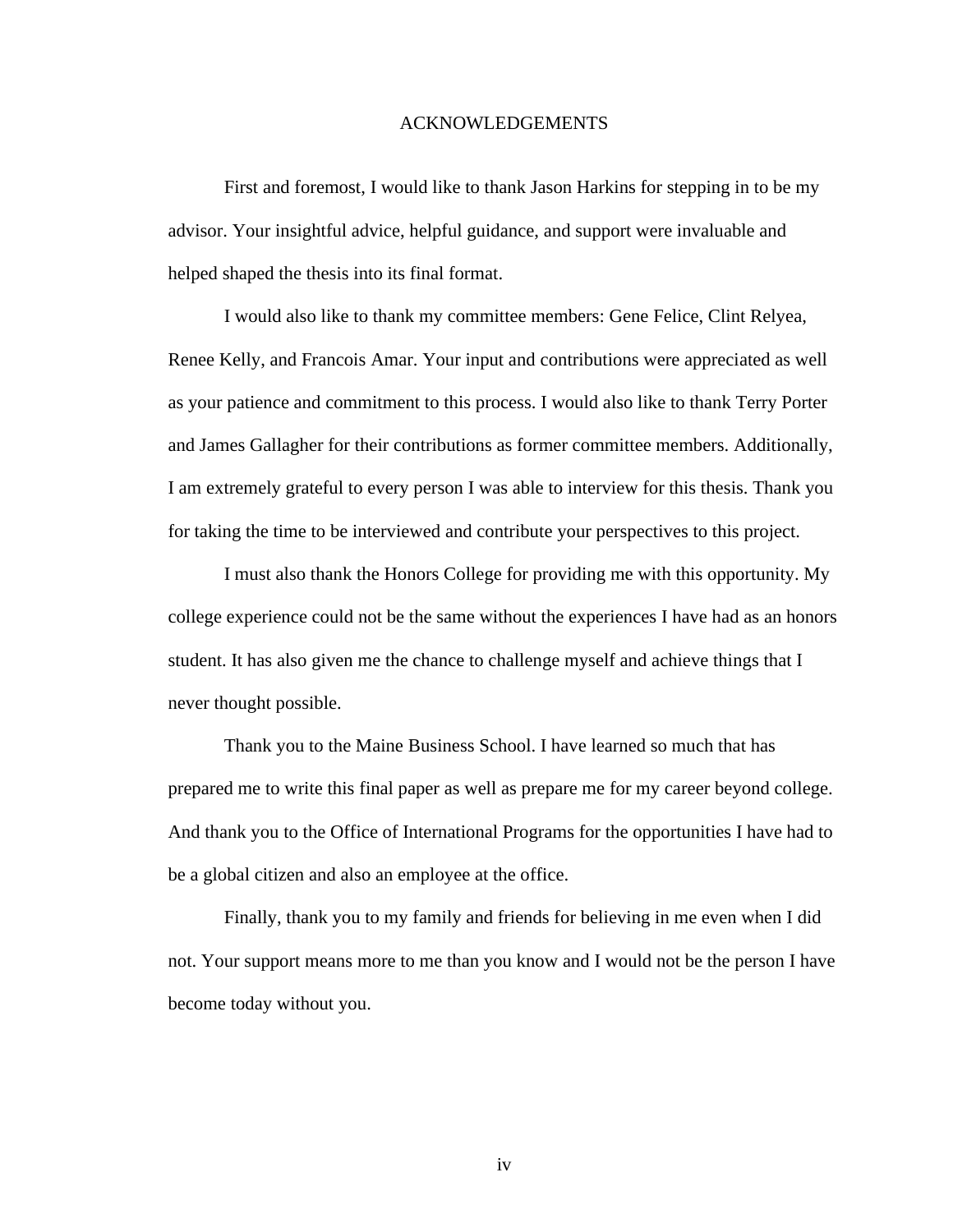# ACKNOWLEDGEMENTS

First and foremost, I would like to thank Jason Harkins for stepping in to be my advisor. Your insightful advice, helpful guidance, and support were invaluable and helped shaped the thesis into its final format.

I would also like to thank my committee members: Gene Felice, Clint Relyea, Renee Kelly, and Francois Amar. Your input and contributions were appreciated as well as your patience and commitment to this process. I would also like to thank Terry Porter and James Gallagher for their contributions as former committee members. Additionally, I am extremely grateful to every person I was able to interview for this thesis. Thank you for taking the time to be interviewed and contribute your perspectives to this project.

I must also thank the Honors College for providing me with this opportunity. My college experience could not be the same without the experiences I have had as an honors student. It has also given me the chance to challenge myself and achieve things that I never thought possible.

Thank you to the Maine Business School. I have learned so much that has prepared me to write this final paper as well as prepare me for my career beyond college. And thank you to the Office of International Programs for the opportunities I have had to be a global citizen and also an employee at the office.

Finally, thank you to my family and friends for believing in me even when I did not. Your support means more to me than you know and I would not be the person I have become today without you.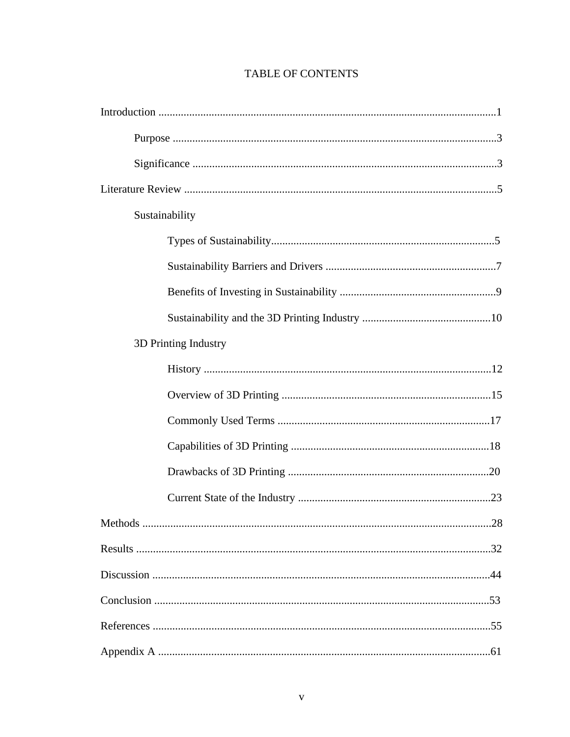# TABLE OF CONTENTS

Introduction ........................................................................................................................1

- Purpose ...................................................................................................................3
- Significance ............................................................................................................3

Literature Review ................................................................................................................5

- Sustainability
  - Types of Sustainability...............................................................................5
  - Sustainability Barriers and Drivers ............................................................7
  - Benefits of Investing in Sustainability ........................................................9
  - Sustainability and the 3D Printing Industry ..............................................10
- 3D Printing Industry
  - History .......................................................................................................12
  - Overview of 3D Printing ...........................................................................15
  - Commonly Used Terms ............................................................................17
  - Capabilities of 3D Printing .......................................................................18
  - Drawbacks of 3D Printing ........................................................................20
  - Current State of the Industry .....................................................................23

Methods ............................................................................................................................28

Results ..............................................................................................................................32

Discussion .........................................................................................................................44

Conclusion ........................................................................................................................53

References .........................................................................................................................55

Appendix A .......................................................................................................................61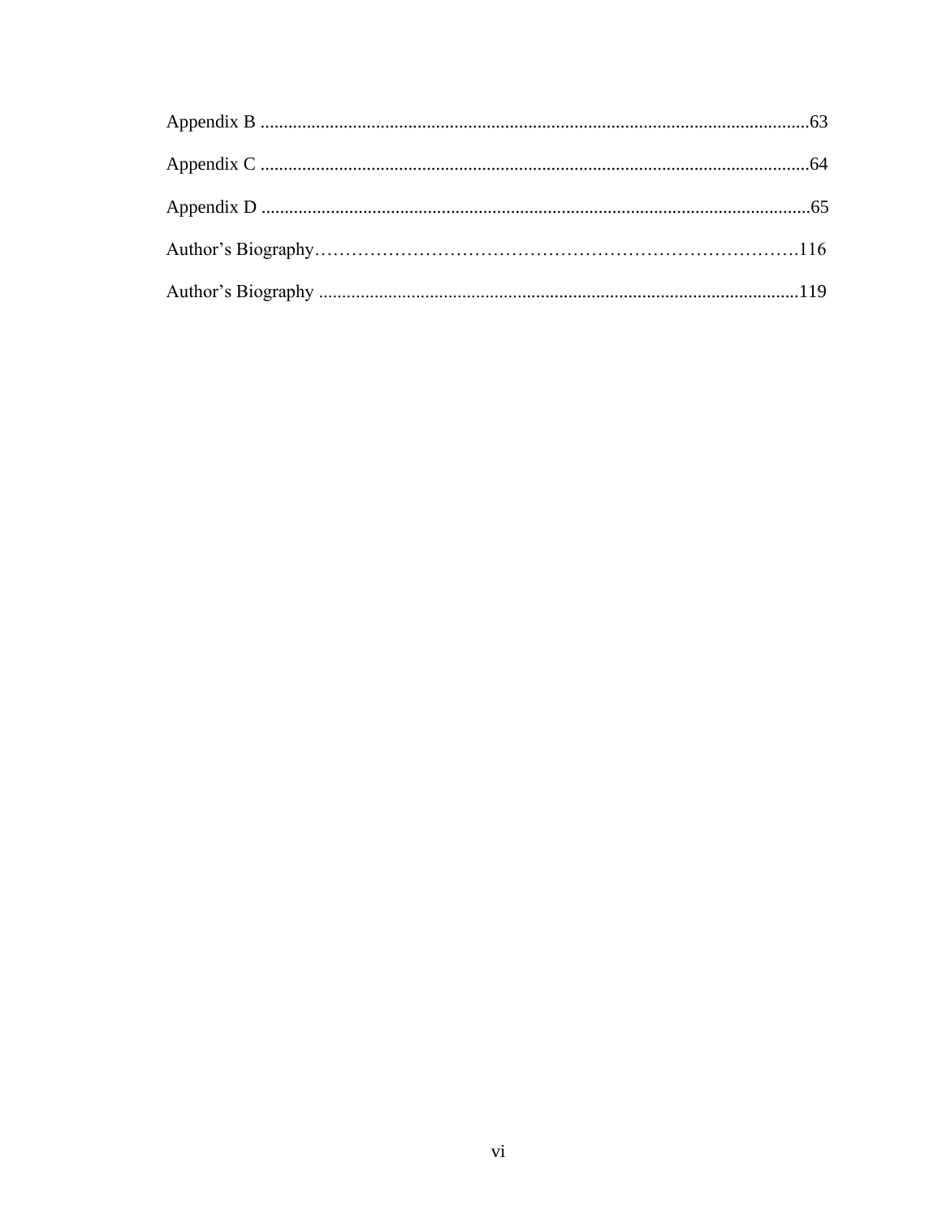Appendix B ....................................................................................................................63

Appendix C ....................................................................................................................64

Appendix D ....................................................................................................................65

Author's Biography……………………………………………………………………….116

Author's Biography ......................................................................................................119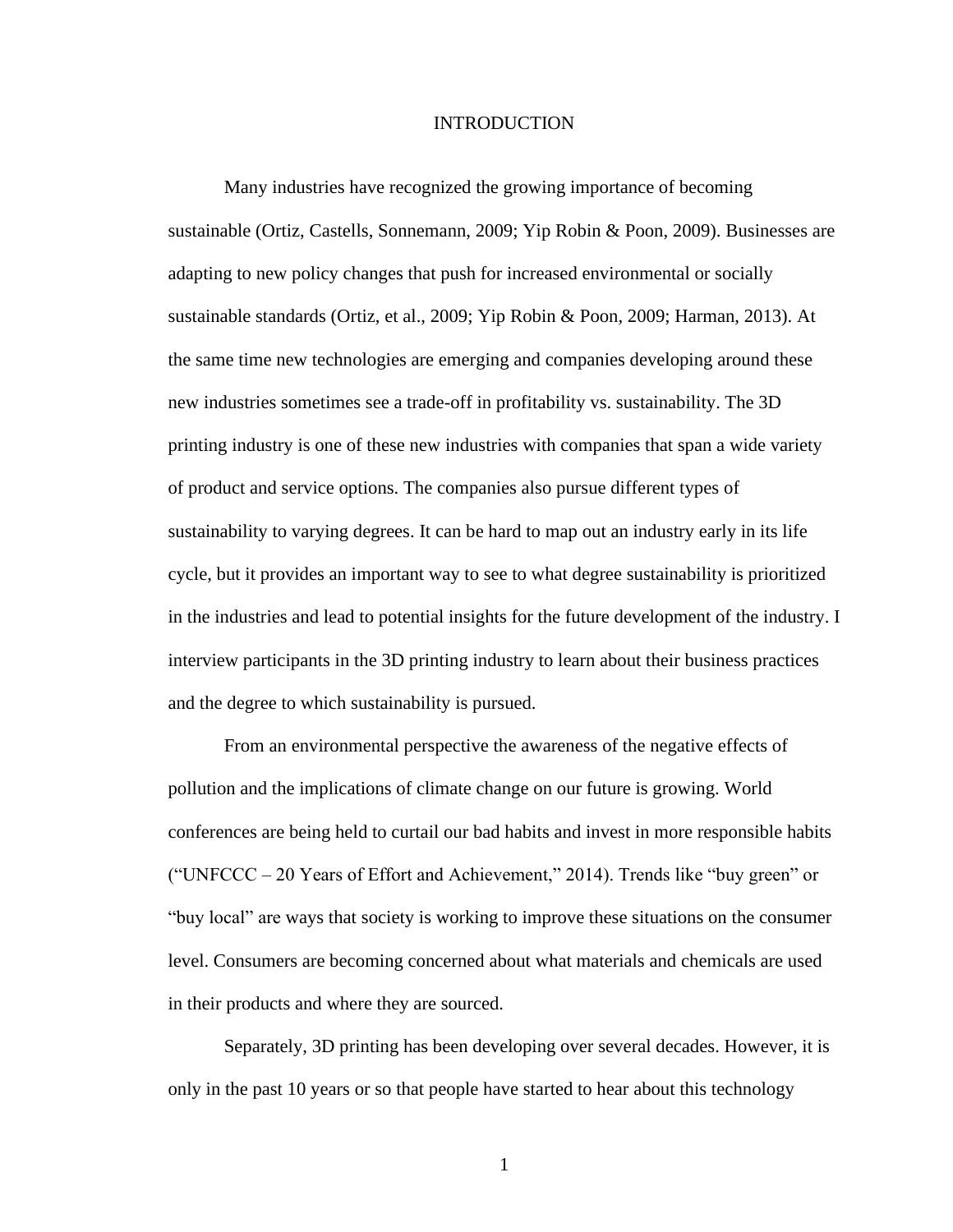# INTRODUCTION

Many industries have recognized the growing importance of becoming sustainable (Ortiz, Castells, Sonnemann, 2009; Yip Robin & Poon, 2009). Businesses are adapting to new policy changes that push for increased environmental or socially sustainable standards (Ortiz, et al., 2009; Yip Robin & Poon, 2009; Harman, 2013). At the same time new technologies are emerging and companies developing around these new industries sometimes see a trade-off in profitability vs. sustainability. The 3D printing industry is one of these new industries with companies that span a wide variety of product and service options. The companies also pursue different types of sustainability to varying degrees. It can be hard to map out an industry early in its life cycle, but it provides an important way to see to what degree sustainability is prioritized in the industries and lead to potential insights for the future development of the industry. I interview participants in the 3D printing industry to learn about their business practices and the degree to which sustainability is pursued.

From an environmental perspective the awareness of the negative effects of pollution and the implications of climate change on our future is growing. World conferences are being held to curtail our bad habits and invest in more responsible habits ("UNFCCC – 20 Years of Effort and Achievement," 2014). Trends like "buy green" or "buy local" are ways that society is working to improve these situations on the consumer level. Consumers are becoming concerned about what materials and chemicals are used in their products and where they are sourced.

Separately, 3D printing has been developing over several decades. However, it is only in the past 10 years or so that people have started to hear about this technology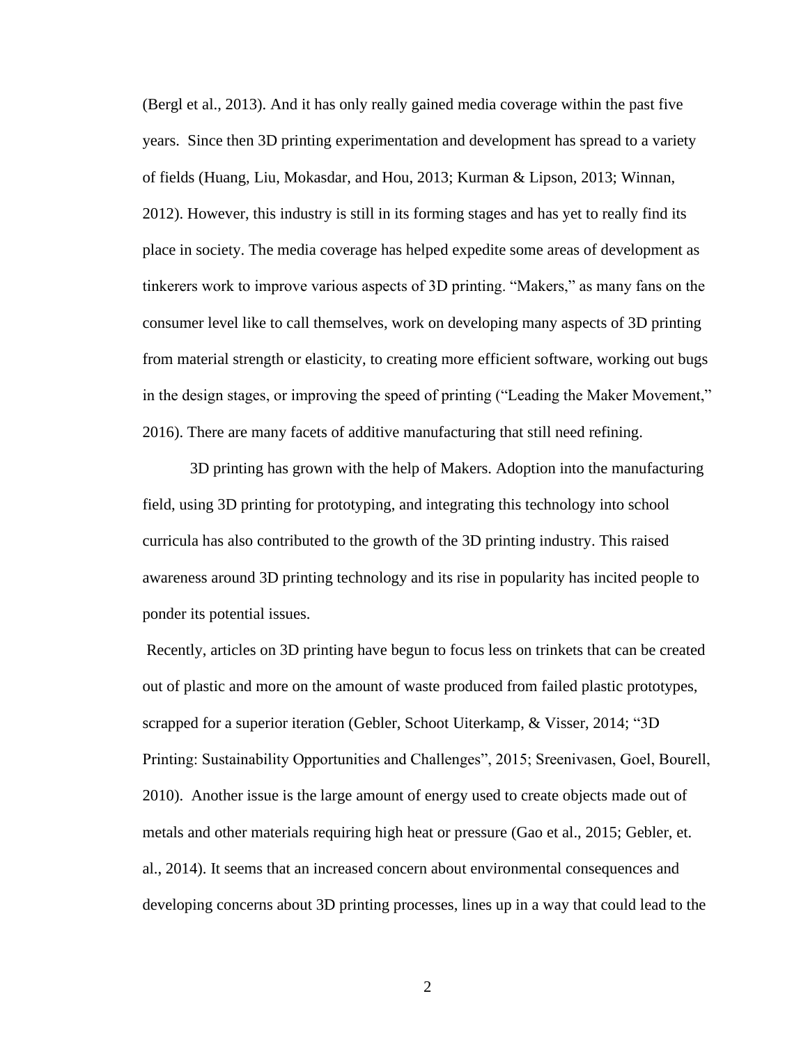(Bergl et al., 2013). And it has only really gained media coverage within the past five years. Since then 3D printing experimentation and development has spread to a variety of fields (Huang, Liu, Mokasdar, and Hou, 2013; Kurman & Lipson, 2013; Winnan, 2012). However, this industry is still in its forming stages and has yet to really find its place in society. The media coverage has helped expedite some areas of development as tinkerers work to improve various aspects of 3D printing. "Makers," as many fans on the consumer level like to call themselves, work on developing many aspects of 3D printing from material strength or elasticity, to creating more efficient software, working out bugs in the design stages, or improving the speed of printing ("Leading the Maker Movement," 2016). There are many facets of additive manufacturing that still need refining.

3D printing has grown with the help of Makers. Adoption into the manufacturing field, using 3D printing for prototyping, and integrating this technology into school curricula has also contributed to the growth of the 3D printing industry. This raised awareness around 3D printing technology and its rise in popularity has incited people to ponder its potential issues.

Recently, articles on 3D printing have begun to focus less on trinkets that can be created out of plastic and more on the amount of waste produced from failed plastic prototypes, scrapped for a superior iteration (Gebler, Schoot Uiterkamp, & Visser, 2014; "3D Printing: Sustainability Opportunities and Challenges", 2015; Sreenivasen, Goel, Bourell, 2010). Another issue is the large amount of energy used to create objects made out of metals and other materials requiring high heat or pressure (Gao et al., 2015; Gebler, et. al., 2014). It seems that an increased concern about environmental consequences and developing concerns about 3D printing processes, lines up in a way that could lead to the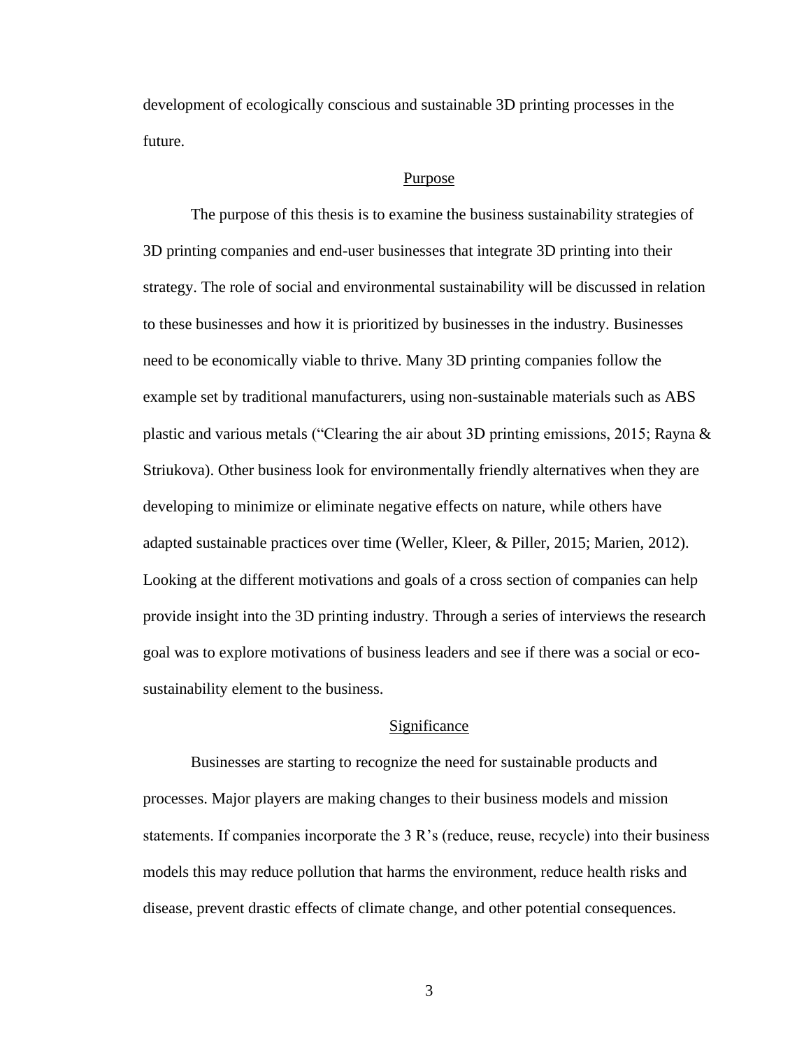development of ecologically conscious and sustainable 3D printing processes in the future.

## Purpose

The purpose of this thesis is to examine the business sustainability strategies of 3D printing companies and end-user businesses that integrate 3D printing into their strategy. The role of social and environmental sustainability will be discussed in relation to these businesses and how it is prioritized by businesses in the industry. Businesses need to be economically viable to thrive. Many 3D printing companies follow the example set by traditional manufacturers, using non-sustainable materials such as ABS plastic and various metals ("Clearing the air about 3D printing emissions, 2015; Rayna & Striukova). Other business look for environmentally friendly alternatives when they are developing to minimize or eliminate negative effects on nature, while others have adapted sustainable practices over time (Weller, Kleer, & Piller, 2015; Marien, 2012). Looking at the different motivations and goals of a cross section of companies can help provide insight into the 3D printing industry. Through a series of interviews the research goal was to explore motivations of business leaders and see if there was a social or eco-sustainability element to the business.

## Significance

Businesses are starting to recognize the need for sustainable products and processes. Major players are making changes to their business models and mission statements. If companies incorporate the 3 R's (reduce, reuse, recycle) into their business models this may reduce pollution that harms the environment, reduce health risks and disease, prevent drastic effects of climate change, and other potential consequences.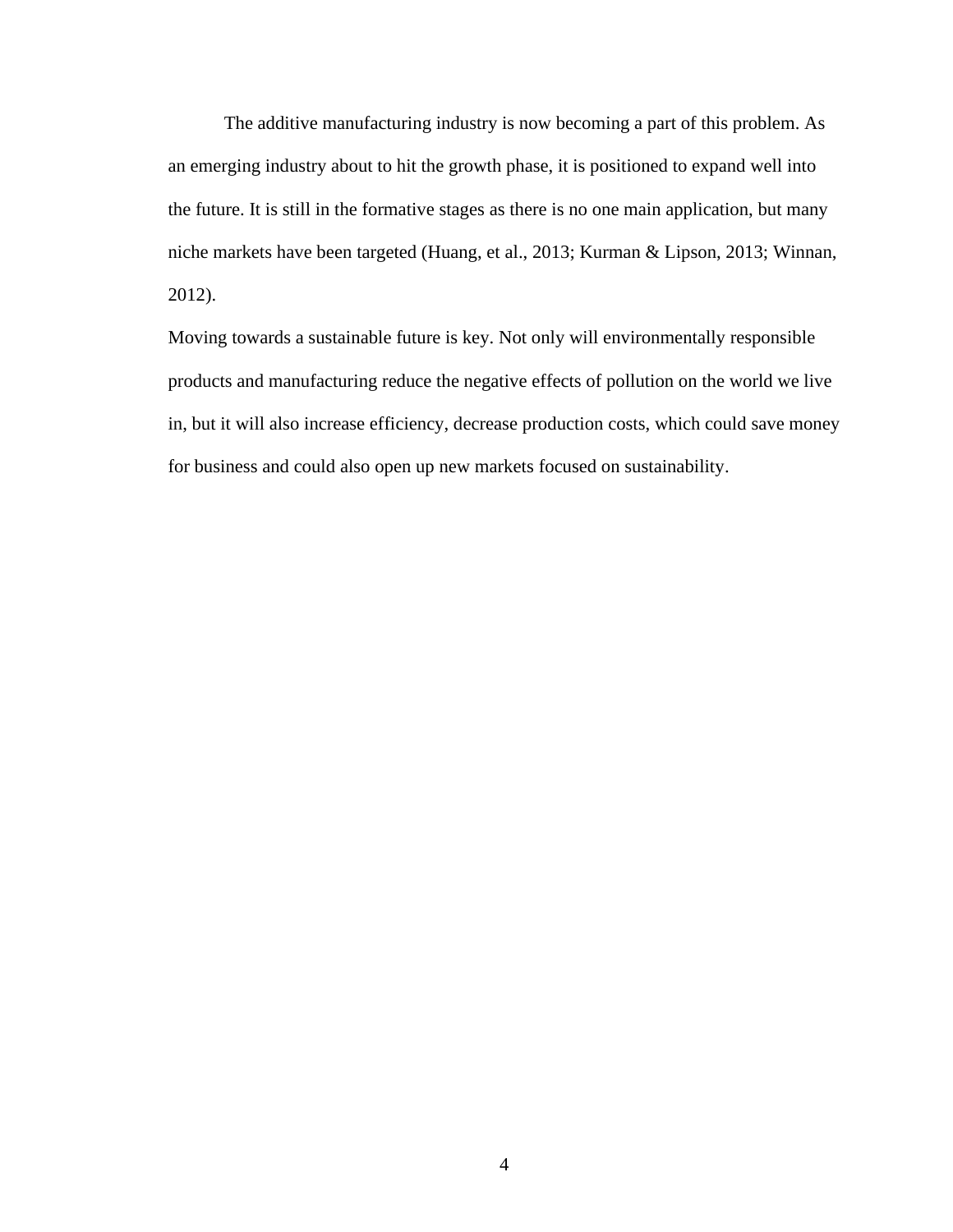The additive manufacturing industry is now becoming a part of this problem. As an emerging industry about to hit the growth phase, it is positioned to expand well into the future. It is still in the formative stages as there is no one main application, but many niche markets have been targeted (Huang, et al., 2013; Kurman & Lipson, 2013; Winnan, 2012).

Moving towards a sustainable future is key. Not only will environmentally responsible products and manufacturing reduce the negative effects of pollution on the world we live in, but it will also increase efficiency, decrease production costs, which could save money for business and could also open up new markets focused on sustainability.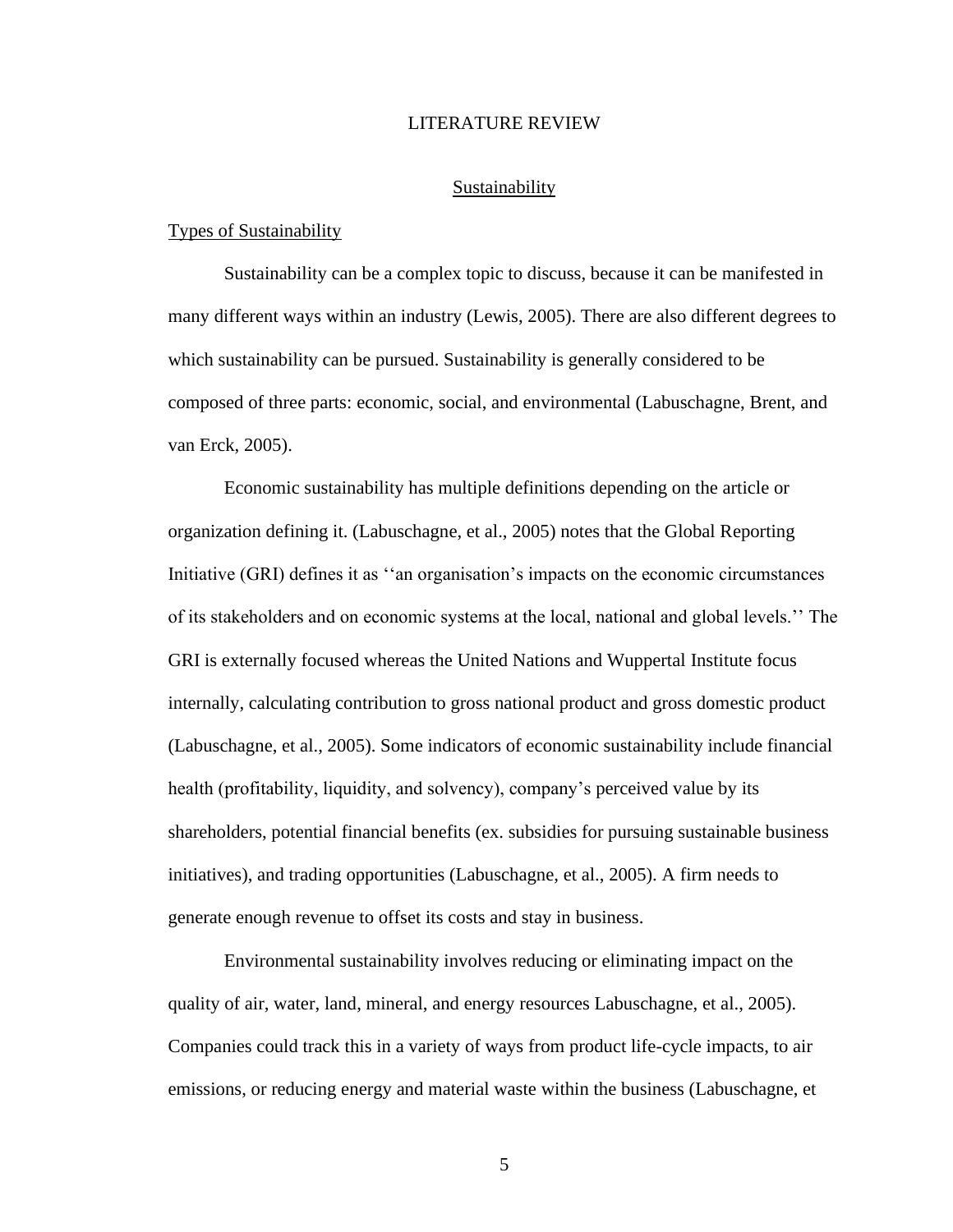# LITERATURE REVIEW

## Sustainability

### Types of Sustainability

Sustainability can be a complex topic to discuss, because it can be manifested in many different ways within an industry (Lewis, 2005). There are also different degrees to which sustainability can be pursued. Sustainability is generally considered to be composed of three parts: economic, social, and environmental (Labuschagne, Brent, and van Erck, 2005).

Economic sustainability has multiple definitions depending on the article or organization defining it. (Labuschagne, et al., 2005) notes that the Global Reporting Initiative (GRI) defines it as ‘‘an organisation’s impacts on the economic circumstances of its stakeholders and on economic systems at the local, national and global levels.’’ The GRI is externally focused whereas the United Nations and Wuppertal Institute focus internally, calculating contribution to gross national product and gross domestic product (Labuschagne, et al., 2005). Some indicators of economic sustainability include financial health (profitability, liquidity, and solvency), company’s perceived value by its shareholders, potential financial benefits (ex. subsidies for pursuing sustainable business initiatives), and trading opportunities (Labuschagne, et al., 2005). A firm needs to generate enough revenue to offset its costs and stay in business.

Environmental sustainability involves reducing or eliminating impact on the quality of air, water, land, mineral, and energy resources Labuschagne, et al., 2005). Companies could track this in a variety of ways from product life-cycle impacts, to air emissions, or reducing energy and material waste within the business (Labuschagne, et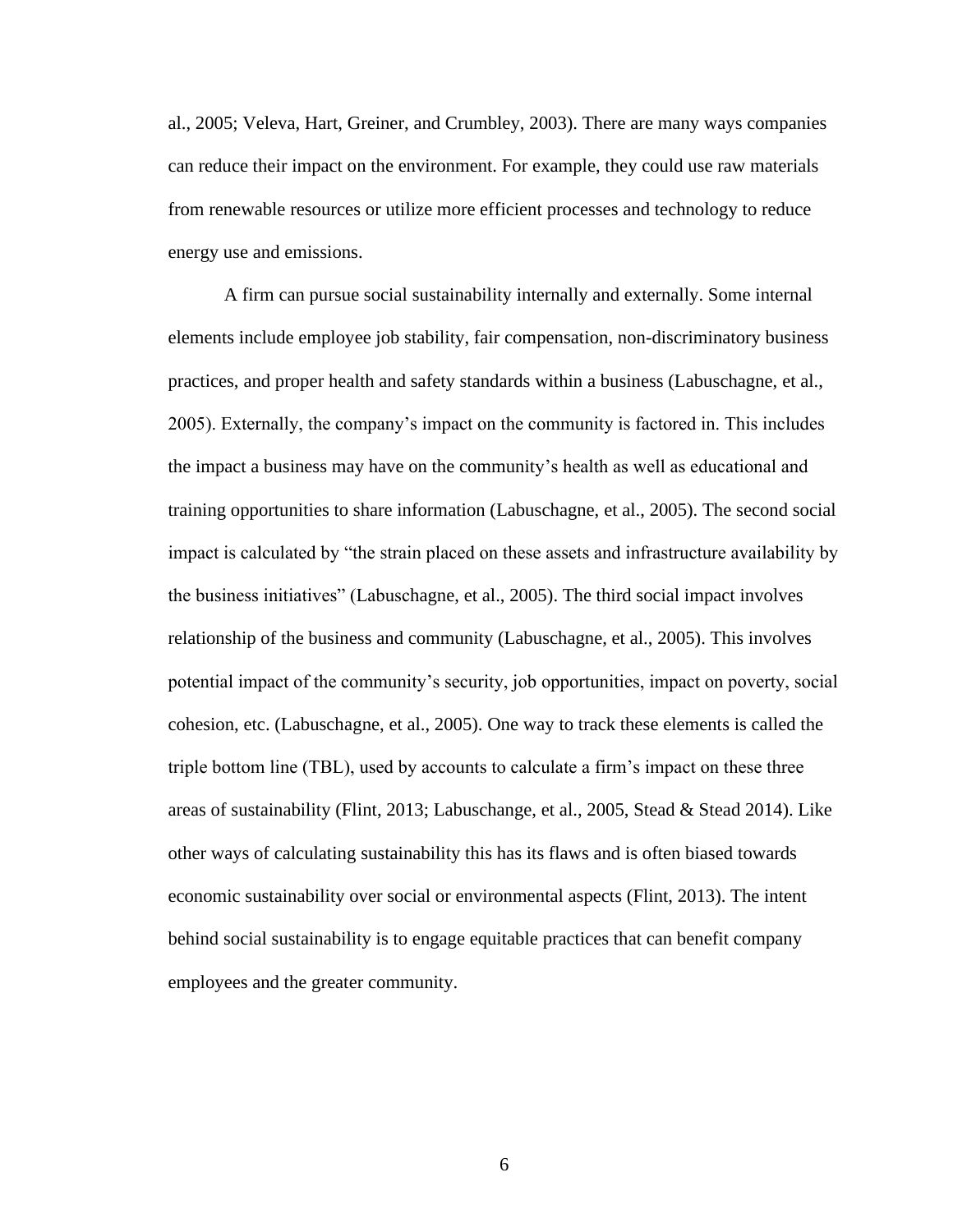al., 2005; Veleva, Hart, Greiner, and Crumbley, 2003). There are many ways companies can reduce their impact on the environment. For example, they could use raw materials from renewable resources or utilize more efficient processes and technology to reduce energy use and emissions.

A firm can pursue social sustainability internally and externally. Some internal elements include employee job stability, fair compensation, non-discriminatory business practices, and proper health and safety standards within a business (Labuschagne, et al., 2005). Externally, the company's impact on the community is factored in. This includes the impact a business may have on the community's health as well as educational and training opportunities to share information (Labuschagne, et al., 2005). The second social impact is calculated by "the strain placed on these assets and infrastructure availability by the business initiatives" (Labuschagne, et al., 2005). The third social impact involves relationship of the business and community (Labuschagne, et al., 2005). This involves potential impact of the community's security, job opportunities, impact on poverty, social cohesion, etc. (Labuschagne, et al., 2005). One way to track these elements is called the triple bottom line (TBL), used by accounts to calculate a firm's impact on these three areas of sustainability (Flint, 2013; Labuschange, et al., 2005, Stead & Stead 2014). Like other ways of calculating sustainability this has its flaws and is often biased towards economic sustainability over social or environmental aspects (Flint, 2013). The intent behind social sustainability is to engage equitable practices that can benefit company employees and the greater community.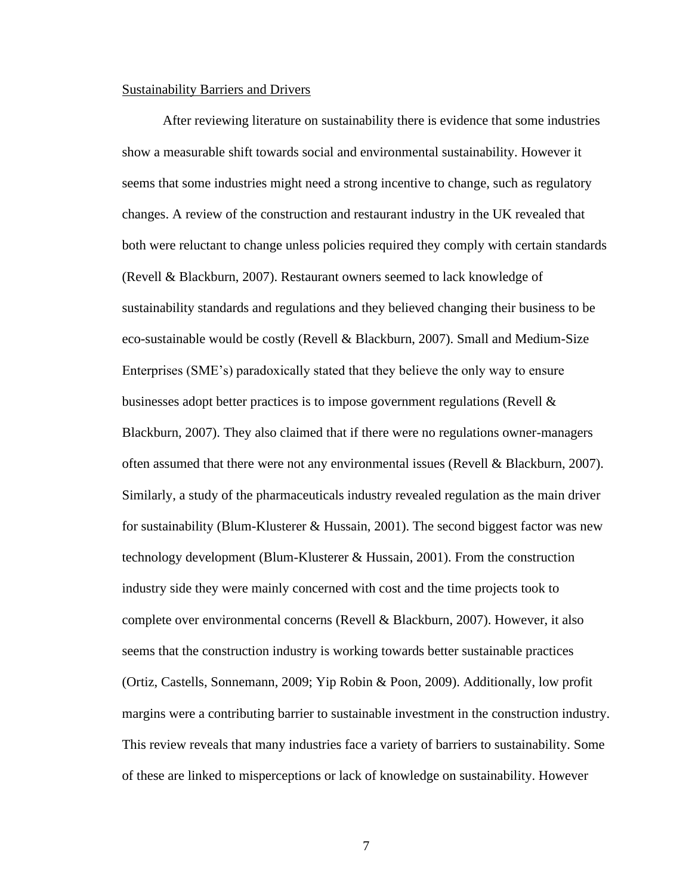Sustainability Barriers and Drivers

After reviewing literature on sustainability there is evidence that some industries show a measurable shift towards social and environmental sustainability. However it seems that some industries might need a strong incentive to change, such as regulatory changes. A review of the construction and restaurant industry in the UK revealed that both were reluctant to change unless policies required they comply with certain standards (Revell & Blackburn, 2007). Restaurant owners seemed to lack knowledge of sustainability standards and regulations and they believed changing their business to be eco-sustainable would be costly (Revell & Blackburn, 2007). Small and Medium-Size Enterprises (SME's) paradoxically stated that they believe the only way to ensure businesses adopt better practices is to impose government regulations (Revell & Blackburn, 2007). They also claimed that if there were no regulations owner-managers often assumed that there were not any environmental issues (Revell & Blackburn, 2007). Similarly, a study of the pharmaceuticals industry revealed regulation as the main driver for sustainability (Blum-Klusterer & Hussain, 2001). The second biggest factor was new technology development (Blum-Klusterer & Hussain, 2001). From the construction industry side they were mainly concerned with cost and the time projects took to complete over environmental concerns (Revell & Blackburn, 2007). However, it also seems that the construction industry is working towards better sustainable practices (Ortiz, Castells, Sonnemann, 2009; Yip Robin & Poon, 2009). Additionally, low profit margins were a contributing barrier to sustainable investment in the construction industry. This review reveals that many industries face a variety of barriers to sustainability. Some of these are linked to misperceptions or lack of knowledge on sustainability. However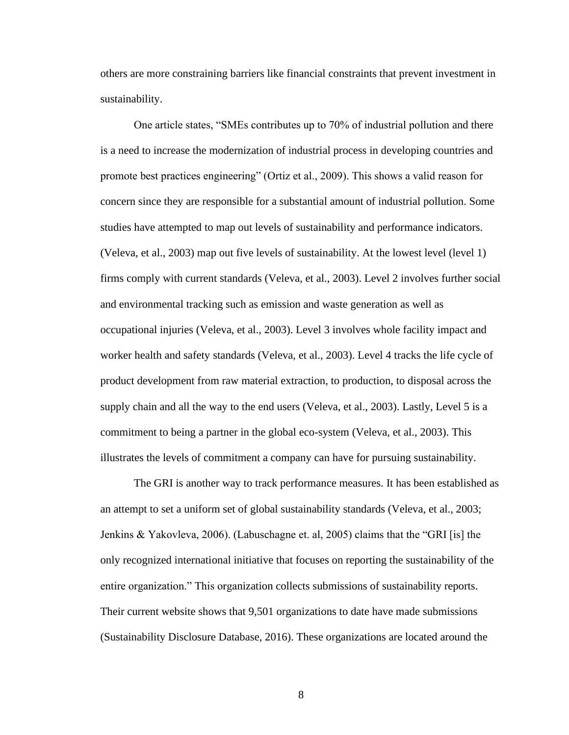others are more constraining barriers like financial constraints that prevent investment in sustainability.

One article states, “SMEs contributes up to 70% of industrial pollution and there is a need to increase the modernization of industrial process in developing countries and promote best practices engineering” (Ortiz et al., 2009). This shows a valid reason for concern since they are responsible for a substantial amount of industrial pollution. Some studies have attempted to map out levels of sustainability and performance indicators. (Veleva, et al., 2003) map out five levels of sustainability. At the lowest level (level 1) firms comply with current standards (Veleva, et al., 2003). Level 2 involves further social and environmental tracking such as emission and waste generation as well as occupational injuries (Veleva, et al., 2003). Level 3 involves whole facility impact and worker health and safety standards (Veleva, et al., 2003). Level 4 tracks the life cycle of product development from raw material extraction, to production, to disposal across the supply chain and all the way to the end users (Veleva, et al., 2003). Lastly, Level 5 is a commitment to being a partner in the global eco-system (Veleva, et al., 2003). This illustrates the levels of commitment a company can have for pursuing sustainability.

The GRI is another way to track performance measures. It has been established as an attempt to set a uniform set of global sustainability standards (Veleva, et al., 2003; Jenkins & Yakovleva, 2006). (Labuschagne et. al, 2005) claims that the “GRI [is] the only recognized international initiative that focuses on reporting the sustainability of the entire organization.” This organization collects submissions of sustainability reports. Their current website shows that 9,501 organizations to date have made submissions (Sustainability Disclosure Database, 2016). These organizations are located around the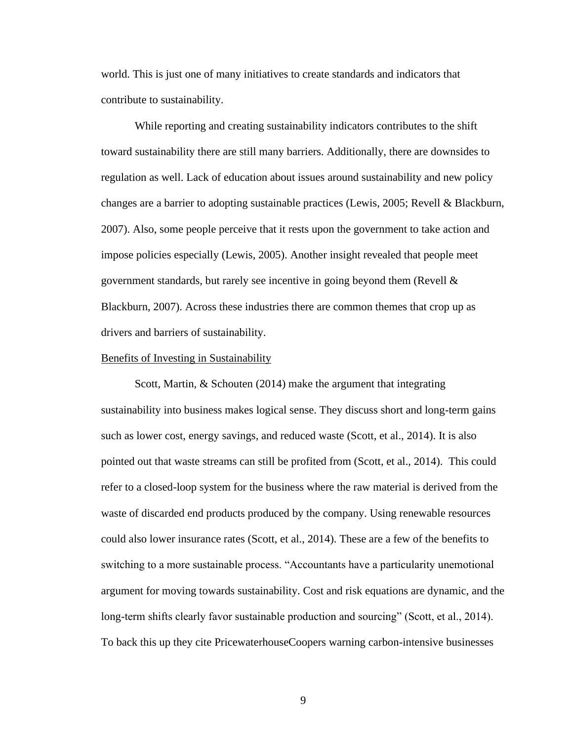world. This is just one of many initiatives to create standards and indicators that contribute to sustainability.

While reporting and creating sustainability indicators contributes to the shift toward sustainability there are still many barriers. Additionally, there are downsides to regulation as well. Lack of education about issues around sustainability and new policy changes are a barrier to adopting sustainable practices (Lewis, 2005; Revell & Blackburn, 2007). Also, some people perceive that it rests upon the government to take action and impose policies especially (Lewis, 2005). Another insight revealed that people meet government standards, but rarely see incentive in going beyond them (Revell & Blackburn, 2007). Across these industries there are common themes that crop up as drivers and barriers of sustainability.

## Benefits of Investing in Sustainability

Scott, Martin, & Schouten (2014) make the argument that integrating sustainability into business makes logical sense. They discuss short and long-term gains such as lower cost, energy savings, and reduced waste (Scott, et al., 2014). It is also pointed out that waste streams can still be profited from (Scott, et al., 2014). This could refer to a closed-loop system for the business where the raw material is derived from the waste of discarded end products produced by the company. Using renewable resources could also lower insurance rates (Scott, et al., 2014). These are a few of the benefits to switching to a more sustainable process. "Accountants have a particularity unemotional argument for moving towards sustainability. Cost and risk equations are dynamic, and the long-term shifts clearly favor sustainable production and sourcing" (Scott, et al., 2014). To back this up they cite PricewaterhouseCoopers warning carbon-intensive businesses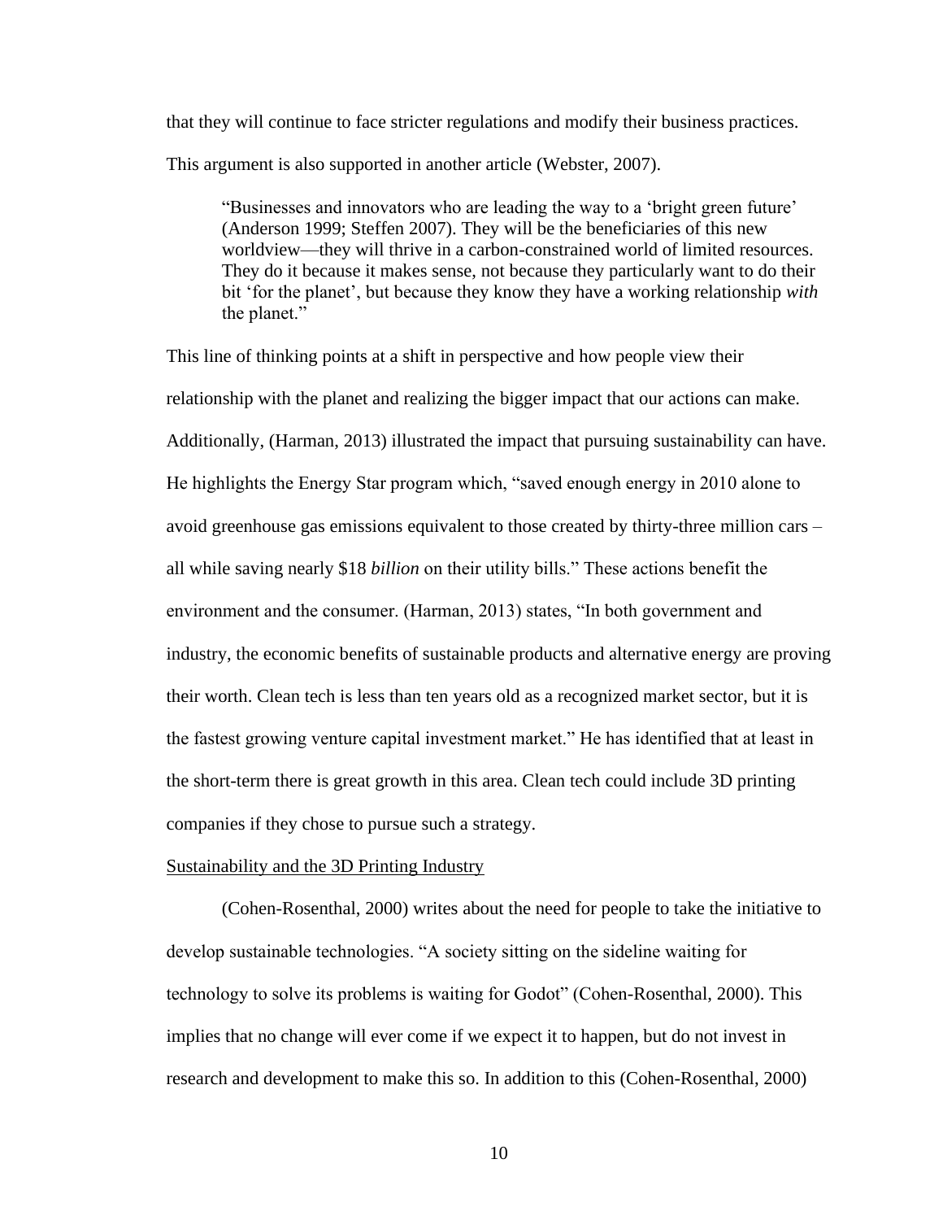that they will continue to face stricter regulations and modify their business practices. This argument is also supported in another article (Webster, 2007).

> "Businesses and innovators who are leading the way to a 'bright green future' (Anderson 1999; Steffen 2007). They will be the beneficiaries of this new worldview—they will thrive in a carbon-constrained world of limited resources. They do it because it makes sense, not because they particularly want to do their bit 'for the planet', but because they know they have a working relationship *with* the planet."

This line of thinking points at a shift in perspective and how people view their relationship with the planet and realizing the bigger impact that our actions can make. Additionally, (Harman, 2013) illustrated the impact that pursuing sustainability can have. He highlights the Energy Star program which, "saved enough energy in 2010 alone to avoid greenhouse gas emissions equivalent to those created by thirty-three million cars – all while saving nearly $18 *billion* on their utility bills." These actions benefit the environment and the consumer. (Harman, 2013) states, "In both government and industry, the economic benefits of sustainable products and alternative energy are proving their worth. Clean tech is less than ten years old as a recognized market sector, but it is the fastest growing venture capital investment market." He has identified that at least in the short-term there is great growth in this area. Clean tech could include 3D printing companies if they chose to pursue such a strategy.

Sustainability and the 3D Printing Industry

(Cohen-Rosenthal, 2000) writes about the need for people to take the initiative to develop sustainable technologies. "A society sitting on the sideline waiting for technology to solve its problems is waiting for Godot" (Cohen-Rosenthal, 2000). This implies that no change will ever come if we expect it to happen, but do not invest in research and development to make this so. In addition to this (Cohen-Rosenthal, 2000)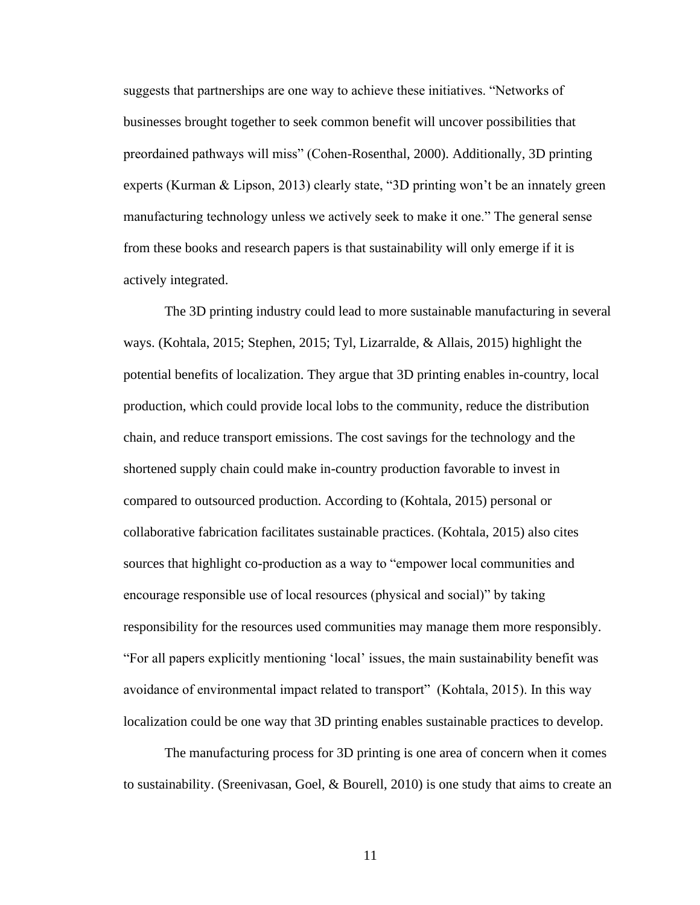suggests that partnerships are one way to achieve these initiatives. “Networks of businesses brought together to seek common benefit will uncover possibilities that preordained pathways will miss” (Cohen-Rosenthal, 2000). Additionally, 3D printing experts (Kurman & Lipson, 2013) clearly state, “3D printing won’t be an innately green manufacturing technology unless we actively seek to make it one.” The general sense from these books and research papers is that sustainability will only emerge if it is actively integrated.

The 3D printing industry could lead to more sustainable manufacturing in several ways. (Kohtala, 2015; Stephen, 2015; Tyl, Lizarralde, & Allais, 2015) highlight the potential benefits of localization. They argue that 3D printing enables in-country, local production, which could provide local lobs to the community, reduce the distribution chain, and reduce transport emissions. The cost savings for the technology and the shortened supply chain could make in-country production favorable to invest in compared to outsourced production. According to (Kohtala, 2015) personal or collaborative fabrication facilitates sustainable practices. (Kohtala, 2015) also cites sources that highlight co-production as a way to “empower local communities and encourage responsible use of local resources (physical and social)” by taking responsibility for the resources used communities may manage them more responsibly. “For all papers explicitly mentioning ‘local’ issues, the main sustainability benefit was avoidance of environmental impact related to transport” (Kohtala, 2015). In this way localization could be one way that 3D printing enables sustainable practices to develop.

The manufacturing process for 3D printing is one area of concern when it comes to sustainability. (Sreenivasan, Goel, & Bourell, 2010) is one study that aims to create an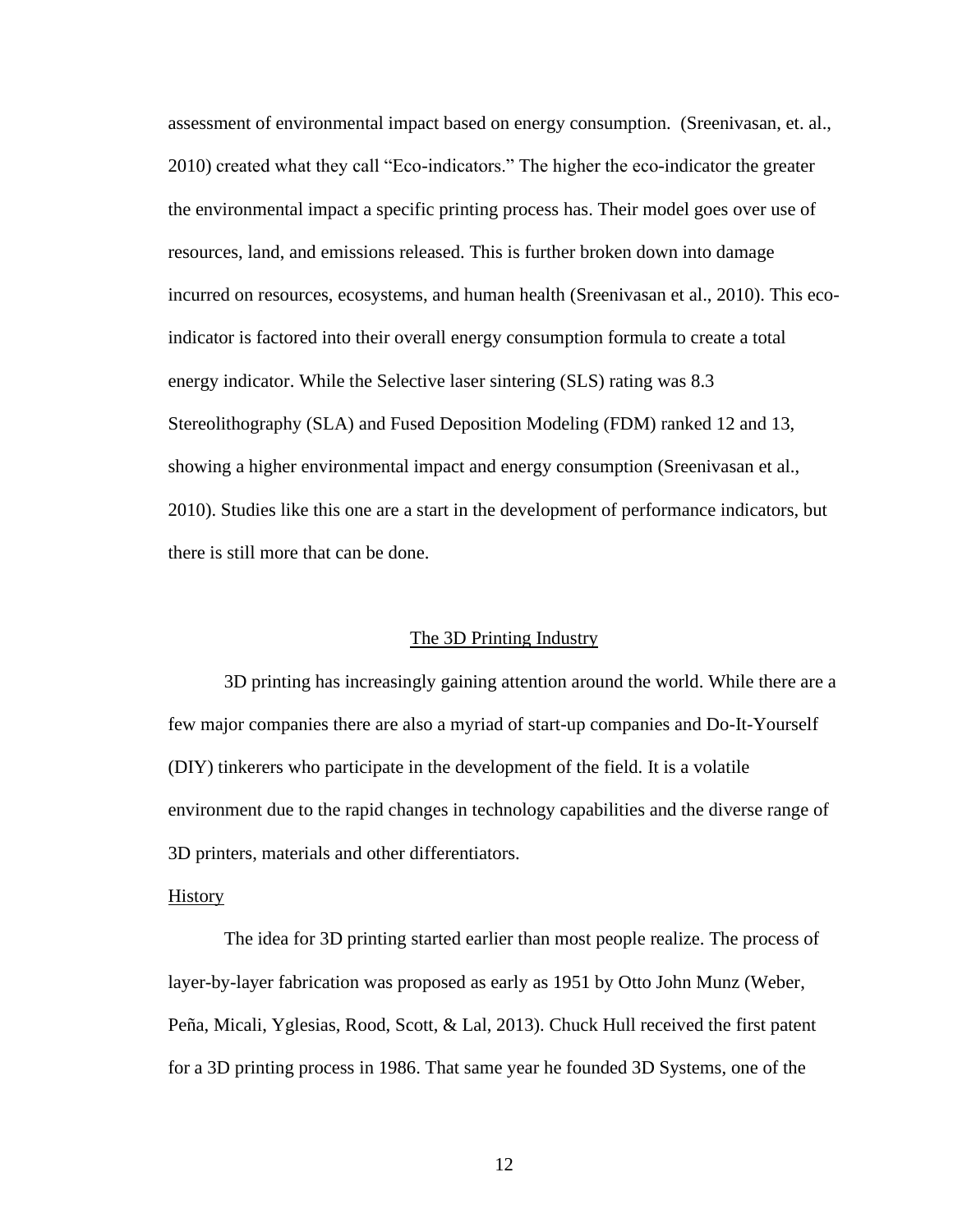assessment of environmental impact based on energy consumption. (Sreenivasan, et. al., 2010) created what they call "Eco-indicators." The higher the eco-indicator the greater the environmental impact a specific printing process has. Their model goes over use of resources, land, and emissions released. This is further broken down into damage incurred on resources, ecosystems, and human health (Sreenivasan et al., 2010). This eco-indicator is factored into their overall energy consumption formula to create a total energy indicator. While the Selective laser sintering (SLS) rating was 8.3 Stereolithography (SLA) and Fused Deposition Modeling (FDM) ranked 12 and 13, showing a higher environmental impact and energy consumption (Sreenivasan et al., 2010). Studies like this one are a start in the development of performance indicators, but there is still more that can be done.

## The 3D Printing Industry

3D printing has increasingly gaining attention around the world. While there are a few major companies there are also a myriad of start-up companies and Do-It-Yourself (DIY) tinkerers who participate in the development of the field. It is a volatile environment due to the rapid changes in technology capabilities and the diverse range of 3D printers, materials and other differentiators.

### History

The idea for 3D printing started earlier than most people realize. The process of layer-by-layer fabrication was proposed as early as 1951 by Otto John Munz (Weber, Peña, Micali, Yglesias, Rood, Scott, & Lal, 2013). Chuck Hull received the first patent for a 3D printing process in 1986. That same year he founded 3D Systems, one of the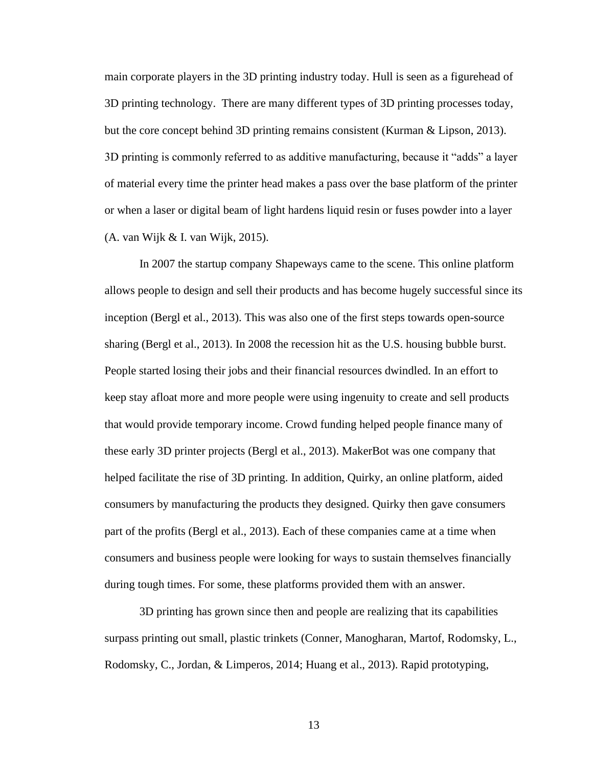main corporate players in the 3D printing industry today. Hull is seen as a figurehead of 3D printing technology. There are many different types of 3D printing processes today, but the core concept behind 3D printing remains consistent (Kurman & Lipson, 2013). 3D printing is commonly referred to as additive manufacturing, because it "adds" a layer of material every time the printer head makes a pass over the base platform of the printer or when a laser or digital beam of light hardens liquid resin or fuses powder into a layer (A. van Wijk & I. van Wijk, 2015).

In 2007 the startup company Shapeways came to the scene. This online platform allows people to design and sell their products and has become hugely successful since its inception (Bergl et al., 2013). This was also one of the first steps towards open-source sharing (Bergl et al., 2013). In 2008 the recession hit as the U.S. housing bubble burst. People started losing their jobs and their financial resources dwindled. In an effort to keep stay afloat more and more people were using ingenuity to create and sell products that would provide temporary income. Crowd funding helped people finance many of these early 3D printer projects (Bergl et al., 2013). MakerBot was one company that helped facilitate the rise of 3D printing. In addition, Quirky, an online platform, aided consumers by manufacturing the products they designed. Quirky then gave consumers part of the profits (Bergl et al., 2013). Each of these companies came at a time when consumers and business people were looking for ways to sustain themselves financially during tough times. For some, these platforms provided them with an answer.

3D printing has grown since then and people are realizing that its capabilities surpass printing out small, plastic trinkets (Conner, Manogharan, Martof, Rodomsky, L., Rodomsky, C., Jordan, & Limperos, 2014; Huang et al., 2013). Rapid prototyping,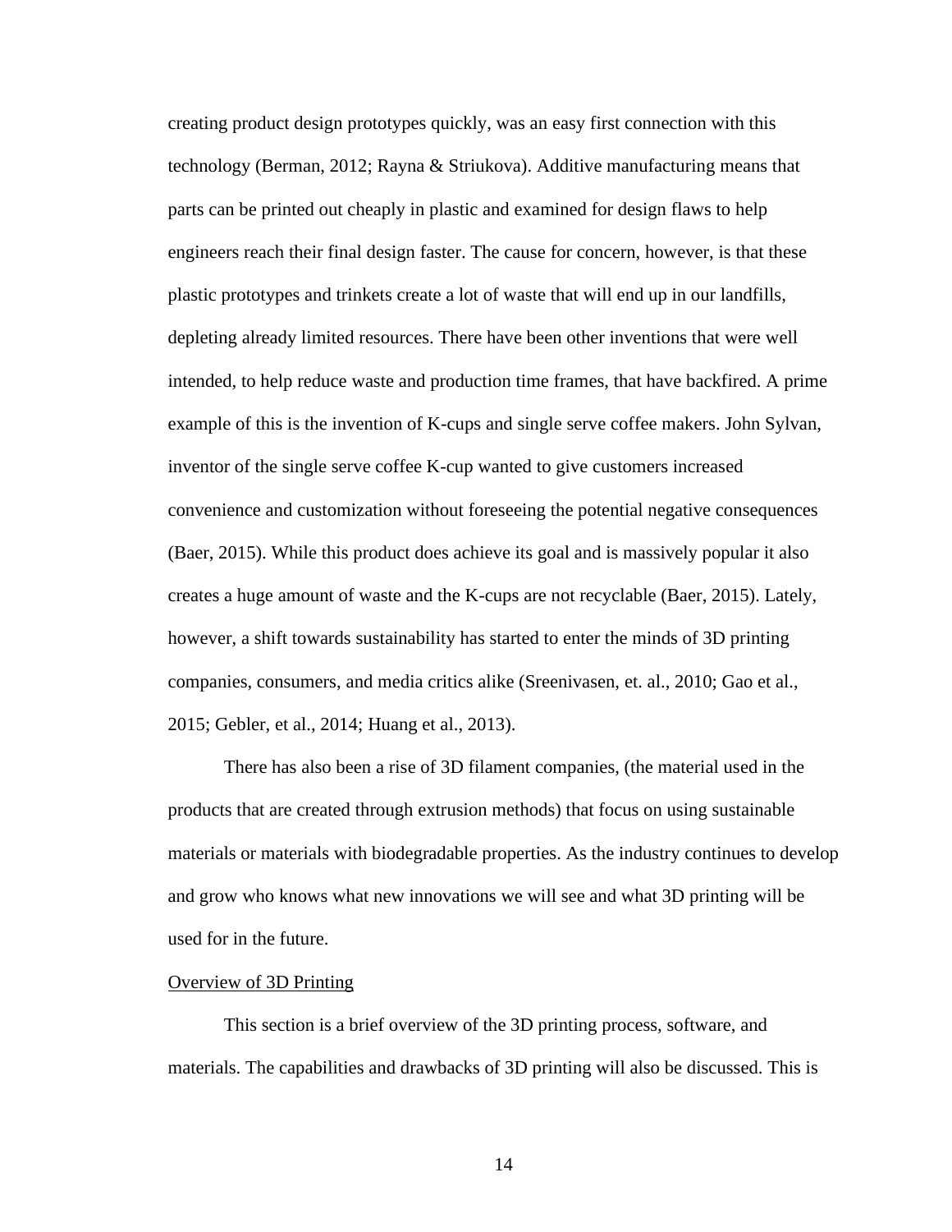creating product design prototypes quickly, was an easy first connection with this technology (Berman, 2012; Rayna & Striukova). Additive manufacturing means that parts can be printed out cheaply in plastic and examined for design flaws to help engineers reach their final design faster. The cause for concern, however, is that these plastic prototypes and trinkets create a lot of waste that will end up in our landfills, depleting already limited resources. There have been other inventions that were well intended, to help reduce waste and production time frames, that have backfired. A prime example of this is the invention of K-cups and single serve coffee makers. John Sylvan, inventor of the single serve coffee K-cup wanted to give customers increased convenience and customization without foreseeing the potential negative consequences (Baer, 2015). While this product does achieve its goal and is massively popular it also creates a huge amount of waste and the K-cups are not recyclable (Baer, 2015). Lately, however, a shift towards sustainability has started to enter the minds of 3D printing companies, consumers, and media critics alike (Sreenivasen, et. al., 2010; Gao et al., 2015; Gebler, et al., 2014; Huang et al., 2013).

There has also been a rise of 3D filament companies, (the material used in the products that are created through extrusion methods) that focus on using sustainable materials or materials with biodegradable properties. As the industry continues to develop and grow who knows what new innovations we will see and what 3D printing will be used for in the future.

<u>Overview of 3D Printing</u>

This section is a brief overview of the 3D printing process, software, and materials. The capabilities and drawbacks of 3D printing will also be discussed. This is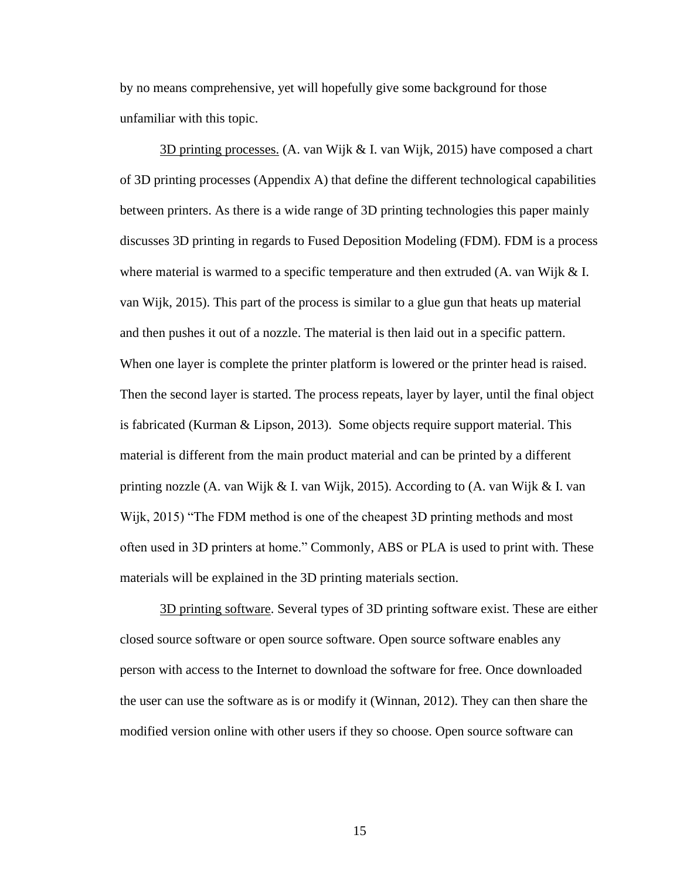by no means comprehensive, yet will hopefully give some background for those unfamiliar with this topic.

3D printing processes. (A. van Wijk & I. van Wijk, 2015) have composed a chart of 3D printing processes (Appendix A) that define the different technological capabilities between printers. As there is a wide range of 3D printing technologies this paper mainly discusses 3D printing in regards to Fused Deposition Modeling (FDM). FDM is a process where material is warmed to a specific temperature and then extruded (A. van Wijk & I. van Wijk, 2015). This part of the process is similar to a glue gun that heats up material and then pushes it out of a nozzle. The material is then laid out in a specific pattern. When one layer is complete the printer platform is lowered or the printer head is raised. Then the second layer is started. The process repeats, layer by layer, until the final object is fabricated (Kurman & Lipson, 2013). Some objects require support material. This material is different from the main product material and can be printed by a different printing nozzle (A. van Wijk & I. van Wijk, 2015). According to (A. van Wijk & I. van Wijk, 2015) "The FDM method is one of the cheapest 3D printing methods and most often used in 3D printers at home." Commonly, ABS or PLA is used to print with. These materials will be explained in the 3D printing materials section.

3D printing software. Several types of 3D printing software exist. These are either closed source software or open source software. Open source software enables any person with access to the Internet to download the software for free. Once downloaded the user can use the software as is or modify it (Winnan, 2012). They can then share the modified version online with other users if they so choose. Open source software can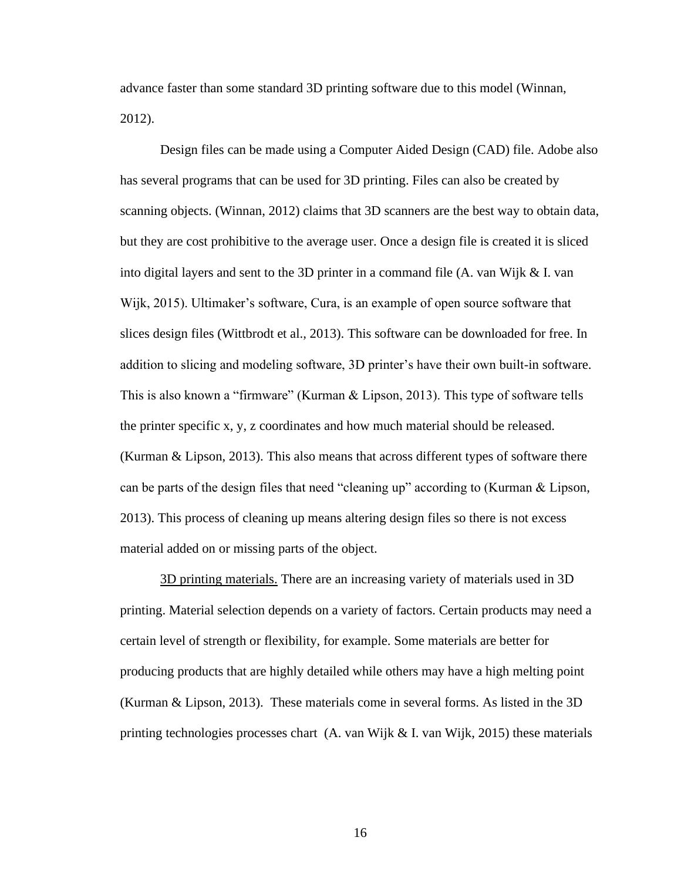advance faster than some standard 3D printing software due to this model (Winnan, 2012).

Design files can be made using a Computer Aided Design (CAD) file. Adobe also has several programs that can be used for 3D printing. Files can also be created by scanning objects. (Winnan, 2012) claims that 3D scanners are the best way to obtain data, but they are cost prohibitive to the average user. Once a design file is created it is sliced into digital layers and sent to the 3D printer in a command file (A. van Wijk & I. van Wijk, 2015). Ultimaker's software, Cura, is an example of open source software that slices design files (Wittbrodt et al., 2013). This software can be downloaded for free. In addition to slicing and modeling software, 3D printer's have their own built-in software. This is also known a "firmware" (Kurman & Lipson, 2013). This type of software tells the printer specific x, y, z coordinates and how much material should be released. (Kurman & Lipson, 2013). This also means that across different types of software there can be parts of the design files that need "cleaning up" according to (Kurman & Lipson, 2013). This process of cleaning up means altering design files so there is not excess material added on or missing parts of the object.

<u>3D printing materials.</u> There are an increasing variety of materials used in 3D printing. Material selection depends on a variety of factors. Certain products may need a certain level of strength or flexibility, for example. Some materials are better for producing products that are highly detailed while others may have a high melting point (Kurman & Lipson, 2013). These materials come in several forms. As listed in the 3D printing technologies processes chart (A. van Wijk & I. van Wijk, 2015) these materials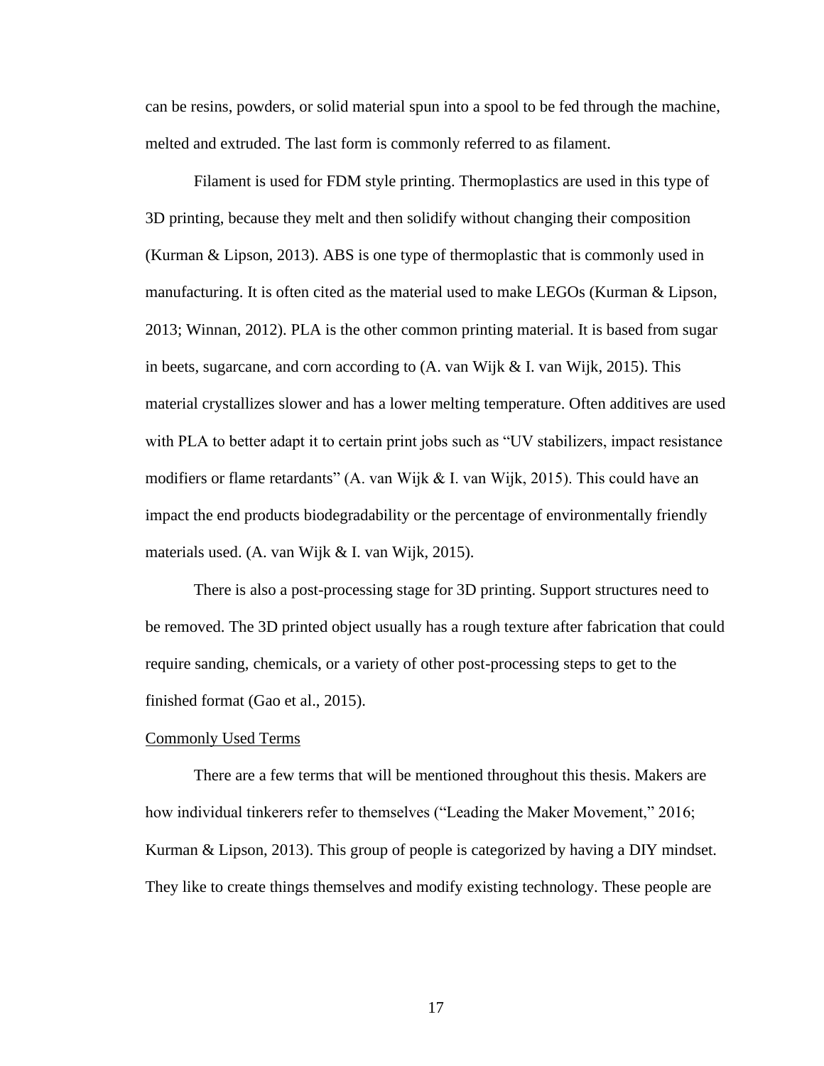can be resins, powders, or solid material spun into a spool to be fed through the machine, melted and extruded. The last form is commonly referred to as filament.

Filament is used for FDM style printing. Thermoplastics are used in this type of 3D printing, because they melt and then solidify without changing their composition (Kurman & Lipson, 2013). ABS is one type of thermoplastic that is commonly used in manufacturing. It is often cited as the material used to make LEGOs (Kurman & Lipson, 2013; Winnan, 2012). PLA is the other common printing material. It is based from sugar in beets, sugarcane, and corn according to (A. van Wijk & I. van Wijk, 2015). This material crystallizes slower and has a lower melting temperature. Often additives are used with PLA to better adapt it to certain print jobs such as "UV stabilizers, impact resistance modifiers or flame retardants" (A. van Wijk & I. van Wijk, 2015). This could have an impact the end products biodegradability or the percentage of environmentally friendly materials used. (A. van Wijk & I. van Wijk, 2015).

There is also a post-processing stage for 3D printing. Support structures need to be removed. The 3D printed object usually has a rough texture after fabrication that could require sanding, chemicals, or a variety of other post-processing steps to get to the finished format (Gao et al., 2015).

### Commonly Used Terms

There are a few terms that will be mentioned throughout this thesis. Makers are how individual tinkerers refer to themselves ("Leading the Maker Movement," 2016; Kurman & Lipson, 2013). This group of people is categorized by having a DIY mindset. They like to create things themselves and modify existing technology. These people are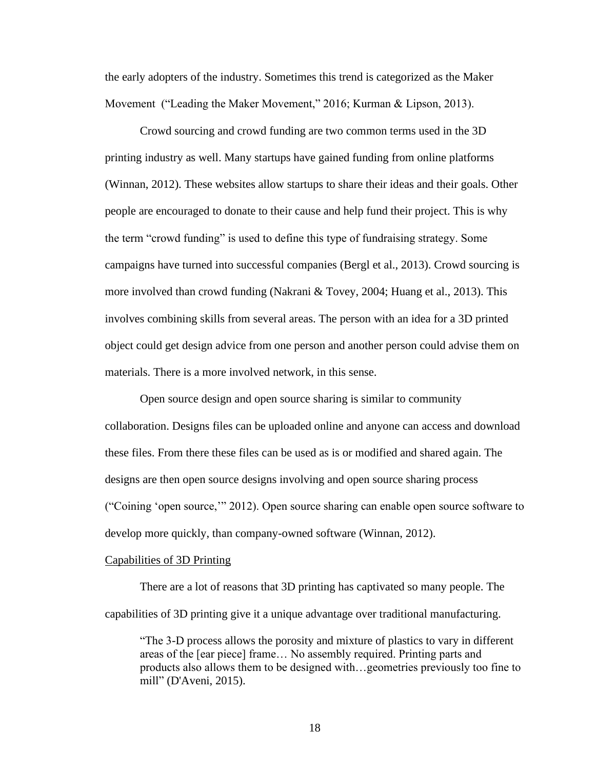the early adopters of the industry. Sometimes this trend is categorized as the Maker Movement ("Leading the Maker Movement," 2016; Kurman & Lipson, 2013).

Crowd sourcing and crowd funding are two common terms used in the 3D printing industry as well. Many startups have gained funding from online platforms (Winnan, 2012). These websites allow startups to share their ideas and their goals. Other people are encouraged to donate to their cause and help fund their project. This is why the term "crowd funding" is used to define this type of fundraising strategy. Some campaigns have turned into successful companies (Bergl et al., 2013). Crowd sourcing is more involved than crowd funding (Nakrani & Tovey, 2004; Huang et al., 2013). This involves combining skills from several areas. The person with an idea for a 3D printed object could get design advice from one person and another person could advise them on materials. There is a more involved network, in this sense.

Open source design and open source sharing is similar to community collaboration. Designs files can be uploaded online and anyone can access and download these files. From there these files can be used as is or modified and shared again. The designs are then open source designs involving and open source sharing process ("Coining 'open source,'" 2012). Open source sharing can enable open source software to develop more quickly, than company-owned software (Winnan, 2012).

<u>Capabilities of 3D Printing</u>

There are a lot of reasons that 3D printing has captivated so many people. The capabilities of 3D printing give it a unique advantage over traditional manufacturing.

> "The 3-D process allows the porosity and mixture of plastics to vary in different areas of the [ear piece] frame… No assembly required. Printing parts and products also allows them to be designed with…geometries previously too fine to mill" (D'Aveni, 2015).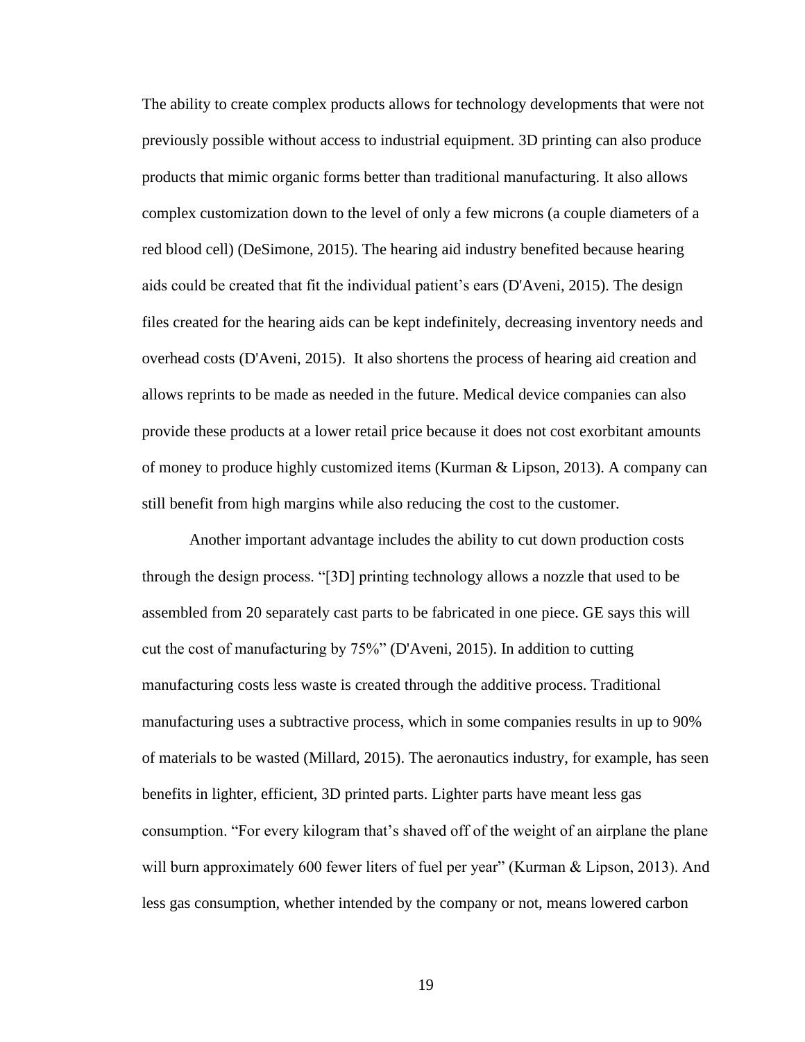The ability to create complex products allows for technology developments that were not previously possible without access to industrial equipment. 3D printing can also produce products that mimic organic forms better than traditional manufacturing. It also allows complex customization down to the level of only a few microns (a couple diameters of a red blood cell) (DeSimone, 2015). The hearing aid industry benefited because hearing aids could be created that fit the individual patient's ears (D'Aveni, 2015). The design files created for the hearing aids can be kept indefinitely, decreasing inventory needs and overhead costs (D'Aveni, 2015). It also shortens the process of hearing aid creation and allows reprints to be made as needed in the future. Medical device companies can also provide these products at a lower retail price because it does not cost exorbitant amounts of money to produce highly customized items (Kurman & Lipson, 2013). A company can still benefit from high margins while also reducing the cost to the customer.

Another important advantage includes the ability to cut down production costs through the design process. "[3D] printing technology allows a nozzle that used to be assembled from 20 separately cast parts to be fabricated in one piece. GE says this will cut the cost of manufacturing by 75%" (D'Aveni, 2015). In addition to cutting manufacturing costs less waste is created through the additive process. Traditional manufacturing uses a subtractive process, which in some companies results in up to 90% of materials to be wasted (Millard, 2015). The aeronautics industry, for example, has seen benefits in lighter, efficient, 3D printed parts. Lighter parts have meant less gas consumption. "For every kilogram that's shaved off of the weight of an airplane the plane will burn approximately 600 fewer liters of fuel per year" (Kurman & Lipson, 2013). And less gas consumption, whether intended by the company or not, means lowered carbon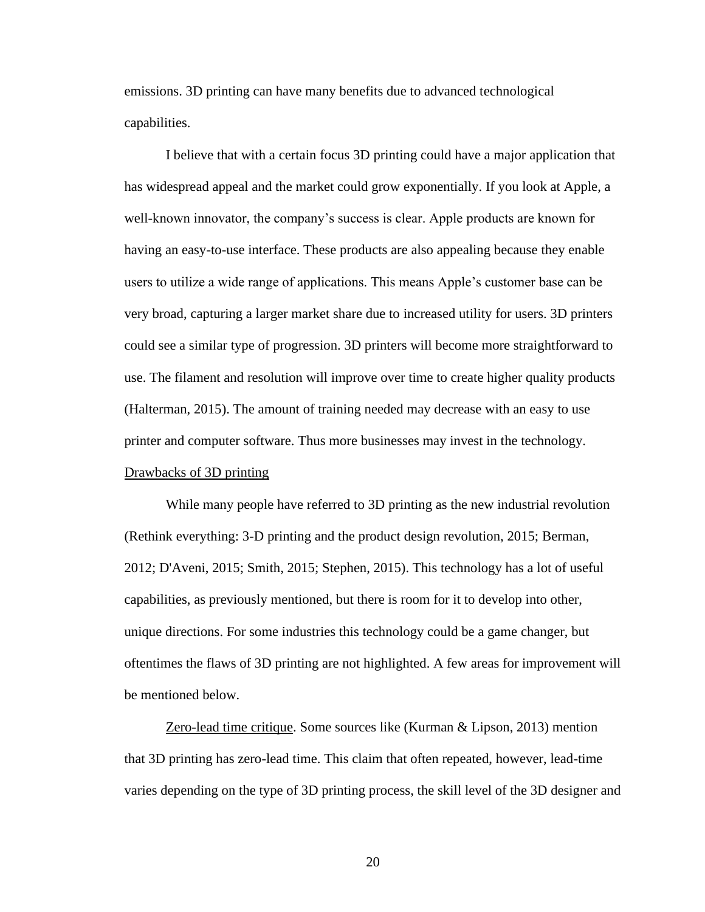emissions. 3D printing can have many benefits due to advanced technological capabilities.

I believe that with a certain focus 3D printing could have a major application that has widespread appeal and the market could grow exponentially. If you look at Apple, a well-known innovator, the company's success is clear. Apple products are known for having an easy-to-use interface. These products are also appealing because they enable users to utilize a wide range of applications. This means Apple's customer base can be very broad, capturing a larger market share due to increased utility for users. 3D printers could see a similar type of progression. 3D printers will become more straightforward to use. The filament and resolution will improve over time to create higher quality products (Halterman, 2015). The amount of training needed may decrease with an easy to use printer and computer software. Thus more businesses may invest in the technology.

<u>Drawbacks of 3D printing</u>

While many people have referred to 3D printing as the new industrial revolution (Rethink everything: 3-D printing and the product design revolution, 2015; Berman, 2012; D'Aveni, 2015; Smith, 2015; Stephen, 2015). This technology has a lot of useful capabilities, as previously mentioned, but there is room for it to develop into other, unique directions. For some industries this technology could be a game changer, but oftentimes the flaws of 3D printing are not highlighted. A few areas for improvement will be mentioned below.

<u>Zero-lead time critique</u>. Some sources like (Kurman & Lipson, 2013) mention that 3D printing has zero-lead time. This claim that often repeated, however, lead-time varies depending on the type of 3D printing process, the skill level of the 3D designer and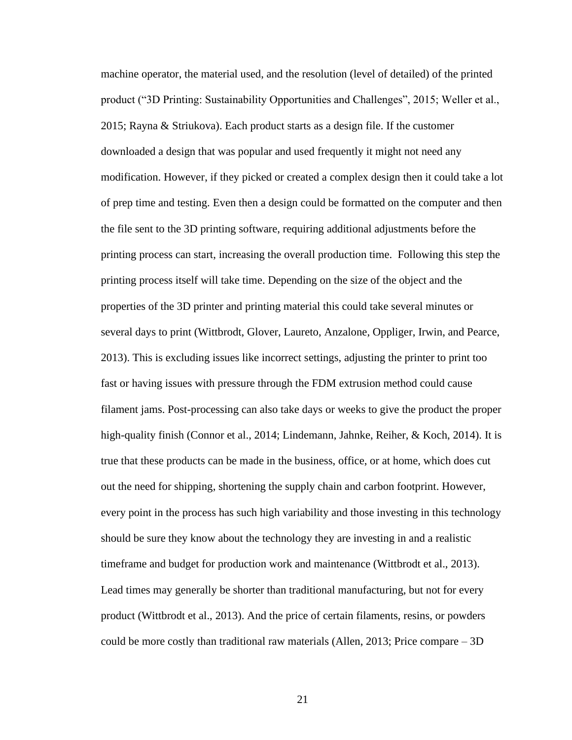machine operator, the material used, and the resolution (level of detailed) of the printed product ("3D Printing: Sustainability Opportunities and Challenges", 2015; Weller et al., 2015; Rayna & Striukova). Each product starts as a design file. If the customer downloaded a design that was popular and used frequently it might not need any modification. However, if they picked or created a complex design then it could take a lot of prep time and testing. Even then a design could be formatted on the computer and then the file sent to the 3D printing software, requiring additional adjustments before the printing process can start, increasing the overall production time. Following this step the printing process itself will take time. Depending on the size of the object and the properties of the 3D printer and printing material this could take several minutes or several days to print (Wittbrodt, Glover, Laureto, Anzalone, Oppliger, Irwin, and Pearce, 2013). This is excluding issues like incorrect settings, adjusting the printer to print too fast or having issues with pressure through the FDM extrusion method could cause filament jams. Post-processing can also take days or weeks to give the product the proper high-quality finish (Connor et al., 2014; Lindemann, Jahnke, Reiher, & Koch, 2014). It is true that these products can be made in the business, office, or at home, which does cut out the need for shipping, shortening the supply chain and carbon footprint. However, every point in the process has such high variability and those investing in this technology should be sure they know about the technology they are investing in and a realistic timeframe and budget for production work and maintenance (Wittbrodt et al., 2013). Lead times may generally be shorter than traditional manufacturing, but not for every product (Wittbrodt et al., 2013). And the price of certain filaments, resins, or powders could be more costly than traditional raw materials (Allen, 2013; Price compare – 3D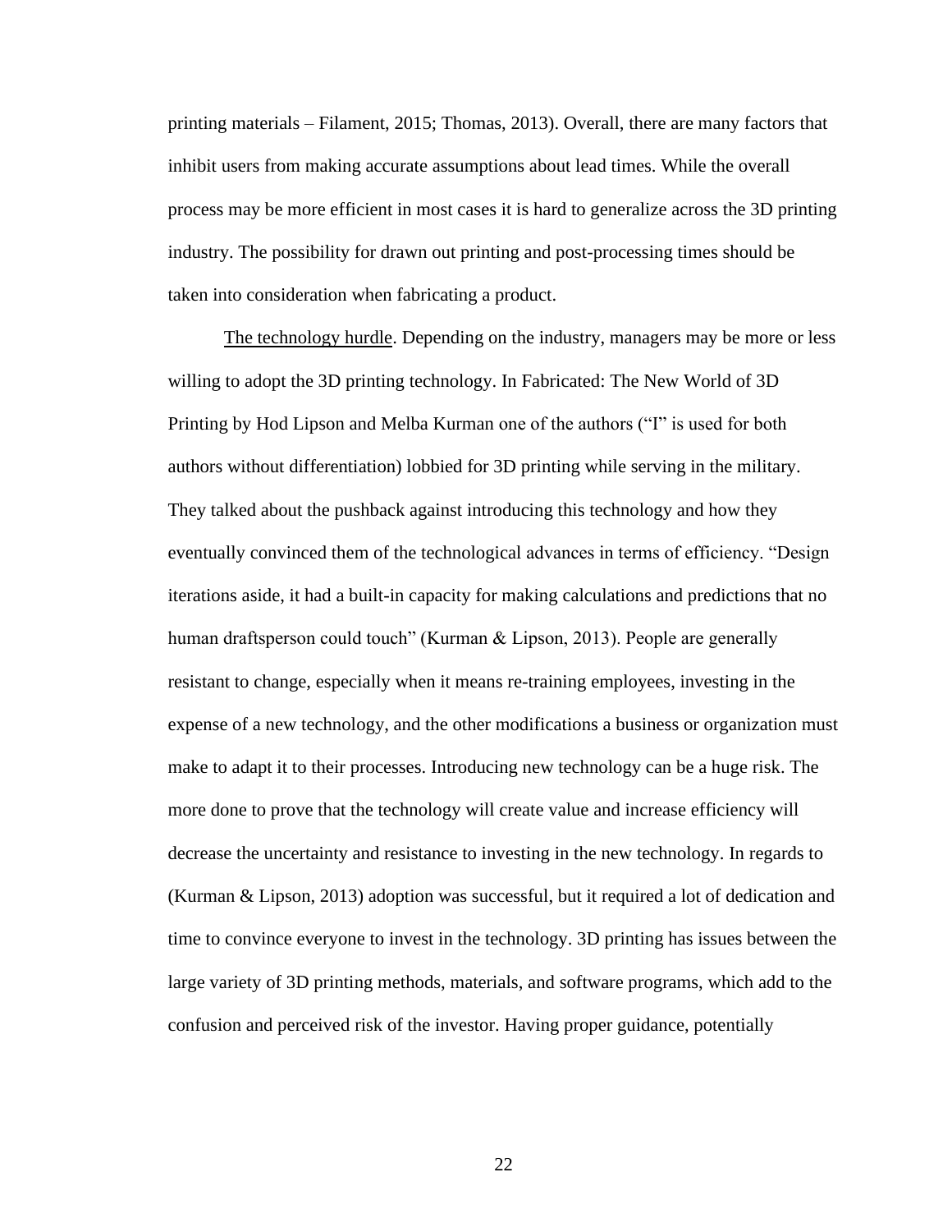printing materials – Filament, 2015; Thomas, 2013). Overall, there are many factors that inhibit users from making accurate assumptions about lead times. While the overall process may be more efficient in most cases it is hard to generalize across the 3D printing industry. The possibility for drawn out printing and post-processing times should be taken into consideration when fabricating a product.

<u>The technology hurdle</u>. Depending on the industry, managers may be more or less willing to adopt the 3D printing technology. In Fabricated: The New World of 3D Printing by Hod Lipson and Melba Kurman one of the authors ("I" is used for both authors without differentiation) lobbied for 3D printing while serving in the military. They talked about the pushback against introducing this technology and how they eventually convinced them of the technological advances in terms of efficiency. "Design iterations aside, it had a built-in capacity for making calculations and predictions that no human draftsperson could touch" (Kurman & Lipson, 2013). People are generally resistant to change, especially when it means re-training employees, investing in the expense of a new technology, and the other modifications a business or organization must make to adapt it to their processes. Introducing new technology can be a huge risk. The more done to prove that the technology will create value and increase efficiency will decrease the uncertainty and resistance to investing in the new technology. In regards to (Kurman & Lipson, 2013) adoption was successful, but it required a lot of dedication and time to convince everyone to invest in the technology. 3D printing has issues between the large variety of 3D printing methods, materials, and software programs, which add to the confusion and perceived risk of the investor. Having proper guidance, potentially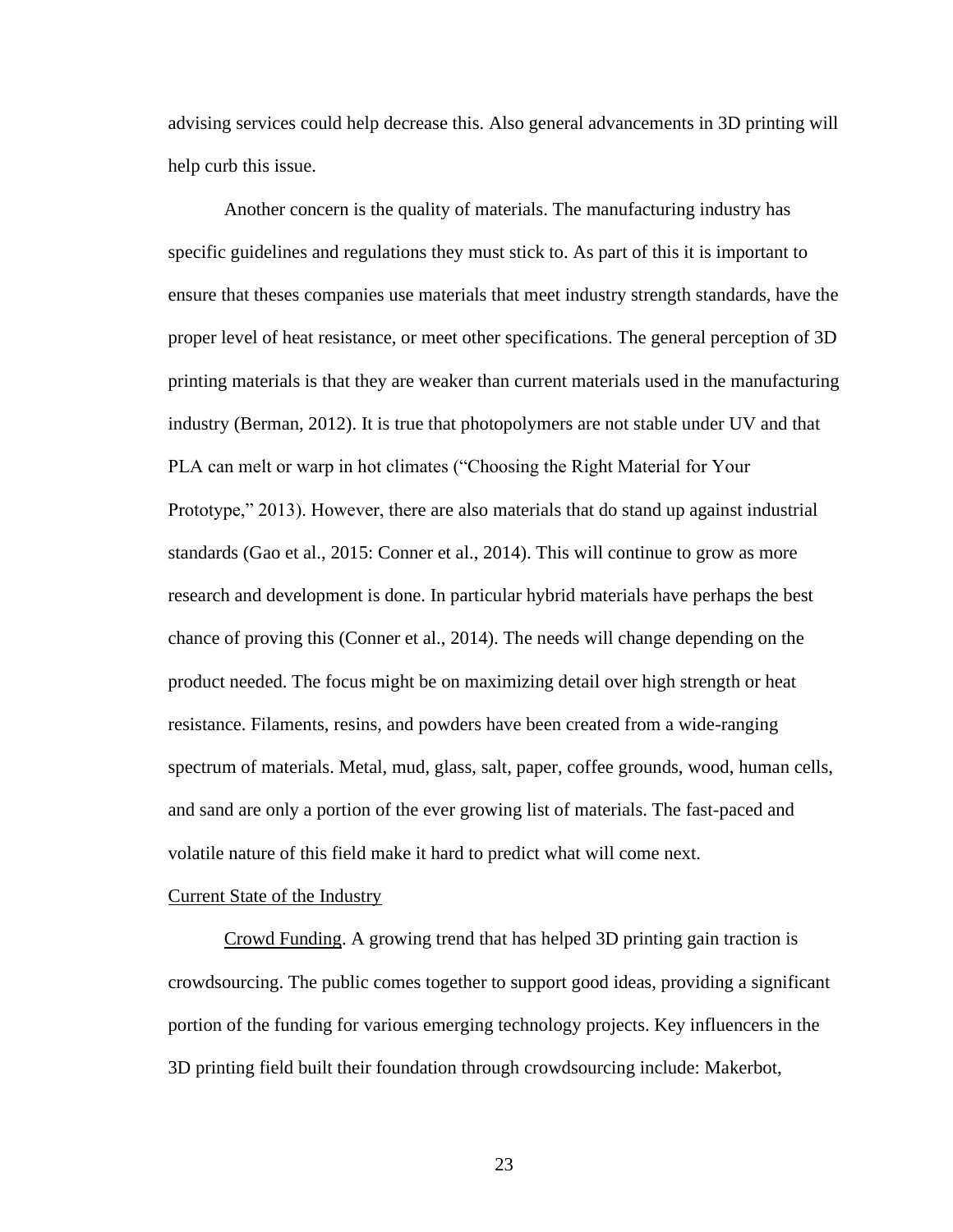advising services could help decrease this. Also general advancements in 3D printing will help curb this issue.

Another concern is the quality of materials. The manufacturing industry has specific guidelines and regulations they must stick to. As part of this it is important to ensure that theses companies use materials that meet industry strength standards, have the proper level of heat resistance, or meet other specifications. The general perception of 3D printing materials is that they are weaker than current materials used in the manufacturing industry (Berman, 2012). It is true that photopolymers are not stable under UV and that PLA can melt or warp in hot climates ("Choosing the Right Material for Your Prototype," 2013). However, there are also materials that do stand up against industrial standards (Gao et al., 2015: Conner et al., 2014). This will continue to grow as more research and development is done. In particular hybrid materials have perhaps the best chance of proving this (Conner et al., 2014). The needs will change depending on the product needed. The focus might be on maximizing detail over high strength or heat resistance. Filaments, resins, and powders have been created from a wide-ranging spectrum of materials. Metal, mud, glass, salt, paper, coffee grounds, wood, human cells, and sand are only a portion of the ever growing list of materials. The fast-paced and volatile nature of this field make it hard to predict what will come next.

<u>Current State of the Industry</u>

<u>Crowd Funding</u>. A growing trend that has helped 3D printing gain traction is crowdsourcing. The public comes together to support good ideas, providing a significant portion of the funding for various emerging technology projects. Key influencers in the 3D printing field built their foundation through crowdsourcing include: Makerbot,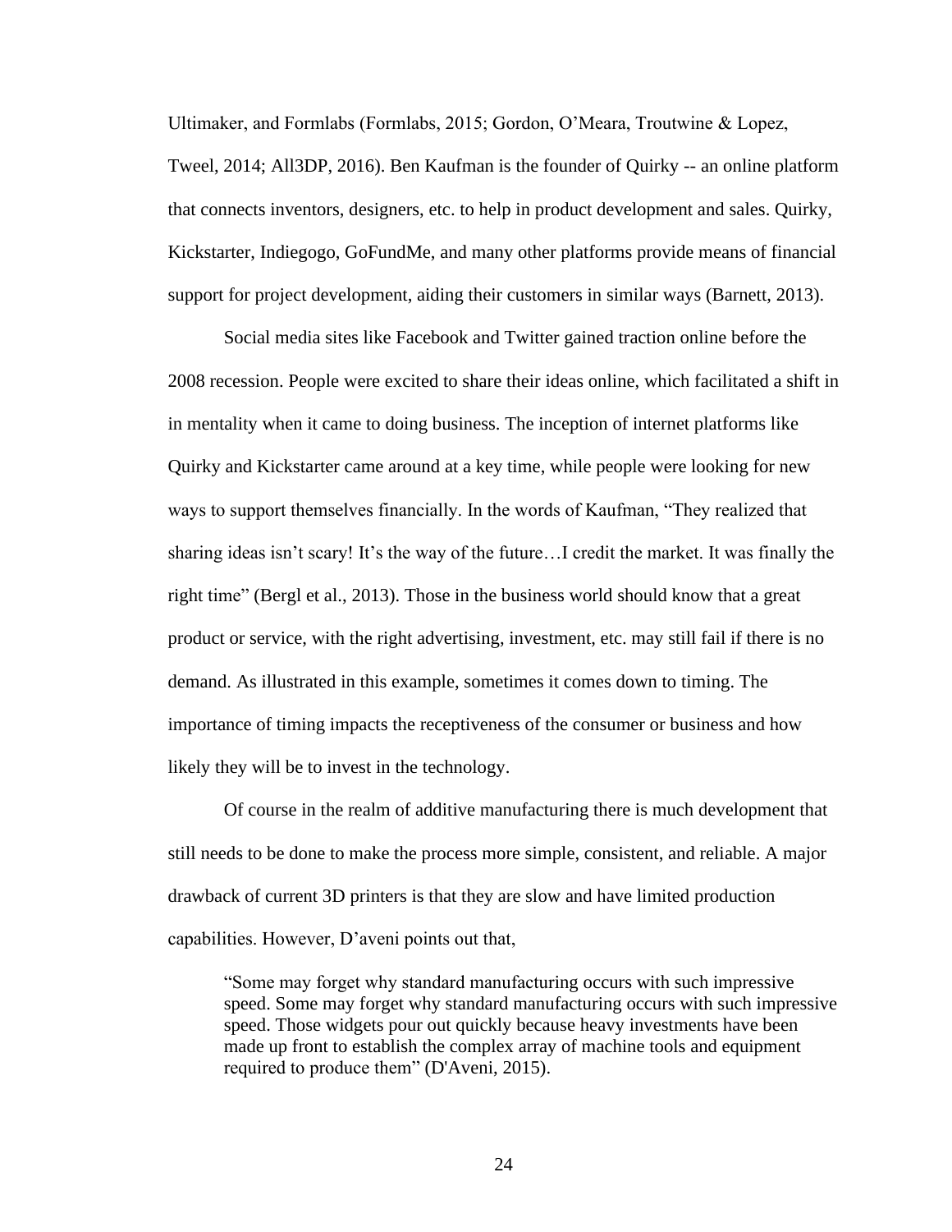Ultimaker, and Formlabs (Formlabs, 2015; Gordon, O'Meara, Troutwine & Lopez, Tweel, 2014; All3DP, 2016). Ben Kaufman is the founder of Quirky -- an online platform that connects inventors, designers, etc. to help in product development and sales. Quirky, Kickstarter, Indiegogo, GoFundMe, and many other platforms provide means of financial support for project development, aiding their customers in similar ways (Barnett, 2013).

Social media sites like Facebook and Twitter gained traction online before the 2008 recession. People were excited to share their ideas online, which facilitated a shift in in mentality when it came to doing business. The inception of internet platforms like Quirky and Kickstarter came around at a key time, while people were looking for new ways to support themselves financially. In the words of Kaufman, "They realized that sharing ideas isn't scary! It's the way of the future…I credit the market. It was finally the right time" (Bergl et al., 2013). Those in the business world should know that a great product or service, with the right advertising, investment, etc. may still fail if there is no demand. As illustrated in this example, sometimes it comes down to timing. The importance of timing impacts the receptiveness of the consumer or business and how likely they will be to invest in the technology.

Of course in the realm of additive manufacturing there is much development that still needs to be done to make the process more simple, consistent, and reliable. A major drawback of current 3D printers is that they are slow and have limited production capabilities. However, D'aveni points out that,

> "Some may forget why standard manufacturing occurs with such impressive speed. Some may forget why standard manufacturing occurs with such impressive speed. Those widgets pour out quickly because heavy investments have been made up front to establish the complex array of machine tools and equipment required to produce them" (D'Aveni, 2015).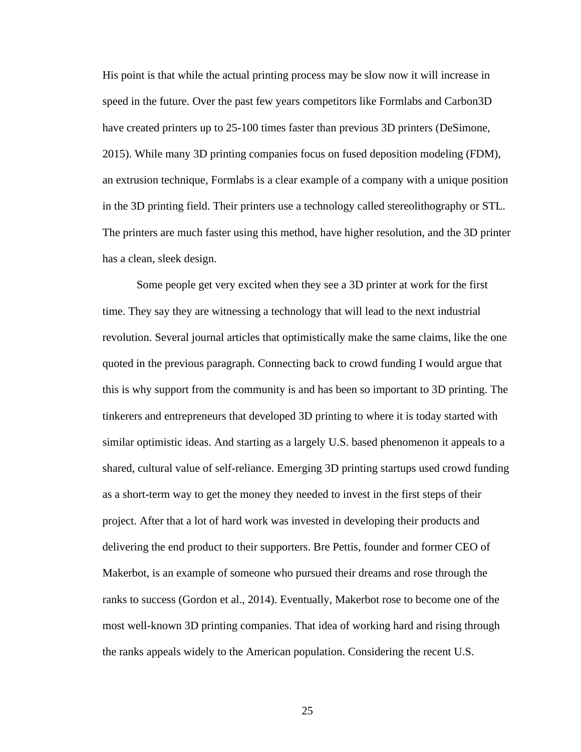His point is that while the actual printing process may be slow now it will increase in speed in the future. Over the past few years competitors like Formlabs and Carbon3D have created printers up to 25-100 times faster than previous 3D printers (DeSimone, 2015). While many 3D printing companies focus on fused deposition modeling (FDM), an extrusion technique, Formlabs is a clear example of a company with a unique position in the 3D printing field. Their printers use a technology called stereolithography or STL. The printers are much faster using this method, have higher resolution, and the 3D printer has a clean, sleek design.

Some people get very excited when they see a 3D printer at work for the first time. They say they are witnessing a technology that will lead to the next industrial revolution. Several journal articles that optimistically make the same claims, like the one quoted in the previous paragraph. Connecting back to crowd funding I would argue that this is why support from the community is and has been so important to 3D printing. The tinkerers and entrepreneurs that developed 3D printing to where it is today started with similar optimistic ideas. And starting as a largely U.S. based phenomenon it appeals to a shared, cultural value of self-reliance. Emerging 3D printing startups used crowd funding as a short-term way to get the money they needed to invest in the first steps of their project. After that a lot of hard work was invested in developing their products and delivering the end product to their supporters. Bre Pettis, founder and former CEO of Makerbot, is an example of someone who pursued their dreams and rose through the ranks to success (Gordon et al., 2014). Eventually, Makerbot rose to become one of the most well-known 3D printing companies. That idea of working hard and rising through the ranks appeals widely to the American population. Considering the recent U.S.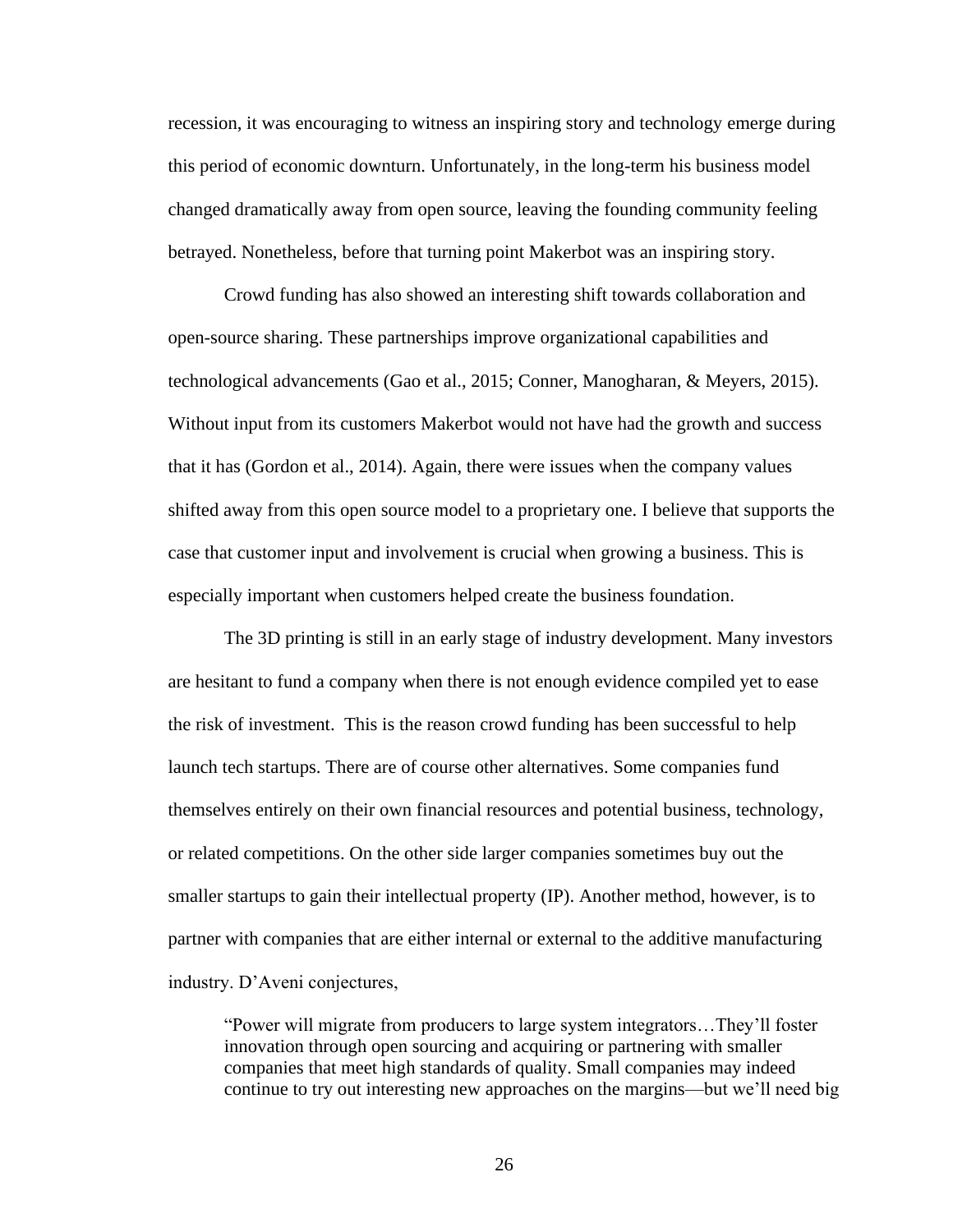recession, it was encouraging to witness an inspiring story and technology emerge during this period of economic downturn. Unfortunately, in the long-term his business model changed dramatically away from open source, leaving the founding community feeling betrayed. Nonetheless, before that turning point Makerbot was an inspiring story.

Crowd funding has also showed an interesting shift towards collaboration and open-source sharing. These partnerships improve organizational capabilities and technological advancements (Gao et al., 2015; Conner, Manogharan, & Meyers, 2015). Without input from its customers Makerbot would not have had the growth and success that it has (Gordon et al., 2014). Again, there were issues when the company values shifted away from this open source model to a proprietary one. I believe that supports the case that customer input and involvement is crucial when growing a business. This is especially important when customers helped create the business foundation.

The 3D printing is still in an early stage of industry development. Many investors are hesitant to fund a company when there is not enough evidence compiled yet to ease the risk of investment.  This is the reason crowd funding has been successful to help launch tech startups. There are of course other alternatives. Some companies fund themselves entirely on their own financial resources and potential business, technology, or related competitions. On the other side larger companies sometimes buy out the smaller startups to gain their intellectual property (IP). Another method, however, is to partner with companies that are either internal or external to the additive manufacturing industry. D'Aveni conjectures,

> "Power will migrate from producers to large system integrators…They'll foster innovation through open sourcing and acquiring or partnering with smaller companies that meet high standards of quality. Small companies may indeed continue to try out interesting new approaches on the margins—but we'll need big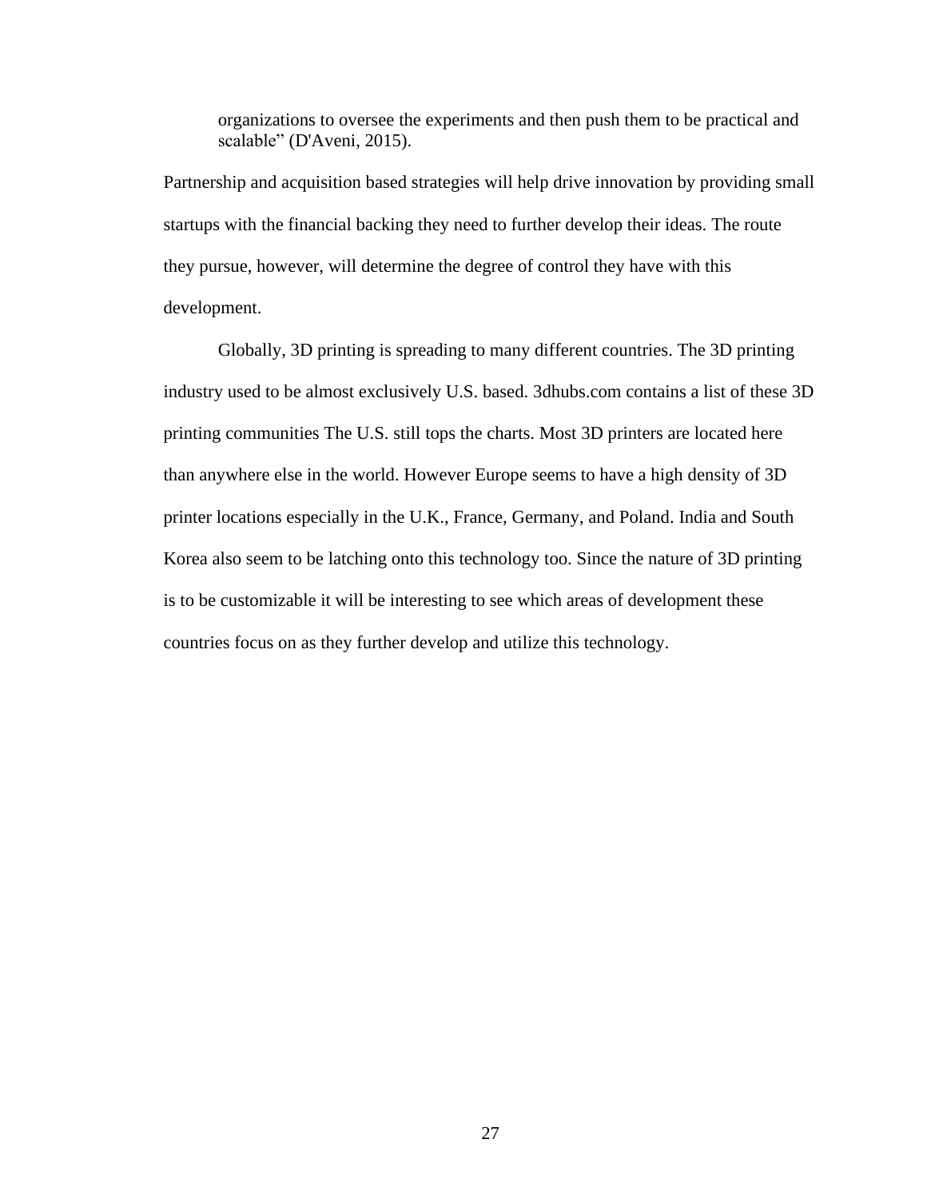> organizations to oversee the experiments and then push them to be practical and scalable" (D'Aveni, 2015).

Partnership and acquisition based strategies will help drive innovation by providing small startups with the financial backing they need to further develop their ideas. The route they pursue, however, will determine the degree of control they have with this development.

Globally, 3D printing is spreading to many different countries. The 3D printing industry used to be almost exclusively U.S. based. 3dhubs.com contains a list of these 3D printing communities The U.S. still tops the charts. Most 3D printers are located here than anywhere else in the world. However Europe seems to have a high density of 3D printer locations especially in the U.K., France, Germany, and Poland. India and South Korea also seem to be latching onto this technology too. Since the nature of 3D printing is to be customizable it will be interesting to see which areas of development these countries focus on as they further develop and utilize this technology.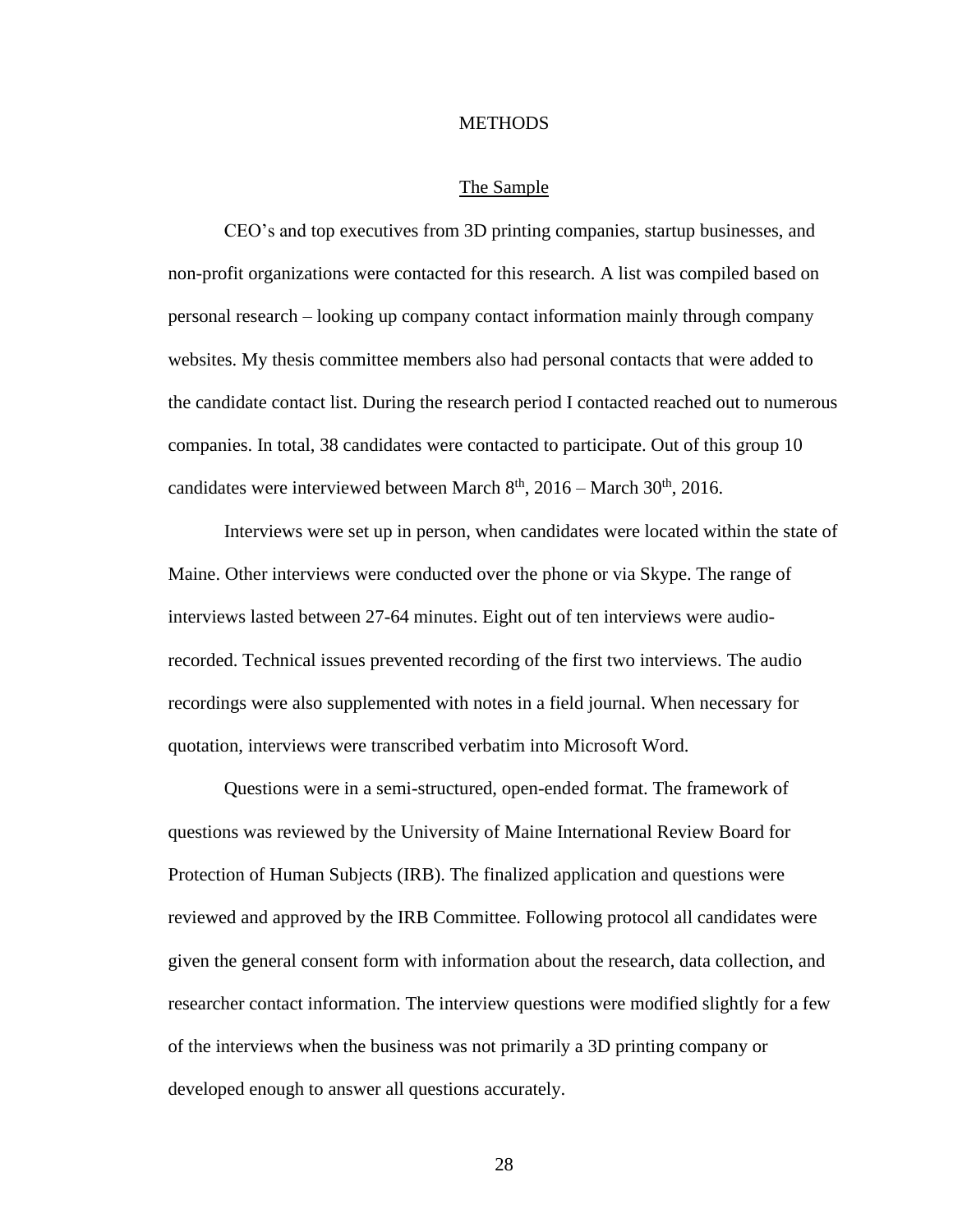# METHODS

## The Sample

CEO's and top executives from 3D printing companies, startup businesses, and non-profit organizations were contacted for this research. A list was compiled based on personal research – looking up company contact information mainly through company websites. My thesis committee members also had personal contacts that were added to the candidate contact list. During the research period I contacted reached out to numerous companies. In total, 38 candidates were contacted to participate. Out of this group 10 candidates were interviewed between March 8th, 2016 – March 30th, 2016.

Interviews were set up in person, when candidates were located within the state of Maine. Other interviews were conducted over the phone or via Skype. The range of interviews lasted between 27-64 minutes. Eight out of ten interviews were audio-recorded. Technical issues prevented recording of the first two interviews. The audio recordings were also supplemented with notes in a field journal. When necessary for quotation, interviews were transcribed verbatim into Microsoft Word.

Questions were in a semi-structured, open-ended format. The framework of questions was reviewed by the University of Maine International Review Board for Protection of Human Subjects (IRB). The finalized application and questions were reviewed and approved by the IRB Committee. Following protocol all candidates were given the general consent form with information about the research, data collection, and researcher contact information. The interview questions were modified slightly for a few of the interviews when the business was not primarily a 3D printing company or developed enough to answer all questions accurately.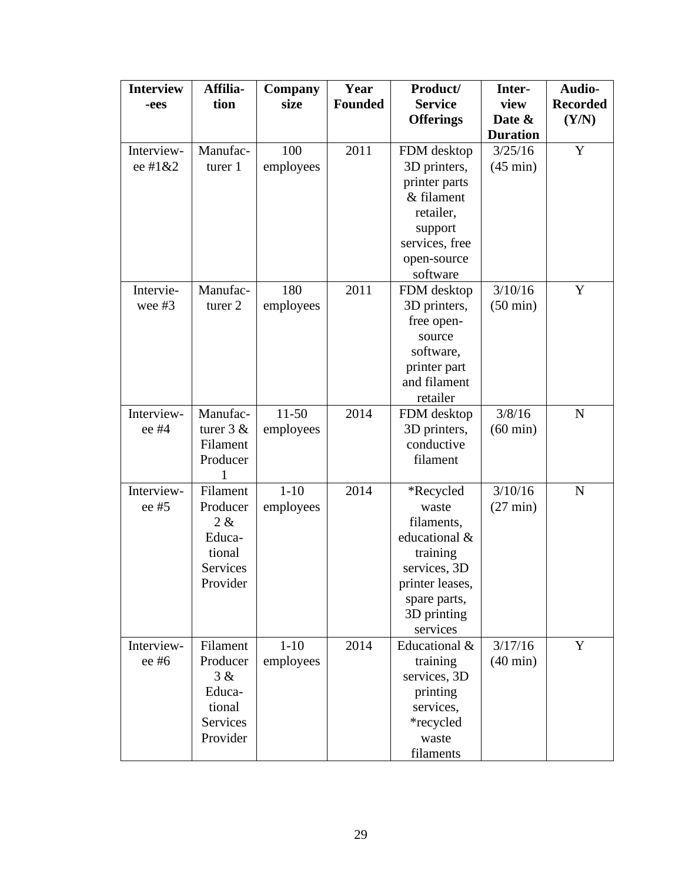| Interviewees | Affiliation | Company size | Year Founded | Product/ Service Offerings | Interview Date & Duration | Audio-Recorded (Y/N) |
|---|---|---|---|---|---|---|
| Interviewee #1&2 | Manufacturer 1 | 100 employees | 2011 | FDM desktop 3D printers, printer parts & filament retailer, support services, free open-source software | 3/25/16 (45 min) | Y |
| Interviewee #3 | Manufacturer 2 | 180 employees | 2011 | FDM desktop 3D printers, free open-source software, printer part and filament retailer | 3/10/16 (50 min) | Y |
| Interviewee #4 | Manufacturer 3 & Filament Producer 1 | 11-50 employees | 2014 | FDM desktop 3D printers, conductive filament | 3/8/16 (60 min) | N |
| Interviewee #5 | Filament Producer 2 & Educational Services Provider | 1-10 employees | 2014 | *Recycled waste filaments, educational & training services, 3D printer leases, spare parts, 3D printing services | 3/10/16 (27 min) | N |
| Interviewee #6 | Filament Producer 3 & Educational Services Provider | 1-10 employees | 2014 | Educational & training services, 3D printing services, *recycled waste filaments | 3/17/16 (40 min) | Y |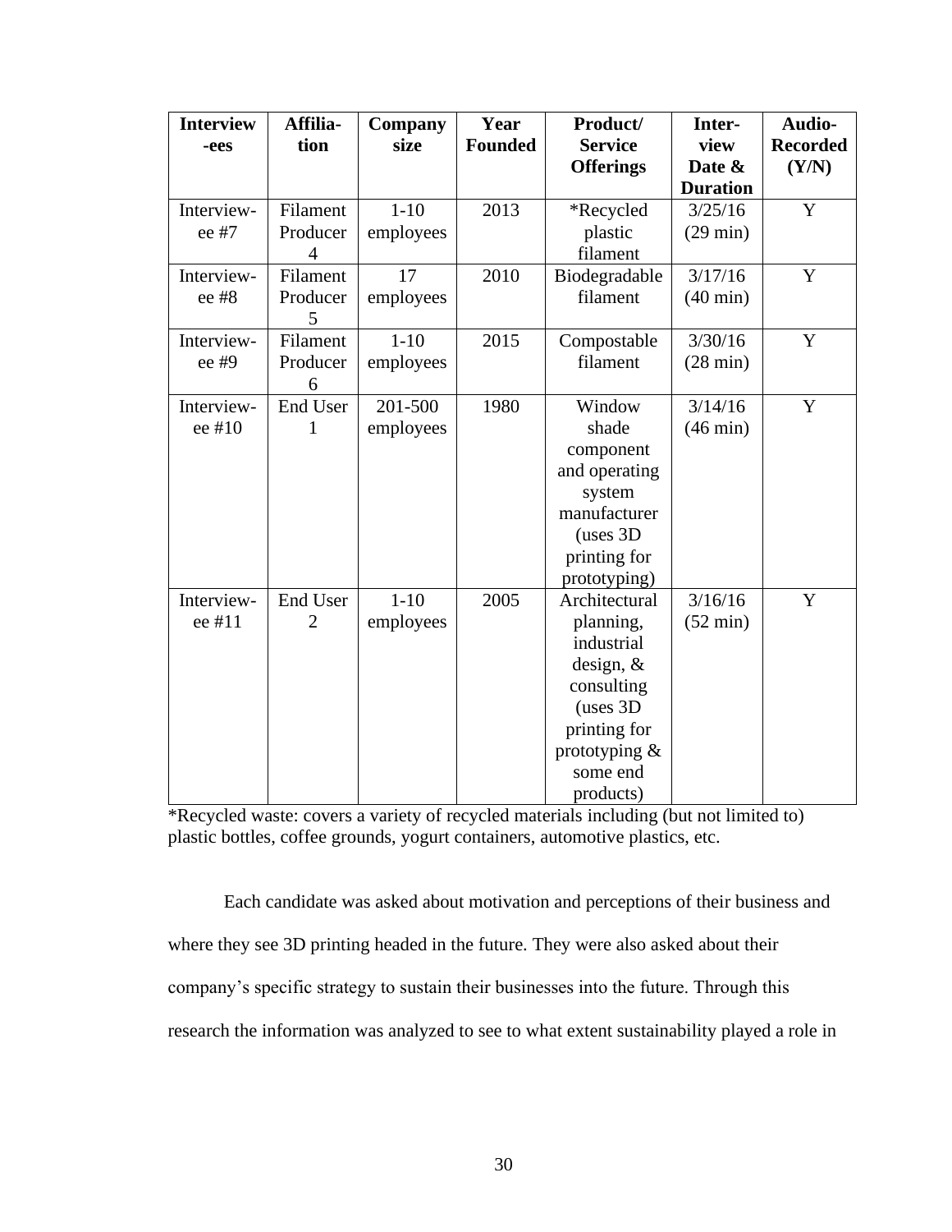| Interviewees | Affiliation | Company size | Year Founded | Product/ Service Offerings | Interview Date & Duration | Audio-Recorded (Y/N) |
|---|---|---|---|---|---|---|
| Interviewee #7 | Filament Producer 4 | 1-10 employees | 2013 | *Recycled plastic filament | 3/25/16 (29 min) | Y |
| Interviewee #8 | Filament Producer 5 | 17 employees | 2010 | Biodegradable filament | 3/17/16 (40 min) | Y |
| Interviewee #9 | Filament Producer 6 | 1-10 employees | 2015 | Compostable filament | 3/30/16 (28 min) | Y |
| Interviewee #10 | End User 1 | 201-500 employees | 1980 | Window shade component and operating system manufacturer (uses 3D printing for prototyping) | 3/14/16 (46 min) | Y |
| Interviewee #11 | End User 2 | 1-10 employees | 2005 | Architectural planning, industrial design, & consulting (uses 3D printing for prototyping & some end products) | 3/16/16 (52 min) | Y |

*Recycled waste: covers a variety of recycled materials including (but not limited to) plastic bottles, coffee grounds, yogurt containers, automotive plastics, etc.

Each candidate was asked about motivation and perceptions of their business and where they see 3D printing headed in the future. They were also asked about their company's specific strategy to sustain their businesses into the future. Through this research the information was analyzed to see to what extent sustainability played a role in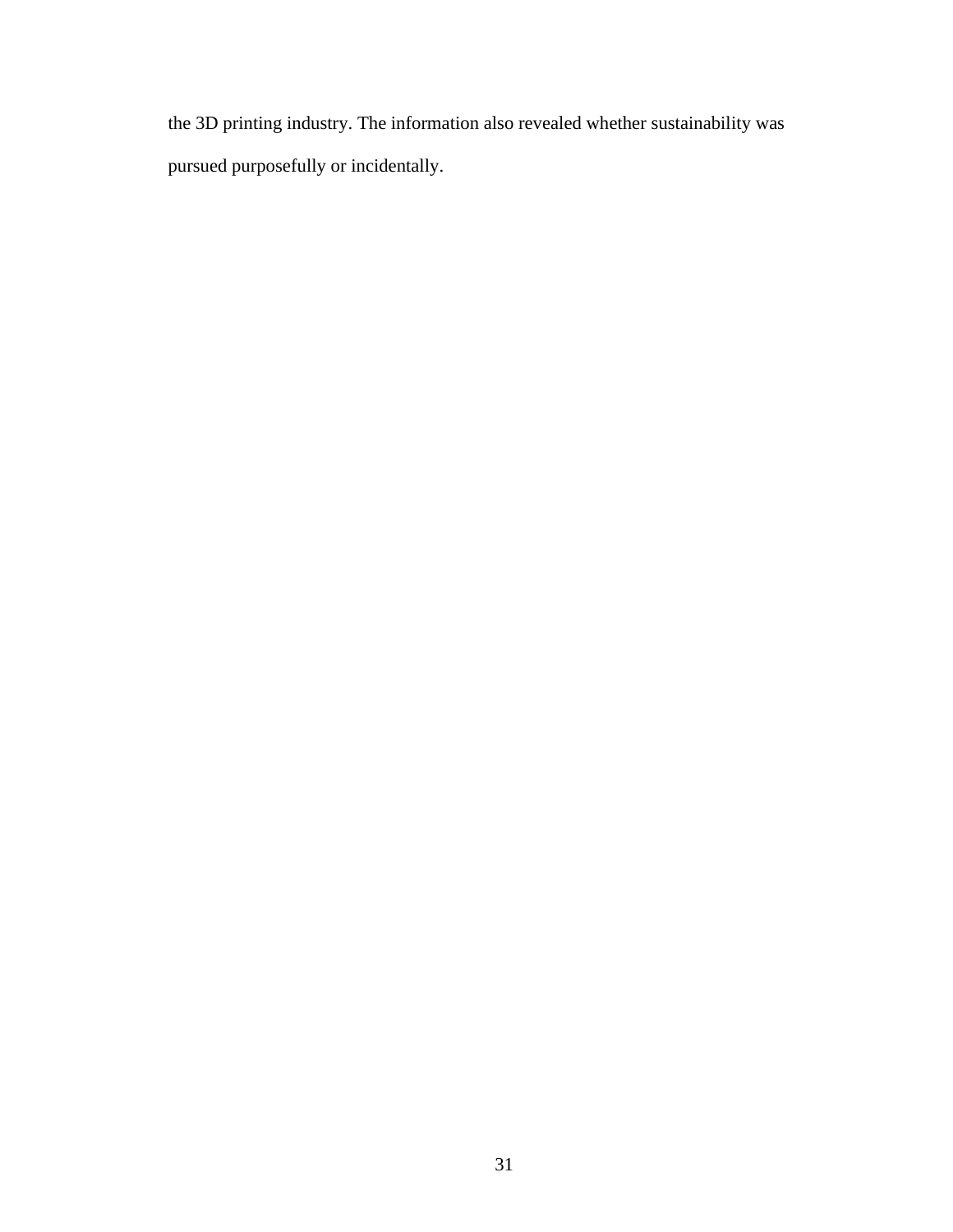the 3D printing industry. The information also revealed whether sustainability was pursued purposefully or incidentally.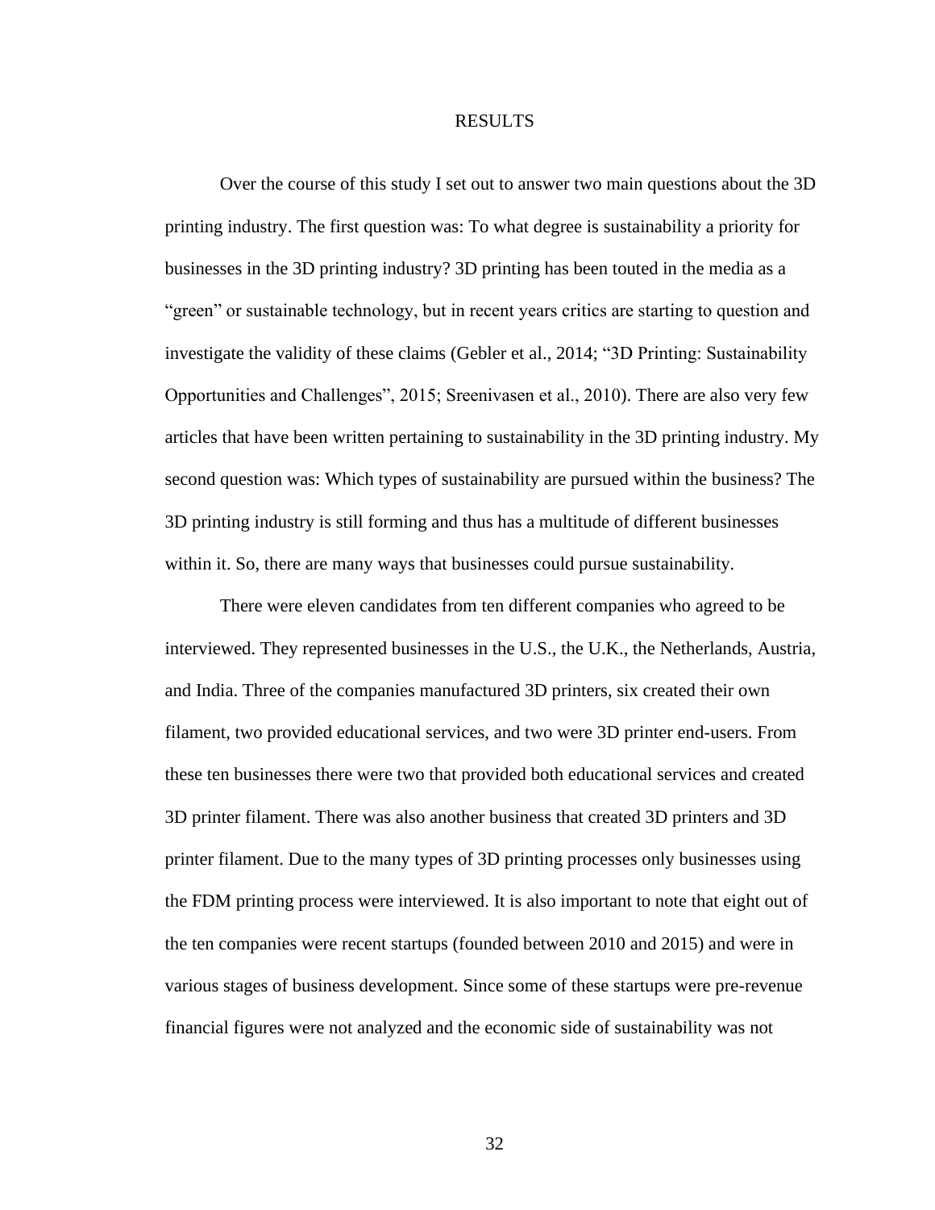# RESULTS

Over the course of this study I set out to answer two main questions about the 3D printing industry. The first question was: To what degree is sustainability a priority for businesses in the 3D printing industry? 3D printing has been touted in the media as a "green" or sustainable technology, but in recent years critics are starting to question and investigate the validity of these claims (Gebler et al., 2014; "3D Printing: Sustainability Opportunities and Challenges", 2015; Sreenivasen et al., 2010). There are also very few articles that have been written pertaining to sustainability in the 3D printing industry. My second question was: Which types of sustainability are pursued within the business? The 3D printing industry is still forming and thus has a multitude of different businesses within it. So, there are many ways that businesses could pursue sustainability.

There were eleven candidates from ten different companies who agreed to be interviewed. They represented businesses in the U.S., the U.K., the Netherlands, Austria, and India. Three of the companies manufactured 3D printers, six created their own filament, two provided educational services, and two were 3D printer end-users. From these ten businesses there were two that provided both educational services and created 3D printer filament. There was also another business that created 3D printers and 3D printer filament. Due to the many types of 3D printing processes only businesses using the FDM printing process were interviewed. It is also important to note that eight out of the ten companies were recent startups (founded between 2010 and 2015) and were in various stages of business development. Since some of these startups were pre-revenue financial figures were not analyzed and the economic side of sustainability was not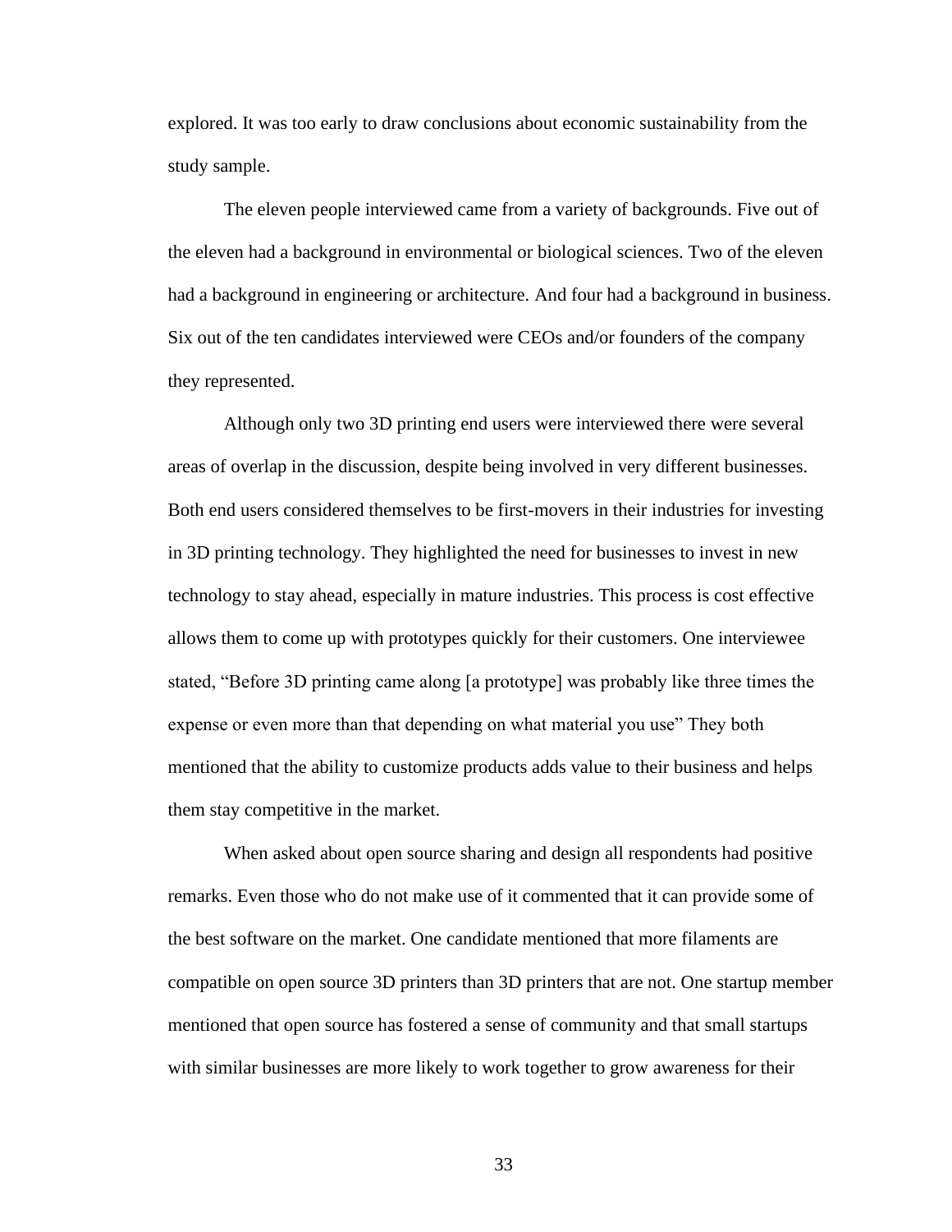explored. It was too early to draw conclusions about economic sustainability from the study sample.

The eleven people interviewed came from a variety of backgrounds. Five out of the eleven had a background in environmental or biological sciences. Two of the eleven had a background in engineering or architecture. And four had a background in business. Six out of the ten candidates interviewed were CEOs and/or founders of the company they represented.

Although only two 3D printing end users were interviewed there were several areas of overlap in the discussion, despite being involved in very different businesses. Both end users considered themselves to be first-movers in their industries for investing in 3D printing technology. They highlighted the need for businesses to invest in new technology to stay ahead, especially in mature industries. This process is cost effective allows them to come up with prototypes quickly for their customers. One interviewee stated, "Before 3D printing came along [a prototype] was probably like three times the expense or even more than that depending on what material you use" They both mentioned that the ability to customize products adds value to their business and helps them stay competitive in the market.

When asked about open source sharing and design all respondents had positive remarks. Even those who do not make use of it commented that it can provide some of the best software on the market. One candidate mentioned that more filaments are compatible on open source 3D printers than 3D printers that are not. One startup member mentioned that open source has fostered a sense of community and that small startups with similar businesses are more likely to work together to grow awareness for their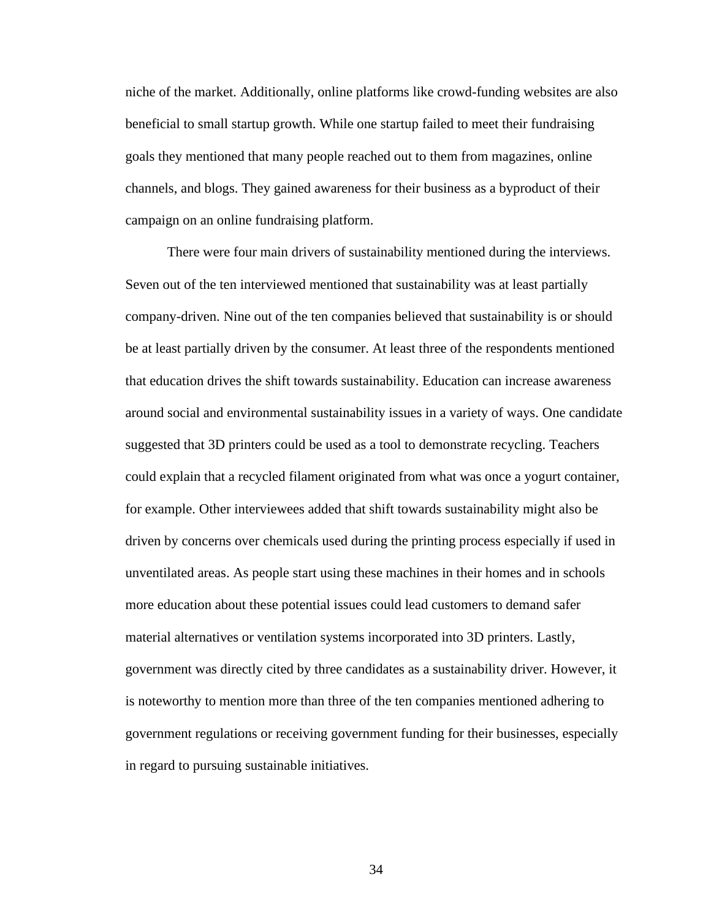niche of the market. Additionally, online platforms like crowd-funding websites are also beneficial to small startup growth. While one startup failed to meet their fundraising goals they mentioned that many people reached out to them from magazines, online channels, and blogs. They gained awareness for their business as a byproduct of their campaign on an online fundraising platform.

There were four main drivers of sustainability mentioned during the interviews. Seven out of the ten interviewed mentioned that sustainability was at least partially company-driven. Nine out of the ten companies believed that sustainability is or should be at least partially driven by the consumer. At least three of the respondents mentioned that education drives the shift towards sustainability. Education can increase awareness around social and environmental sustainability issues in a variety of ways. One candidate suggested that 3D printers could be used as a tool to demonstrate recycling. Teachers could explain that a recycled filament originated from what was once a yogurt container, for example. Other interviewees added that shift towards sustainability might also be driven by concerns over chemicals used during the printing process especially if used in unventilated areas. As people start using these machines in their homes and in schools more education about these potential issues could lead customers to demand safer material alternatives or ventilation systems incorporated into 3D printers. Lastly, government was directly cited by three candidates as a sustainability driver. However, it is noteworthy to mention more than three of the ten companies mentioned adhering to government regulations or receiving government funding for their businesses, especially in regard to pursuing sustainable initiatives.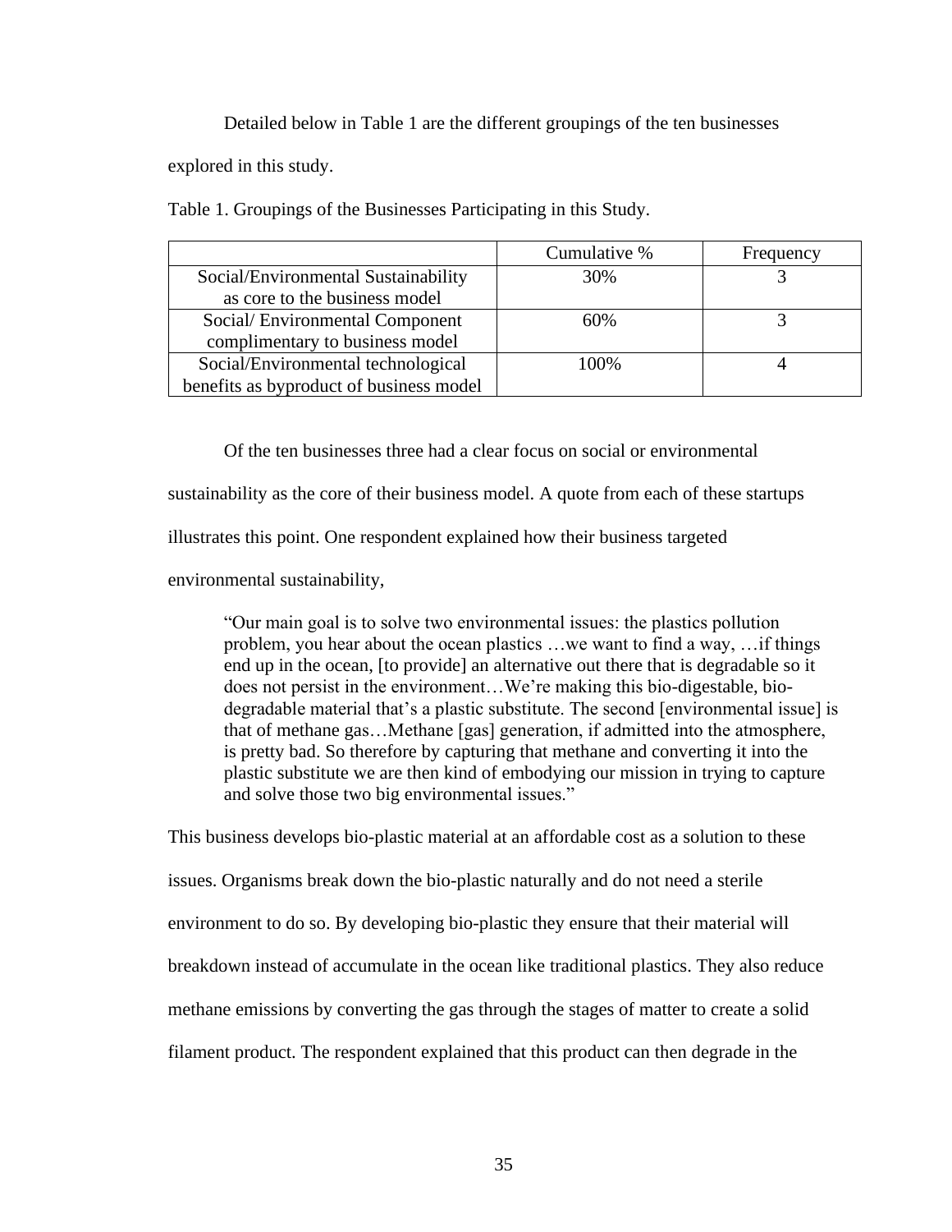Detailed below in Table 1 are the different groupings of the ten businesses explored in this study.

Table 1. Groupings of the Businesses Participating in this Study.

| | Cumulative % | Frequency |
|---|---|---|
| Social/Environmental Sustainability as core to the business model | 30% | 3 |
| Social/ Environmental Component complimentary to business model | 60% | 3 |
| Social/Environmental technological benefits as byproduct of business model | 100% | 4 |

Of the ten businesses three had a clear focus on social or environmental sustainability as the core of their business model. A quote from each of these startups illustrates this point. One respondent explained how their business targeted environmental sustainability,

> "Our main goal is to solve two environmental issues: the plastics pollution problem, you hear about the ocean plastics …we want to find a way, …if things end up in the ocean, [to provide] an alternative out there that is degradable so it does not persist in the environment…We're making this bio-digestable, bio-degradable material that's a plastic substitute. The second [environmental issue] is that of methane gas…Methane [gas] generation, if admitted into the atmosphere, is pretty bad. So therefore by capturing that methane and converting it into the plastic substitute we are then kind of embodying our mission in trying to capture and solve those two big environmental issues."

This business develops bio-plastic material at an affordable cost as a solution to these issues. Organisms break down the bio-plastic naturally and do not need a sterile environment to do so. By developing bio-plastic they ensure that their material will breakdown instead of accumulate in the ocean like traditional plastics. They also reduce methane emissions by converting the gas through the stages of matter to create a solid filament product. The respondent explained that this product can then degrade in the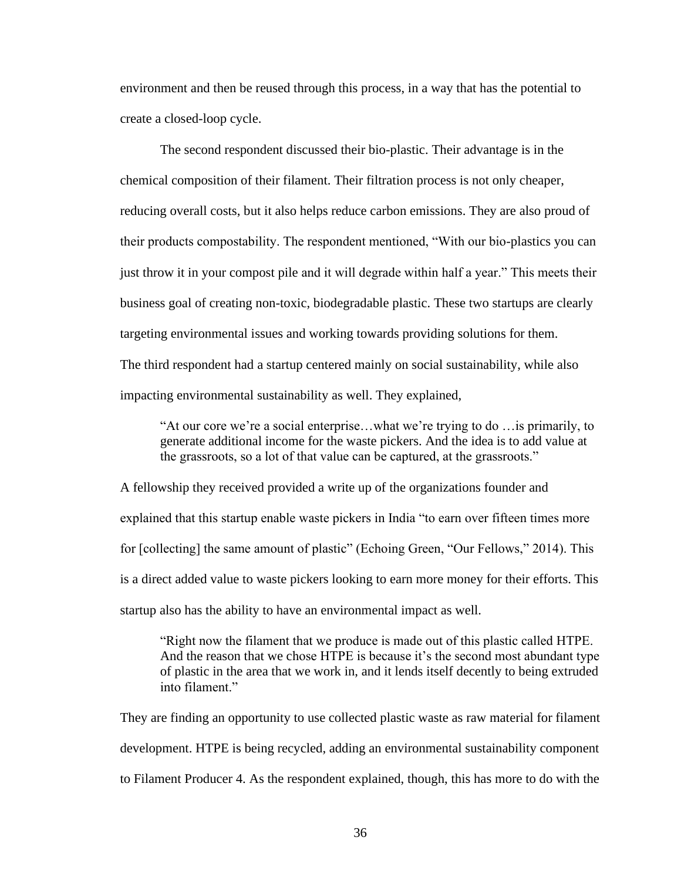environment and then be reused through this process, in a way that has the potential to create a closed-loop cycle.

The second respondent discussed their bio-plastic. Their advantage is in the chemical composition of their filament. Their filtration process is not only cheaper, reducing overall costs, but it also helps reduce carbon emissions. They are also proud of their products compostability. The respondent mentioned, "With our bio-plastics you can just throw it in your compost pile and it will degrade within half a year." This meets their business goal of creating non-toxic, biodegradable plastic. These two startups are clearly targeting environmental issues and working towards providing solutions for them.

The third respondent had a startup centered mainly on social sustainability, while also impacting environmental sustainability as well. They explained,

> "At our core we're a social enterprise…what we're trying to do …is primarily, to generate additional income for the waste pickers. And the idea is to add value at the grassroots, so a lot of that value can be captured, at the grassroots."

A fellowship they received provided a write up of the organizations founder and explained that this startup enable waste pickers in India "to earn over fifteen times more for [collecting] the same amount of plastic" (Echoing Green, "Our Fellows," 2014). This is a direct added value to waste pickers looking to earn more money for their efforts. This startup also has the ability to have an environmental impact as well.

> "Right now the filament that we produce is made out of this plastic called HTPE. And the reason that we chose HTPE is because it's the second most abundant type of plastic in the area that we work in, and it lends itself decently to being extruded into filament."

They are finding an opportunity to use collected plastic waste as raw material for filament development. HTPE is being recycled, adding an environmental sustainability component to Filament Producer 4. As the respondent explained, though, this has more to do with the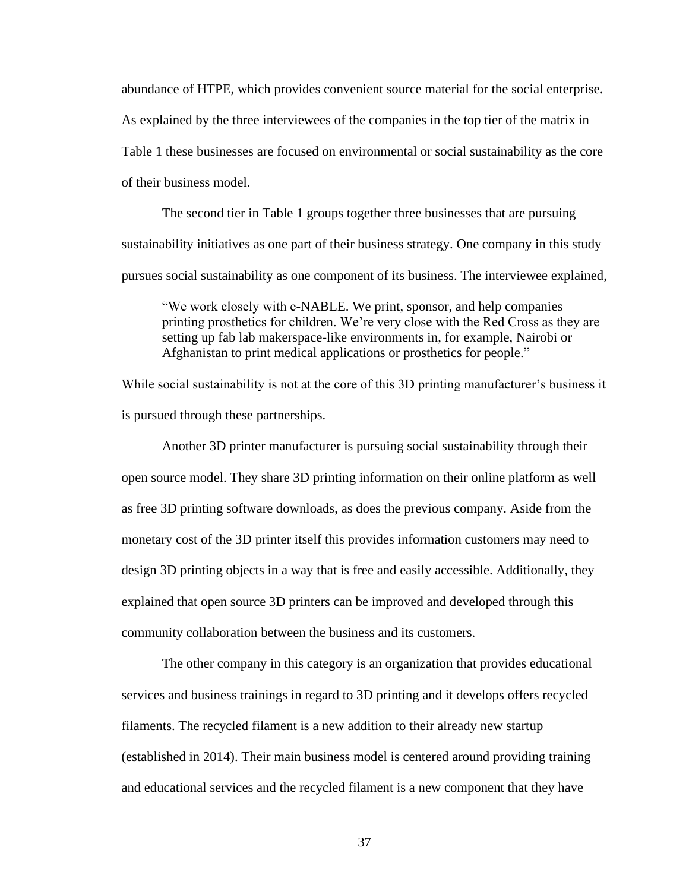abundance of HTPE, which provides convenient source material for the social enterprise. As explained by the three interviewees of the companies in the top tier of the matrix in Table 1 these businesses are focused on environmental or social sustainability as the core of their business model.

The second tier in Table 1 groups together three businesses that are pursuing sustainability initiatives as one part of their business strategy. One company in this study pursues social sustainability as one component of its business. The interviewee explained,

> "We work closely with e-NABLE. We print, sponsor, and help companies printing prosthetics for children. We're very close with the Red Cross as they are setting up fab lab makerspace-like environments in, for example, Nairobi or Afghanistan to print medical applications or prosthetics for people."

While social sustainability is not at the core of this 3D printing manufacturer's business it is pursued through these partnerships.

Another 3D printer manufacturer is pursuing social sustainability through their open source model. They share 3D printing information on their online platform as well as free 3D printing software downloads, as does the previous company. Aside from the monetary cost of the 3D printer itself this provides information customers may need to design 3D printing objects in a way that is free and easily accessible. Additionally, they explained that open source 3D printers can be improved and developed through this community collaboration between the business and its customers.

The other company in this category is an organization that provides educational services and business trainings in regard to 3D printing and it develops offers recycled filaments. The recycled filament is a new addition to their already new startup (established in 2014). Their main business model is centered around providing training and educational services and the recycled filament is a new component that they have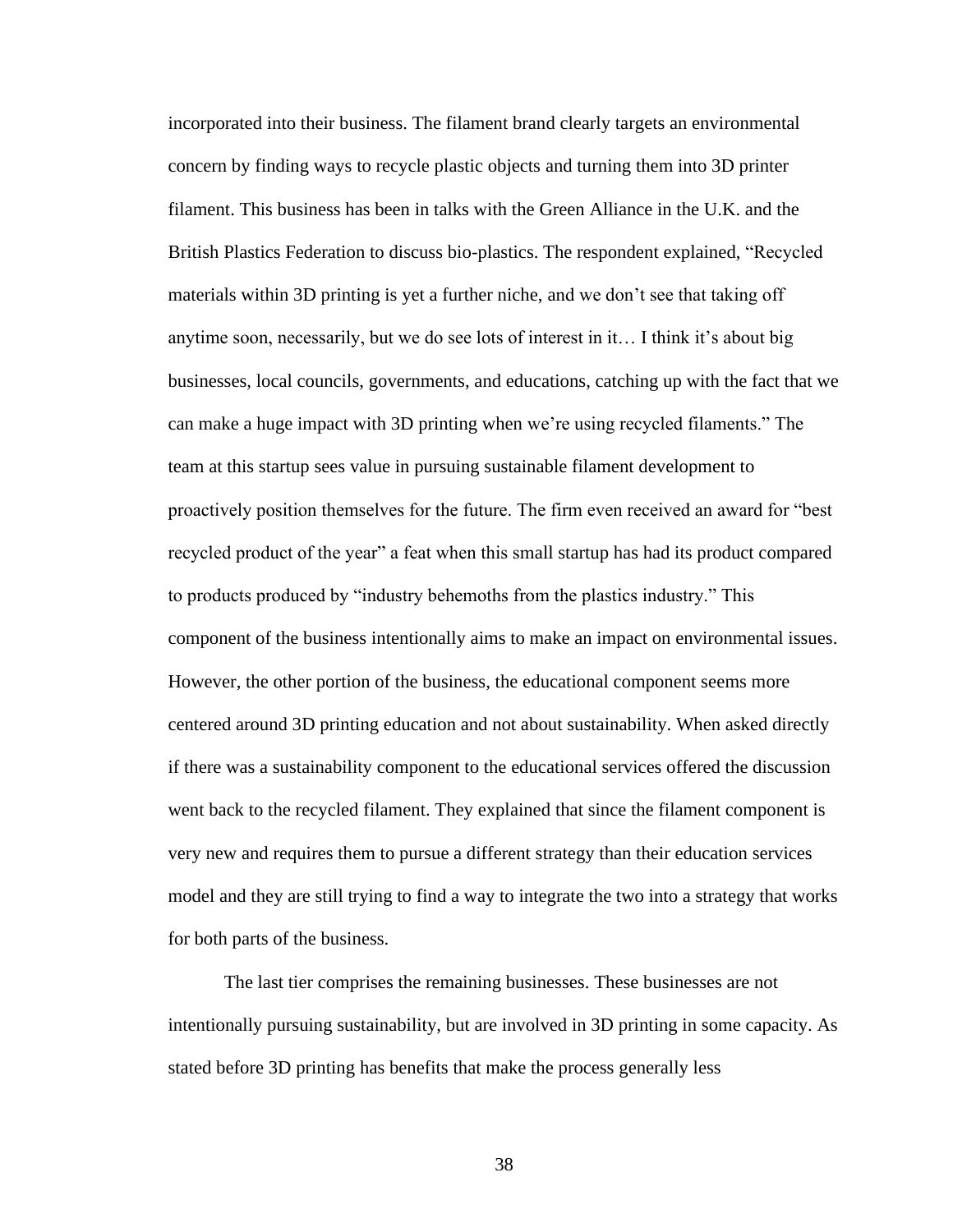incorporated into their business. The filament brand clearly targets an environmental concern by finding ways to recycle plastic objects and turning them into 3D printer filament. This business has been in talks with the Green Alliance in the U.K. and the British Plastics Federation to discuss bio-plastics. The respondent explained, "Recycled materials within 3D printing is yet a further niche, and we don't see that taking off anytime soon, necessarily, but we do see lots of interest in it… I think it's about big businesses, local councils, governments, and educations, catching up with the fact that we can make a huge impact with 3D printing when we're using recycled filaments." The team at this startup sees value in pursuing sustainable filament development to proactively position themselves for the future. The firm even received an award for "best recycled product of the year" a feat when this small startup has had its product compared to products produced by "industry behemoths from the plastics industry." This component of the business intentionally aims to make an impact on environmental issues. However, the other portion of the business, the educational component seems more centered around 3D printing education and not about sustainability. When asked directly if there was a sustainability component to the educational services offered the discussion went back to the recycled filament. They explained that since the filament component is very new and requires them to pursue a different strategy than their education services model and they are still trying to find a way to integrate the two into a strategy that works for both parts of the business.

The last tier comprises the remaining businesses. These businesses are not intentionally pursuing sustainability, but are involved in 3D printing in some capacity. As stated before 3D printing has benefits that make the process generally less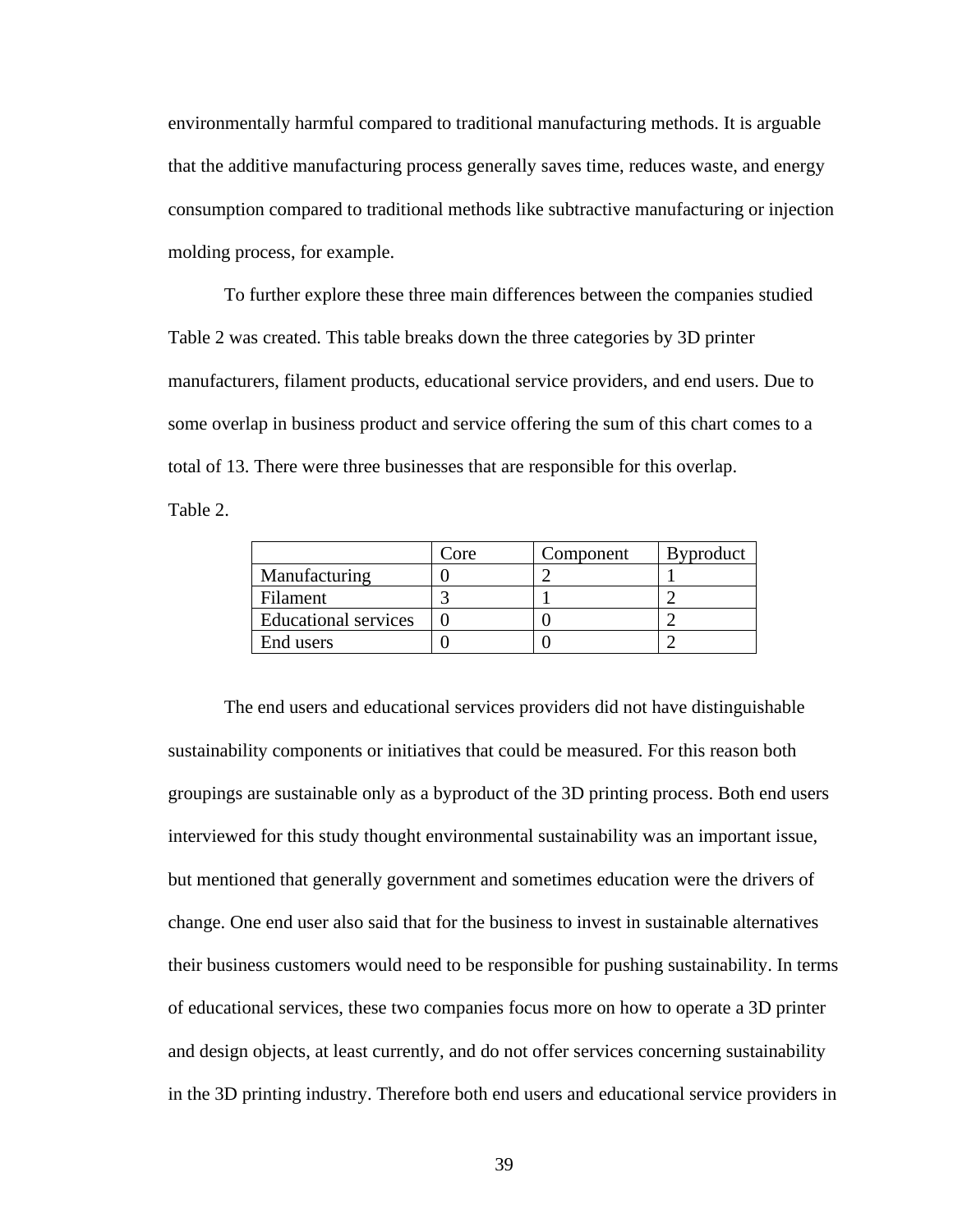environmentally harmful compared to traditional manufacturing methods. It is arguable that the additive manufacturing process generally saves time, reduces waste, and energy consumption compared to traditional methods like subtractive manufacturing or injection molding process, for example.

To further explore these three main differences between the companies studied Table 2 was created. This table breaks down the three categories by 3D printer manufacturers, filament products, educational service providers, and end users. Due to some overlap in business product and service offering the sum of this chart comes to a total of 13. There were three businesses that are responsible for this overlap.

Table 2.

| | Core | Component | Byproduct |
|---|---|---|---|
| Manufacturing | 0 | 2 | 1 |
| Filament | 3 | 1 | 2 |
| Educational services | 0 | 0 | 2 |
| End users | 0 | 0 | 2 |

The end users and educational services providers did not have distinguishable sustainability components or initiatives that could be measured. For this reason both groupings are sustainable only as a byproduct of the 3D printing process. Both end users interviewed for this study thought environmental sustainability was an important issue, but mentioned that generally government and sometimes education were the drivers of change. One end user also said that for the business to invest in sustainable alternatives their business customers would need to be responsible for pushing sustainability. In terms of educational services, these two companies focus more on how to operate a 3D printer and design objects, at least currently, and do not offer services concerning sustainability in the 3D printing industry. Therefore both end users and educational service providers in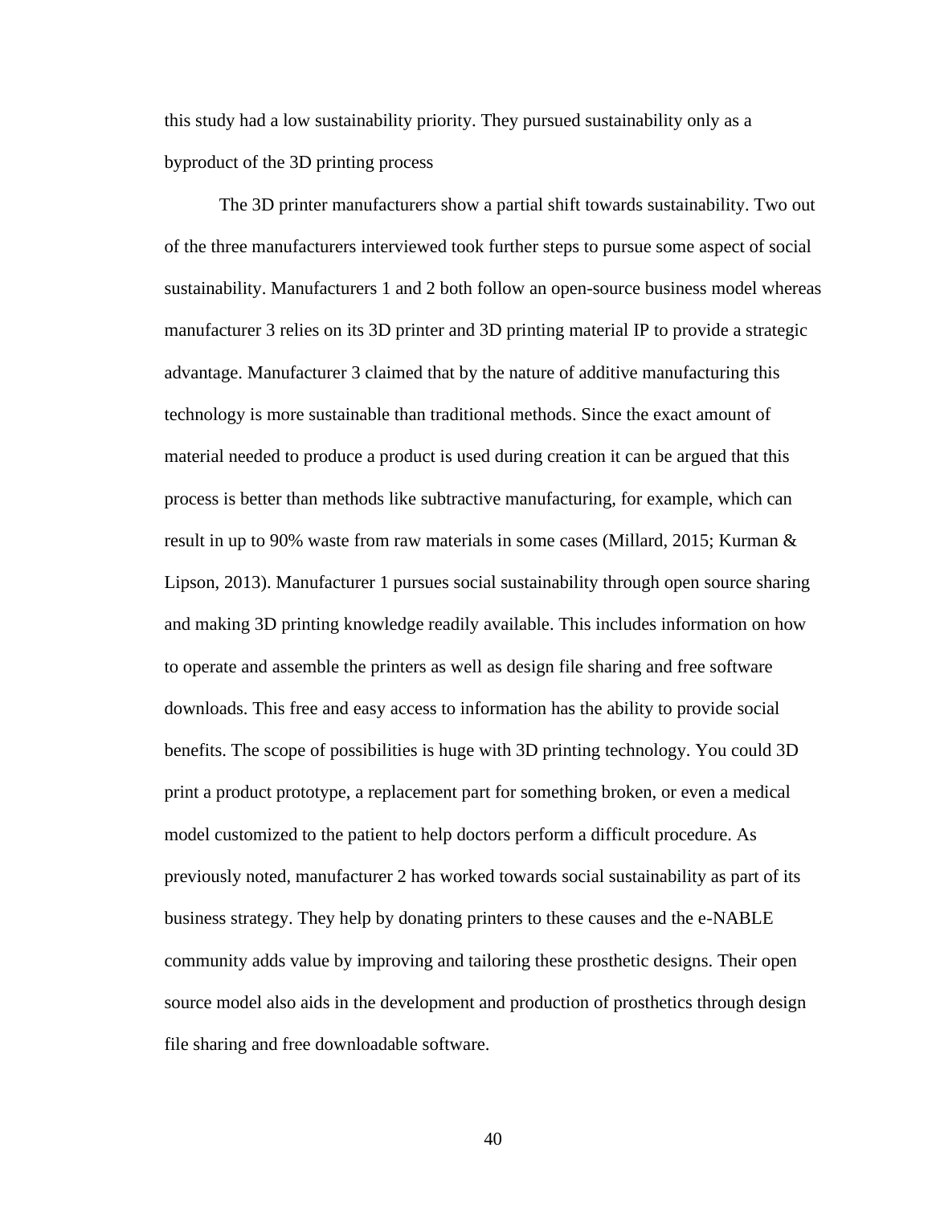this study had a low sustainability priority. They pursued sustainability only as a byproduct of the 3D printing process

The 3D printer manufacturers show a partial shift towards sustainability. Two out of the three manufacturers interviewed took further steps to pursue some aspect of social sustainability. Manufacturers 1 and 2 both follow an open-source business model whereas manufacturer 3 relies on its 3D printer and 3D printing material IP to provide a strategic advantage. Manufacturer 3 claimed that by the nature of additive manufacturing this technology is more sustainable than traditional methods. Since the exact amount of material needed to produce a product is used during creation it can be argued that this process is better than methods like subtractive manufacturing, for example, which can result in up to 90% waste from raw materials in some cases (Millard, 2015; Kurman & Lipson, 2013). Manufacturer 1 pursues social sustainability through open source sharing and making 3D printing knowledge readily available. This includes information on how to operate and assemble the printers as well as design file sharing and free software downloads. This free and easy access to information has the ability to provide social benefits. The scope of possibilities is huge with 3D printing technology. You could 3D print a product prototype, a replacement part for something broken, or even a medical model customized to the patient to help doctors perform a difficult procedure. As previously noted, manufacturer 2 has worked towards social sustainability as part of its business strategy. They help by donating printers to these causes and the e-NABLE community adds value by improving and tailoring these prosthetic designs. Their open source model also aids in the development and production of prosthetics through design file sharing and free downloadable software.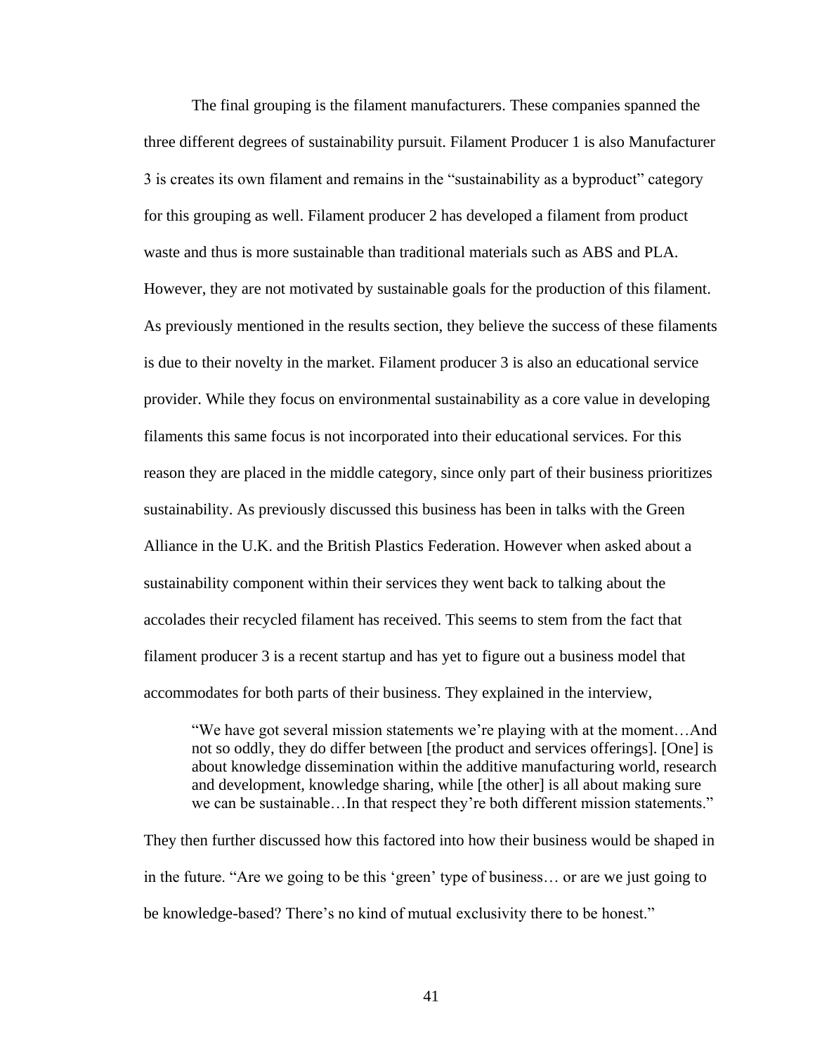The final grouping is the filament manufacturers. These companies spanned the three different degrees of sustainability pursuit. Filament Producer 1 is also Manufacturer 3 is creates its own filament and remains in the "sustainability as a byproduct" category for this grouping as well. Filament producer 2 has developed a filament from product waste and thus is more sustainable than traditional materials such as ABS and PLA. However, they are not motivated by sustainable goals for the production of this filament. As previously mentioned in the results section, they believe the success of these filaments is due to their novelty in the market. Filament producer 3 is also an educational service provider. While they focus on environmental sustainability as a core value in developing filaments this same focus is not incorporated into their educational services. For this reason they are placed in the middle category, since only part of their business prioritizes sustainability. As previously discussed this business has been in talks with the Green Alliance in the U.K. and the British Plastics Federation. However when asked about a sustainability component within their services they went back to talking about the accolades their recycled filament has received. This seems to stem from the fact that filament producer 3 is a recent startup and has yet to figure out a business model that accommodates for both parts of their business. They explained in the interview,

> "We have got several mission statements we're playing with at the moment…And not so oddly, they do differ between [the product and services offerings]. [One] is about knowledge dissemination within the additive manufacturing world, research and development, knowledge sharing, while [the other] is all about making sure we can be sustainable…In that respect they're both different mission statements."

They then further discussed how this factored into how their business would be shaped in in the future. "Are we going to be this 'green' type of business… or are we just going to be knowledge-based? There's no kind of mutual exclusivity there to be honest."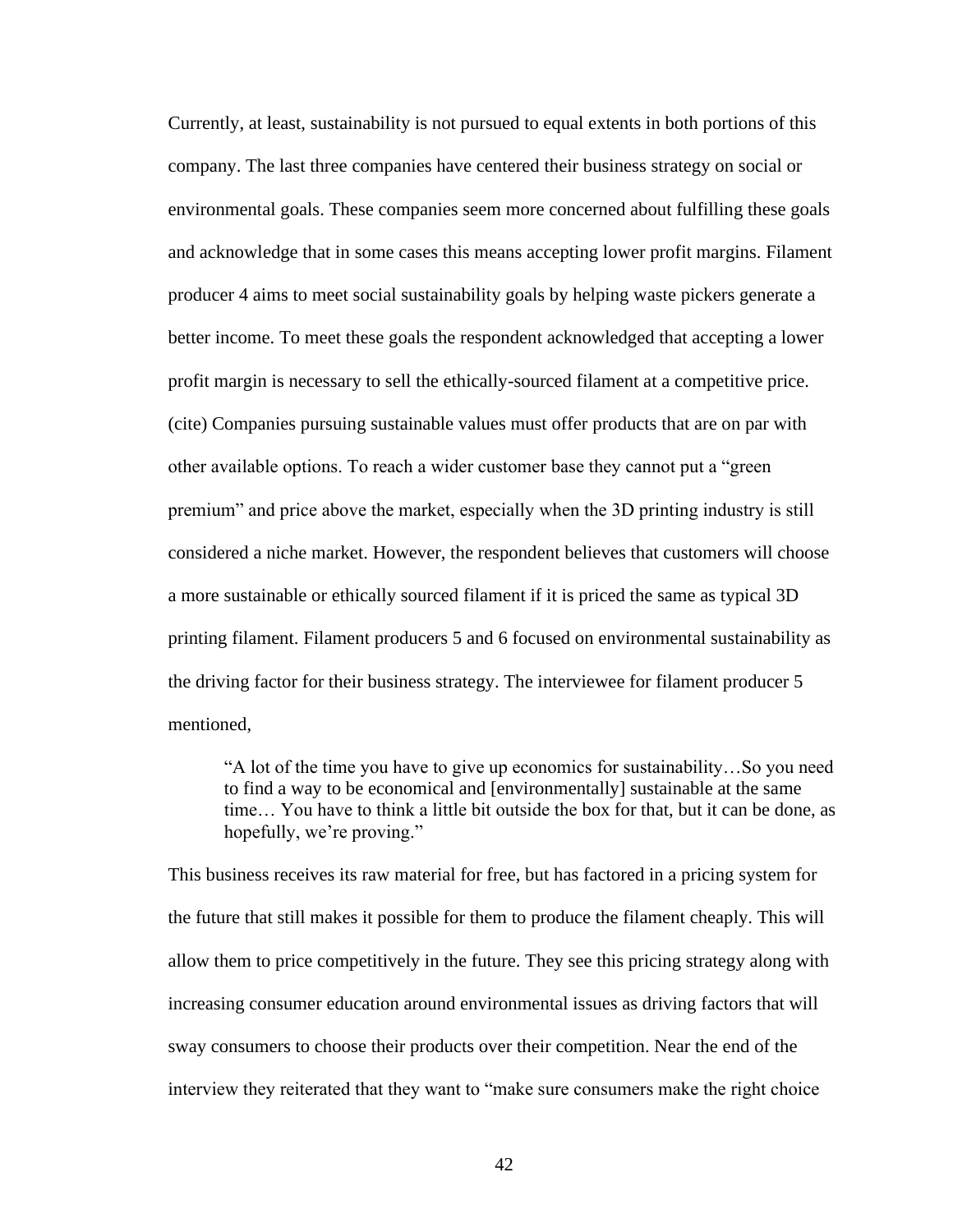Currently, at least, sustainability is not pursued to equal extents in both portions of this company. The last three companies have centered their business strategy on social or environmental goals. These companies seem more concerned about fulfilling these goals and acknowledge that in some cases this means accepting lower profit margins. Filament producer 4 aims to meet social sustainability goals by helping waste pickers generate a better income. To meet these goals the respondent acknowledged that accepting a lower profit margin is necessary to sell the ethically-sourced filament at a competitive price. (cite) Companies pursuing sustainable values must offer products that are on par with other available options. To reach a wider customer base they cannot put a "green premium" and price above the market, especially when the 3D printing industry is still considered a niche market. However, the respondent believes that customers will choose a more sustainable or ethically sourced filament if it is priced the same as typical 3D printing filament. Filament producers 5 and 6 focused on environmental sustainability as the driving factor for their business strategy. The interviewee for filament producer 5 mentioned,

> "A lot of the time you have to give up economics for sustainability…So you need to find a way to be economical and [environmentally] sustainable at the same time… You have to think a little bit outside the box for that, but it can be done, as hopefully, we're proving."

This business receives its raw material for free, but has factored in a pricing system for the future that still makes it possible for them to produce the filament cheaply. This will allow them to price competitively in the future. They see this pricing strategy along with increasing consumer education around environmental issues as driving factors that will sway consumers to choose their products over their competition. Near the end of the interview they reiterated that they want to "make sure consumers make the right choice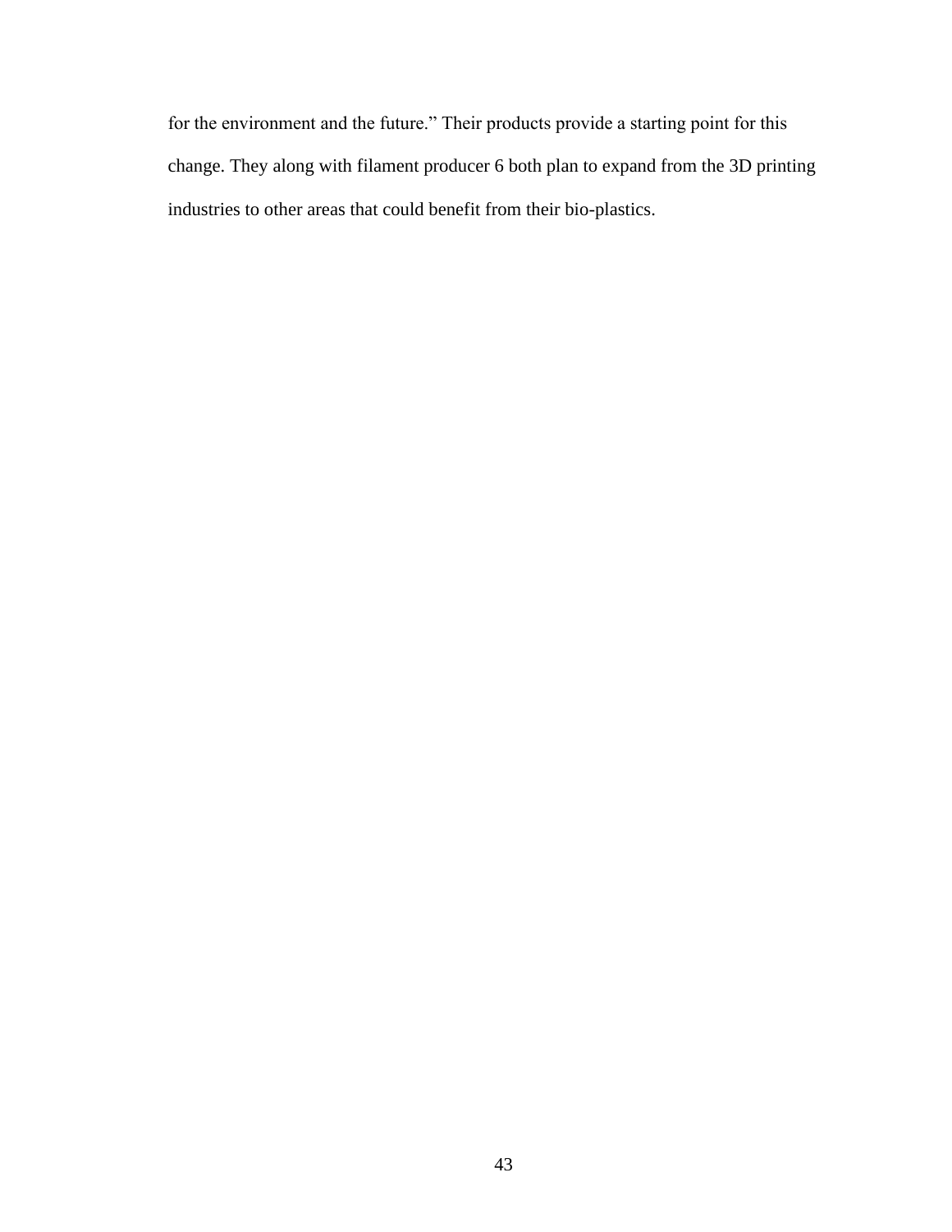for the environment and the future.” Their products provide a starting point for this change. They along with filament producer 6 both plan to expand from the 3D printing industries to other areas that could benefit from their bio-plastics.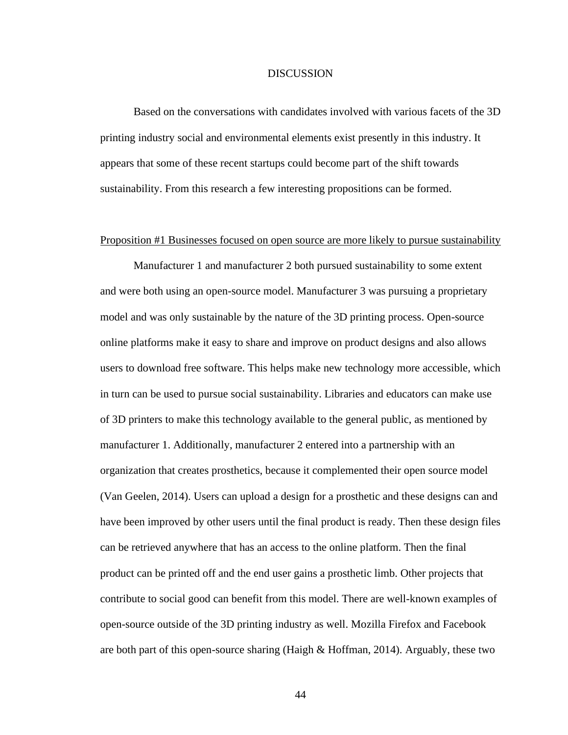# DISCUSSION

Based on the conversations with candidates involved with various facets of the 3D printing industry social and environmental elements exist presently in this industry. It appears that some of these recent startups could become part of the shift towards sustainability. From this research a few interesting propositions can be formed.

<u>Proposition #1 Businesses focused on open source are more likely to pursue sustainability</u>

Manufacturer 1 and manufacturer 2 both pursued sustainability to some extent and were both using an open-source model. Manufacturer 3 was pursuing a proprietary model and was only sustainable by the nature of the 3D printing process. Open-source online platforms make it easy to share and improve on product designs and also allows users to download free software. This helps make new technology more accessible, which in turn can be used to pursue social sustainability. Libraries and educators can make use of 3D printers to make this technology available to the general public, as mentioned by manufacturer 1. Additionally, manufacturer 2 entered into a partnership with an organization that creates prosthetics, because it complemented their open source model (Van Geelen, 2014). Users can upload a design for a prosthetic and these designs can and have been improved by other users until the final product is ready. Then these design files can be retrieved anywhere that has an access to the online platform. Then the final product can be printed off and the end user gains a prosthetic limb. Other projects that contribute to social good can benefit from this model. There are well-known examples of open-source outside of the 3D printing industry as well. Mozilla Firefox and Facebook are both part of this open-source sharing (Haigh & Hoffman, 2014). Arguably, these two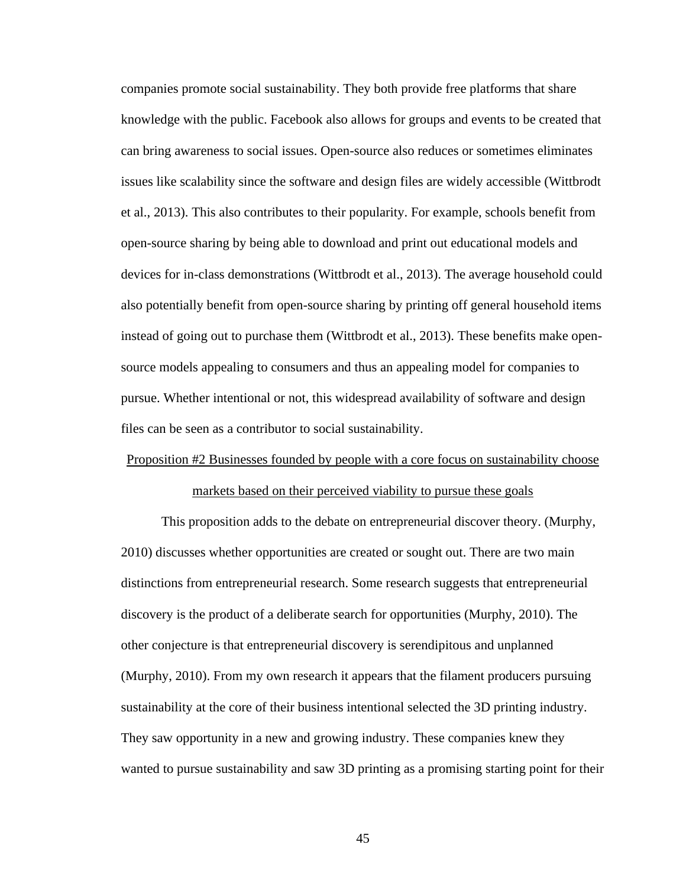companies promote social sustainability. They both provide free platforms that share knowledge with the public. Facebook also allows for groups and events to be created that can bring awareness to social issues. Open-source also reduces or sometimes eliminates issues like scalability since the software and design files are widely accessible (Wittbrodt et al., 2013). This also contributes to their popularity. For example, schools benefit from open-source sharing by being able to download and print out educational models and devices for in-class demonstrations (Wittbrodt et al., 2013). The average household could also potentially benefit from open-source sharing by printing off general household items instead of going out to purchase them (Wittbrodt et al., 2013). These benefits make open-source models appealing to consumers and thus an appealing model for companies to pursue. Whether intentional or not, this widespread availability of software and design files can be seen as a contributor to social sustainability.

<u>Proposition #2 Businesses founded by people with a core focus on sustainability choose markets based on their perceived viability to pursue these goals</u>

This proposition adds to the debate on entrepreneurial discover theory. (Murphy, 2010) discusses whether opportunities are created or sought out. There are two main distinctions from entrepreneurial research. Some research suggests that entrepreneurial discovery is the product of a deliberate search for opportunities (Murphy, 2010). The other conjecture is that entrepreneurial discovery is serendipitous and unplanned (Murphy, 2010). From my own research it appears that the filament producers pursuing sustainability at the core of their business intentional selected the 3D printing industry. They saw opportunity in a new and growing industry. These companies knew they wanted to pursue sustainability and saw 3D printing as a promising starting point for their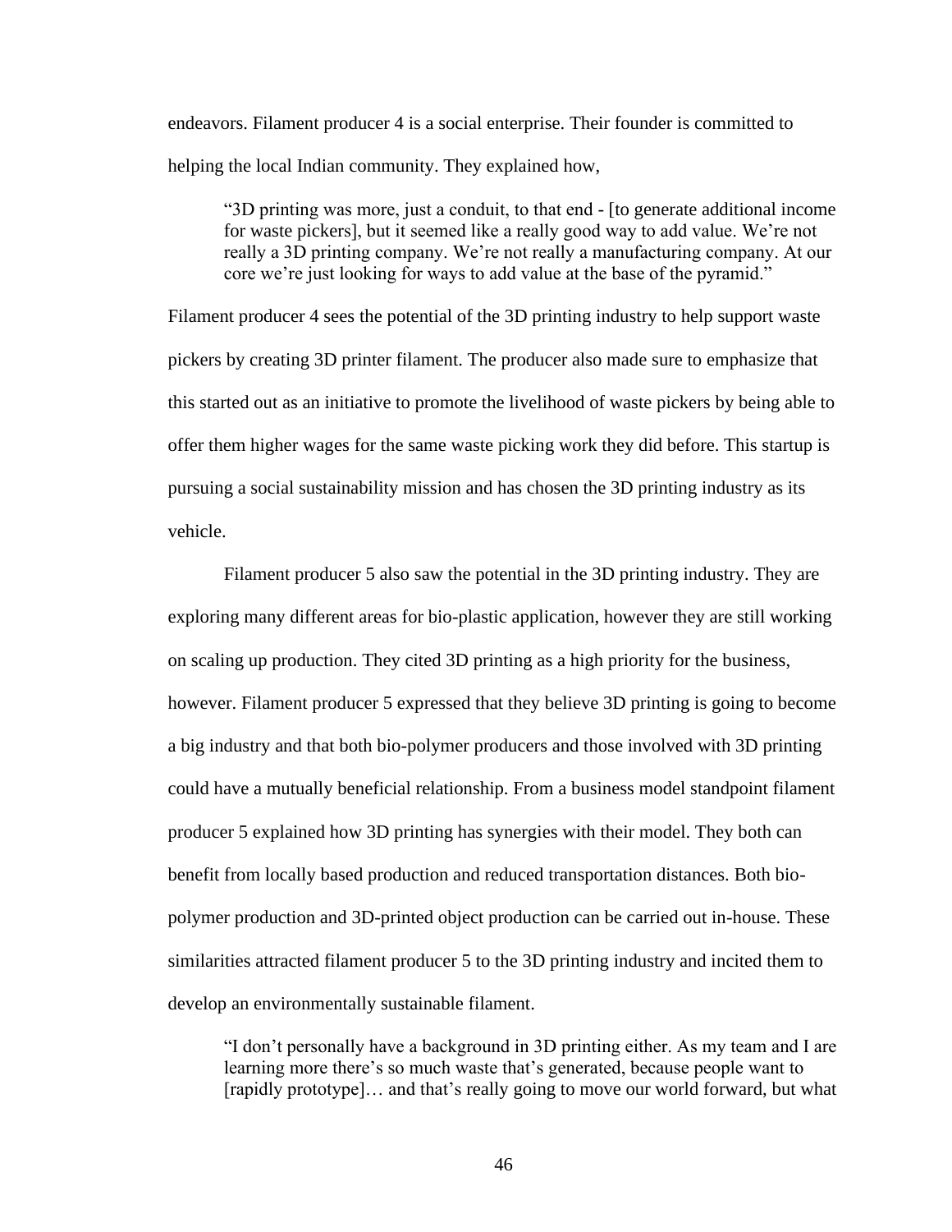endeavors. Filament producer 4 is a social enterprise. Their founder is committed to helping the local Indian community. They explained how,

> "3D printing was more, just a conduit, to that end - [to generate additional income for waste pickers], but it seemed like a really good way to add value. We're not really a 3D printing company. We're not really a manufacturing company. At our core we're just looking for ways to add value at the base of the pyramid."

Filament producer 4 sees the potential of the 3D printing industry to help support waste pickers by creating 3D printer filament. The producer also made sure to emphasize that this started out as an initiative to promote the livelihood of waste pickers by being able to offer them higher wages for the same waste picking work they did before. This startup is pursuing a social sustainability mission and has chosen the 3D printing industry as its vehicle.

Filament producer 5 also saw the potential in the 3D printing industry. They are exploring many different areas for bio-plastic application, however they are still working on scaling up production. They cited 3D printing as a high priority for the business, however. Filament producer 5 expressed that they believe 3D printing is going to become a big industry and that both bio-polymer producers and those involved with 3D printing could have a mutually beneficial relationship. From a business model standpoint filament producer 5 explained how 3D printing has synergies with their model. They both can benefit from locally based production and reduced transportation distances. Both bio-polymer production and 3D-printed object production can be carried out in-house. These similarities attracted filament producer 5 to the 3D printing industry and incited them to develop an environmentally sustainable filament.

> "I don't personally have a background in 3D printing either. As my team and I are learning more there's so much waste that's generated, because people want to [rapidly prototype]… and that's really going to move our world forward, but what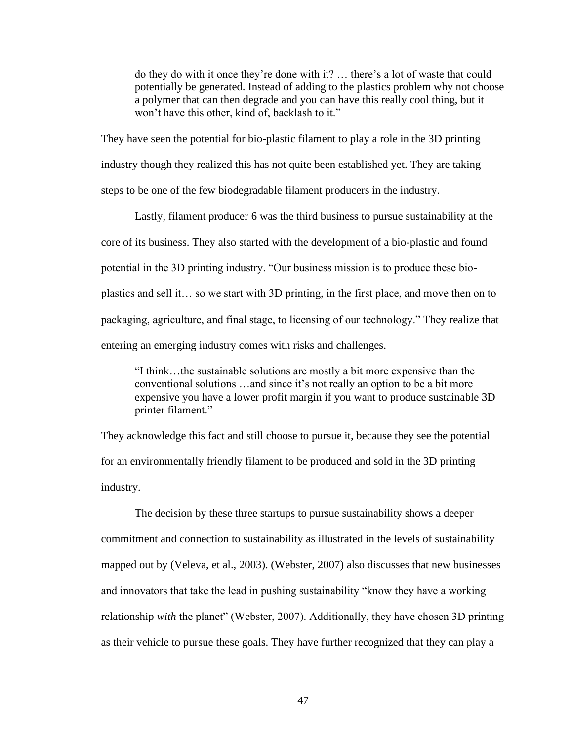> do they do with it once they're done with it? … there's a lot of waste that could potentially be generated. Instead of adding to the plastics problem why not choose a polymer that can then degrade and you can have this really cool thing, but it won't have this other, kind of, backlash to it."

They have seen the potential for bio-plastic filament to play a role in the 3D printing industry though they realized this has not quite been established yet. They are taking steps to be one of the few biodegradable filament producers in the industry.

Lastly, filament producer 6 was the third business to pursue sustainability at the core of its business. They also started with the development of a bio-plastic and found potential in the 3D printing industry. "Our business mission is to produce these bio-plastics and sell it… so we start with 3D printing, in the first place, and move then on to packaging, agriculture, and final stage, to licensing of our technology." They realize that entering an emerging industry comes with risks and challenges.

> "I think…the sustainable solutions are mostly a bit more expensive than the conventional solutions …and since it's not really an option to be a bit more expensive you have a lower profit margin if you want to produce sustainable 3D printer filament."

They acknowledge this fact and still choose to pursue it, because they see the potential for an environmentally friendly filament to be produced and sold in the 3D printing industry.

The decision by these three startups to pursue sustainability shows a deeper commitment and connection to sustainability as illustrated in the levels of sustainability mapped out by (Veleva, et al., 2003). (Webster, 2007) also discusses that new businesses and innovators that take the lead in pushing sustainability "know they have a working relationship *with* the planet" (Webster, 2007). Additionally, they have chosen 3D printing as their vehicle to pursue these goals. They have further recognized that they can play a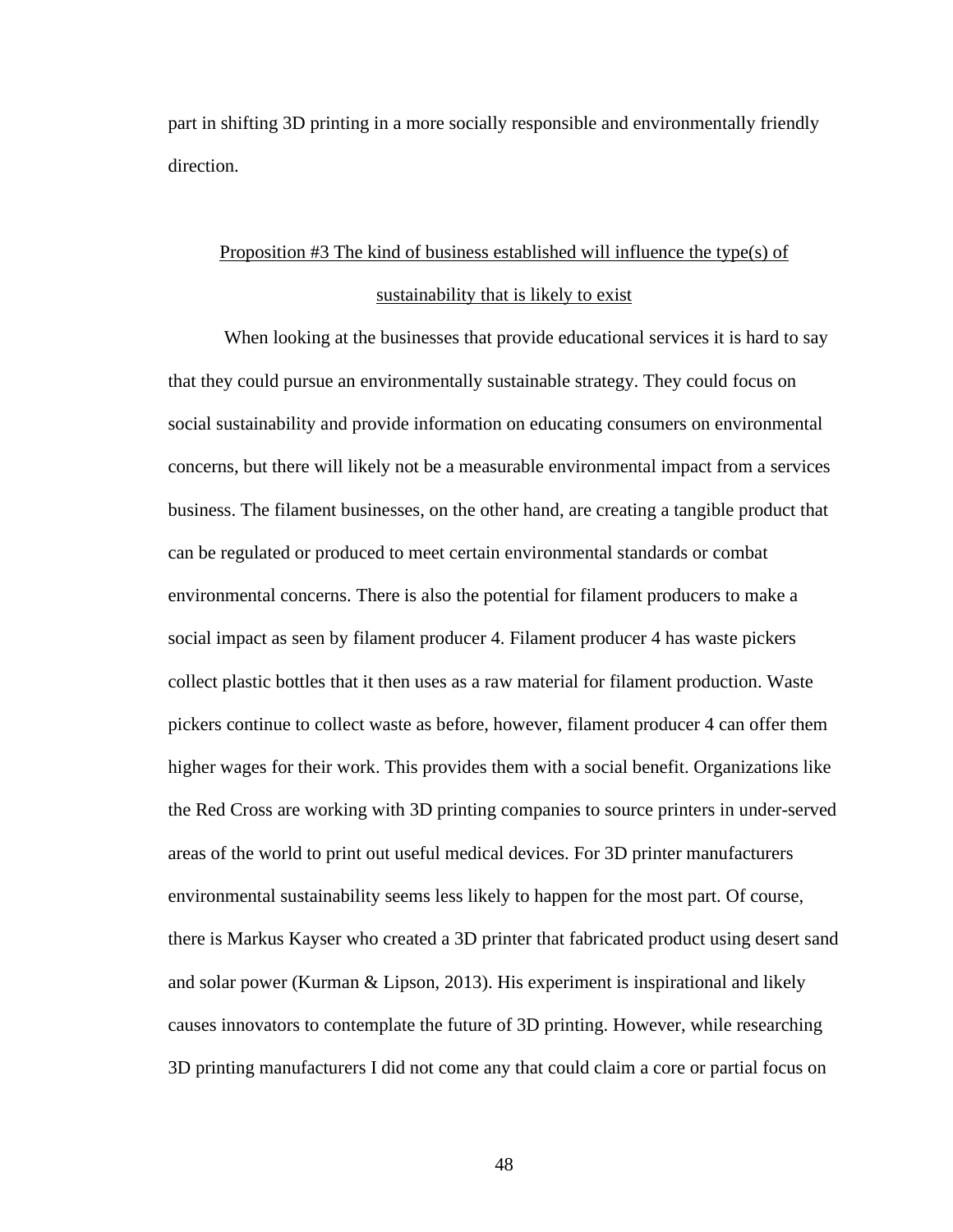part in shifting 3D printing in a more socially responsible and environmentally friendly direction.

## Proposition #3 The kind of business established will influence the type(s) of sustainability that is likely to exist

When looking at the businesses that provide educational services it is hard to say that they could pursue an environmentally sustainable strategy. They could focus on social sustainability and provide information on educating consumers on environmental concerns, but there will likely not be a measurable environmental impact from a services business. The filament businesses, on the other hand, are creating a tangible product that can be regulated or produced to meet certain environmental standards or combat environmental concerns. There is also the potential for filament producers to make a social impact as seen by filament producer 4. Filament producer 4 has waste pickers collect plastic bottles that it then uses as a raw material for filament production. Waste pickers continue to collect waste as before, however, filament producer 4 can offer them higher wages for their work. This provides them with a social benefit. Organizations like the Red Cross are working with 3D printing companies to source printers in under-served areas of the world to print out useful medical devices. For 3D printer manufacturers environmental sustainability seems less likely to happen for the most part. Of course, there is Markus Kayser who created a 3D printer that fabricated product using desert sand and solar power (Kurman & Lipson, 2013). His experiment is inspirational and likely causes innovators to contemplate the future of 3D printing. However, while researching 3D printing manufacturers I did not come any that could claim a core or partial focus on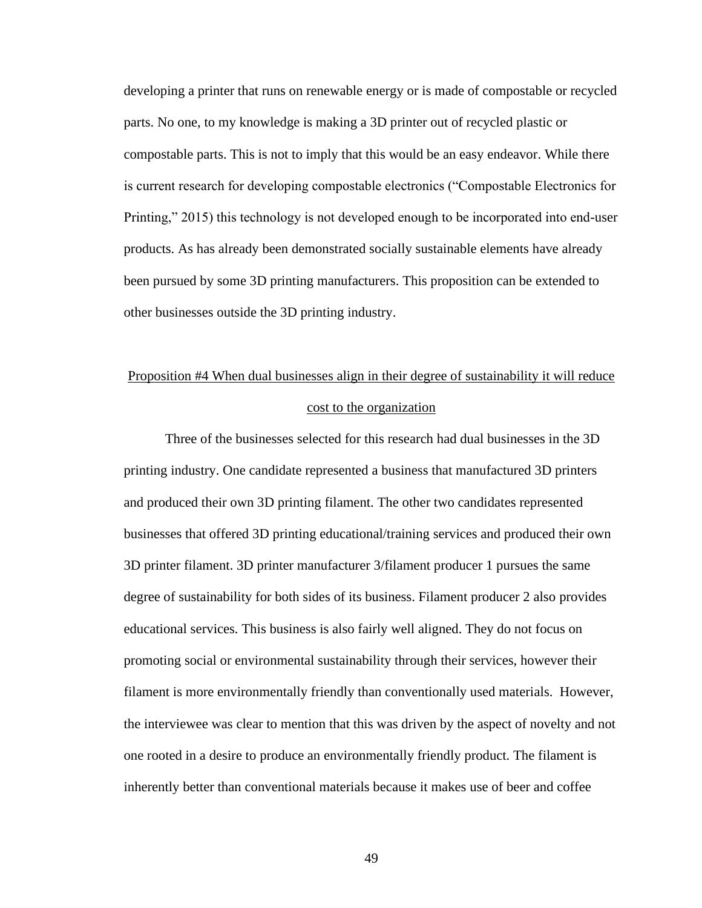developing a printer that runs on renewable energy or is made of compostable or recycled parts. No one, to my knowledge is making a 3D printer out of recycled plastic or compostable parts. This is not to imply that this would be an easy endeavor. While there is current research for developing compostable electronics ("Compostable Electronics for Printing," 2015) this technology is not developed enough to be incorporated into end-user products. As has already been demonstrated socially sustainable elements have already been pursued by some 3D printing manufacturers. This proposition can be extended to other businesses outside the 3D printing industry.

<u>Proposition #4 When dual businesses align in their degree of sustainability it will reduce cost to the organization</u>

Three of the businesses selected for this research had dual businesses in the 3D printing industry. One candidate represented a business that manufactured 3D printers and produced their own 3D printing filament. The other two candidates represented businesses that offered 3D printing educational/training services and produced their own 3D printer filament. 3D printer manufacturer 3/filament producer 1 pursues the same degree of sustainability for both sides of its business. Filament producer 2 also provides educational services. This business is also fairly well aligned. They do not focus on promoting social or environmental sustainability through their services, however their filament is more environmentally friendly than conventionally used materials. However, the interviewee was clear to mention that this was driven by the aspect of novelty and not one rooted in a desire to produce an environmentally friendly product. The filament is inherently better than conventional materials because it makes use of beer and coffee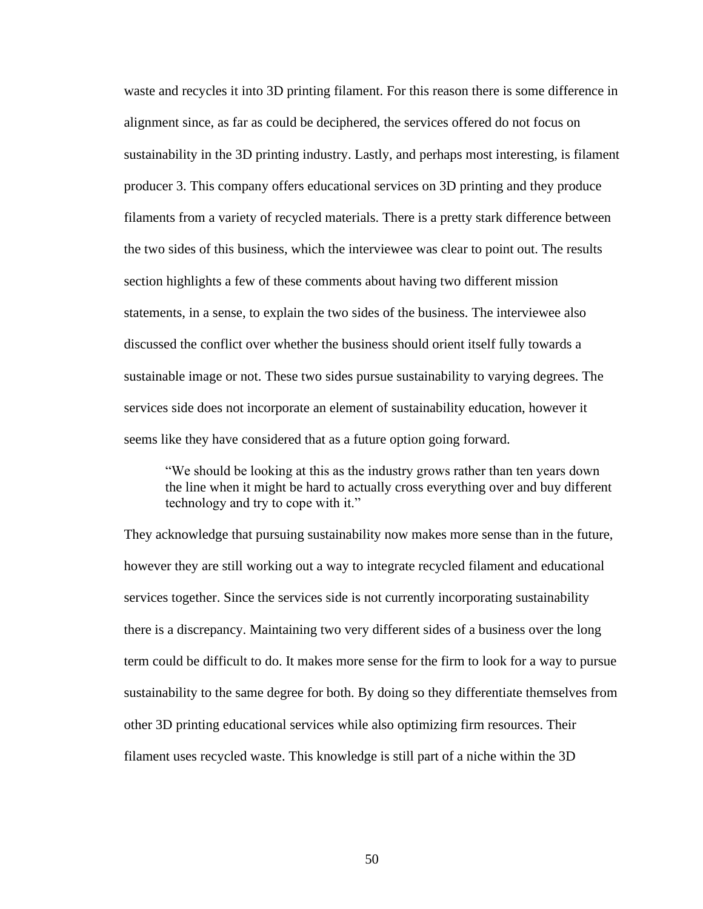waste and recycles it into 3D printing filament. For this reason there is some difference in alignment since, as far as could be deciphered, the services offered do not focus on sustainability in the 3D printing industry. Lastly, and perhaps most interesting, is filament producer 3. This company offers educational services on 3D printing and they produce filaments from a variety of recycled materials. There is a pretty stark difference between the two sides of this business, which the interviewee was clear to point out. The results section highlights a few of these comments about having two different mission statements, in a sense, to explain the two sides of the business. The interviewee also discussed the conflict over whether the business should orient itself fully towards a sustainable image or not. These two sides pursue sustainability to varying degrees. The services side does not incorporate an element of sustainability education, however it seems like they have considered that as a future option going forward.

> "We should be looking at this as the industry grows rather than ten years down the line when it might be hard to actually cross everything over and buy different technology and try to cope with it."

They acknowledge that pursuing sustainability now makes more sense than in the future, however they are still working out a way to integrate recycled filament and educational services together. Since the services side is not currently incorporating sustainability there is a discrepancy. Maintaining two very different sides of a business over the long term could be difficult to do. It makes more sense for the firm to look for a way to pursue sustainability to the same degree for both. By doing so they differentiate themselves from other 3D printing educational services while also optimizing firm resources. Their filament uses recycled waste. This knowledge is still part of a niche within the 3D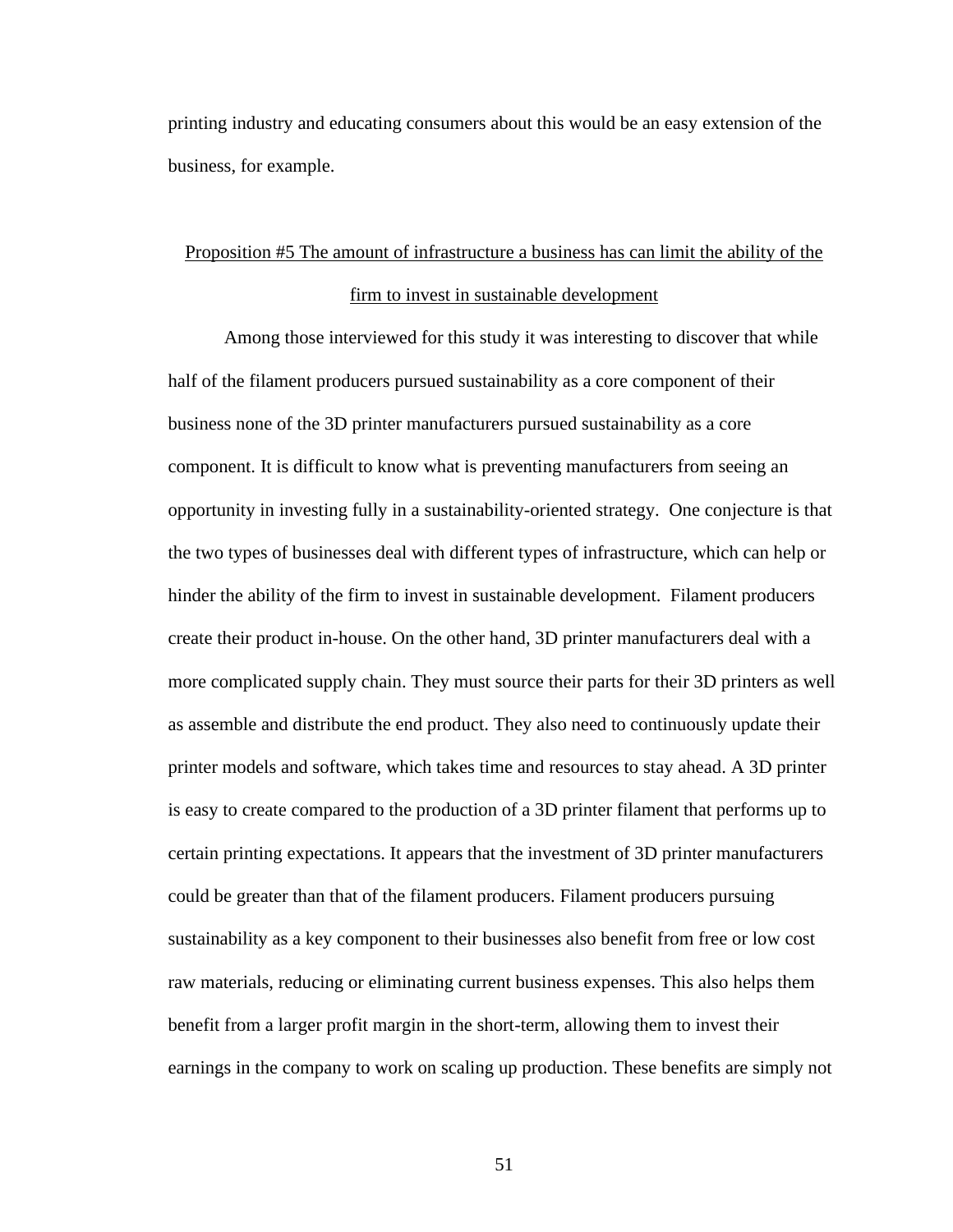printing industry and educating consumers about this would be an easy extension of the business, for example.

## Proposition #5 The amount of infrastructure a business has can limit the ability of the firm to invest in sustainable development

Among those interviewed for this study it was interesting to discover that while half of the filament producers pursued sustainability as a core component of their business none of the 3D printer manufacturers pursued sustainability as a core component. It is difficult to know what is preventing manufacturers from seeing an opportunity in investing fully in a sustainability-oriented strategy. One conjecture is that the two types of businesses deal with different types of infrastructure, which can help or hinder the ability of the firm to invest in sustainable development. Filament producers create their product in-house. On the other hand, 3D printer manufacturers deal with a more complicated supply chain. They must source their parts for their 3D printers as well as assemble and distribute the end product. They also need to continuously update their printer models and software, which takes time and resources to stay ahead. A 3D printer is easy to create compared to the production of a 3D printer filament that performs up to certain printing expectations. It appears that the investment of 3D printer manufacturers could be greater than that of the filament producers. Filament producers pursuing sustainability as a key component to their businesses also benefit from free or low cost raw materials, reducing or eliminating current business expenses. This also helps them benefit from a larger profit margin in the short-term, allowing them to invest their earnings in the company to work on scaling up production. These benefits are simply not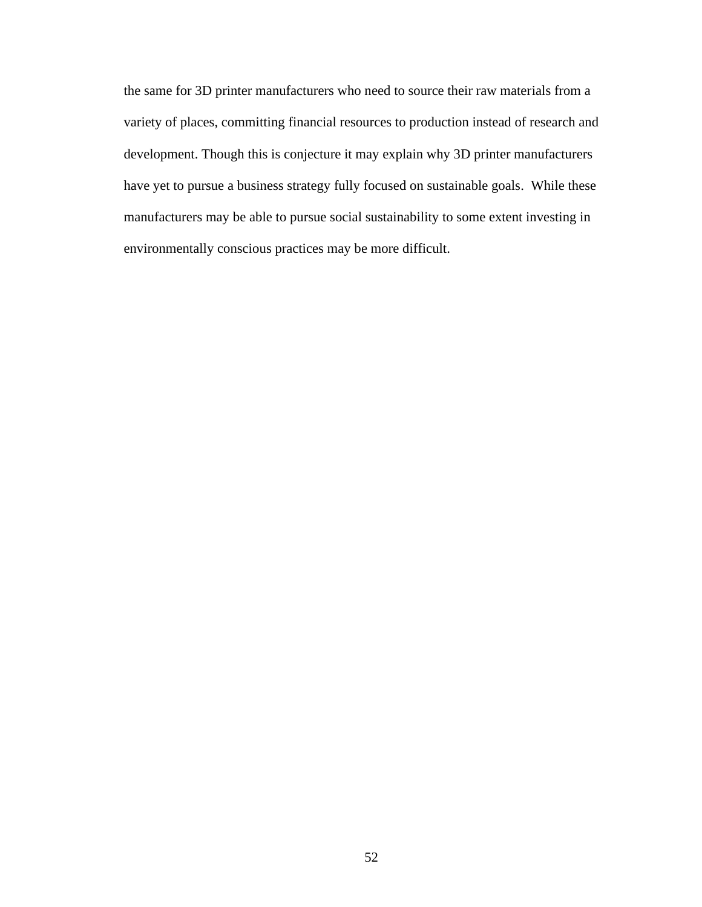the same for 3D printer manufacturers who need to source their raw materials from a variety of places, committing financial resources to production instead of research and development. Though this is conjecture it may explain why 3D printer manufacturers have yet to pursue a business strategy fully focused on sustainable goals. While these manufacturers may be able to pursue social sustainability to some extent investing in environmentally conscious practices may be more difficult.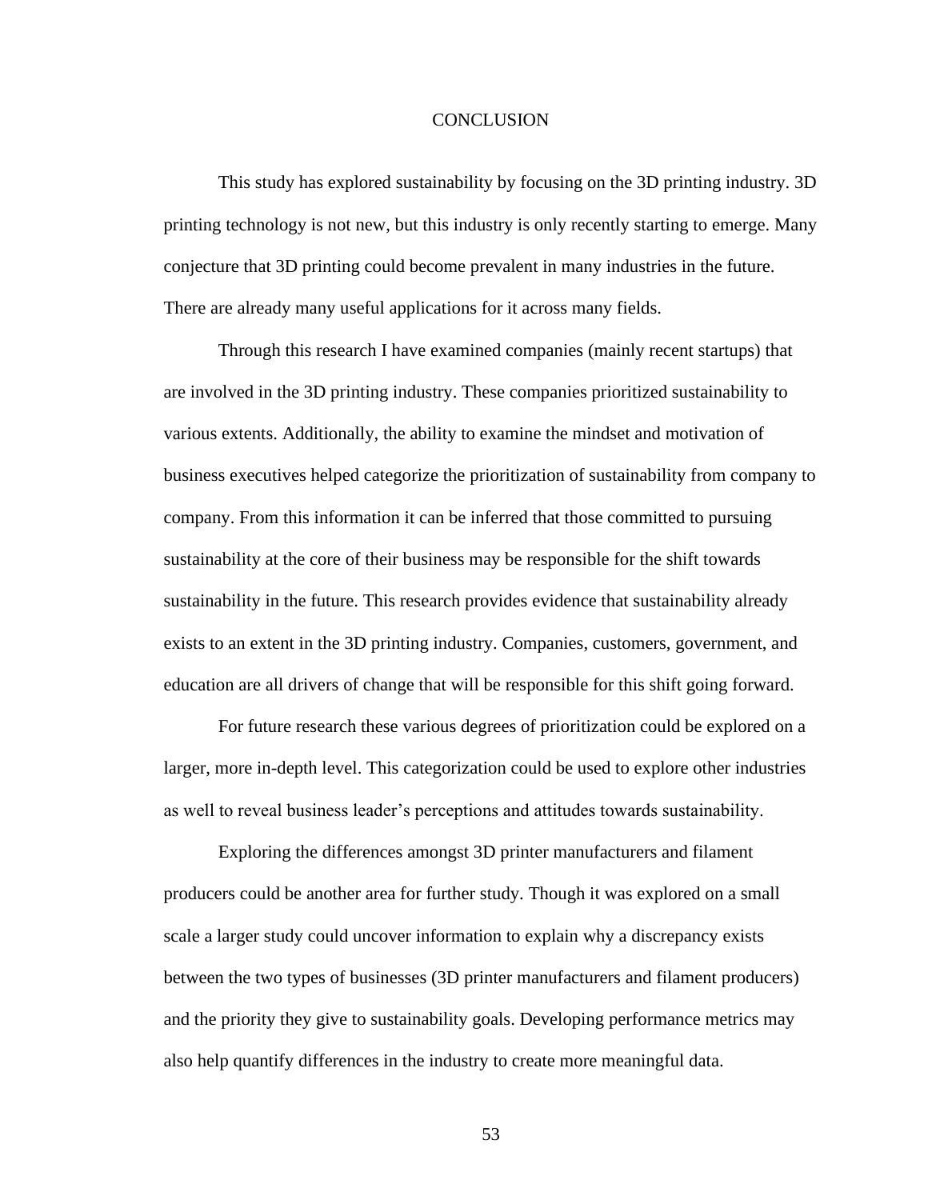# CONCLUSION

This study has explored sustainability by focusing on the 3D printing industry. 3D printing technology is not new, but this industry is only recently starting to emerge. Many conjecture that 3D printing could become prevalent in many industries in the future. There are already many useful applications for it across many fields.

Through this research I have examined companies (mainly recent startups) that are involved in the 3D printing industry. These companies prioritized sustainability to various extents. Additionally, the ability to examine the mindset and motivation of business executives helped categorize the prioritization of sustainability from company to company. From this information it can be inferred that those committed to pursuing sustainability at the core of their business may be responsible for the shift towards sustainability in the future. This research provides evidence that sustainability already exists to an extent in the 3D printing industry. Companies, customers, government, and education are all drivers of change that will be responsible for this shift going forward.

For future research these various degrees of prioritization could be explored on a larger, more in-depth level. This categorization could be used to explore other industries as well to reveal business leader's perceptions and attitudes towards sustainability.

Exploring the differences amongst 3D printer manufacturers and filament producers could be another area for further study. Though it was explored on a small scale a larger study could uncover information to explain why a discrepancy exists between the two types of businesses (3D printer manufacturers and filament producers) and the priority they give to sustainability goals. Developing performance metrics may also help quantify differences in the industry to create more meaningful data.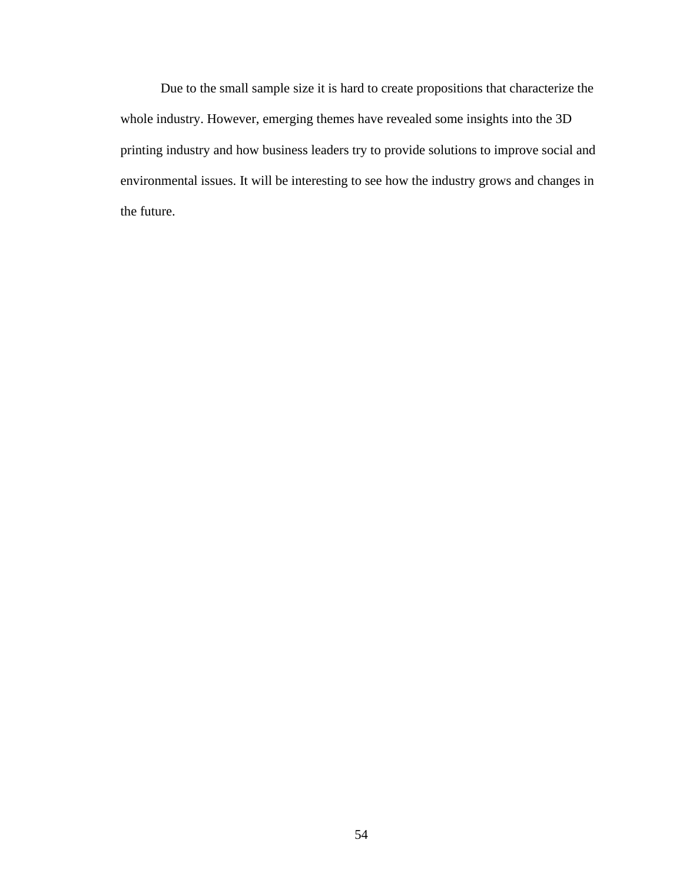Due to the small sample size it is hard to create propositions that characterize the whole industry. However, emerging themes have revealed some insights into the 3D printing industry and how business leaders try to provide solutions to improve social and environmental issues. It will be interesting to see how the industry grows and changes in the future.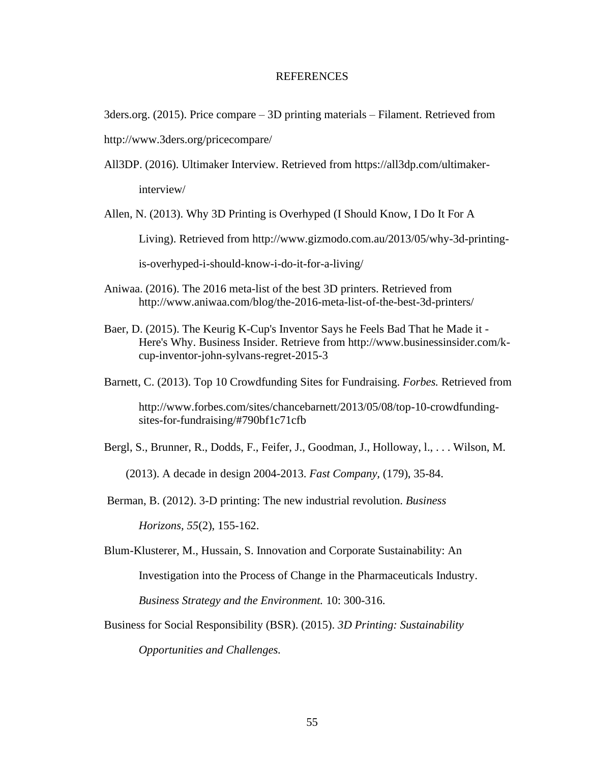# REFERENCES

3ders.org. (2015). Price compare – 3D printing materials – Filament. Retrieved from http://www.3ders.org/pricecompare/

All3DP. (2016). Ultimaker Interview. Retrieved from https://all3dp.com/ultimaker-interview/

Allen, N. (2013). Why 3D Printing is Overhyped (I Should Know, I Do It For A Living). Retrieved from http://www.gizmodo.com.au/2013/05/why-3d-printing-is-overhyped-i-should-know-i-do-it-for-a-living/

Aniwaa. (2016). The 2016 meta-list of the best 3D printers. Retrieved from http://www.aniwaa.com/blog/the-2016-meta-list-of-the-best-3d-printers/

Baer, D. (2015). The Keurig K-Cup's Inventor Says he Feels Bad That he Made it - Here's Why. Business Insider. Retrieve from http://www.businessinsider.com/k-cup-inventor-john-sylvans-regret-2015-3

Barnett, C. (2013). Top 10 Crowdfunding Sites for Fundraising. *Forbes.* Retrieved from http://www.forbes.com/sites/chancebarnett/2013/05/08/top-10-crowdfunding-sites-for-fundraising/#790bf1c71cfb

Bergl, S., Brunner, R., Dodds, F., Feifer, J., Goodman, J., Holloway, l., . . . Wilson, M. (2013). A decade in design 2004-2013. *Fast Company,* (179), 35-84.

Berman, B. (2012). 3-D printing: The new industrial revolution. *Business Horizons, 55*(2), 155-162.

Blum-Klusterer, M., Hussain, S. Innovation and Corporate Sustainability: An Investigation into the Process of Change in the Pharmaceuticals Industry. *Business Strategy and the Environment.* 10: 300-316.

Business for Social Responsibility (BSR). (2015). *3D Printing: Sustainability Opportunities and Challenges.*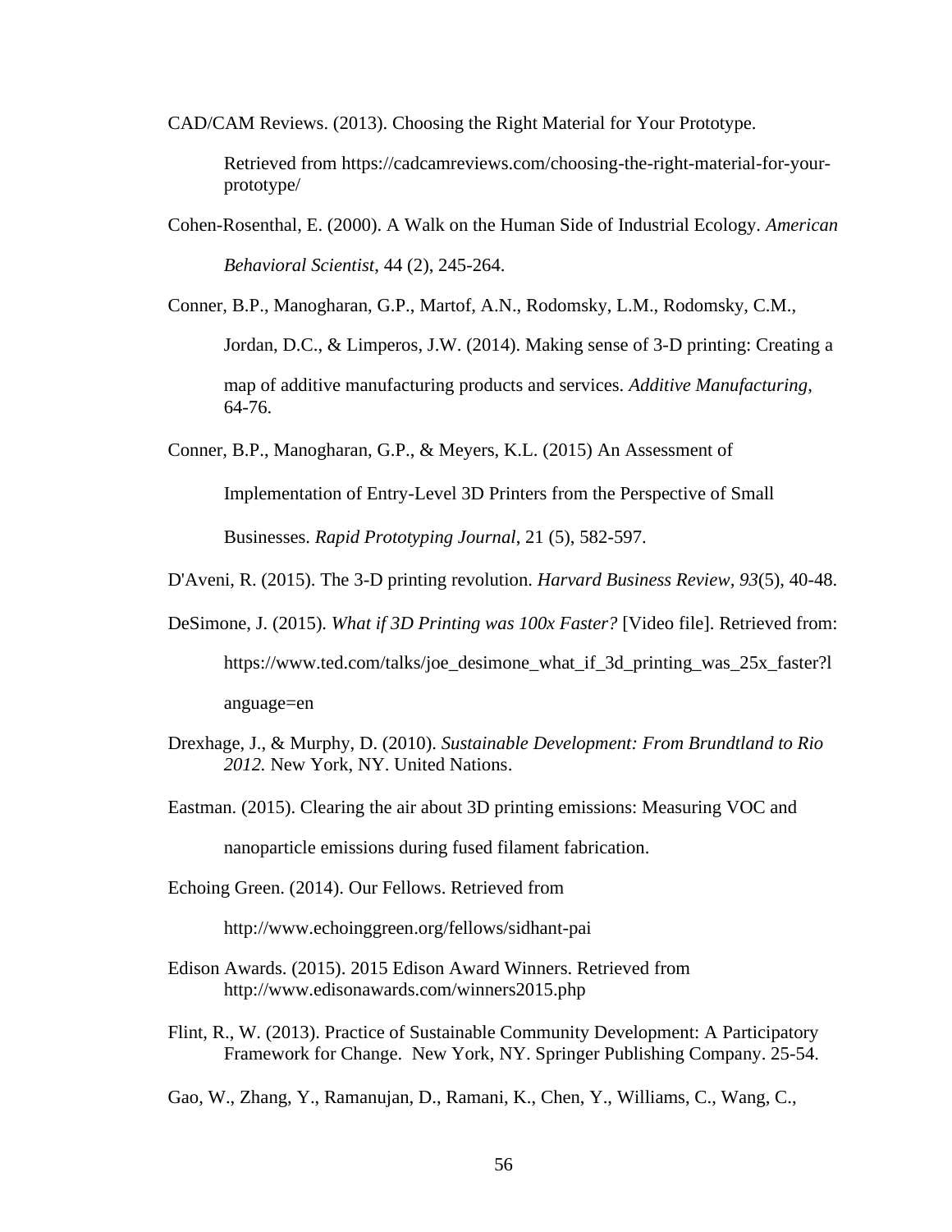CAD/CAM Reviews. (2013). Choosing the Right Material for Your Prototype. Retrieved from https://cadcamreviews.com/choosing-the-right-material-for-your-prototype/

Cohen-Rosenthal, E. (2000). A Walk on the Human Side of Industrial Ecology. *American Behavioral Scientist*, 44 (2), 245-264.

Conner, B.P., Manogharan, G.P., Martof, A.N., Rodomsky, L.M., Rodomsky, C.M., Jordan, D.C., & Limperos, J.W. (2014). Making sense of 3-D printing: Creating a map of additive manufacturing products and services. *Additive Manufacturing*, 64-76.

Conner, B.P., Manogharan, G.P., & Meyers, K.L. (2015) An Assessment of Implementation of Entry-Level 3D Printers from the Perspective of Small Businesses. *Rapid Prototyping Journal*, 21 (5), 582-597.

D'Aveni, R. (2015). The 3-D printing revolution. *Harvard Business Review*, *93*(5), 40-48.

DeSimone, J. (2015). *What if 3D Printing was 100x Faster?* [Video file]. Retrieved from: https://www.ted.com/talks/joe_desimone_what_if_3d_printing_was_25x_faster?language=en

Drexhage, J., & Murphy, D. (2010). *Sustainable Development: From Brundtland to Rio 2012.* New York, NY. United Nations.

Eastman. (2015). Clearing the air about 3D printing emissions: Measuring VOC and nanoparticle emissions during fused filament fabrication.

Echoing Green. (2014). Our Fellows. Retrieved from http://www.echoinggreen.org/fellows/sidhant-pai

Edison Awards. (2015). 2015 Edison Award Winners. Retrieved from http://www.edisonawards.com/winners2015.php

Flint, R., W. (2013). Practice of Sustainable Community Development: A Participatory Framework for Change. New York, NY. Springer Publishing Company. 25-54.

Gao, W., Zhang, Y., Ramanujan, D., Ramani, K., Chen, Y., Williams, C., Wang, C.,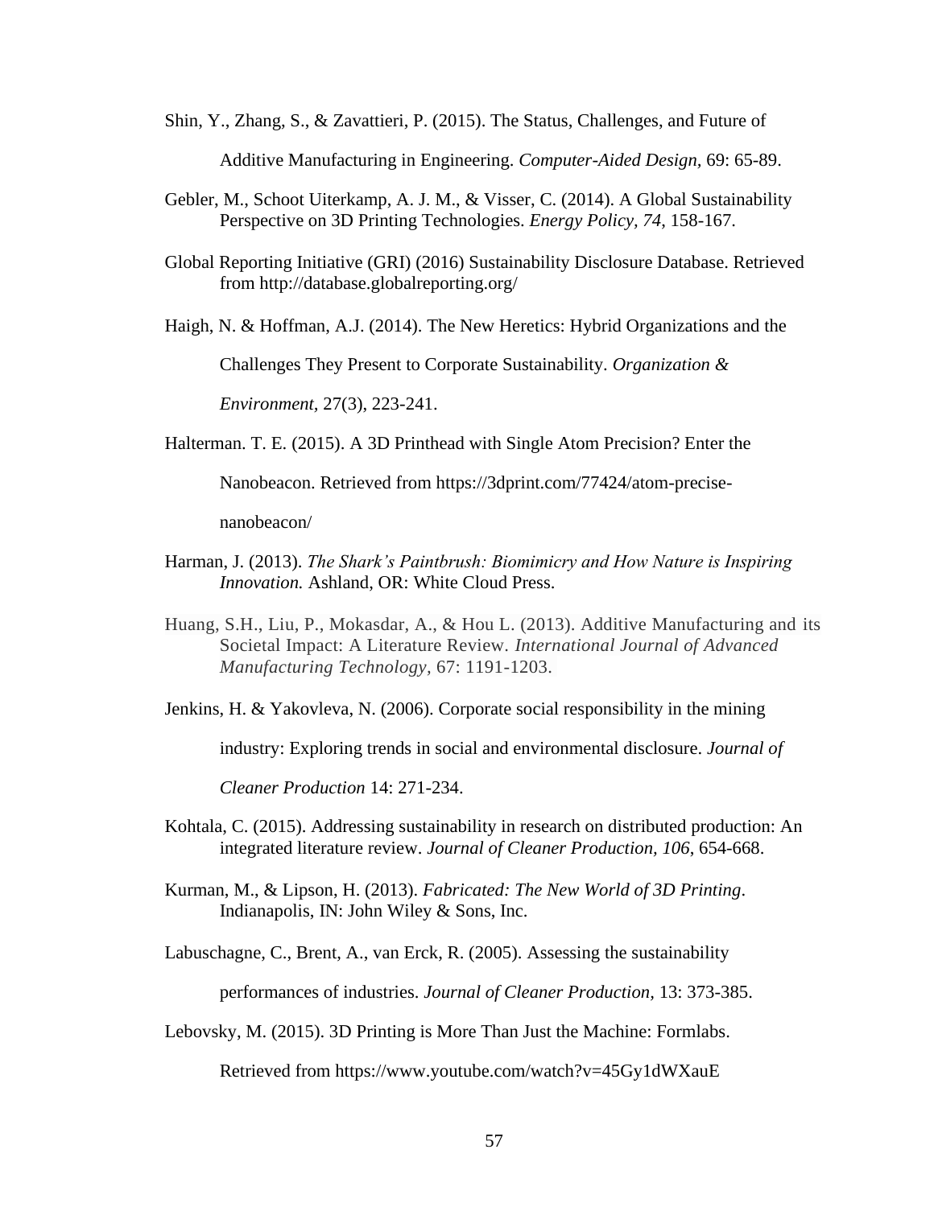Shin, Y., Zhang, S., & Zavattieri, P. (2015). The Status, Challenges, and Future of Additive Manufacturing in Engineering. *Computer-Aided Design,* 69: 65-89.

Gebler, M., Schoot Uiterkamp, A. J. M., & Visser, C. (2014). A Global Sustainability Perspective on 3D Printing Technologies. *Energy Policy, 74*, 158-167.

Global Reporting Initiative (GRI) (2016) Sustainability Disclosure Database. Retrieved from http://database.globalreporting.org/

Haigh, N. & Hoffman, A.J. (2014). The New Heretics: Hybrid Organizations and the Challenges They Present to Corporate Sustainability. *Organization & Environment,* 27(3), 223-241.

Halterman. T. E. (2015). A 3D Printhead with Single Atom Precision? Enter the Nanobeacon. Retrieved from https://3dprint.com/77424/atom-precise-nanobeacon/

Harman, J. (2013). *The Shark's Paintbrush: Biomimicry and How Nature is Inspiring Innovation.* Ashland, OR: White Cloud Press.

Huang, S.H., Liu, P., Mokasdar, A., & Hou L. (2013). Additive Manufacturing and its Societal Impact: A Literature Review. *International Journal of Advanced Manufacturing Technology,* 67: 1191-1203.

Jenkins, H. & Yakovleva, N. (2006). Corporate social responsibility in the mining industry: Exploring trends in social and environmental disclosure. *Journal of Cleaner Production* 14: 271-234.

Kohtala, C. (2015). Addressing sustainability in research on distributed production: An integrated literature review. *Journal of Cleaner Production, 106*, 654-668.

Kurman, M., & Lipson, H. (2013). *Fabricated: The New World of 3D Printing*. Indianapolis, IN: John Wiley & Sons, Inc.

Labuschagne, C., Brent, A., van Erck, R. (2005). Assessing the sustainability performances of industries. *Journal of Cleaner Production*, 13: 373-385.

Lebovsky, M. (2015). 3D Printing is More Than Just the Machine: Formlabs. Retrieved from https://www.youtube.com/watch?v=45Gy1dWXauE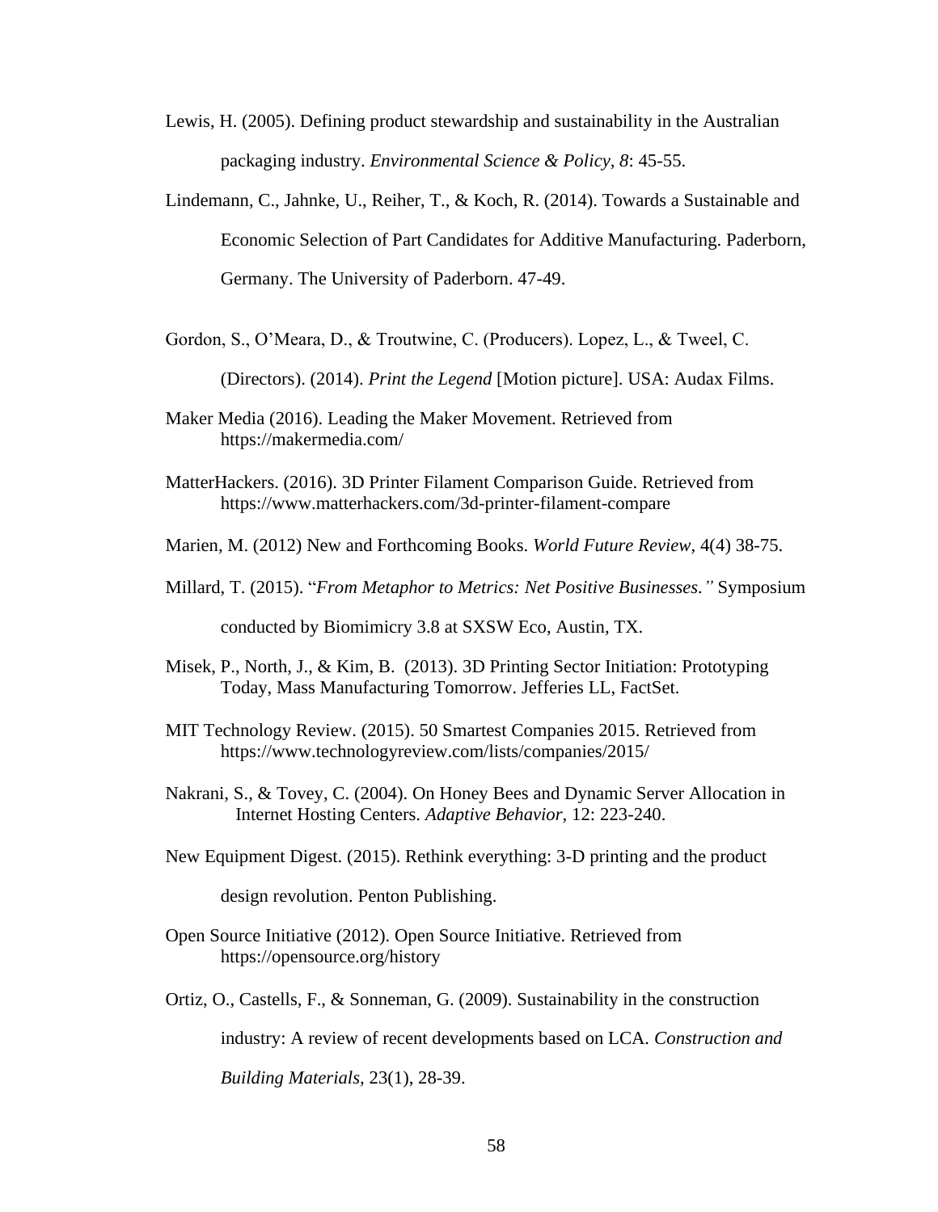Lewis, H. (2005). Defining product stewardship and sustainability in the Australian packaging industry. *Environmental Science & Policy, 8*: 45-55.

Lindemann, C., Jahnke, U., Reiher, T., & Koch, R. (2014). Towards a Sustainable and Economic Selection of Part Candidates for Additive Manufacturing. Paderborn, Germany. The University of Paderborn. 47-49.

Gordon, S., O'Meara, D., & Troutwine, C. (Producers). Lopez, L., & Tweel, C. (Directors). (2014). *Print the Legend* [Motion picture]. USA: Audax Films.

Maker Media (2016). Leading the Maker Movement. Retrieved from https://makermedia.com/

MatterHackers. (2016). 3D Printer Filament Comparison Guide. Retrieved from https://www.matterhackers.com/3d-printer-filament-compare

Marien, M. (2012) New and Forthcoming Books. *World Future Review*, 4(4) 38-75.

Millard, T. (2015). "*From Metaphor to Metrics: Net Positive Businesses."* Symposium conducted by Biomimicry 3.8 at SXSW Eco, Austin, TX.

Misek, P., North, J., & Kim, B. (2013). 3D Printing Sector Initiation: Prototyping Today, Mass Manufacturing Tomorrow. Jefferies LL, FactSet.

MIT Technology Review. (2015). 50 Smartest Companies 2015. Retrieved from https://www.technologyreview.com/lists/companies/2015/

Nakrani, S., & Tovey, C. (2004). On Honey Bees and Dynamic Server Allocation in Internet Hosting Centers. *Adaptive Behavior*, 12: 223-240.

New Equipment Digest. (2015). Rethink everything: 3-D printing and the product design revolution. Penton Publishing.

Open Source Initiative (2012). Open Source Initiative. Retrieved from https://opensource.org/history

Ortiz, O., Castells, F., & Sonneman, G. (2009). Sustainability in the construction industry: A review of recent developments based on LCA. *Construction and Building Materials*, 23(1), 28-39.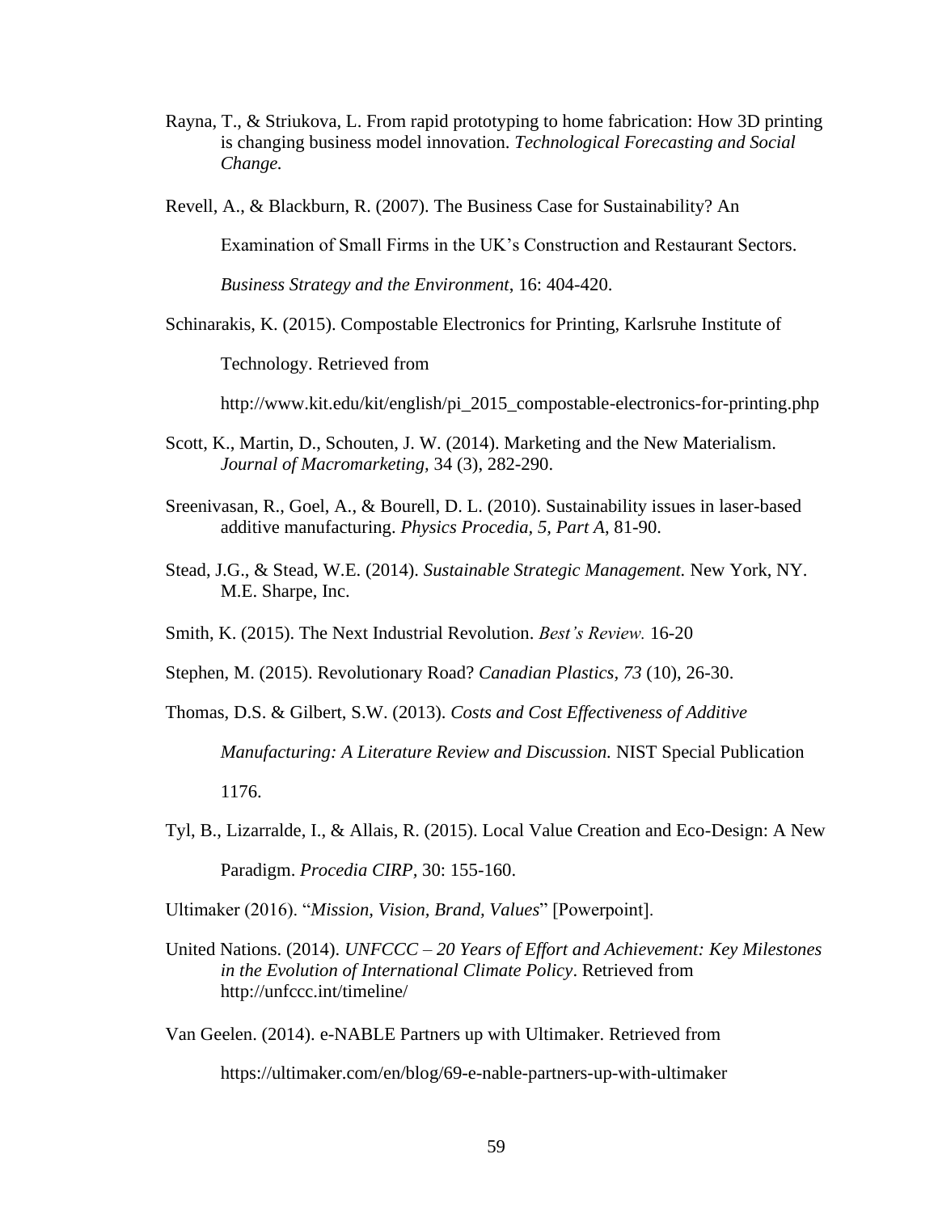Rayna, T., & Striukova, L. From rapid prototyping to home fabrication: How 3D printing is changing business model innovation. *Technological Forecasting and Social Change.*

Revell, A., & Blackburn, R. (2007). The Business Case for Sustainability? An Examination of Small Firms in the UK's Construction and Restaurant Sectors. *Business Strategy and the Environment*, 16: 404-420.

Schinarakis, K. (2015). Compostable Electronics for Printing, Karlsruhe Institute of Technology. Retrieved from http://www.kit.edu/kit/english/pi_2015_compostable-electronics-for-printing.php

Scott, K., Martin, D., Schouten, J. W. (2014). Marketing and the New Materialism. *Journal of Macromarketing*, 34 (3), 282-290.

Sreenivasan, R., Goel, A., & Bourell, D. L. (2010). Sustainability issues in laser-based additive manufacturing. *Physics Procedia, 5, Part A*, 81-90.

Stead, J.G., & Stead, W.E. (2014). *Sustainable Strategic Management.* New York, NY. M.E. Sharpe, Inc.

Smith, K. (2015). The Next Industrial Revolution. *Best's Review.* 16-20

Stephen, M. (2015). Revolutionary Road? *Canadian Plastics, 73* (10), 26-30.

Thomas, D.S. & Gilbert, S.W. (2013). *Costs and Cost Effectiveness of Additive Manufacturing: A Literature Review and Discussion.* NIST Special Publication 1176.

Tyl, B., Lizarralde, I., & Allais, R. (2015). Local Value Creation and Eco-Design: A New Paradigm. *Procedia CIRP*, 30: 155-160.

Ultimaker (2016). "*Mission, Vision, Brand, Values*" [Powerpoint].

United Nations. (2014). *UNFCCC – 20 Years of Effort and Achievement: Key Milestones in the Evolution of International Climate Policy*. Retrieved from http://unfccc.int/timeline/

Van Geelen. (2014). e-NABLE Partners up with Ultimaker. Retrieved from https://ultimaker.com/en/blog/69-e-nable-partners-up-with-ultimaker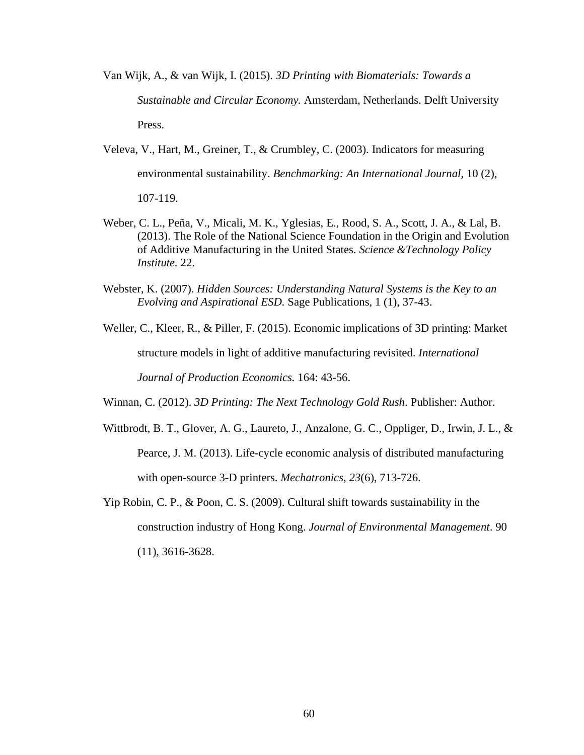Van Wijk, A., & van Wijk, I. (2015). *3D Printing with Biomaterials: Towards a Sustainable and Circular Economy.* Amsterdam, Netherlands. Delft University Press.

Veleva, V., Hart, M., Greiner, T., & Crumbley, C. (2003). Indicators for measuring environmental sustainability. *Benchmarking: An International Journal,* 10 (2), 107-119.

Weber, C. L., Peña, V., Micali, M. K., Yglesias, E., Rood, S. A., Scott, J. A., & Lal, B. (2013). The Role of the National Science Foundation in the Origin and Evolution of Additive Manufacturing in the United States. *Science &Technology Policy Institute.* 22.

Webster, K. (2007). *Hidden Sources: Understanding Natural Systems is the Key to an Evolving and Aspirational ESD.* Sage Publications, 1 (1), 37-43.

Weller, C., Kleer, R., & Piller, F. (2015). Economic implications of 3D printing: Market structure models in light of additive manufacturing revisited. *International Journal of Production Economics.* 164: 43-56.

Winnan, C. (2012). *3D Printing: The Next Technology Gold Rush*. Publisher: Author.

Wittbrodt, B. T., Glover, A. G., Laureto, J., Anzalone, G. C., Oppliger, D., Irwin, J. L., & Pearce, J. M. (2013). Life-cycle economic analysis of distributed manufacturing with open-source 3-D printers. *Mechatronics, 23*(6), 713-726.

Yip Robin, C. P., & Poon, C. S. (2009). Cultural shift towards sustainability in the construction industry of Hong Kong. *Journal of Environmental Management*. 90 (11), 3616-3628.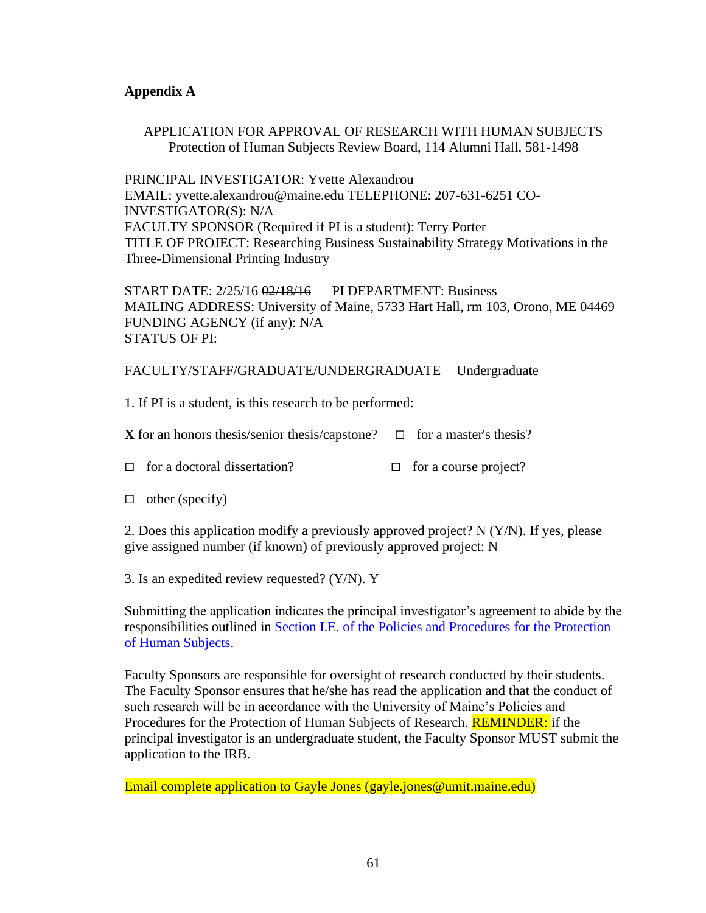**Appendix A**

APPLICATION FOR APPROVAL OF RESEARCH WITH HUMAN SUBJECTS
Protection of Human Subjects Review Board, 114 Alumni Hall, 581-1498

PRINCIPAL INVESTIGATOR: Yvette Alexandrou
EMAIL: yvette.alexandrou@maine.edu TELEPHONE: 207-631-6251 CO-INVESTIGATOR(S): N/A
FACULTY SPONSOR (Required if PI is a student): Terry Porter
TITLE OF PROJECT: Researching Business Sustainability Strategy Motivations in the Three-Dimensional Printing Industry

START DATE: 2/25/16 ~~02/18/16~~ PI DEPARTMENT: Business
MAILING ADDRESS: University of Maine, 5733 Hart Hall, rm 103, Orono, ME 04469
FUNDING AGENCY (if any): N/A
STATUS OF PI:

FACULTY/STAFF/GRADUATE/UNDERGRADUATE Undergraduate

1. If PI is a student, is this research to be performed:

**X** for an honors thesis/senior thesis/capstone? ☐ for a master's thesis?

☐ for a doctoral dissertation? ☐ for a course project?

☐ other (specify)

2. Does this application modify a previously approved project? N (Y/N). If yes, please give assigned number (if known) of previously approved project: N

3. Is an expedited review requested? (Y/N). Y

Submitting the application indicates the principal investigator's agreement to abide by the responsibilities outlined in Section I.E. of the Policies and Procedures for the Protection of Human Subjects.

Faculty Sponsors are responsible for oversight of research conducted by their students. The Faculty Sponsor ensures that he/she has read the application and that the conduct of such research will be in accordance with the University of Maine's Policies and Procedures for the Protection of Human Subjects of Research. REMINDER: if the principal investigator is an undergraduate student, the Faculty Sponsor MUST submit the application to the IRB.

Email complete application to Gayle Jones (gayle.jones@umit.maine.edu)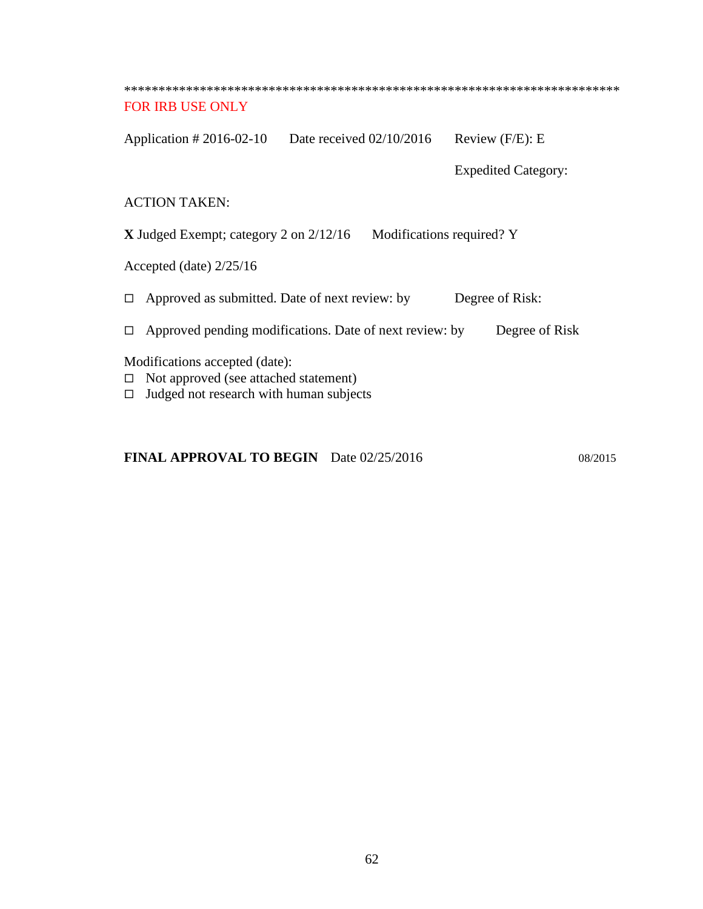***************************************************************************

FOR IRB USE ONLY

Application # 2016-02-10 Date received 02/10/2016 Review (F/E): E

Expedited Category:

ACTION TAKEN:

**X** Judged Exempt; category 2 on 2/12/16 Modifications required? Y

Accepted (date) 2/25/16

- ◻ Approved as submitted. Date of next review: by Degree of Risk:
- ◻ Approved pending modifications. Date of next review: by Degree of Risk

Modifications accepted (date):

- ◻ Not approved (see attached statement)
- ◻ Judged not research with human subjects

**FINAL APPROVAL TO BEGIN** Date 02/25/2016

08/2015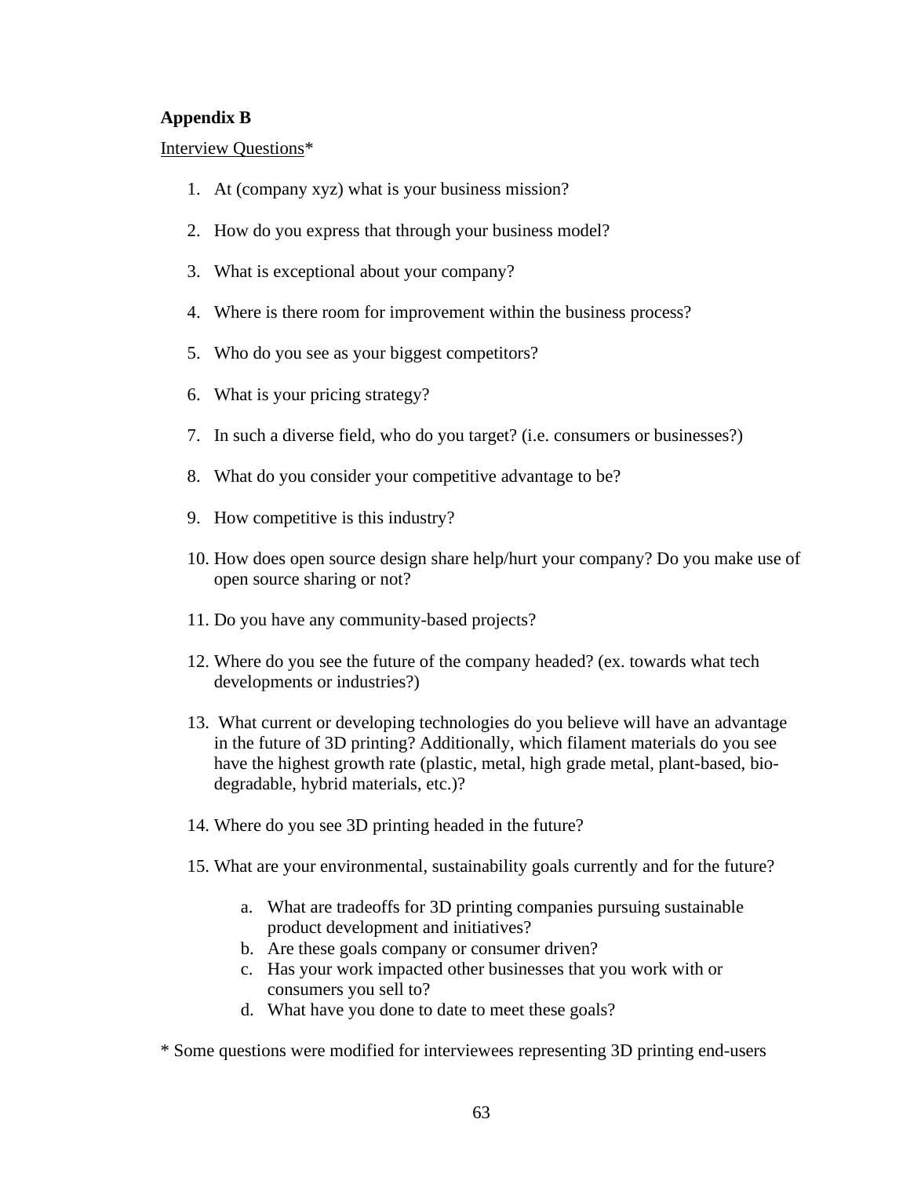**Appendix B**

Interview Questions*

1. At (company xyz) what is your business mission?
2. How do you express that through your business model?
3. What is exceptional about your company?
4. Where is there room for improvement within the business process?
5. Who do you see as your biggest competitors?
6. What is your pricing strategy?
7. In such a diverse field, who do you target? (i.e. consumers or businesses?)
8. What do you consider your competitive advantage to be?
9. How competitive is this industry?
10. How does open source design share help/hurt your company? Do you make use of open source sharing or not?
11. Do you have any community-based projects?
12. Where do you see the future of the company headed? (ex. towards what tech developments or industries?)
13. What current or developing technologies do you believe will have an advantage in the future of 3D printing? Additionally, which filament materials do you see have the highest growth rate (plastic, metal, high grade metal, plant-based, bio-degradable, hybrid materials, etc.)?
14. Where do you see 3D printing headed in the future?
15. What are your environmental, sustainability goals currently and for the future?
    a. What are tradeoffs for 3D printing companies pursuing sustainable product development and initiatives?
    b. Are these goals company or consumer driven?
    c. Has your work impacted other businesses that you work with or consumers you sell to?
    d. What have you done to date to meet these goals?

* Some questions were modified for interviewees representing 3D printing end-users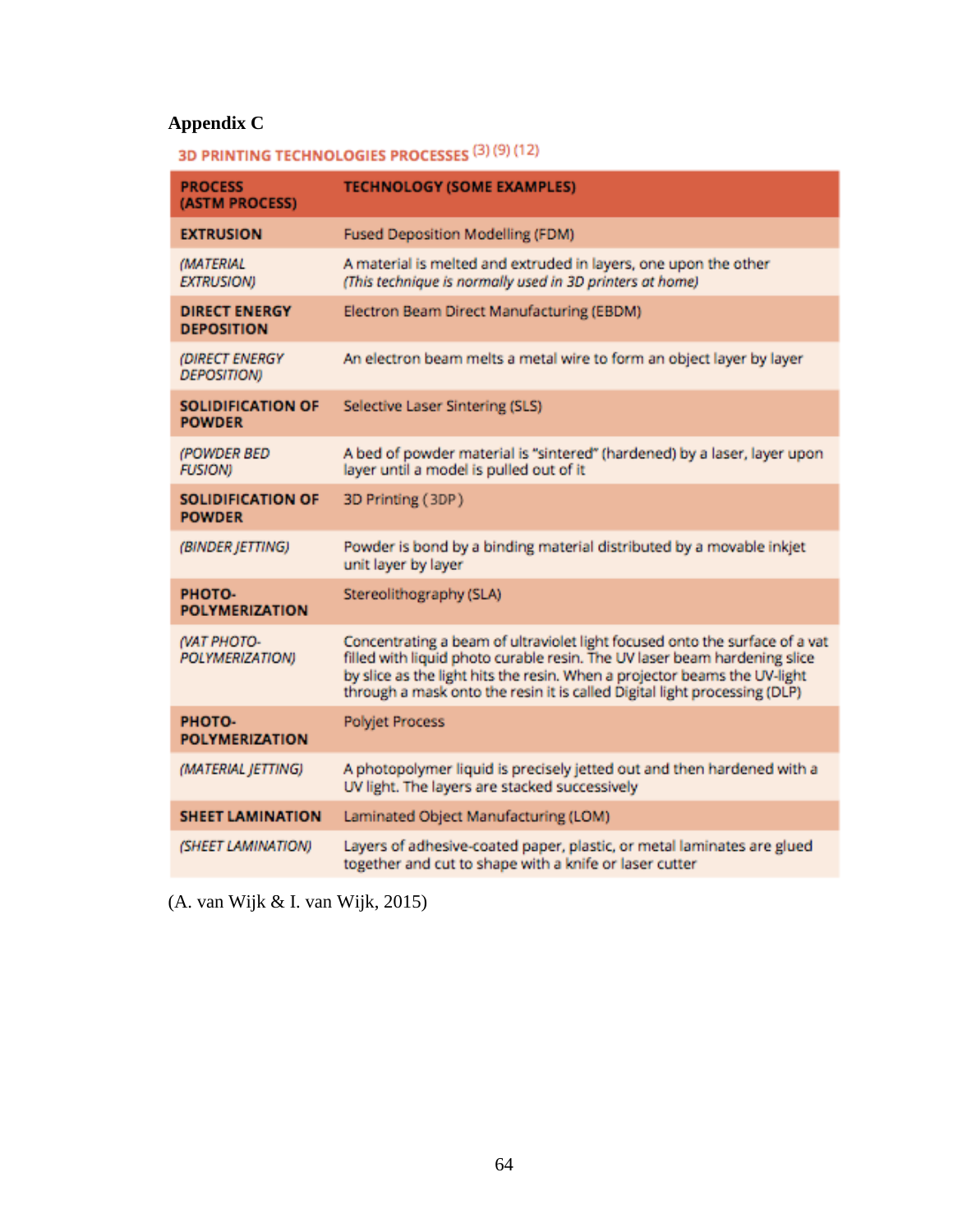# Appendix C

**3D PRINTING TECHNOLOGIES PROCESSES** (3) (9) (12)

| PROCESS (ASTM PROCESS) | TECHNOLOGY (SOME EXAMPLES) |
|---|---|
| **EXTRUSION** | Fused Deposition Modelling (FDM) |
| *(MATERIAL EXTRUSION)* | A material is melted and extruded in layers, one upon the other *(This technique is normally used in 3D printers at home)* |
| **DIRECT ENERGY DEPOSITION** | Electron Beam Direct Manufacturing (EBDM) |
| *(DIRECT ENERGY DEPOSITION)* | An electron beam melts a metal wire to form an object layer by layer |
| **SOLIDIFICATION OF POWDER** | Selective Laser Sintering (SLS) |
| *(POWDER BED FUSION)* | A bed of powder material is "sintered" (hardened) by a laser, layer upon layer until a model is pulled out of it |
| **SOLIDIFICATION OF POWDER** | 3D Printing (3DP) |
| *(BINDER JETTING)* | Powder is bond by a binding material distributed by a movable inkjet unit layer by layer |
| **PHOTO-POLYMERIZATION** | Stereolithography (SLA) |
| *(VAT PHOTO-POLYMERIZATION)* | Concentrating a beam of ultraviolet light focused onto the surface of a vat filled with liquid photo curable resin. The UV laser beam hardening slice by slice as the light hits the resin. When a projector beams the UV-light through a mask onto the resin it is called Digital light processing (DLP) |
| **PHOTO-POLYMERIZATION** | Polyjet Process |
| *(MATERIAL JETTING)* | A photopolymer liquid is precisely jetted out and then hardened with a UV light. The layers are stacked successively |
| **SHEET LAMINATION** | Laminated Object Manufacturing (LOM) |
| *(SHEET LAMINATION)* | Layers of adhesive-coated paper, plastic, or metal laminates are glued together and cut to shape with a knife or laser cutter |

(A. van Wijk & I. van Wijk, 2015)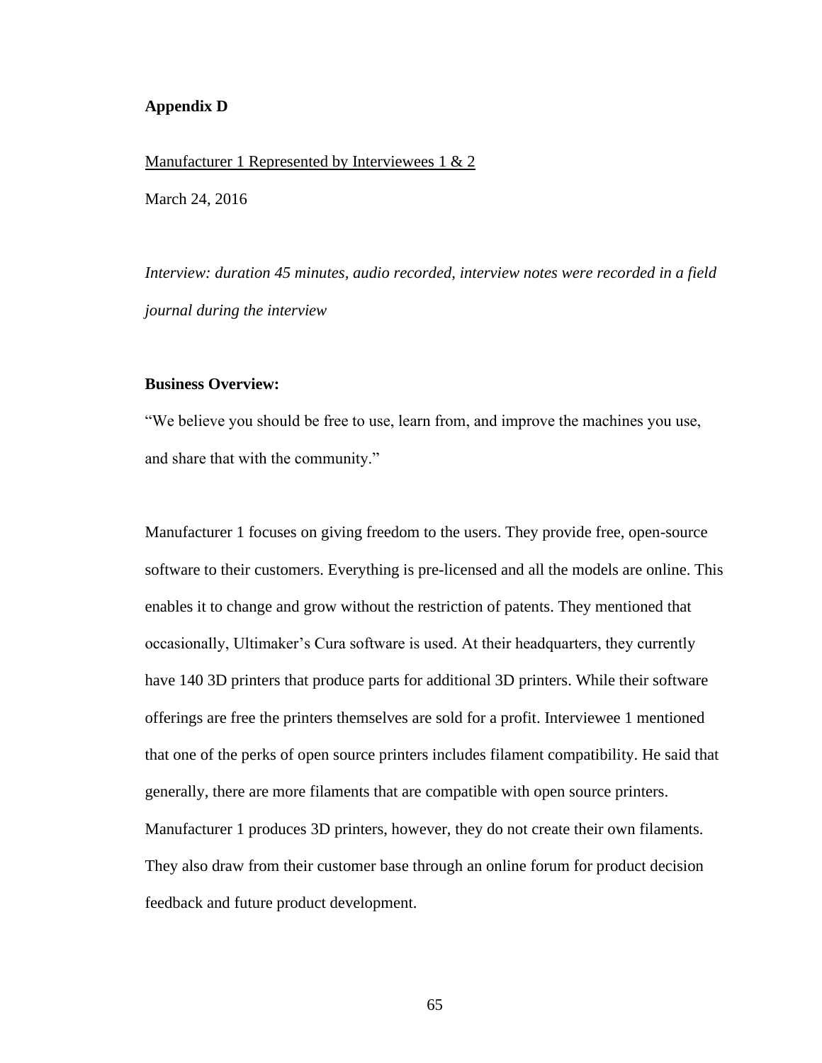**Appendix D**

Manufacturer 1 Represented by Interviewees 1 & 2

March 24, 2016

*Interview: duration 45 minutes, audio recorded, interview notes were recorded in a field journal during the interview*

**Business Overview:**

"We believe you should be free to use, learn from, and improve the machines you use, and share that with the community."

Manufacturer 1 focuses on giving freedom to the users. They provide free, open-source software to their customers. Everything is pre-licensed and all the models are online. This enables it to change and grow without the restriction of patents. They mentioned that occasionally, Ultimaker's Cura software is used. At their headquarters, they currently have 140 3D printers that produce parts for additional 3D printers. While their software offerings are free the printers themselves are sold for a profit. Interviewee 1 mentioned that one of the perks of open source printers includes filament compatibility. He said that generally, there are more filaments that are compatible with open source printers. Manufacturer 1 produces 3D printers, however, they do not create their own filaments. They also draw from their customer base through an online forum for product decision feedback and future product development.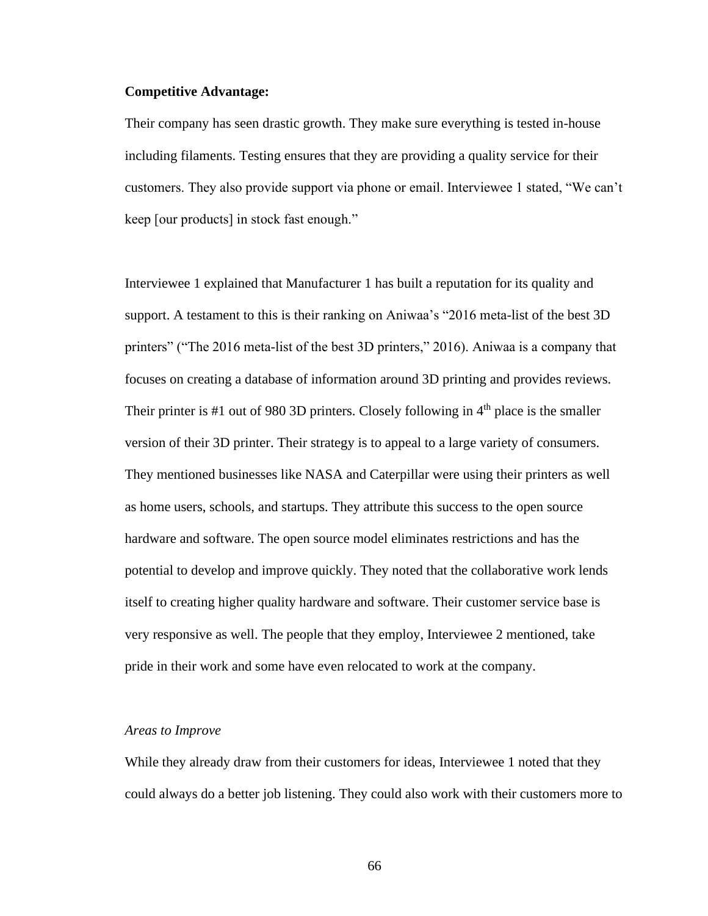**Competitive Advantage:**

Their company has seen drastic growth. They make sure everything is tested in-house including filaments. Testing ensures that they are providing a quality service for their customers. They also provide support via phone or email. Interviewee 1 stated, "We can't keep [our products] in stock fast enough."

Interviewee 1 explained that Manufacturer 1 has built a reputation for its quality and support. A testament to this is their ranking on Aniwaa's "2016 meta-list of the best 3D printers" ("The 2016 meta-list of the best 3D printers," 2016). Aniwaa is a company that focuses on creating a database of information around 3D printing and provides reviews. Their printer is #1 out of 980 3D printers. Closely following in 4th place is the smaller version of their 3D printer. Their strategy is to appeal to a large variety of consumers. They mentioned businesses like NASA and Caterpillar were using their printers as well as home users, schools, and startups. They attribute this success to the open source hardware and software. The open source model eliminates restrictions and has the potential to develop and improve quickly. They noted that the collaborative work lends itself to creating higher quality hardware and software. Their customer service base is very responsive as well. The people that they employ, Interviewee 2 mentioned, take pride in their work and some have even relocated to work at the company.

*Areas to Improve*

While they already draw from their customers for ideas, Interviewee 1 noted that they could always do a better job listening. They could also work with their customers more to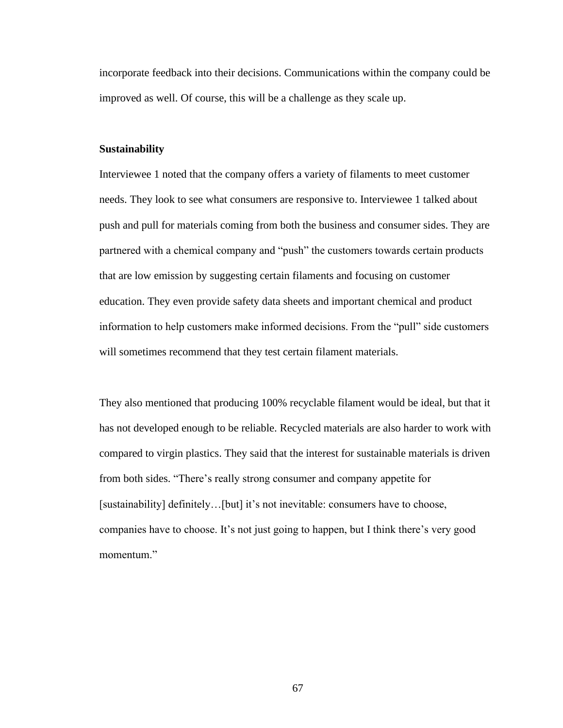incorporate feedback into their decisions. Communications within the company could be improved as well. Of course, this will be a challenge as they scale up.

**Sustainability**

Interviewee 1 noted that the company offers a variety of filaments to meet customer needs. They look to see what consumers are responsive to. Interviewee 1 talked about push and pull for materials coming from both the business and consumer sides. They are partnered with a chemical company and "push" the customers towards certain products that are low emission by suggesting certain filaments and focusing on customer education. They even provide safety data sheets and important chemical and product information to help customers make informed decisions. From the "pull" side customers will sometimes recommend that they test certain filament materials.

They also mentioned that producing 100% recyclable filament would be ideal, but that it has not developed enough to be reliable. Recycled materials are also harder to work with compared to virgin plastics. They said that the interest for sustainable materials is driven from both sides. "There's really strong consumer and company appetite for [sustainability] definitely…[but] it's not inevitable: consumers have to choose, companies have to choose. It's not just going to happen, but I think there's very good momentum."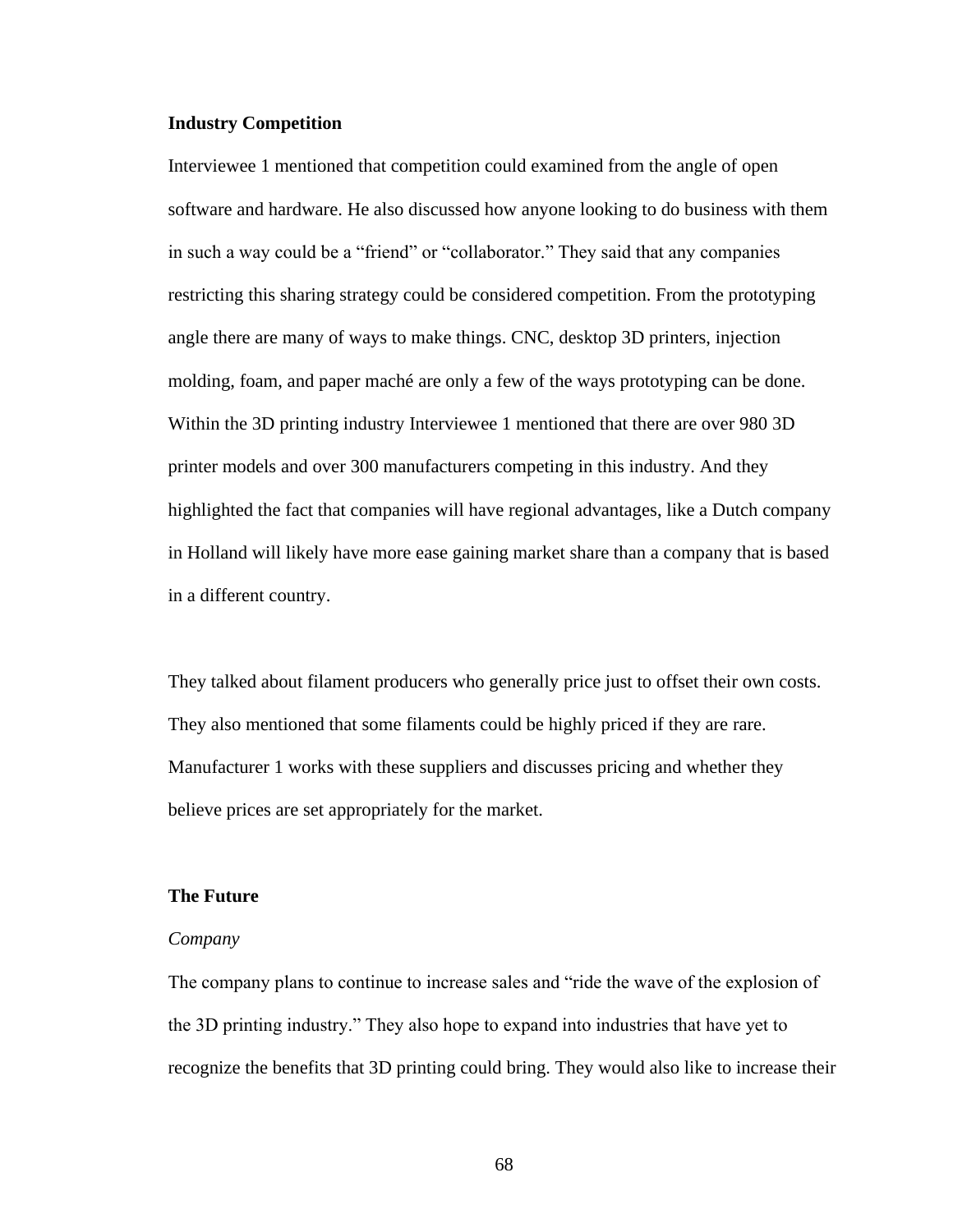**Industry Competition**

Interviewee 1 mentioned that competition could examined from the angle of open software and hardware. He also discussed how anyone looking to do business with them in such a way could be a "friend" or "collaborator." They said that any companies restricting this sharing strategy could be considered competition. From the prototyping angle there are many of ways to make things. CNC, desktop 3D printers, injection molding, foam, and paper maché are only a few of the ways prototyping can be done. Within the 3D printing industry Interviewee 1 mentioned that there are over 980 3D printer models and over 300 manufacturers competing in this industry. And they highlighted the fact that companies will have regional advantages, like a Dutch company in Holland will likely have more ease gaining market share than a company that is based in a different country.

They talked about filament producers who generally price just to offset their own costs. They also mentioned that some filaments could be highly priced if they are rare. Manufacturer 1 works with these suppliers and discusses pricing and whether they believe prices are set appropriately for the market.

**The Future**

*Company*

The company plans to continue to increase sales and "ride the wave of the explosion of the 3D printing industry." They also hope to expand into industries that have yet to recognize the benefits that 3D printing could bring. They would also like to increase their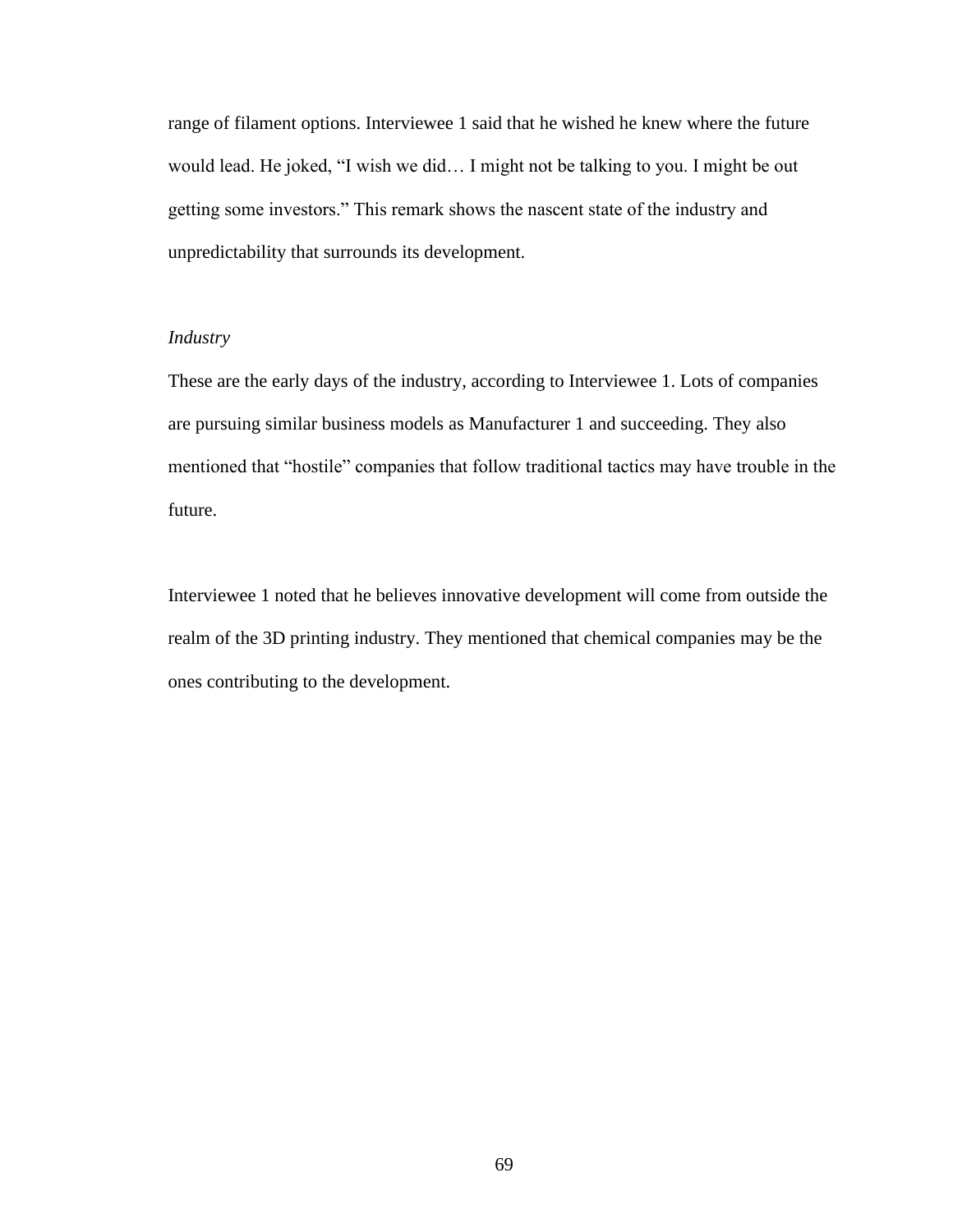range of filament options. Interviewee 1 said that he wished he knew where the future would lead. He joked, "I wish we did… I might not be talking to you. I might be out getting some investors." This remark shows the nascent state of the industry and unpredictability that surrounds its development.

*Industry*

These are the early days of the industry, according to Interviewee 1. Lots of companies are pursuing similar business models as Manufacturer 1 and succeeding. They also mentioned that "hostile" companies that follow traditional tactics may have trouble in the future.

Interviewee 1 noted that he believes innovative development will come from outside the realm of the 3D printing industry. They mentioned that chemical companies may be the ones contributing to the development.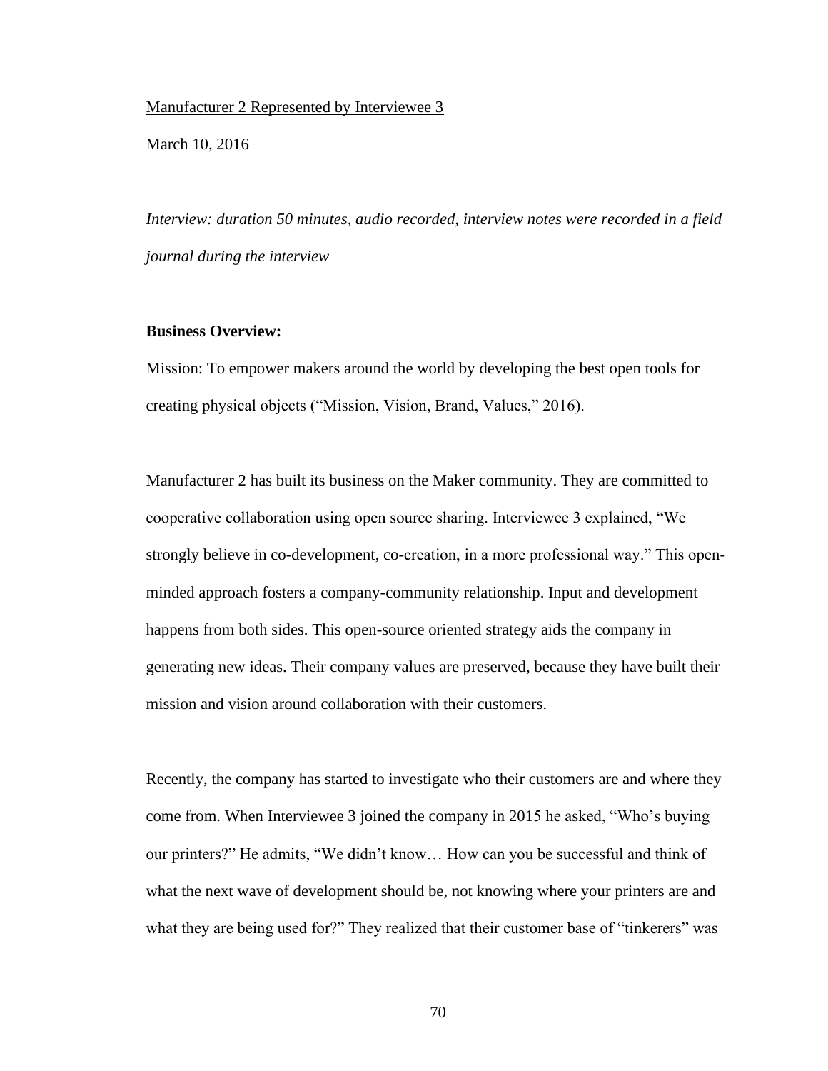Manufacturer 2 Represented by Interviewee 3

March 10, 2016

*Interview: duration 50 minutes, audio recorded, interview notes were recorded in a field journal during the interview*

**Business Overview:**

Mission: To empower makers around the world by developing the best open tools for creating physical objects ("Mission, Vision, Brand, Values," 2016).

Manufacturer 2 has built its business on the Maker community. They are committed to cooperative collaboration using open source sharing. Interviewee 3 explained, "We strongly believe in co-development, co-creation, in a more professional way." This open-minded approach fosters a company-community relationship. Input and development happens from both sides. This open-source oriented strategy aids the company in generating new ideas. Their company values are preserved, because they have built their mission and vision around collaboration with their customers.

Recently, the company has started to investigate who their customers are and where they come from. When Interviewee 3 joined the company in 2015 he asked, "Who's buying our printers?" He admits, "We didn't know… How can you be successful and think of what the next wave of development should be, not knowing where your printers are and what they are being used for?" They realized that their customer base of "tinkerers" was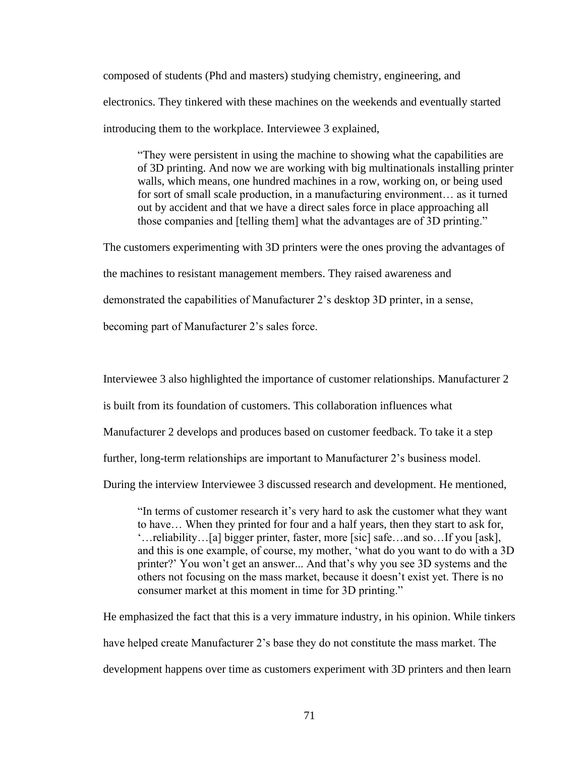composed of students (Phd and masters) studying chemistry, engineering, and electronics. They tinkered with these machines on the weekends and eventually started introducing them to the workplace. Interviewee 3 explained,

> "They were persistent in using the machine to showing what the capabilities are of 3D printing. And now we are working with big multinationals installing printer walls, which means, one hundred machines in a row, working on, or being used for sort of small scale production, in a manufacturing environment… as it turned out by accident and that we have a direct sales force in place approaching all those companies and [telling them] what the advantages are of 3D printing."

The customers experimenting with 3D printers were the ones proving the advantages of the machines to resistant management members. They raised awareness and demonstrated the capabilities of Manufacturer 2's desktop 3D printer, in a sense, becoming part of Manufacturer 2's sales force.

Interviewee 3 also highlighted the importance of customer relationships. Manufacturer 2 is built from its foundation of customers. This collaboration influences what Manufacturer 2 develops and produces based on customer feedback. To take it a step further, long-term relationships are important to Manufacturer 2's business model. During the interview Interviewee 3 discussed research and development. He mentioned,

> "In terms of customer research it's very hard to ask the customer what they want to have… When they printed for four and a half years, then they start to ask for, '…reliability…[a] bigger printer, faster, more [sic] safe…and so…If you [ask], and this is one example, of course, my mother, 'what do you want to do with a 3D printer?' You won't get an answer... And that's why you see 3D systems and the others not focusing on the mass market, because it doesn't exist yet. There is no consumer market at this moment in time for 3D printing."

He emphasized the fact that this is a very immature industry, in his opinion. While tinkers have helped create Manufacturer 2's base they do not constitute the mass market. The development happens over time as customers experiment with 3D printers and then learn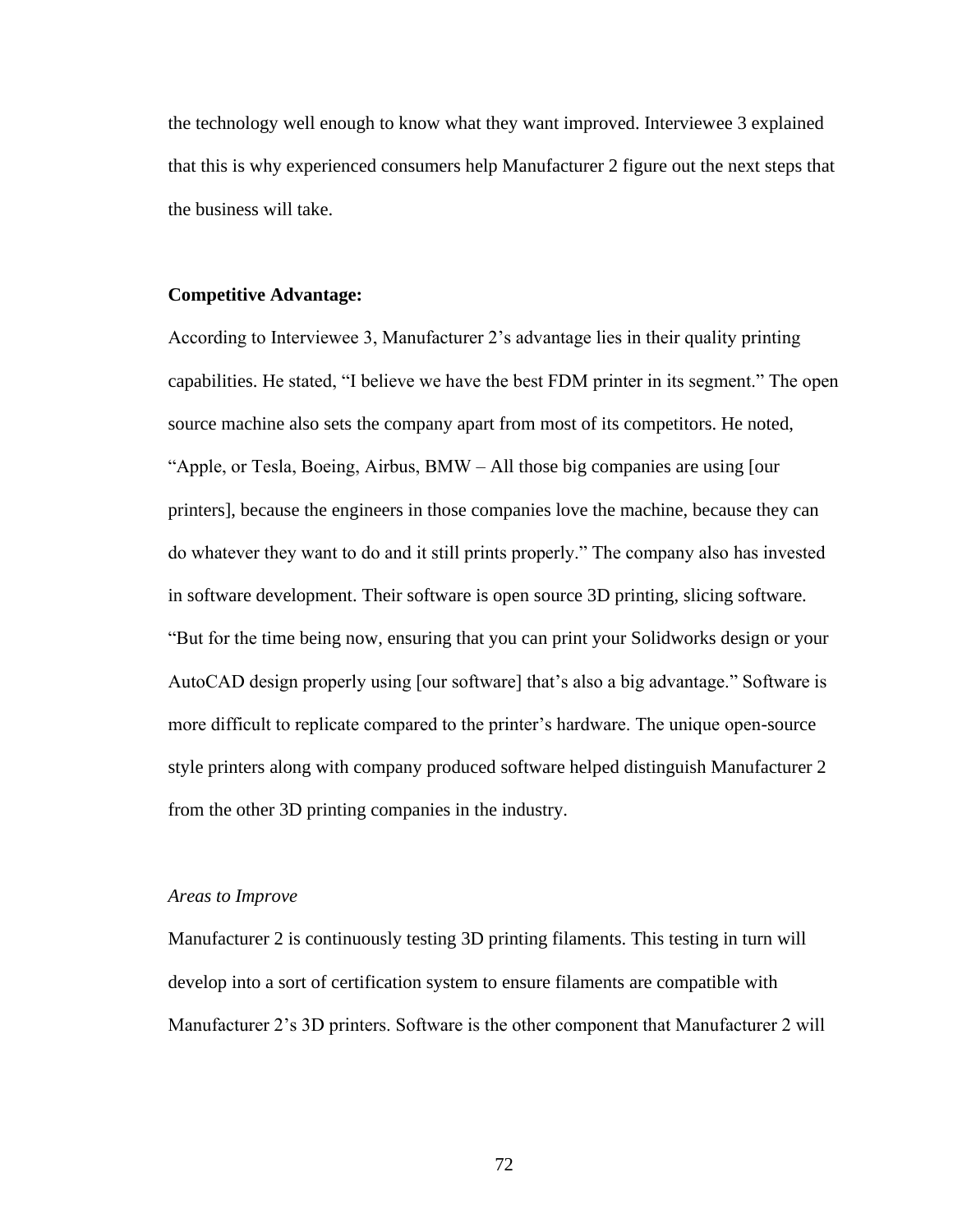the technology well enough to know what they want improved. Interviewee 3 explained that this is why experienced consumers help Manufacturer 2 figure out the next steps that the business will take.

**Competitive Advantage:**

According to Interviewee 3, Manufacturer 2's advantage lies in their quality printing capabilities. He stated, "I believe we have the best FDM printer in its segment." The open source machine also sets the company apart from most of its competitors. He noted, "Apple, or Tesla, Boeing, Airbus, BMW – All those big companies are using [our printers], because the engineers in those companies love the machine, because they can do whatever they want to do and it still prints properly." The company also has invested in software development. Their software is open source 3D printing, slicing software. "But for the time being now, ensuring that you can print your Solidworks design or your AutoCAD design properly using [our software] that's also a big advantage." Software is more difficult to replicate compared to the printer's hardware. The unique open-source style printers along with company produced software helped distinguish Manufacturer 2 from the other 3D printing companies in the industry.

*Areas to Improve*

Manufacturer 2 is continuously testing 3D printing filaments. This testing in turn will develop into a sort of certification system to ensure filaments are compatible with Manufacturer 2's 3D printers. Software is the other component that Manufacturer 2 will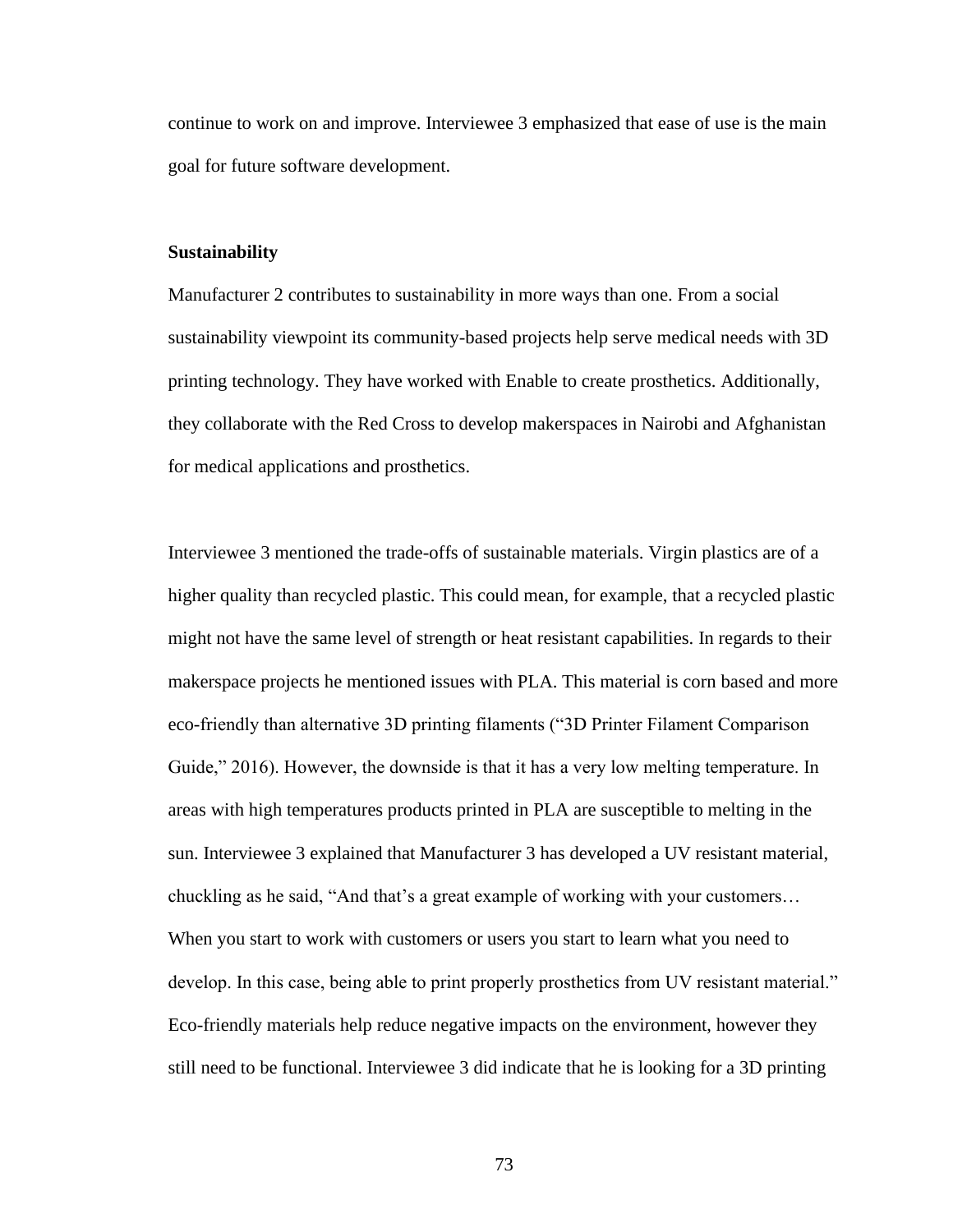continue to work on and improve. Interviewee 3 emphasized that ease of use is the main goal for future software development.

**Sustainability**

Manufacturer 2 contributes to sustainability in more ways than one. From a social sustainability viewpoint its community-based projects help serve medical needs with 3D printing technology. They have worked with Enable to create prosthetics. Additionally, they collaborate with the Red Cross to develop makerspaces in Nairobi and Afghanistan for medical applications and prosthetics.

Interviewee 3 mentioned the trade-offs of sustainable materials. Virgin plastics are of a higher quality than recycled plastic. This could mean, for example, that a recycled plastic might not have the same level of strength or heat resistant capabilities. In regards to their makerspace projects he mentioned issues with PLA. This material is corn based and more eco-friendly than alternative 3D printing filaments ("3D Printer Filament Comparison Guide," 2016). However, the downside is that it has a very low melting temperature. In areas with high temperatures products printed in PLA are susceptible to melting in the sun. Interviewee 3 explained that Manufacturer 3 has developed a UV resistant material, chuckling as he said, "And that's a great example of working with your customers… When you start to work with customers or users you start to learn what you need to develop. In this case, being able to print properly prosthetics from UV resistant material." Eco-friendly materials help reduce negative impacts on the environment, however they still need to be functional. Interviewee 3 did indicate that he is looking for a 3D printing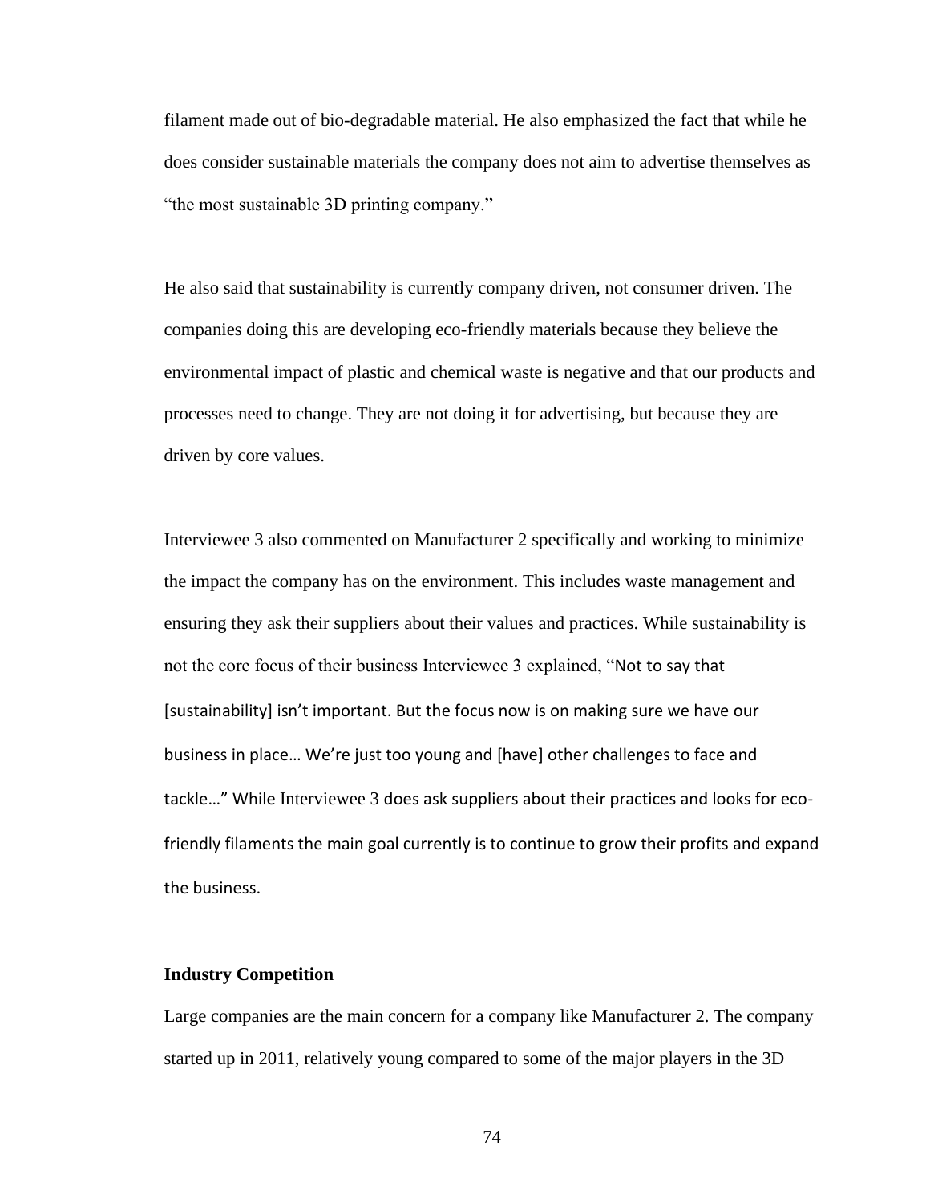filament made out of bio-degradable material. He also emphasized the fact that while he does consider sustainable materials the company does not aim to advertise themselves as "the most sustainable 3D printing company."

He also said that sustainability is currently company driven, not consumer driven. The companies doing this are developing eco-friendly materials because they believe the environmental impact of plastic and chemical waste is negative and that our products and processes need to change. They are not doing it for advertising, but because they are driven by core values.

Interviewee 3 also commented on Manufacturer 2 specifically and working to minimize the impact the company has on the environment. This includes waste management and ensuring they ask their suppliers about their values and practices. While sustainability is not the core focus of their business Interviewee 3 explained, "Not to say that [sustainability] isn't important. But the focus now is on making sure we have our business in place… We're just too young and [have] other challenges to face and tackle…" While Interviewee 3 does ask suppliers about their practices and looks for eco-friendly filaments the main goal currently is to continue to grow their profits and expand the business.

**Industry Competition**

Large companies are the main concern for a company like Manufacturer 2. The company started up in 2011, relatively young compared to some of the major players in the 3D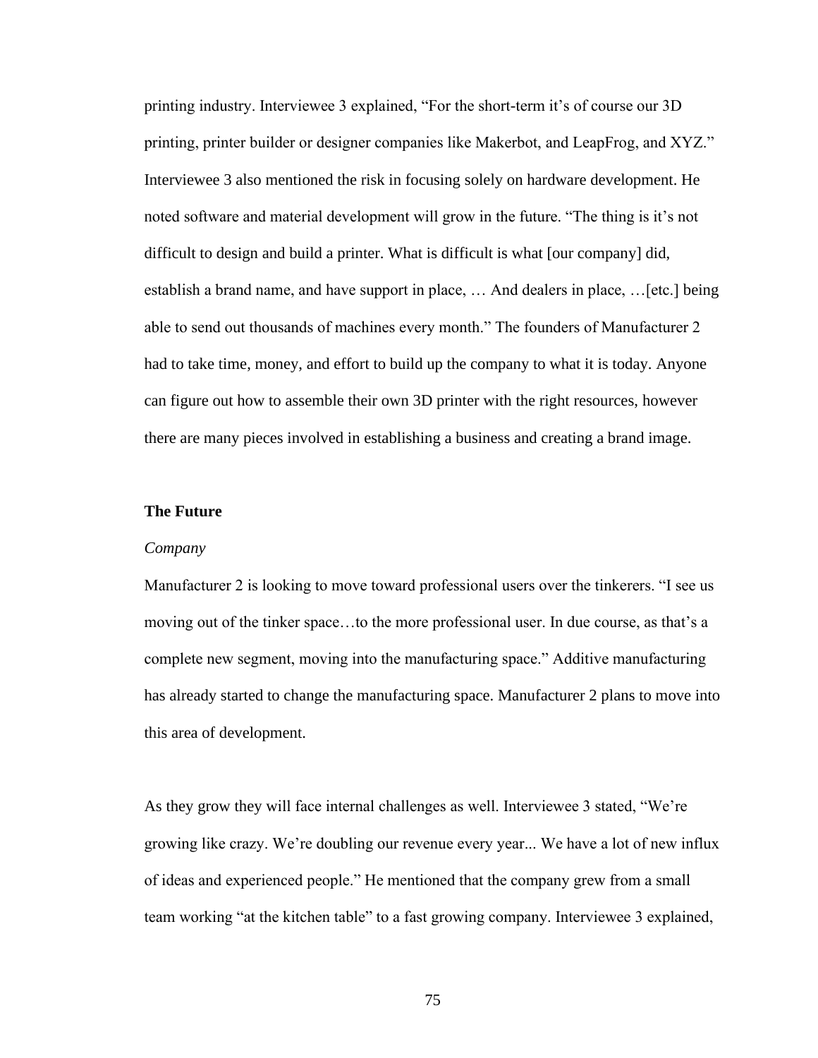printing industry. Interviewee 3 explained, "For the short-term it's of course our 3D printing, printer builder or designer companies like Makerbot, and LeapFrog, and XYZ." Interviewee 3 also mentioned the risk in focusing solely on hardware development. He noted software and material development will grow in the future. "The thing is it's not difficult to design and build a printer. What is difficult is what [our company] did, establish a brand name, and have support in place, … And dealers in place, …[etc.] being able to send out thousands of machines every month." The founders of Manufacturer 2 had to take time, money, and effort to build up the company to what it is today. Anyone can figure out how to assemble their own 3D printer with the right resources, however there are many pieces involved in establishing a business and creating a brand image.

## The Future

### *Company*

Manufacturer 2 is looking to move toward professional users over the tinkerers. "I see us moving out of the tinker space…to the more professional user. In due course, as that's a complete new segment, moving into the manufacturing space." Additive manufacturing has already started to change the manufacturing space. Manufacturer 2 plans to move into this area of development.

As they grow they will face internal challenges as well. Interviewee 3 stated, "We're growing like crazy. We're doubling our revenue every year... We have a lot of new influx of ideas and experienced people." He mentioned that the company grew from a small team working "at the kitchen table" to a fast growing company. Interviewee 3 explained,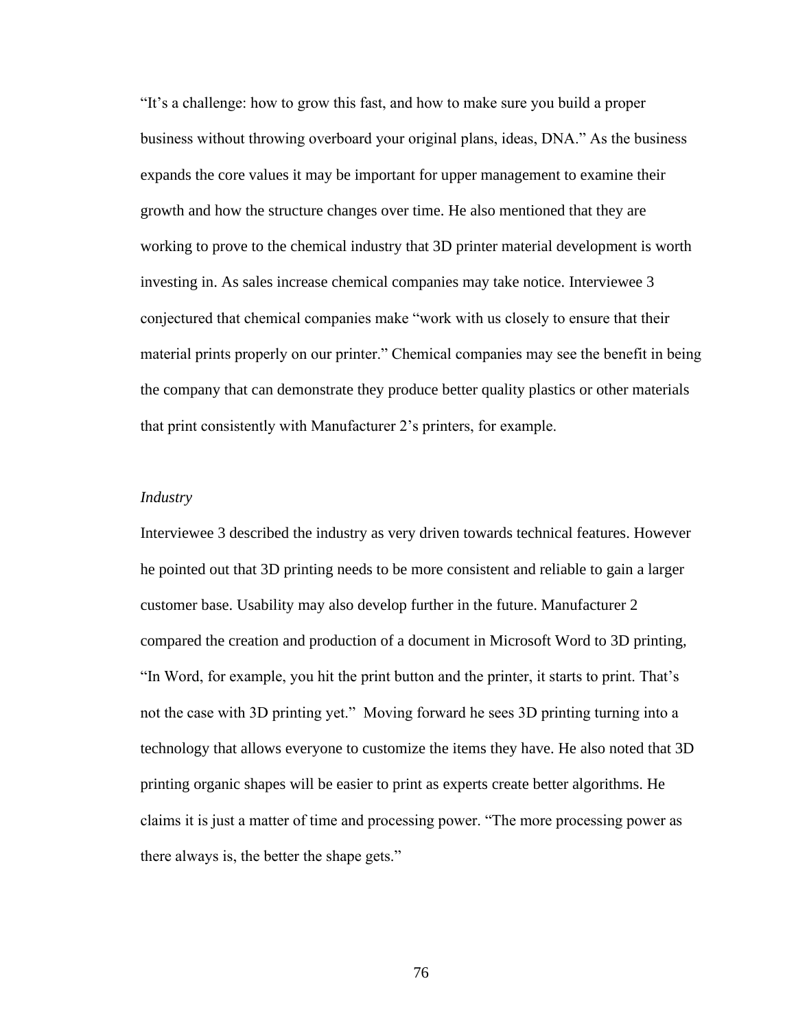"It's a challenge: how to grow this fast, and how to make sure you build a proper business without throwing overboard your original plans, ideas, DNA." As the business expands the core values it may be important for upper management to examine their growth and how the structure changes over time. He also mentioned that they are working to prove to the chemical industry that 3D printer material development is worth investing in. As sales increase chemical companies may take notice. Interviewee 3 conjectured that chemical companies make "work with us closely to ensure that their material prints properly on our printer." Chemical companies may see the benefit in being the company that can demonstrate they produce better quality plastics or other materials that print consistently with Manufacturer 2's printers, for example.

*Industry*

Interviewee 3 described the industry as very driven towards technical features. However he pointed out that 3D printing needs to be more consistent and reliable to gain a larger customer base. Usability may also develop further in the future. Manufacturer 2 compared the creation and production of a document in Microsoft Word to 3D printing, "In Word, for example, you hit the print button and the printer, it starts to print. That's not the case with 3D printing yet." Moving forward he sees 3D printing turning into a technology that allows everyone to customize the items they have. He also noted that 3D printing organic shapes will be easier to print as experts create better algorithms. He claims it is just a matter of time and processing power. "The more processing power as there always is, the better the shape gets."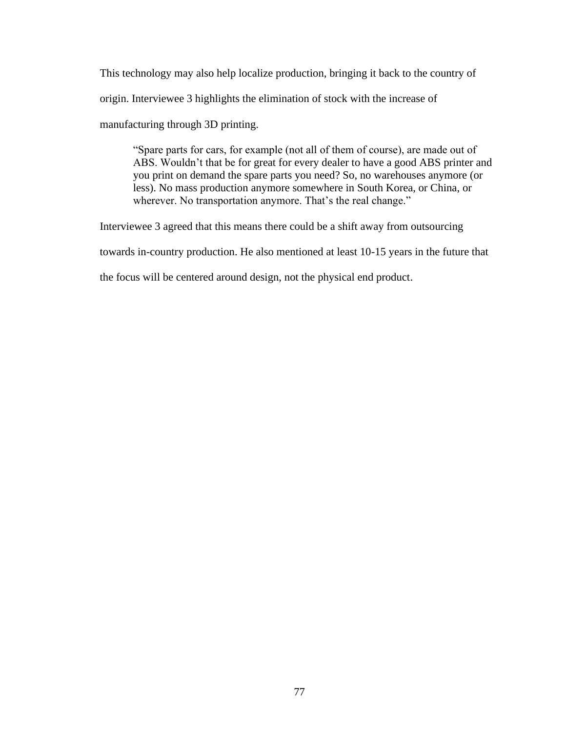This technology may also help localize production, bringing it back to the country of origin. Interviewee 3 highlights the elimination of stock with the increase of manufacturing through 3D printing.

> "Spare parts for cars, for example (not all of them of course), are made out of ABS. Wouldn't that be for great for every dealer to have a good ABS printer and you print on demand the spare parts you need? So, no warehouses anymore (or less). No mass production anymore somewhere in South Korea, or China, or wherever. No transportation anymore. That's the real change."

Interviewee 3 agreed that this means there could be a shift away from outsourcing towards in-country production. He also mentioned at least 10-15 years in the future that the focus will be centered around design, not the physical end product.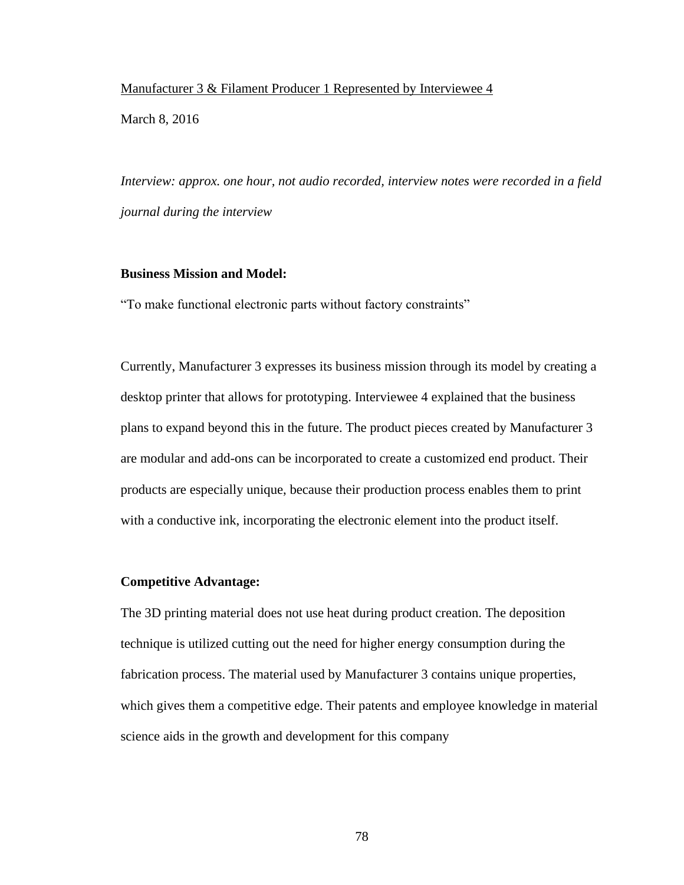<u>Manufacturer 3 & Filament Producer 1 Represented by Interviewee 4</u>

March 8, 2016

*Interview: approx. one hour, not audio recorded, interview notes were recorded in a field journal during the interview*

**Business Mission and Model:**

"To make functional electronic parts without factory constraints"

Currently, Manufacturer 3 expresses its business mission through its model by creating a desktop printer that allows for prototyping. Interviewee 4 explained that the business plans to expand beyond this in the future. The product pieces created by Manufacturer 3 are modular and add-ons can be incorporated to create a customized end product. Their products are especially unique, because their production process enables them to print with a conductive ink, incorporating the electronic element into the product itself.

**Competitive Advantage:**

The 3D printing material does not use heat during product creation. The deposition technique is utilized cutting out the need for higher energy consumption during the fabrication process. The material used by Manufacturer 3 contains unique properties, which gives them a competitive edge. Their patents and employee knowledge in material science aids in the growth and development for this company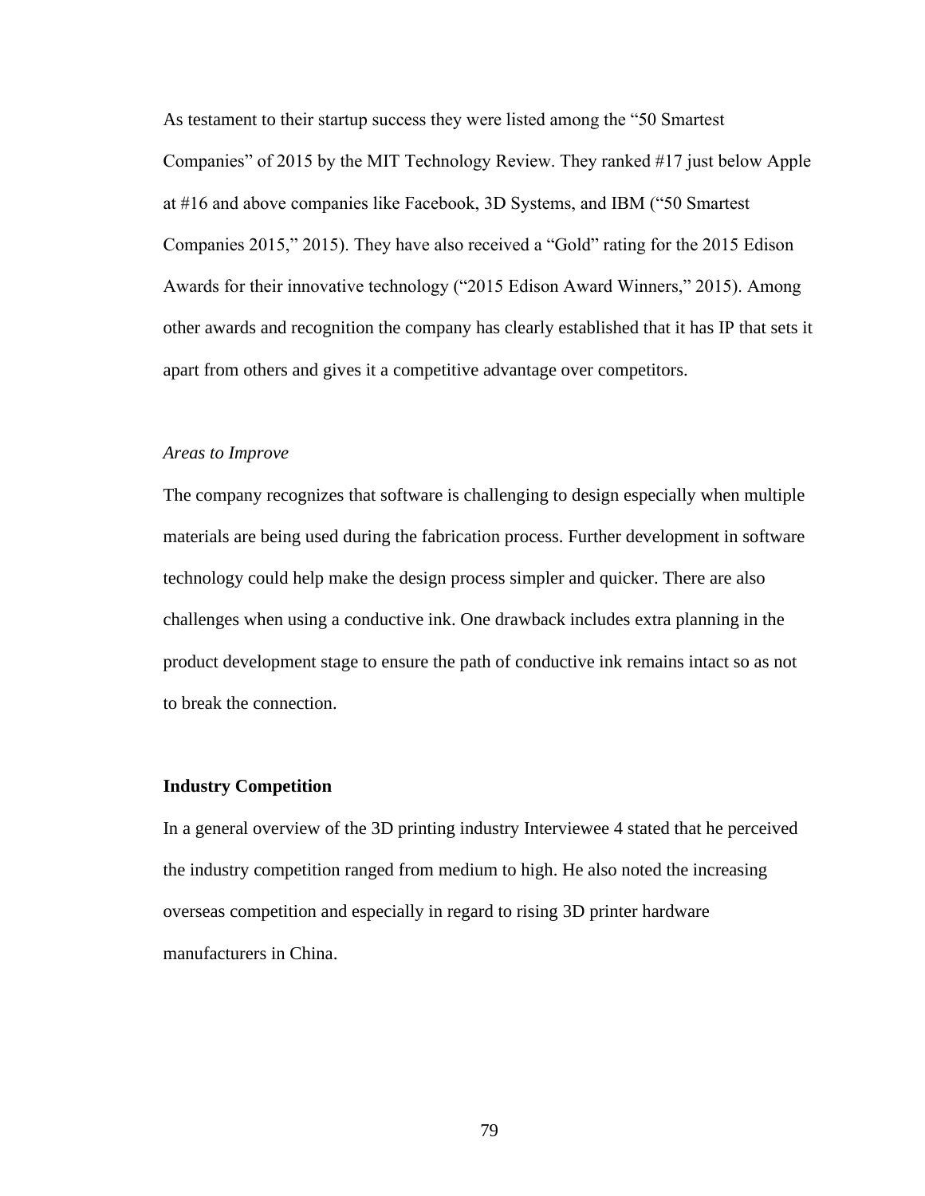As testament to their startup success they were listed among the "50 Smartest Companies" of 2015 by the MIT Technology Review. They ranked #17 just below Apple at #16 and above companies like Facebook, 3D Systems, and IBM ("50 Smartest Companies 2015," 2015). They have also received a "Gold" rating for the 2015 Edison Awards for their innovative technology ("2015 Edison Award Winners," 2015). Among other awards and recognition the company has clearly established that it has IP that sets it apart from others and gives it a competitive advantage over competitors.

*Areas to Improve*

The company recognizes that software is challenging to design especially when multiple materials are being used during the fabrication process. Further development in software technology could help make the design process simpler and quicker. There are also challenges when using a conductive ink. One drawback includes extra planning in the product development stage to ensure the path of conductive ink remains intact so as not to break the connection.

**Industry Competition**

In a general overview of the 3D printing industry Interviewee 4 stated that he perceived the industry competition ranged from medium to high. He also noted the increasing overseas competition and especially in regard to rising 3D printer hardware manufacturers in China.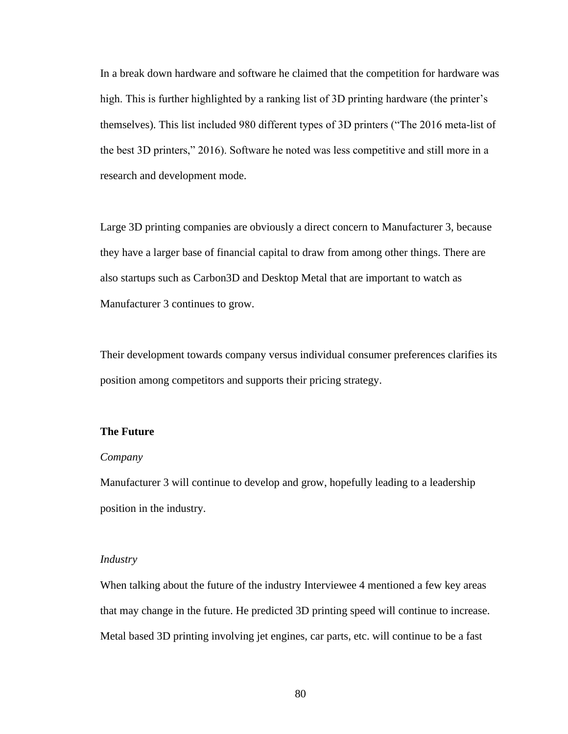In a break down hardware and software he claimed that the competition for hardware was high. This is further highlighted by a ranking list of 3D printing hardware (the printer's themselves). This list included 980 different types of 3D printers ("The 2016 meta-list of the best 3D printers," 2016). Software he noted was less competitive and still more in a research and development mode.

Large 3D printing companies are obviously a direct concern to Manufacturer 3, because they have a larger base of financial capital to draw from among other things. There are also startups such as Carbon3D and Desktop Metal that are important to watch as Manufacturer 3 continues to grow.

Their development towards company versus individual consumer preferences clarifies its position among competitors and supports their pricing strategy.

**The Future**

*Company*

Manufacturer 3 will continue to develop and grow, hopefully leading to a leadership position in the industry.

*Industry*

When talking about the future of the industry Interviewee 4 mentioned a few key areas that may change in the future. He predicted 3D printing speed will continue to increase. Metal based 3D printing involving jet engines, car parts, etc. will continue to be a fast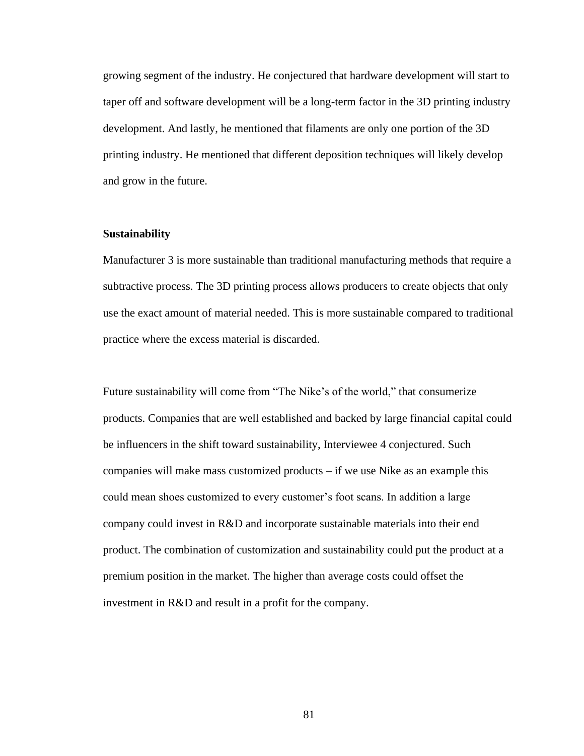growing segment of the industry. He conjectured that hardware development will start to taper off and software development will be a long-term factor in the 3D printing industry development. And lastly, he mentioned that filaments are only one portion of the 3D printing industry. He mentioned that different deposition techniques will likely develop and grow in the future.

**Sustainability**

Manufacturer 3 is more sustainable than traditional manufacturing methods that require a subtractive process. The 3D printing process allows producers to create objects that only use the exact amount of material needed. This is more sustainable compared to traditional practice where the excess material is discarded.

Future sustainability will come from "The Nike's of the world," that consumerize products. Companies that are well established and backed by large financial capital could be influencers in the shift toward sustainability, Interviewee 4 conjectured. Such companies will make mass customized products – if we use Nike as an example this could mean shoes customized to every customer's foot scans. In addition a large company could invest in R&D and incorporate sustainable materials into their end product. The combination of customization and sustainability could put the product at a premium position in the market. The higher than average costs could offset the investment in R&D and result in a profit for the company.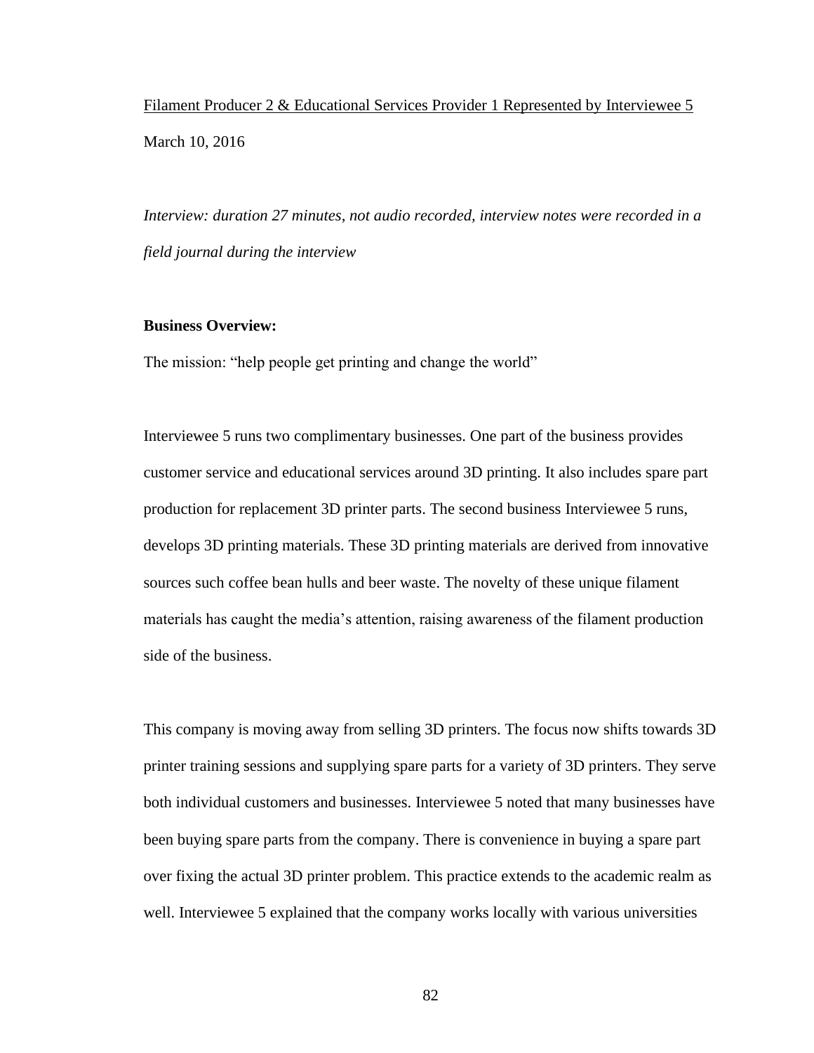Filament Producer 2 & Educational Services Provider 1 Represented by Interviewee 5

March 10, 2016

*Interview: duration 27 minutes, not audio recorded, interview notes were recorded in a field journal during the interview*

**Business Overview:**

The mission: "help people get printing and change the world"

Interviewee 5 runs two complimentary businesses. One part of the business provides customer service and educational services around 3D printing. It also includes spare part production for replacement 3D printer parts. The second business Interviewee 5 runs, develops 3D printing materials. These 3D printing materials are derived from innovative sources such coffee bean hulls and beer waste. The novelty of these unique filament materials has caught the media's attention, raising awareness of the filament production side of the business.

This company is moving away from selling 3D printers. The focus now shifts towards 3D printer training sessions and supplying spare parts for a variety of 3D printers. They serve both individual customers and businesses. Interviewee 5 noted that many businesses have been buying spare parts from the company. There is convenience in buying a spare part over fixing the actual 3D printer problem. This practice extends to the academic realm as well. Interviewee 5 explained that the company works locally with various universities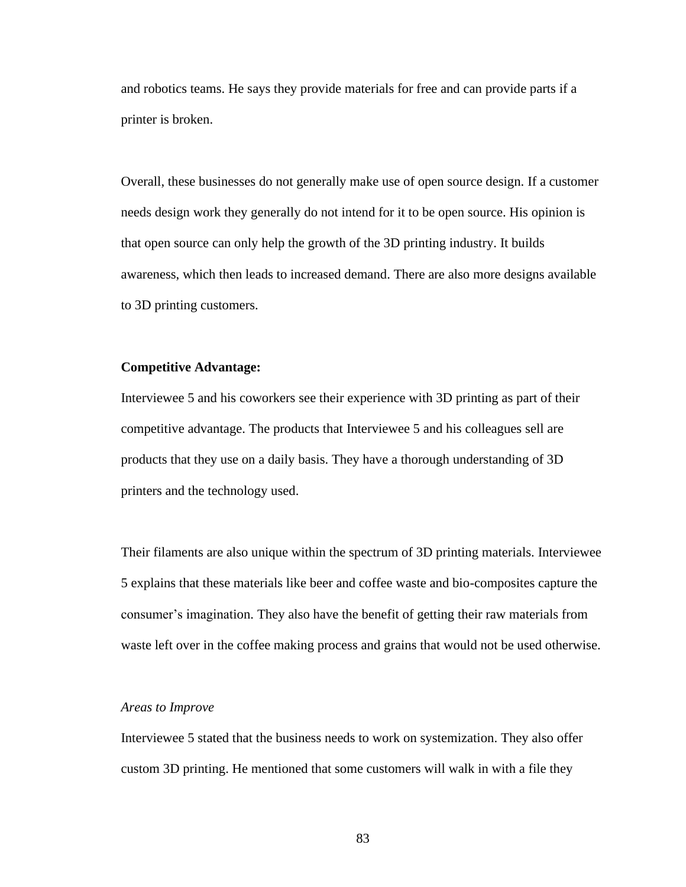and robotics teams. He says they provide materials for free and can provide parts if a printer is broken.

Overall, these businesses do not generally make use of open source design. If a customer needs design work they generally do not intend for it to be open source. His opinion is that open source can only help the growth of the 3D printing industry. It builds awareness, which then leads to increased demand. There are also more designs available to 3D printing customers.

**Competitive Advantage:**

Interviewee 5 and his coworkers see their experience with 3D printing as part of their competitive advantage. The products that Interviewee 5 and his colleagues sell are products that they use on a daily basis. They have a thorough understanding of 3D printers and the technology used.

Their filaments are also unique within the spectrum of 3D printing materials. Interviewee 5 explains that these materials like beer and coffee waste and bio-composites capture the consumer's imagination. They also have the benefit of getting their raw materials from waste left over in the coffee making process and grains that would not be used otherwise.

*Areas to Improve*

Interviewee 5 stated that the business needs to work on systemization. They also offer custom 3D printing. He mentioned that some customers will walk in with a file they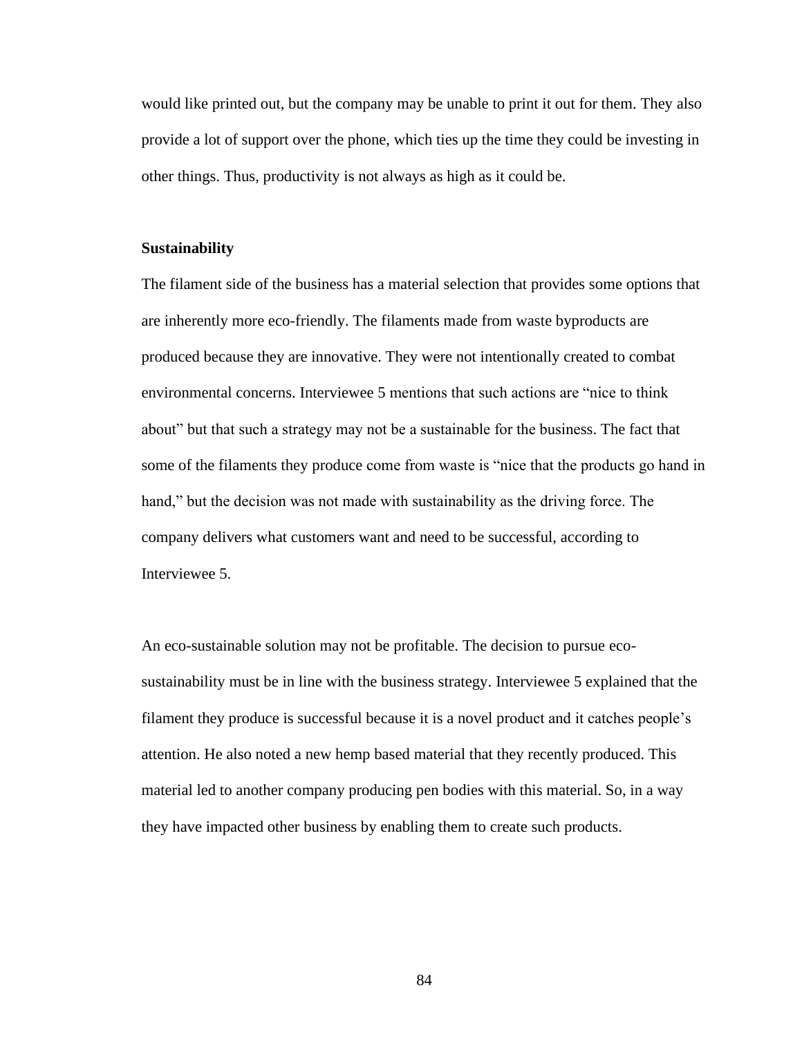would like printed out, but the company may be unable to print it out for them. They also provide a lot of support over the phone, which ties up the time they could be investing in other things. Thus, productivity is not always as high as it could be.

**Sustainability**

The filament side of the business has a material selection that provides some options that are inherently more eco-friendly. The filaments made from waste byproducts are produced because they are innovative. They were not intentionally created to combat environmental concerns. Interviewee 5 mentions that such actions are "nice to think about" but that such a strategy may not be a sustainable for the business. The fact that some of the filaments they produce come from waste is "nice that the products go hand in hand," but the decision was not made with sustainability as the driving force. The company delivers what customers want and need to be successful, according to Interviewee 5.

An eco-sustainable solution may not be profitable. The decision to pursue eco-sustainability must be in line with the business strategy. Interviewee 5 explained that the filament they produce is successful because it is a novel product and it catches people's attention. He also noted a new hemp based material that they recently produced. This material led to another company producing pen bodies with this material. So, in a way they have impacted other business by enabling them to create such products.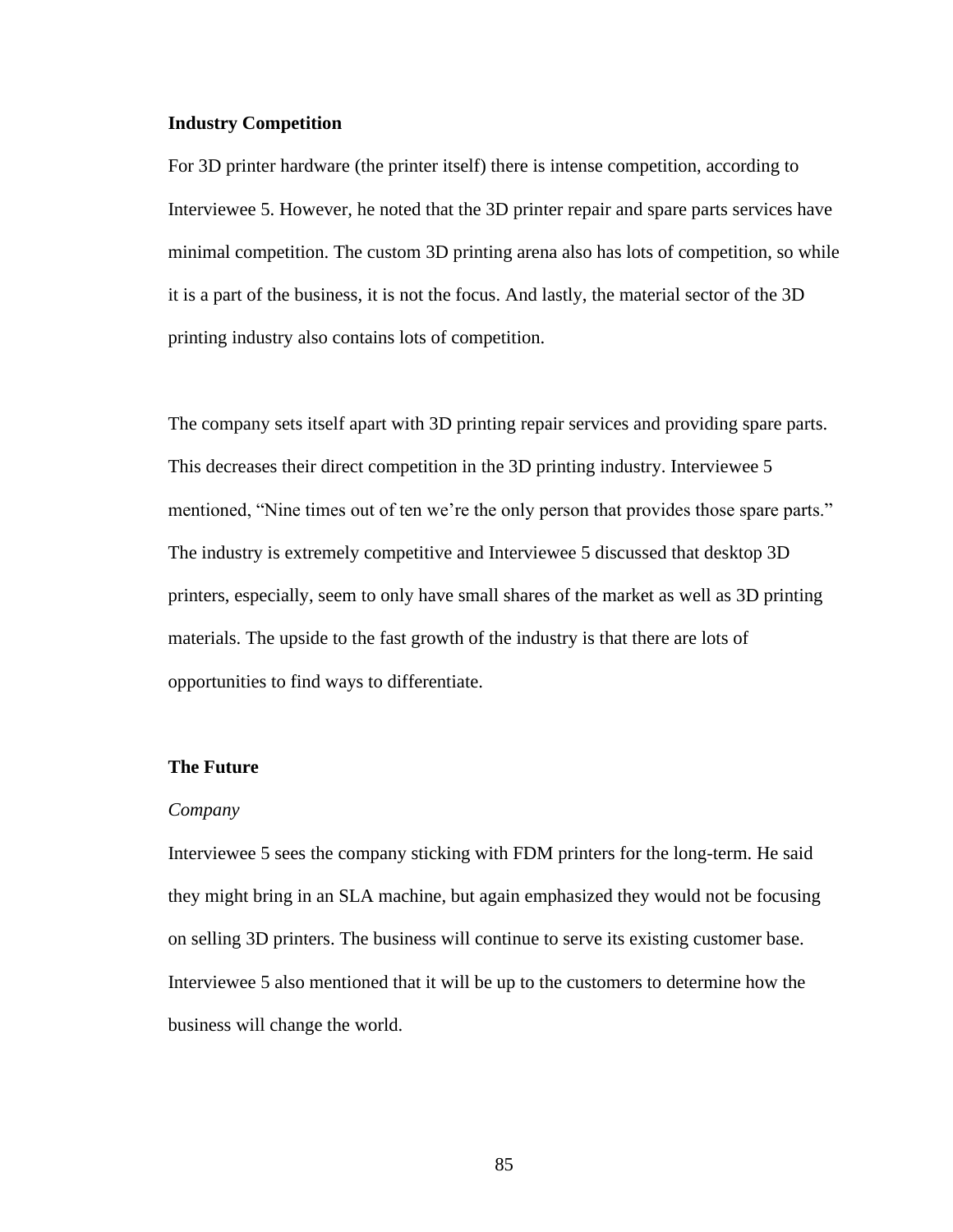**Industry Competition**

For 3D printer hardware (the printer itself) there is intense competition, according to Interviewee 5. However, he noted that the 3D printer repair and spare parts services have minimal competition. The custom 3D printing arena also has lots of competition, so while it is a part of the business, it is not the focus. And lastly, the material sector of the 3D printing industry also contains lots of competition.

The company sets itself apart with 3D printing repair services and providing spare parts. This decreases their direct competition in the 3D printing industry. Interviewee 5 mentioned, "Nine times out of ten we're the only person that provides those spare parts." The industry is extremely competitive and Interviewee 5 discussed that desktop 3D printers, especially, seem to only have small shares of the market as well as 3D printing materials. The upside to the fast growth of the industry is that there are lots of opportunities to find ways to differentiate.

**The Future**

*Company*

Interviewee 5 sees the company sticking with FDM printers for the long-term. He said they might bring in an SLA machine, but again emphasized they would not be focusing on selling 3D printers. The business will continue to serve its existing customer base. Interviewee 5 also mentioned that it will be up to the customers to determine how the business will change the world.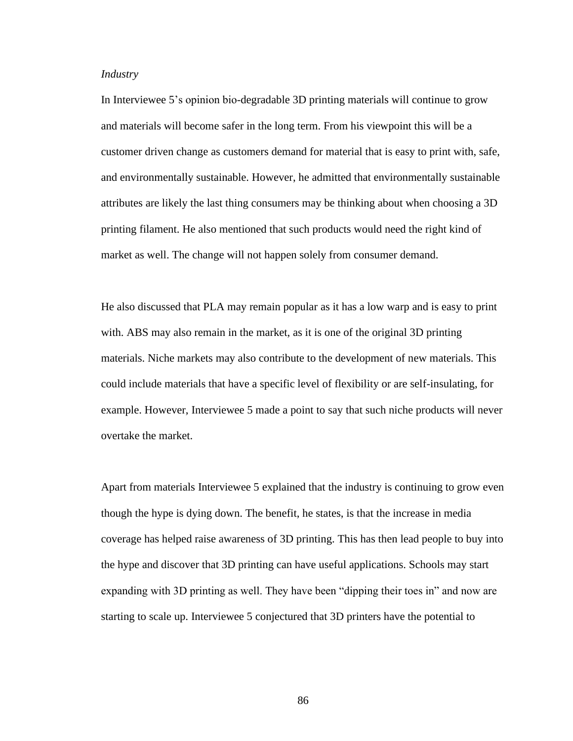*Industry*

In Interviewee 5's opinion bio-degradable 3D printing materials will continue to grow and materials will become safer in the long term. From his viewpoint this will be a customer driven change as customers demand for material that is easy to print with, safe, and environmentally sustainable. However, he admitted that environmentally sustainable attributes are likely the last thing consumers may be thinking about when choosing a 3D printing filament. He also mentioned that such products would need the right kind of market as well. The change will not happen solely from consumer demand.

He also discussed that PLA may remain popular as it has a low warp and is easy to print with. ABS may also remain in the market, as it is one of the original 3D printing materials. Niche markets may also contribute to the development of new materials. This could include materials that have a specific level of flexibility or are self-insulating, for example. However, Interviewee 5 made a point to say that such niche products will never overtake the market.

Apart from materials Interviewee 5 explained that the industry is continuing to grow even though the hype is dying down. The benefit, he states, is that the increase in media coverage has helped raise awareness of 3D printing. This has then lead people to buy into the hype and discover that 3D printing can have useful applications. Schools may start expanding with 3D printing as well. They have been "dipping their toes in" and now are starting to scale up. Interviewee 5 conjectured that 3D printers have the potential to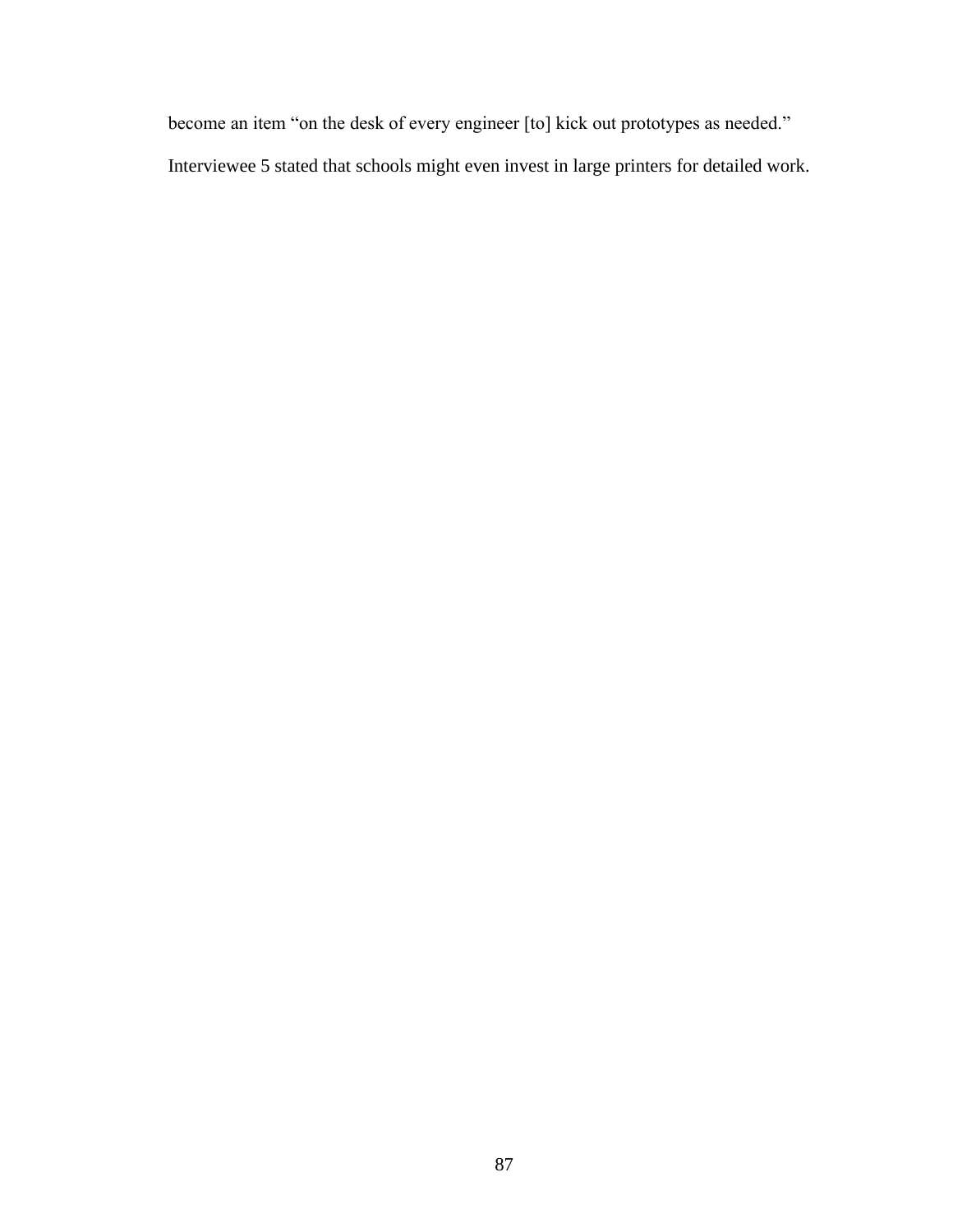become an item “on the desk of every engineer [to] kick out prototypes as needed.”

Interviewee 5 stated that schools might even invest in large printers for detailed work.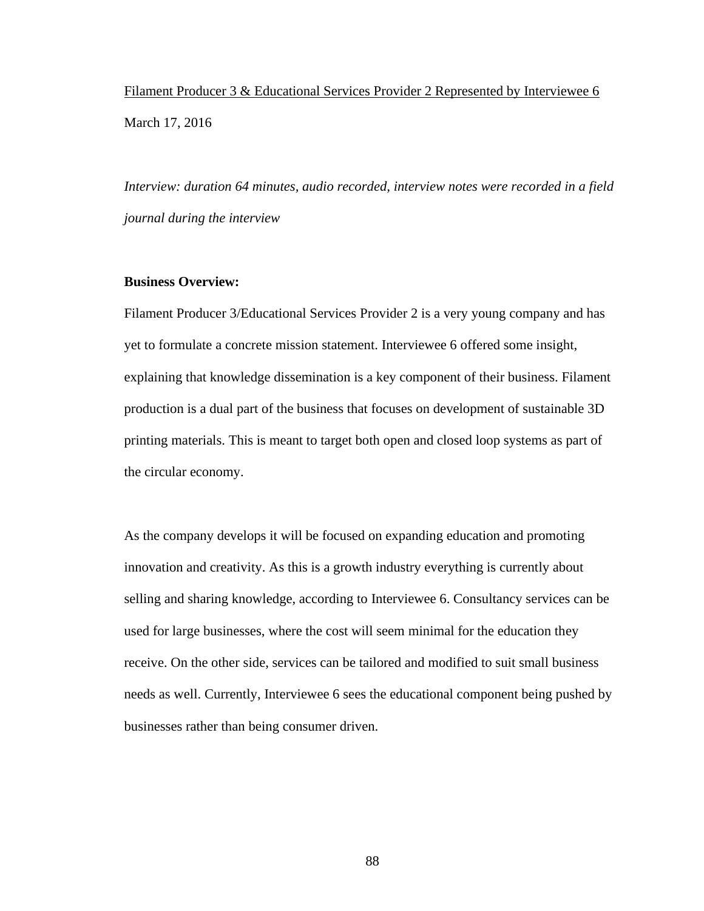Filament Producer 3 & Educational Services Provider 2 Represented by Interviewee 6

March 17, 2016

*Interview: duration 64 minutes, audio recorded, interview notes were recorded in a field journal during the interview*

**Business Overview:**

Filament Producer 3/Educational Services Provider 2 is a very young company and has yet to formulate a concrete mission statement. Interviewee 6 offered some insight, explaining that knowledge dissemination is a key component of their business. Filament production is a dual part of the business that focuses on development of sustainable 3D printing materials. This is meant to target both open and closed loop systems as part of the circular economy.

As the company develops it will be focused on expanding education and promoting innovation and creativity. As this is a growth industry everything is currently about selling and sharing knowledge, according to Interviewee 6. Consultancy services can be used for large businesses, where the cost will seem minimal for the education they receive. On the other side, services can be tailored and modified to suit small business needs as well. Currently, Interviewee 6 sees the educational component being pushed by businesses rather than being consumer driven.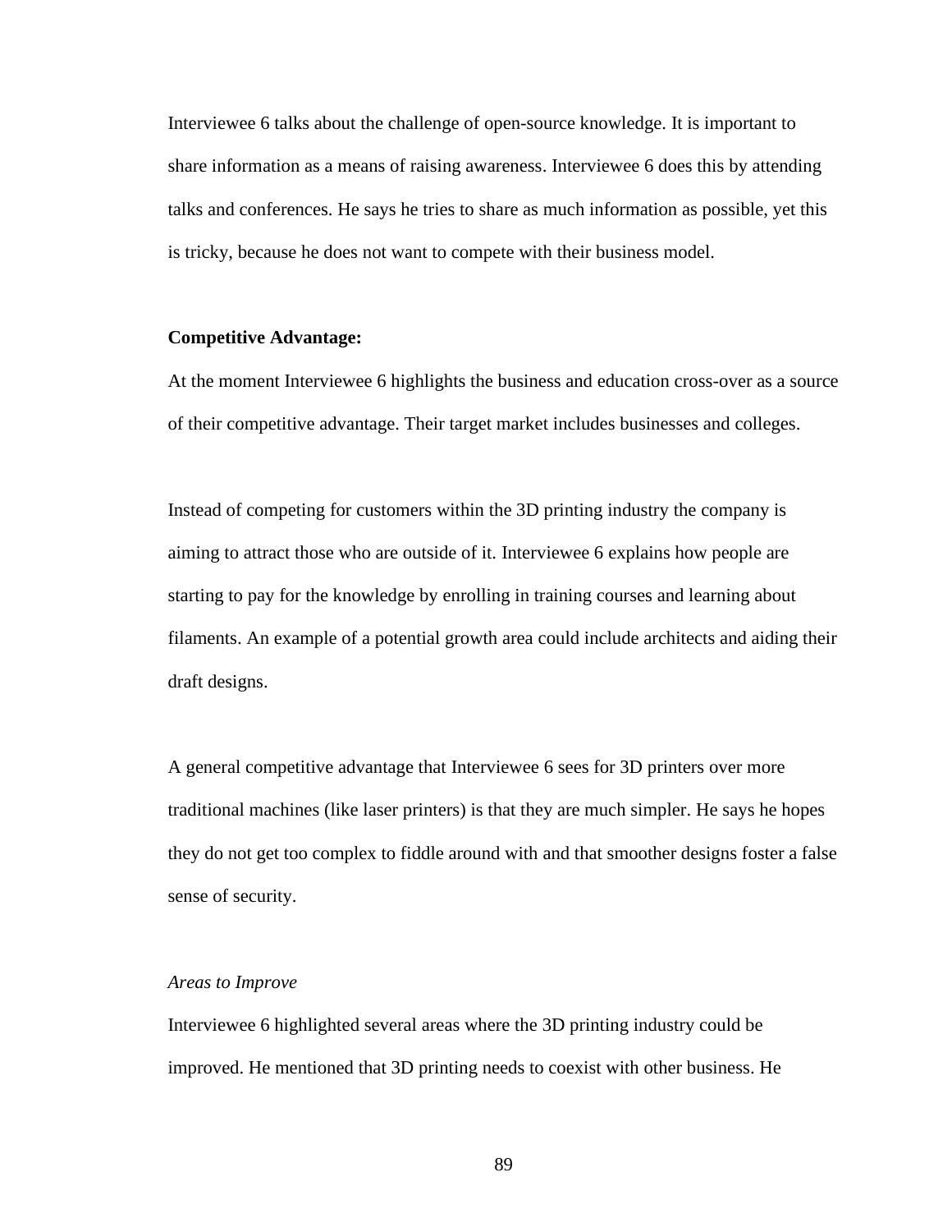Interviewee 6 talks about the challenge of open-source knowledge. It is important to share information as a means of raising awareness. Interviewee 6 does this by attending talks and conferences. He says he tries to share as much information as possible, yet this is tricky, because he does not want to compete with their business model.

**Competitive Advantage:**

At the moment Interviewee 6 highlights the business and education cross-over as a source of their competitive advantage. Their target market includes businesses and colleges.

Instead of competing for customers within the 3D printing industry the company is aiming to attract those who are outside of it. Interviewee 6 explains how people are starting to pay for the knowledge by enrolling in training courses and learning about filaments. An example of a potential growth area could include architects and aiding their draft designs.

A general competitive advantage that Interviewee 6 sees for 3D printers over more traditional machines (like laser printers) is that they are much simpler. He says he hopes they do not get too complex to fiddle around with and that smoother designs foster a false sense of security.

*Areas to Improve*

Interviewee 6 highlighted several areas where the 3D printing industry could be improved. He mentioned that 3D printing needs to coexist with other business. He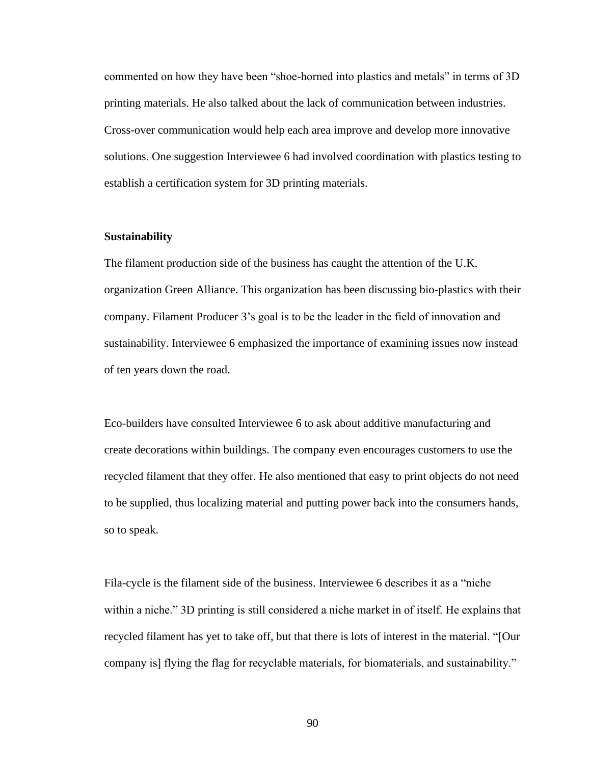commented on how they have been "shoe-horned into plastics and metals" in terms of 3D printing materials. He also talked about the lack of communication between industries. Cross-over communication would help each area improve and develop more innovative solutions. One suggestion Interviewee 6 had involved coordination with plastics testing to establish a certification system for 3D printing materials.

**Sustainability**

The filament production side of the business has caught the attention of the U.K. organization Green Alliance. This organization has been discussing bio-plastics with their company. Filament Producer 3's goal is to be the leader in the field of innovation and sustainability. Interviewee 6 emphasized the importance of examining issues now instead of ten years down the road.

Eco-builders have consulted Interviewee 6 to ask about additive manufacturing and create decorations within buildings. The company even encourages customers to use the recycled filament that they offer. He also mentioned that easy to print objects do not need to be supplied, thus localizing material and putting power back into the consumers hands, so to speak.

Fila-cycle is the filament side of the business. Interviewee 6 describes it as a "niche within a niche." 3D printing is still considered a niche market in of itself. He explains that recycled filament has yet to take off, but that there is lots of interest in the material. "[Our company is] flying the flag for recyclable materials, for biomaterials, and sustainability."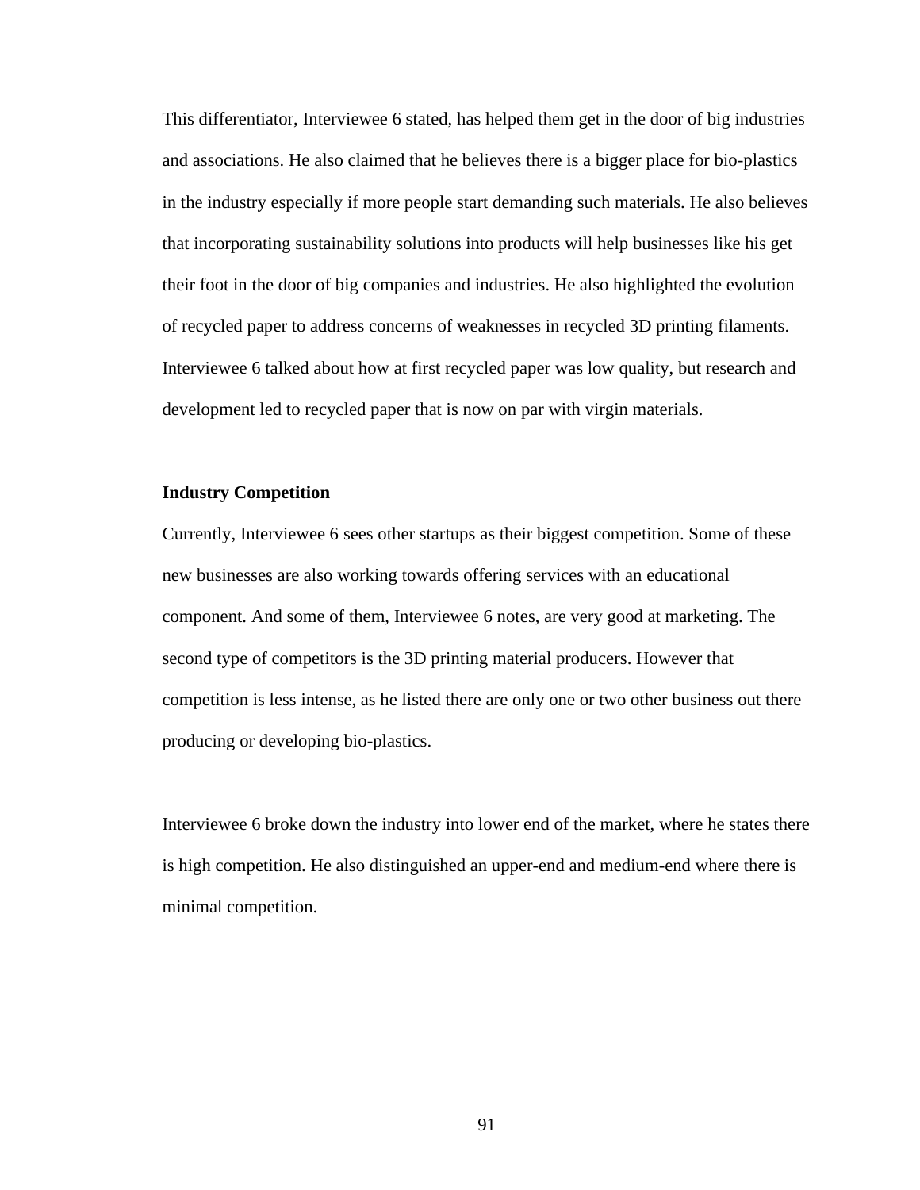This differentiator, Interviewee 6 stated, has helped them get in the door of big industries and associations. He also claimed that he believes there is a bigger place for bio-plastics in the industry especially if more people start demanding such materials. He also believes that incorporating sustainability solutions into products will help businesses like his get their foot in the door of big companies and industries. He also highlighted the evolution of recycled paper to address concerns of weaknesses in recycled 3D printing filaments. Interviewee 6 talked about how at first recycled paper was low quality, but research and development led to recycled paper that is now on par with virgin materials.

**Industry Competition**

Currently, Interviewee 6 sees other startups as their biggest competition. Some of these new businesses are also working towards offering services with an educational component. And some of them, Interviewee 6 notes, are very good at marketing. The second type of competitors is the 3D printing material producers. However that competition is less intense, as he listed there are only one or two other business out there producing or developing bio-plastics.

Interviewee 6 broke down the industry into lower end of the market, where he states there is high competition. He also distinguished an upper-end and medium-end where there is minimal competition.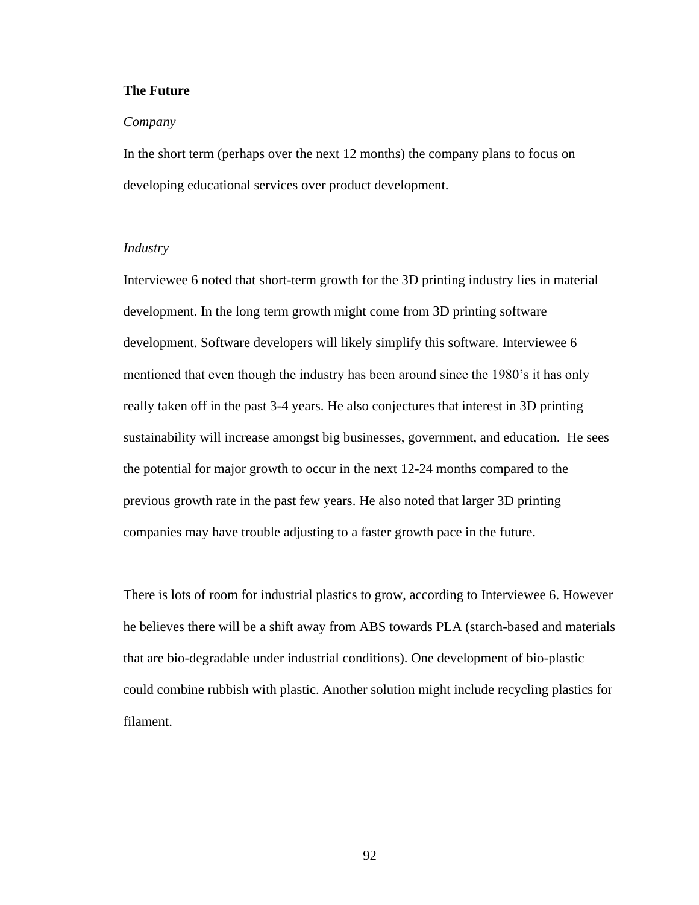**The Future**

*Company*

In the short term (perhaps over the next 12 months) the company plans to focus on developing educational services over product development.

*Industry*

Interviewee 6 noted that short-term growth for the 3D printing industry lies in material development. In the long term growth might come from 3D printing software development. Software developers will likely simplify this software. Interviewee 6 mentioned that even though the industry has been around since the 1980's it has only really taken off in the past 3-4 years. He also conjectures that interest in 3D printing sustainability will increase amongst big businesses, government, and education. He sees the potential for major growth to occur in the next 12-24 months compared to the previous growth rate in the past few years. He also noted that larger 3D printing companies may have trouble adjusting to a faster growth pace in the future.

There is lots of room for industrial plastics to grow, according to Interviewee 6. However he believes there will be a shift away from ABS towards PLA (starch-based and materials that are bio-degradable under industrial conditions). One development of bio-plastic could combine rubbish with plastic. Another solution might include recycling plastics for filament.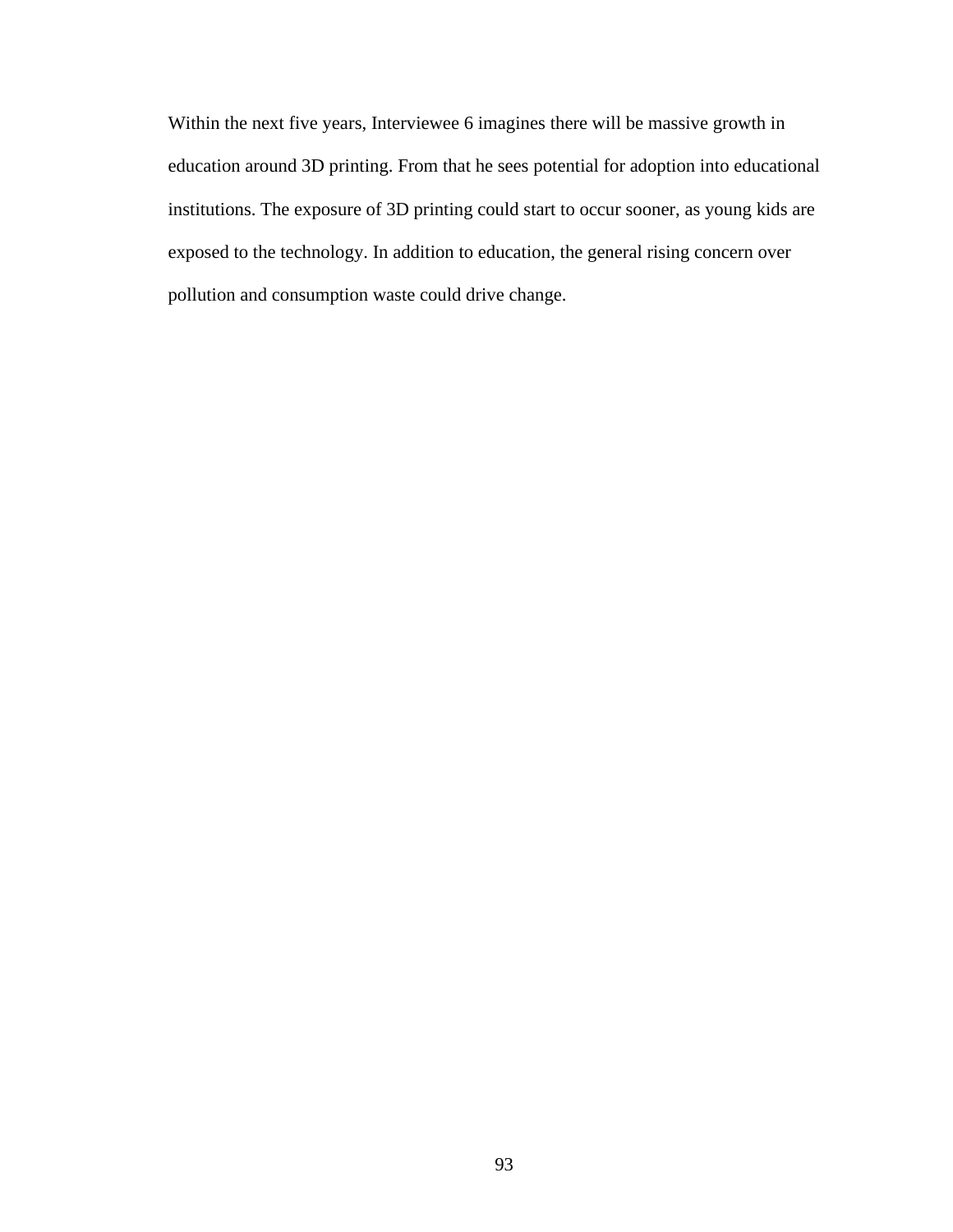Within the next five years, Interviewee 6 imagines there will be massive growth in education around 3D printing. From that he sees potential for adoption into educational institutions. The exposure of 3D printing could start to occur sooner, as young kids are exposed to the technology. In addition to education, the general rising concern over pollution and consumption waste could drive change.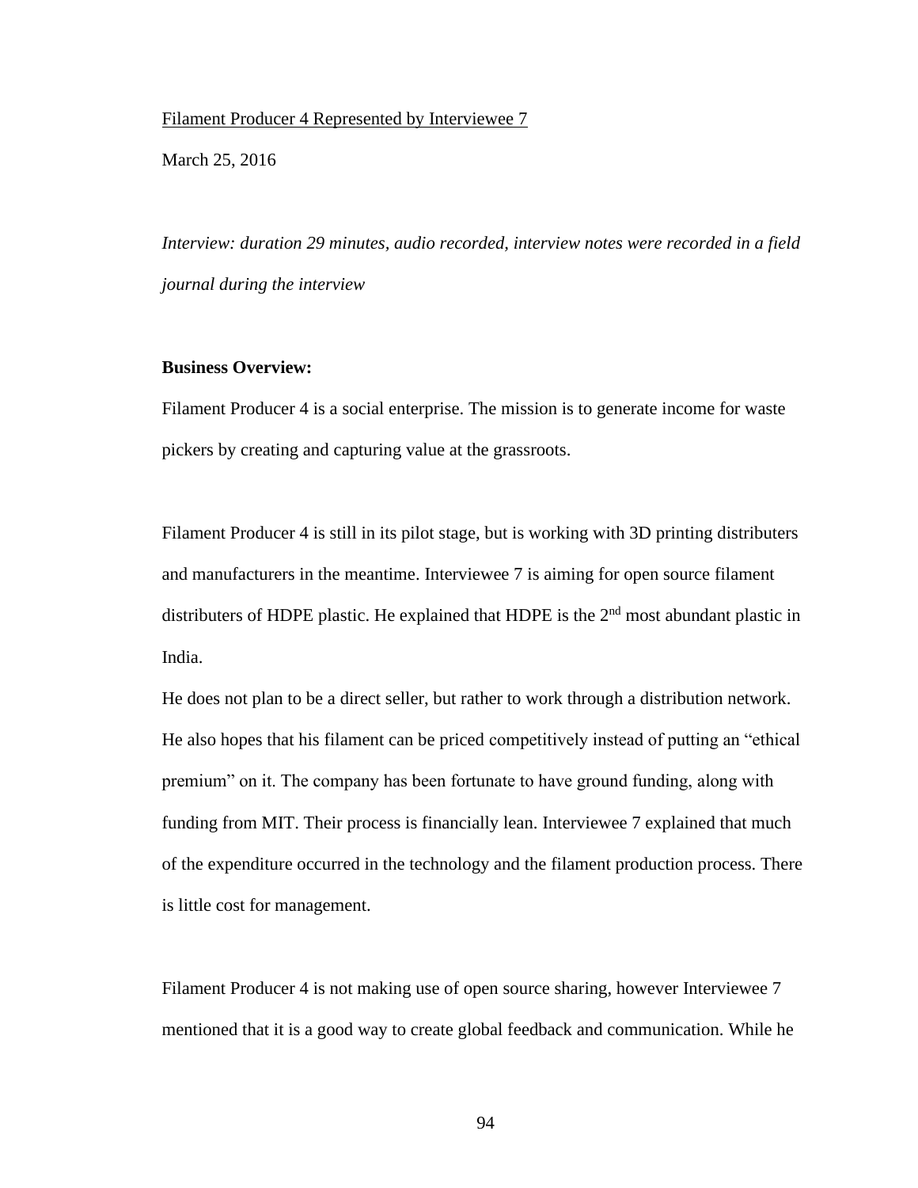Filament Producer 4 Represented by Interviewee 7

March 25, 2016

*Interview: duration 29 minutes, audio recorded, interview notes were recorded in a field journal during the interview*

**Business Overview:**

Filament Producer 4 is a social enterprise. The mission is to generate income for waste pickers by creating and capturing value at the grassroots.

Filament Producer 4 is still in its pilot stage, but is working with 3D printing distributers and manufacturers in the meantime. Interviewee 7 is aiming for open source filament distributers of HDPE plastic. He explained that HDPE is the 2nd most abundant plastic in India.

He does not plan to be a direct seller, but rather to work through a distribution network. He also hopes that his filament can be priced competitively instead of putting an "ethical premium" on it. The company has been fortunate to have ground funding, along with funding from MIT. Their process is financially lean. Interviewee 7 explained that much of the expenditure occurred in the technology and the filament production process. There is little cost for management.

Filament Producer 4 is not making use of open source sharing, however Interviewee 7 mentioned that it is a good way to create global feedback and communication. While he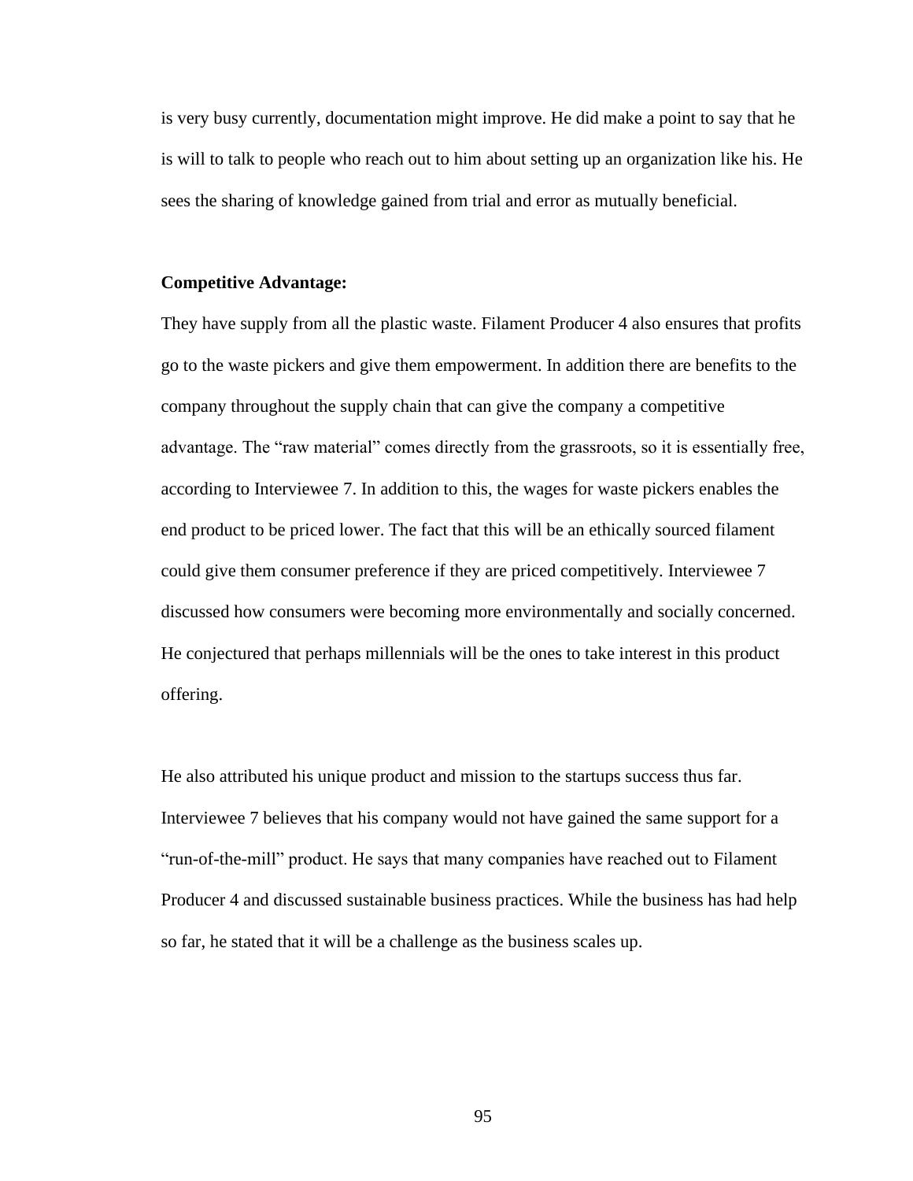is very busy currently, documentation might improve. He did make a point to say that he is will to talk to people who reach out to him about setting up an organization like his. He sees the sharing of knowledge gained from trial and error as mutually beneficial.

**Competitive Advantage:**

They have supply from all the plastic waste. Filament Producer 4 also ensures that profits go to the waste pickers and give them empowerment. In addition there are benefits to the company throughout the supply chain that can give the company a competitive advantage. The "raw material" comes directly from the grassroots, so it is essentially free, according to Interviewee 7. In addition to this, the wages for waste pickers enables the end product to be priced lower. The fact that this will be an ethically sourced filament could give them consumer preference if they are priced competitively. Interviewee 7 discussed how consumers were becoming more environmentally and socially concerned. He conjectured that perhaps millennials will be the ones to take interest in this product offering.

He also attributed his unique product and mission to the startups success thus far. Interviewee 7 believes that his company would not have gained the same support for a "run-of-the-mill" product. He says that many companies have reached out to Filament Producer 4 and discussed sustainable business practices. While the business has had help so far, he stated that it will be a challenge as the business scales up.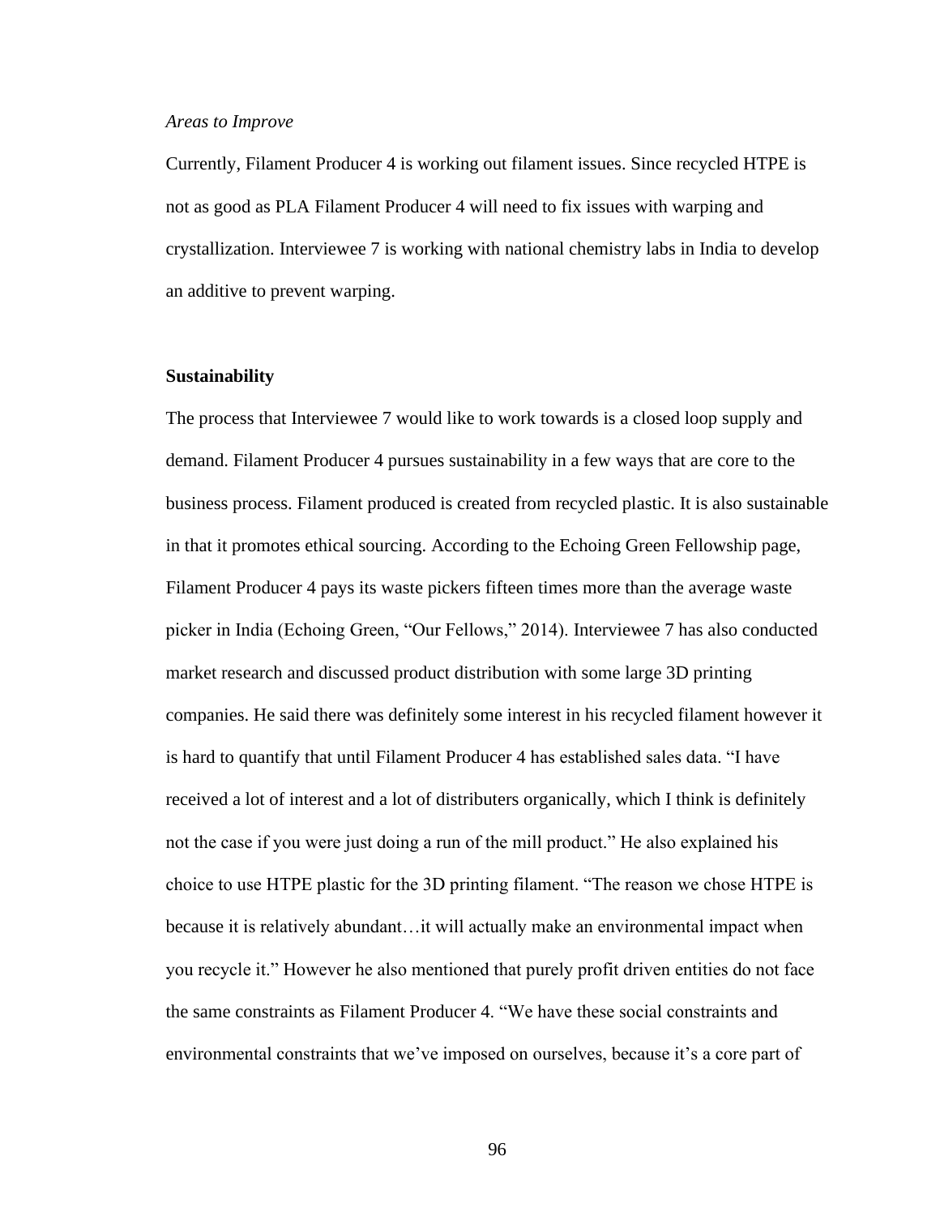*Areas to Improve*

Currently, Filament Producer 4 is working out filament issues. Since recycled HTPE is not as good as PLA Filament Producer 4 will need to fix issues with warping and crystallization. Interviewee 7 is working with national chemistry labs in India to develop an additive to prevent warping.

**Sustainability**

The process that Interviewee 7 would like to work towards is a closed loop supply and demand. Filament Producer 4 pursues sustainability in a few ways that are core to the business process. Filament produced is created from recycled plastic. It is also sustainable in that it promotes ethical sourcing. According to the Echoing Green Fellowship page, Filament Producer 4 pays its waste pickers fifteen times more than the average waste picker in India (Echoing Green, "Our Fellows," 2014). Interviewee 7 has also conducted market research and discussed product distribution with some large 3D printing companies. He said there was definitely some interest in his recycled filament however it is hard to quantify that until Filament Producer 4 has established sales data. "I have received a lot of interest and a lot of distributers organically, which I think is definitely not the case if you were just doing a run of the mill product." He also explained his choice to use HTPE plastic for the 3D printing filament. "The reason we chose HTPE is because it is relatively abundant…it will actually make an environmental impact when you recycle it." However he also mentioned that purely profit driven entities do not face the same constraints as Filament Producer 4. "We have these social constraints and environmental constraints that we've imposed on ourselves, because it's a core part of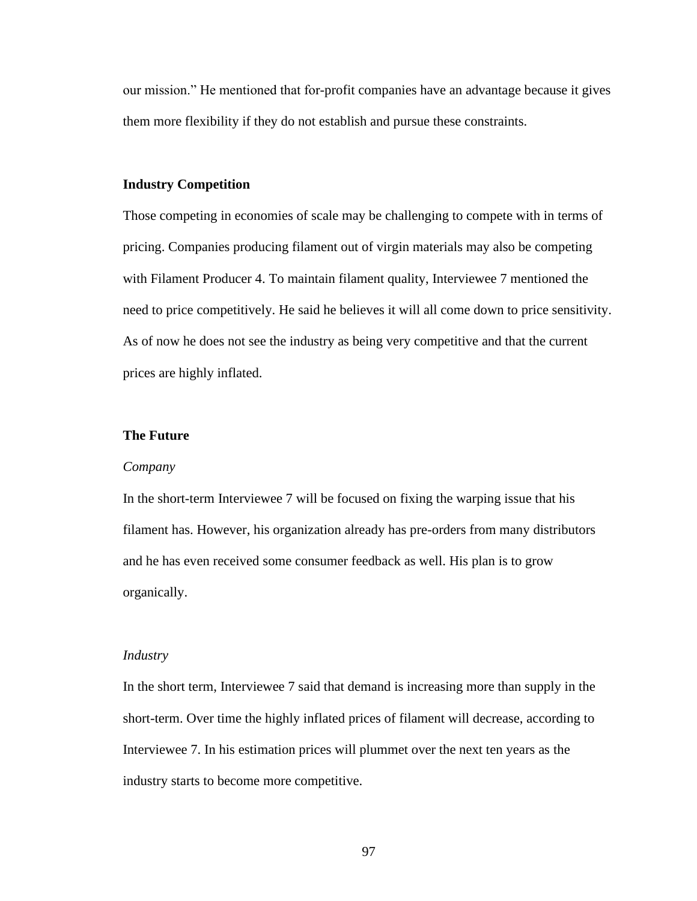our mission." He mentioned that for-profit companies have an advantage because it gives them more flexibility if they do not establish and pursue these constraints.

## Industry Competition

Those competing in economies of scale may be challenging to compete with in terms of pricing. Companies producing filament out of virgin materials may also be competing with Filament Producer 4. To maintain filament quality, Interviewee 7 mentioned the need to price competitively. He said he believes it will all come down to price sensitivity. As of now he does not see the industry as being very competitive and that the current prices are highly inflated.

## The Future

### *Company*

In the short-term Interviewee 7 will be focused on fixing the warping issue that his filament has. However, his organization already has pre-orders from many distributors and he has even received some consumer feedback as well. His plan is to grow organically.

### *Industry*

In the short term, Interviewee 7 said that demand is increasing more than supply in the short-term. Over time the highly inflated prices of filament will decrease, according to Interviewee 7. In his estimation prices will plummet over the next ten years as the industry starts to become more competitive.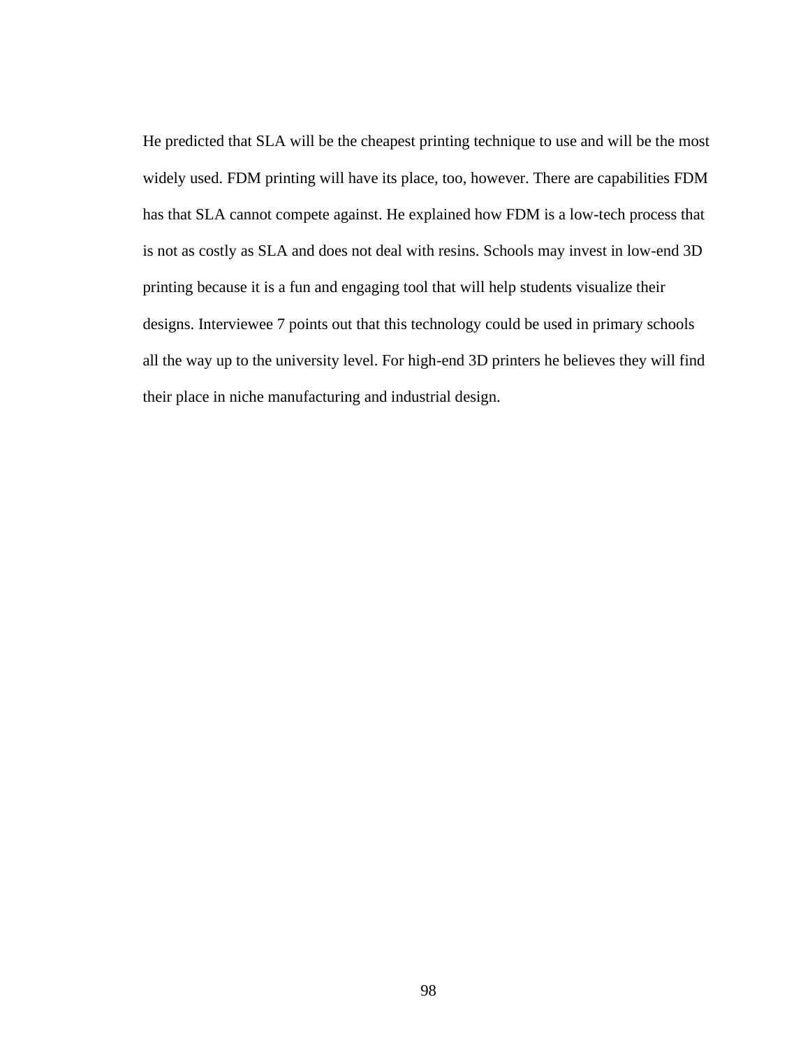He predicted that SLA will be the cheapest printing technique to use and will be the most widely used. FDM printing will have its place, too, however. There are capabilities FDM has that SLA cannot compete against. He explained how FDM is a low-tech process that is not as costly as SLA and does not deal with resins. Schools may invest in low-end 3D printing because it is a fun and engaging tool that will help students visualize their designs. Interviewee 7 points out that this technology could be used in primary schools all the way up to the university level. For high-end 3D printers he believes they will find their place in niche manufacturing and industrial design.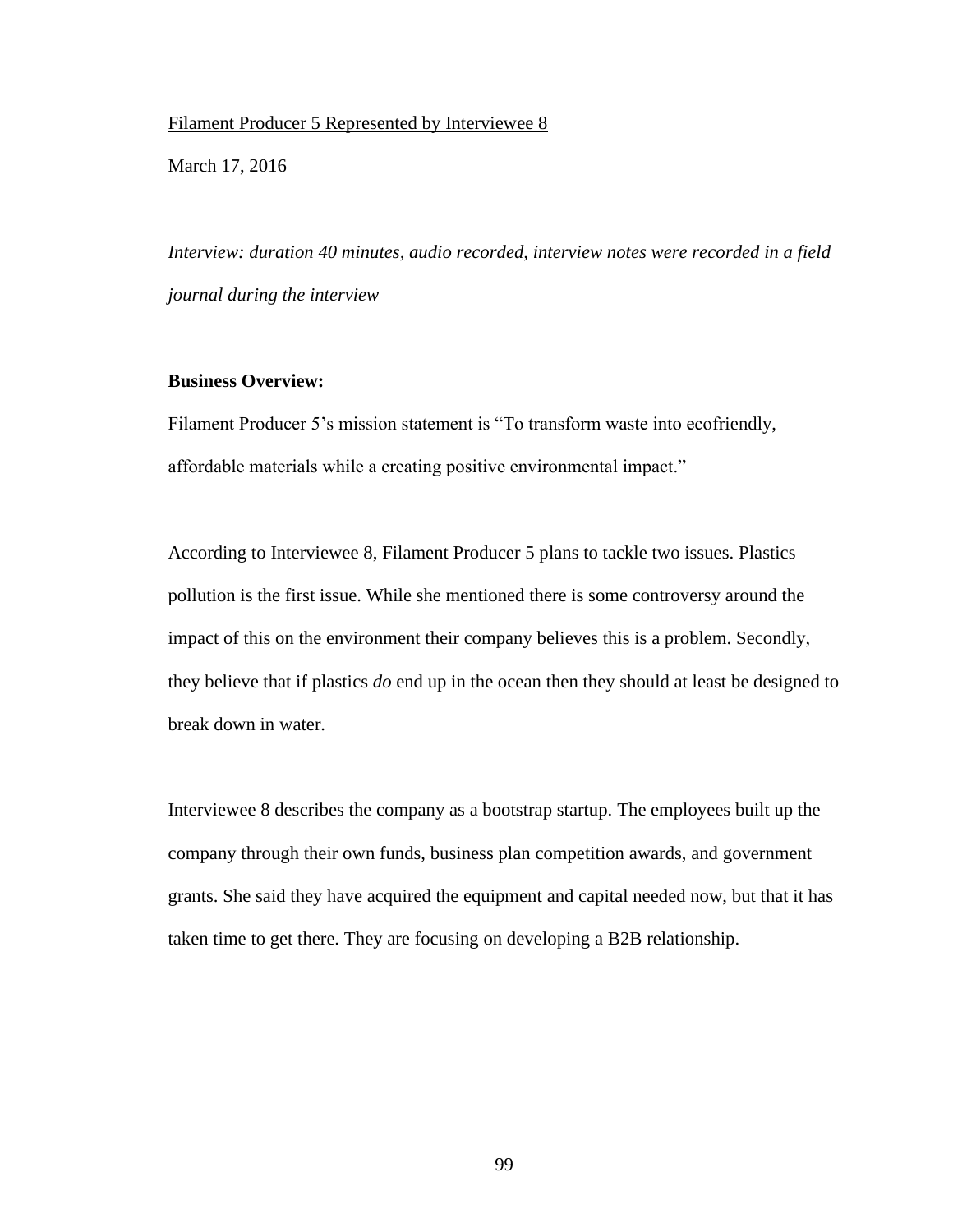<u>Filament Producer 5 Represented by Interviewee 8</u>

March 17, 2016

*Interview: duration 40 minutes, audio recorded, interview notes were recorded in a field journal during the interview*

**Business Overview:**

Filament Producer 5's mission statement is "To transform waste into ecofriendly, affordable materials while a creating positive environmental impact."

According to Interviewee 8, Filament Producer 5 plans to tackle two issues. Plastics pollution is the first issue. While she mentioned there is some controversy around the impact of this on the environment their company believes this is a problem. Secondly, they believe that if plastics *do* end up in the ocean then they should at least be designed to break down in water.

Interviewee 8 describes the company as a bootstrap startup. The employees built up the company through their own funds, business plan competition awards, and government grants. She said they have acquired the equipment and capital needed now, but that it has taken time to get there. They are focusing on developing a B2B relationship.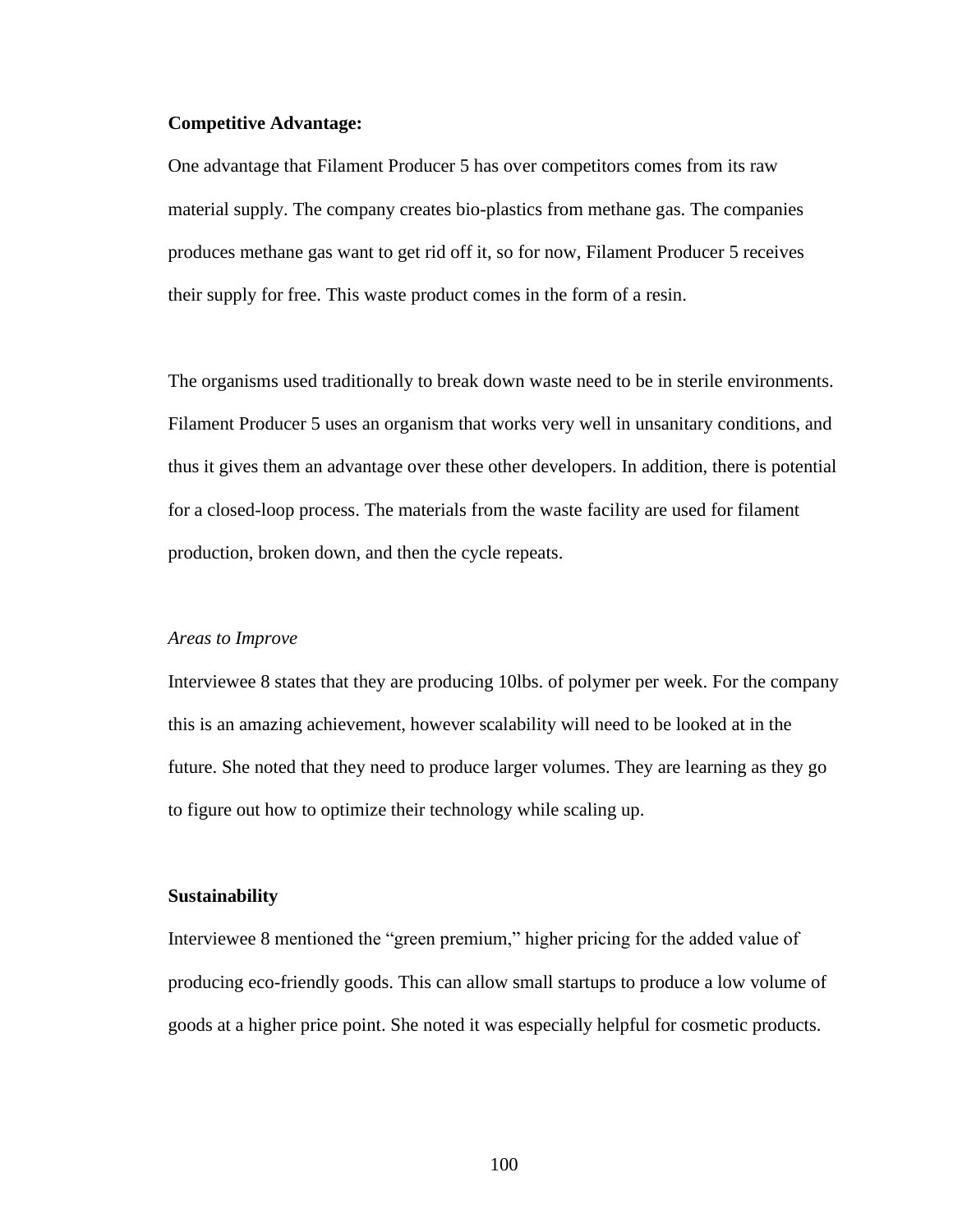**Competitive Advantage:**

One advantage that Filament Producer 5 has over competitors comes from its raw material supply. The company creates bio-plastics from methane gas. The companies produces methane gas want to get rid off it, so for now, Filament Producer 5 receives their supply for free. This waste product comes in the form of a resin.

The organisms used traditionally to break down waste need to be in sterile environments. Filament Producer 5 uses an organism that works very well in unsanitary conditions, and thus it gives them an advantage over these other developers. In addition, there is potential for a closed-loop process. The materials from the waste facility are used for filament production, broken down, and then the cycle repeats.

*Areas to Improve*

Interviewee 8 states that they are producing 10lbs. of polymer per week. For the company this is an amazing achievement, however scalability will need to be looked at in the future. She noted that they need to produce larger volumes. They are learning as they go to figure out how to optimize their technology while scaling up.

**Sustainability**

Interviewee 8 mentioned the "green premium," higher pricing for the added value of producing eco-friendly goods. This can allow small startups to produce a low volume of goods at a higher price point. She noted it was especially helpful for cosmetic products.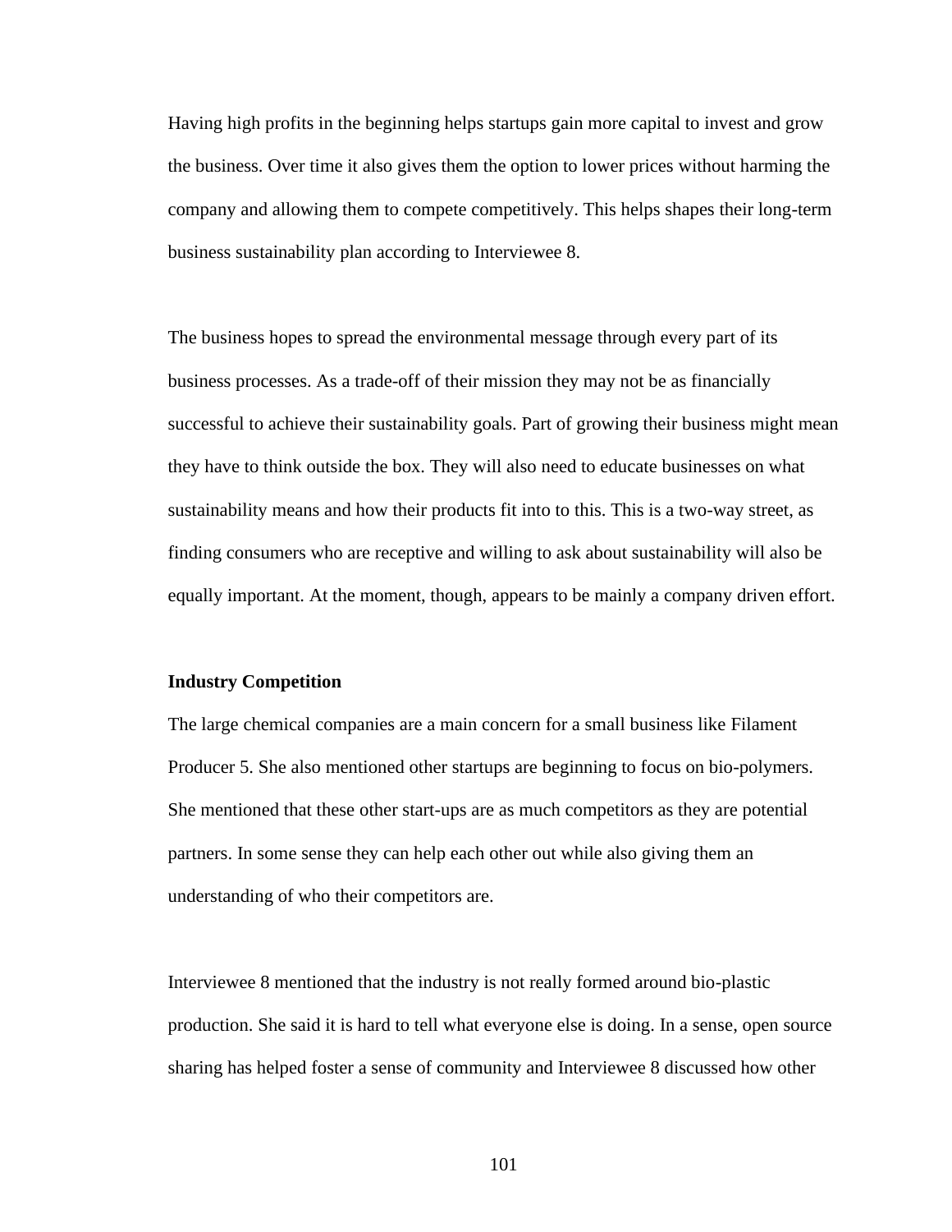Having high profits in the beginning helps startups gain more capital to invest and grow the business. Over time it also gives them the option to lower prices without harming the company and allowing them to compete competitively. This helps shapes their long-term business sustainability plan according to Interviewee 8.

The business hopes to spread the environmental message through every part of its business processes. As a trade-off of their mission they may not be as financially successful to achieve their sustainability goals. Part of growing their business might mean they have to think outside the box. They will also need to educate businesses on what sustainability means and how their products fit into to this. This is a two-way street, as finding consumers who are receptive and willing to ask about sustainability will also be equally important. At the moment, though, appears to be mainly a company driven effort.

**Industry Competition**

The large chemical companies are a main concern for a small business like Filament Producer 5. She also mentioned other startups are beginning to focus on bio-polymers. She mentioned that these other start-ups are as much competitors as they are potential partners. In some sense they can help each other out while also giving them an understanding of who their competitors are.

Interviewee 8 mentioned that the industry is not really formed around bio-plastic production. She said it is hard to tell what everyone else is doing. In a sense, open source sharing has helped foster a sense of community and Interviewee 8 discussed how other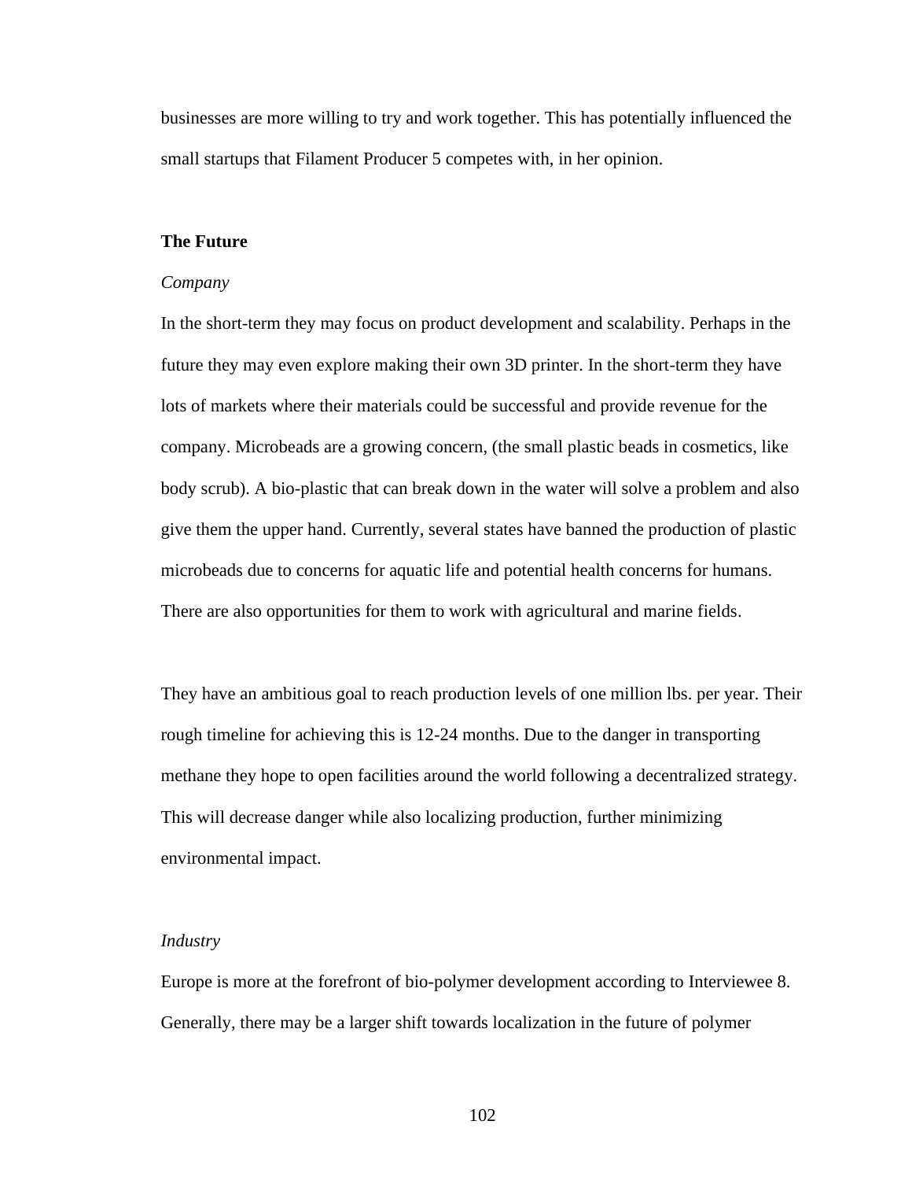businesses are more willing to try and work together. This has potentially influenced the small startups that Filament Producer 5 competes with, in her opinion.

**The Future**

*Company*

In the short-term they may focus on product development and scalability. Perhaps in the future they may even explore making their own 3D printer. In the short-term they have lots of markets where their materials could be successful and provide revenue for the company. Microbeads are a growing concern, (the small plastic beads in cosmetics, like body scrub). A bio-plastic that can break down in the water will solve a problem and also give them the upper hand. Currently, several states have banned the production of plastic microbeads due to concerns for aquatic life and potential health concerns for humans. There are also opportunities for them to work with agricultural and marine fields.

They have an ambitious goal to reach production levels of one million lbs. per year. Their rough timeline for achieving this is 12-24 months. Due to the danger in transporting methane they hope to open facilities around the world following a decentralized strategy. This will decrease danger while also localizing production, further minimizing environmental impact.

*Industry*

Europe is more at the forefront of bio-polymer development according to Interviewee 8. Generally, there may be a larger shift towards localization in the future of polymer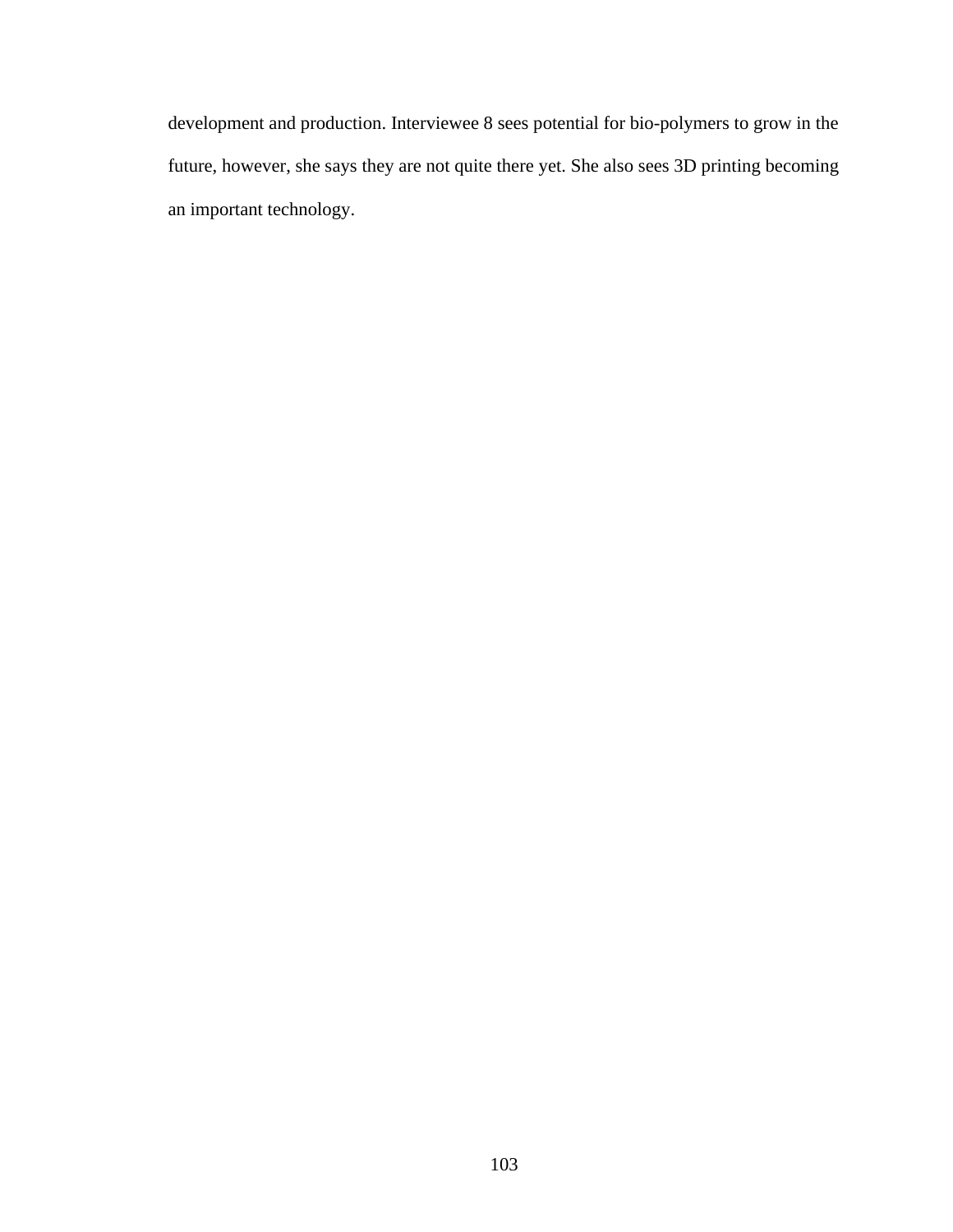development and production. Interviewee 8 sees potential for bio-polymers to grow in the future, however, she says they are not quite there yet. She also sees 3D printing becoming an important technology.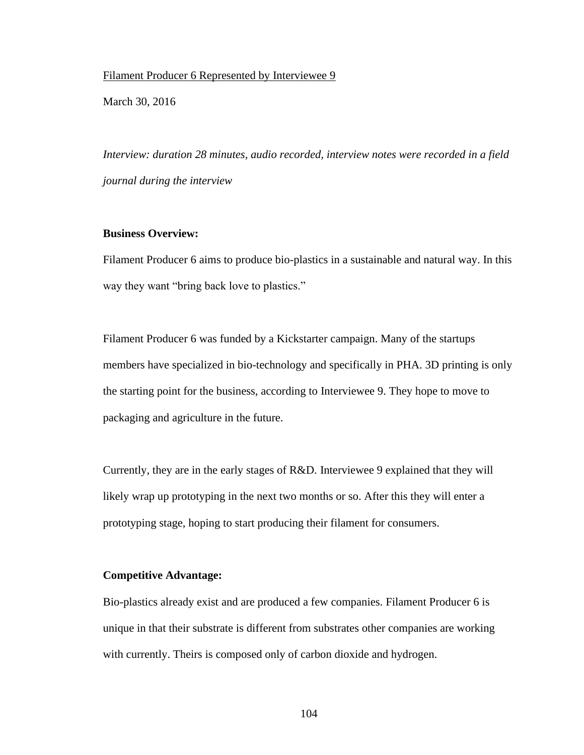Filament Producer 6 Represented by Interviewee 9

March 30, 2016

*Interview: duration 28 minutes, audio recorded, interview notes were recorded in a field journal during the interview*

**Business Overview:**

Filament Producer 6 aims to produce bio-plastics in a sustainable and natural way. In this way they want "bring back love to plastics."

Filament Producer 6 was funded by a Kickstarter campaign. Many of the startups members have specialized in bio-technology and specifically in PHA. 3D printing is only the starting point for the business, according to Interviewee 9. They hope to move to packaging and agriculture in the future.

Currently, they are in the early stages of R&D. Interviewee 9 explained that they will likely wrap up prototyping in the next two months or so. After this they will enter a prototyping stage, hoping to start producing their filament for consumers.

**Competitive Advantage:**

Bio-plastics already exist and are produced a few companies. Filament Producer 6 is unique in that their substrate is different from substrates other companies are working with currently. Theirs is composed only of carbon dioxide and hydrogen.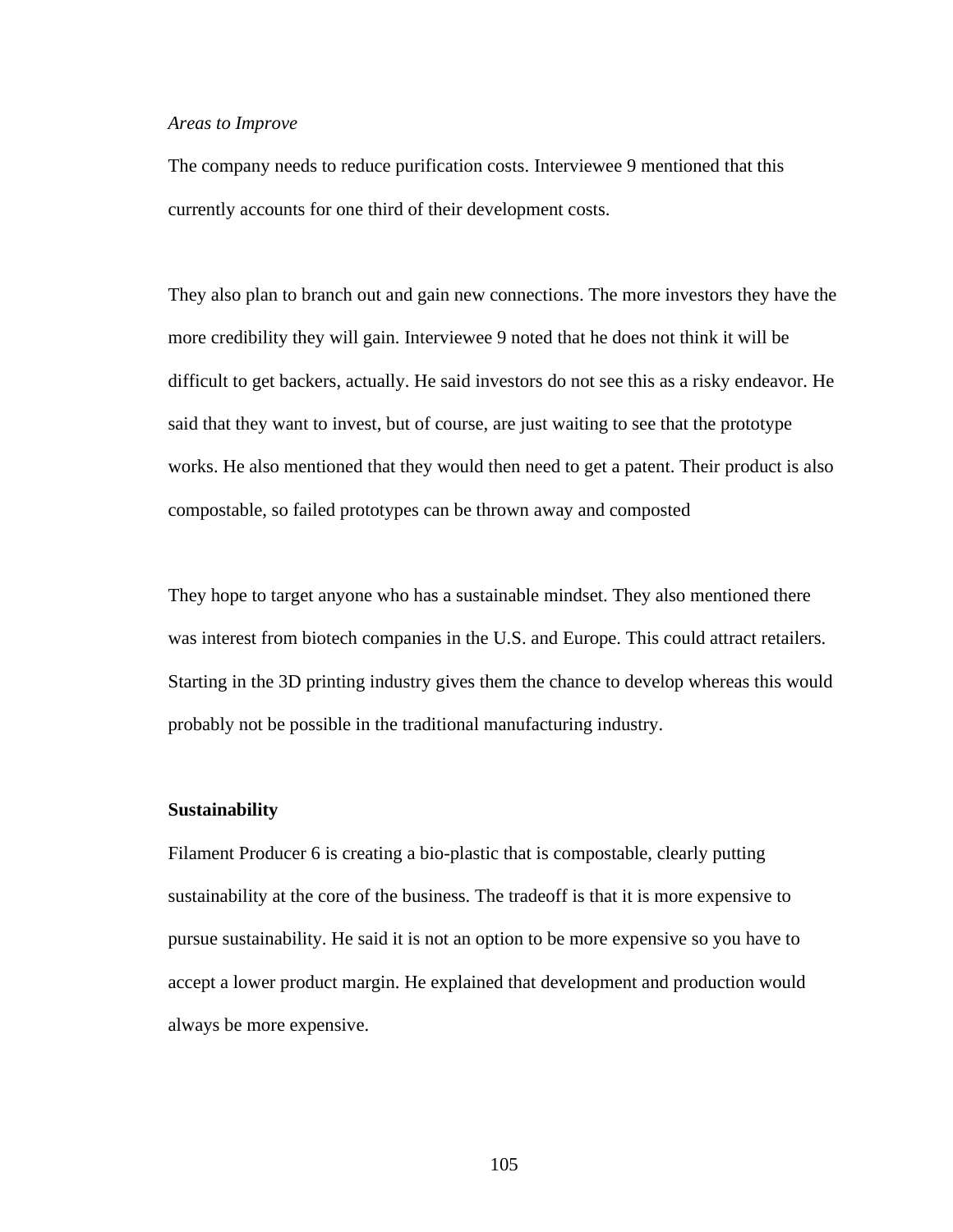*Areas to Improve*

The company needs to reduce purification costs. Interviewee 9 mentioned that this currently accounts for one third of their development costs.

They also plan to branch out and gain new connections. The more investors they have the more credibility they will gain. Interviewee 9 noted that he does not think it will be difficult to get backers, actually. He said investors do not see this as a risky endeavor. He said that they want to invest, but of course, are just waiting to see that the prototype works. He also mentioned that they would then need to get a patent. Their product is also compostable, so failed prototypes can be thrown away and composted

They hope to target anyone who has a sustainable mindset. They also mentioned there was interest from biotech companies in the U.S. and Europe. This could attract retailers. Starting in the 3D printing industry gives them the chance to develop whereas this would probably not be possible in the traditional manufacturing industry.

**Sustainability**

Filament Producer 6 is creating a bio-plastic that is compostable, clearly putting sustainability at the core of the business. The tradeoff is that it is more expensive to pursue sustainability. He said it is not an option to be more expensive so you have to accept a lower product margin. He explained that development and production would always be more expensive.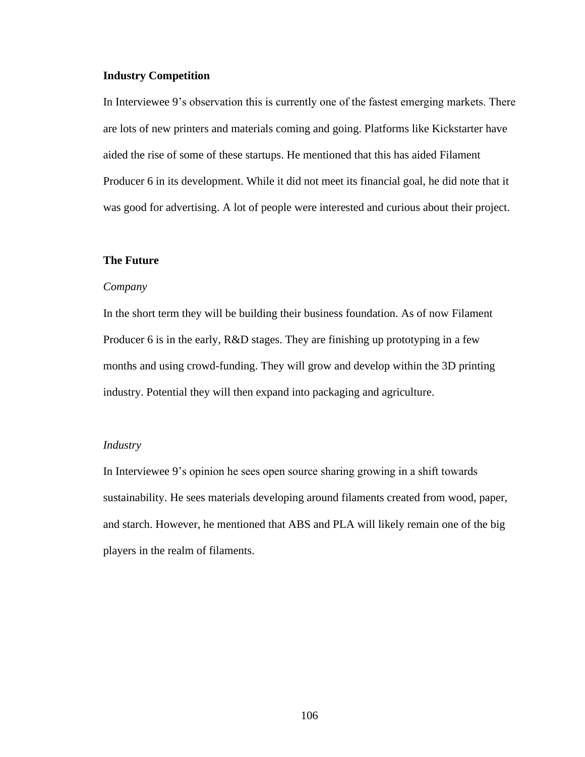**Industry Competition**

In Interviewee 9's observation this is currently one of the fastest emerging markets. There are lots of new printers and materials coming and going. Platforms like Kickstarter have aided the rise of some of these startups. He mentioned that this has aided Filament Producer 6 in its development. While it did not meet its financial goal, he did note that it was good for advertising. A lot of people were interested and curious about their project.

**The Future**

*Company*

In the short term they will be building their business foundation. As of now Filament Producer 6 is in the early, R&D stages. They are finishing up prototyping in a few months and using crowd-funding. They will grow and develop within the 3D printing industry. Potential they will then expand into packaging and agriculture.

*Industry*

In Interviewee 9's opinion he sees open source sharing growing in a shift towards sustainability. He sees materials developing around filaments created from wood, paper, and starch. However, he mentioned that ABS and PLA will likely remain one of the big players in the realm of filaments.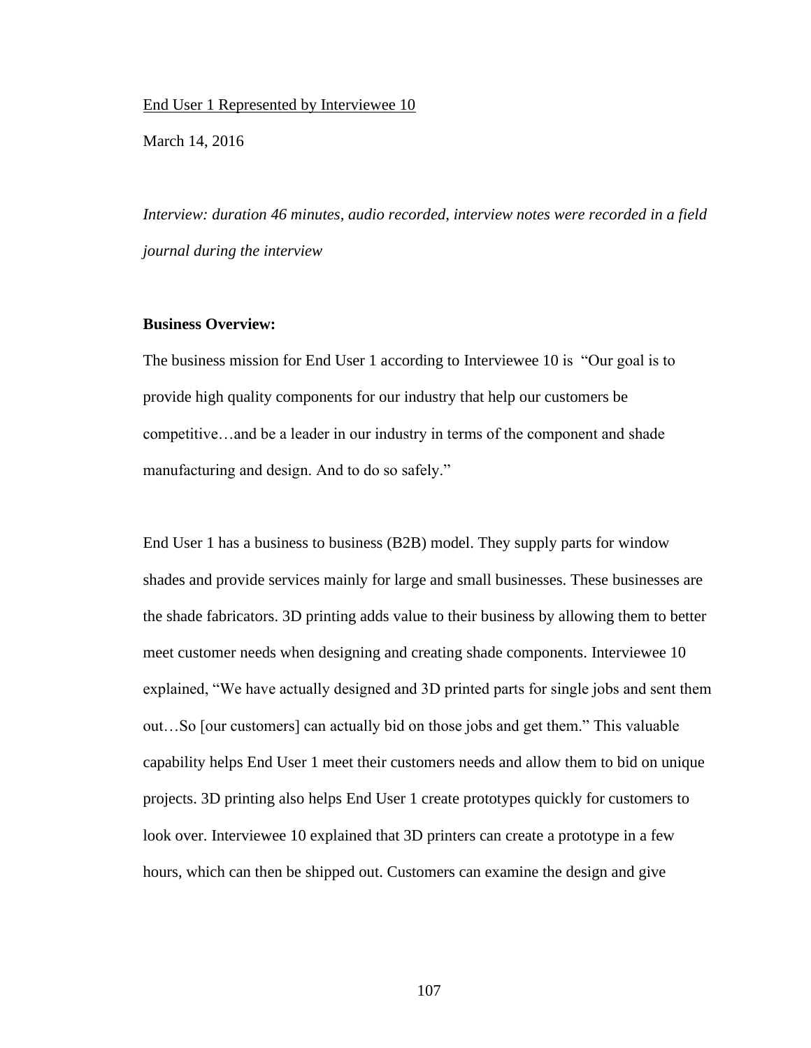<u>End User 1 Represented by Interviewee 10</u>

March 14, 2016

*Interview: duration 46 minutes, audio recorded, interview notes were recorded in a field journal during the interview*

**Business Overview:**

The business mission for End User 1 according to Interviewee 10 is "Our goal is to provide high quality components for our industry that help our customers be competitive…and be a leader in our industry in terms of the component and shade manufacturing and design. And to do so safely."

End User 1 has a business to business (B2B) model. They supply parts for window shades and provide services mainly for large and small businesses. These businesses are the shade fabricators. 3D printing adds value to their business by allowing them to better meet customer needs when designing and creating shade components. Interviewee 10 explained, "We have actually designed and 3D printed parts for single jobs and sent them out…So [our customers] can actually bid on those jobs and get them." This valuable capability helps End User 1 meet their customers needs and allow them to bid on unique projects. 3D printing also helps End User 1 create prototypes quickly for customers to look over. Interviewee 10 explained that 3D printers can create a prototype in a few hours, which can then be shipped out. Customers can examine the design and give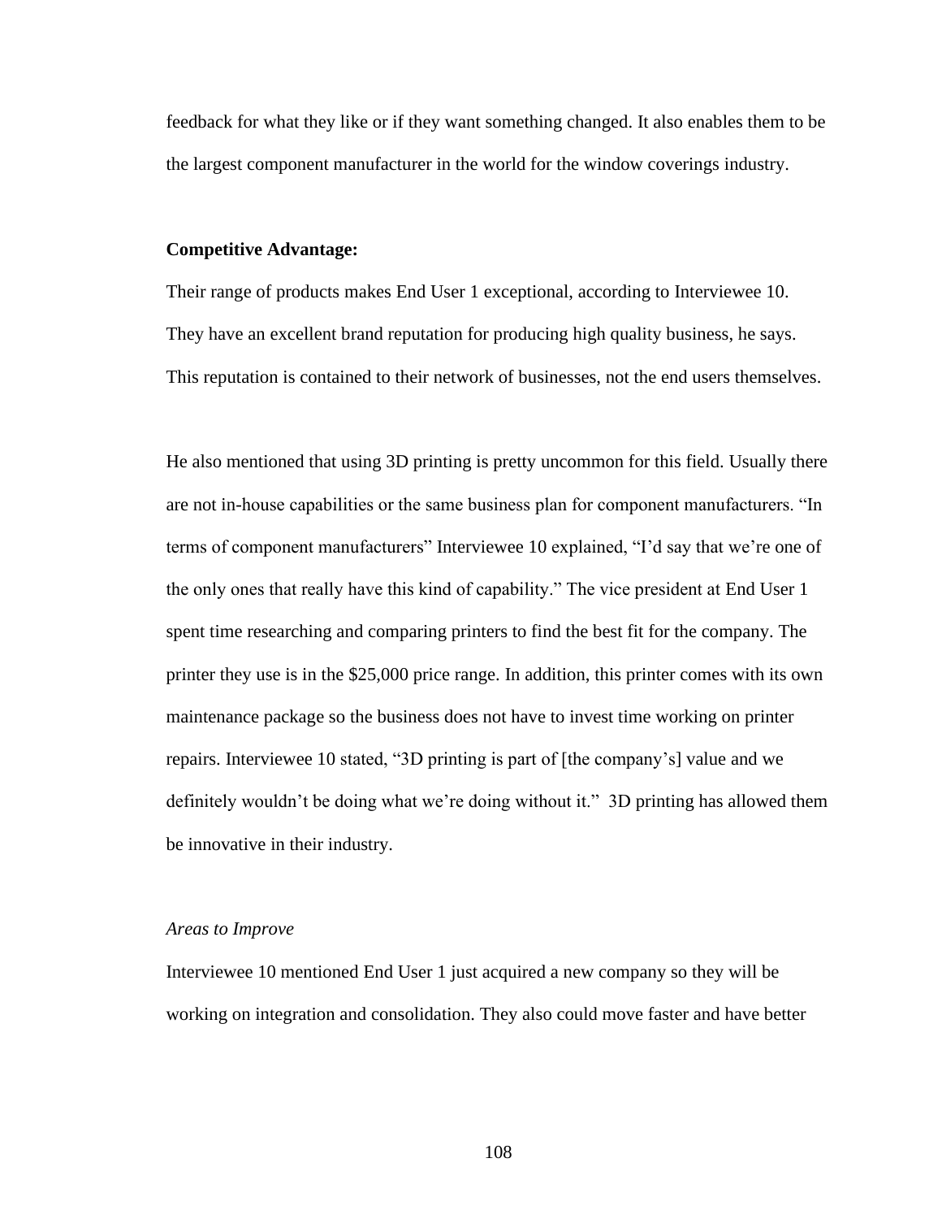feedback for what they like or if they want something changed. It also enables them to be the largest component manufacturer in the world for the window coverings industry.

**Competitive Advantage:**

Their range of products makes End User 1 exceptional, according to Interviewee 10. They have an excellent brand reputation for producing high quality business, he says. This reputation is contained to their network of businesses, not the end users themselves.

He also mentioned that using 3D printing is pretty uncommon for this field. Usually there are not in-house capabilities or the same business plan for component manufacturers. "In terms of component manufacturers" Interviewee 10 explained, "I'd say that we're one of the only ones that really have this kind of capability." The vice president at End User 1 spent time researching and comparing printers to find the best fit for the company. The printer they use is in the $25,000 price range. In addition, this printer comes with its own maintenance package so the business does not have to invest time working on printer repairs. Interviewee 10 stated, "3D printing is part of [the company's] value and we definitely wouldn't be doing what we're doing without it." 3D printing has allowed them be innovative in their industry.

*Areas to Improve*

Interviewee 10 mentioned End User 1 just acquired a new company so they will be working on integration and consolidation. They also could move faster and have better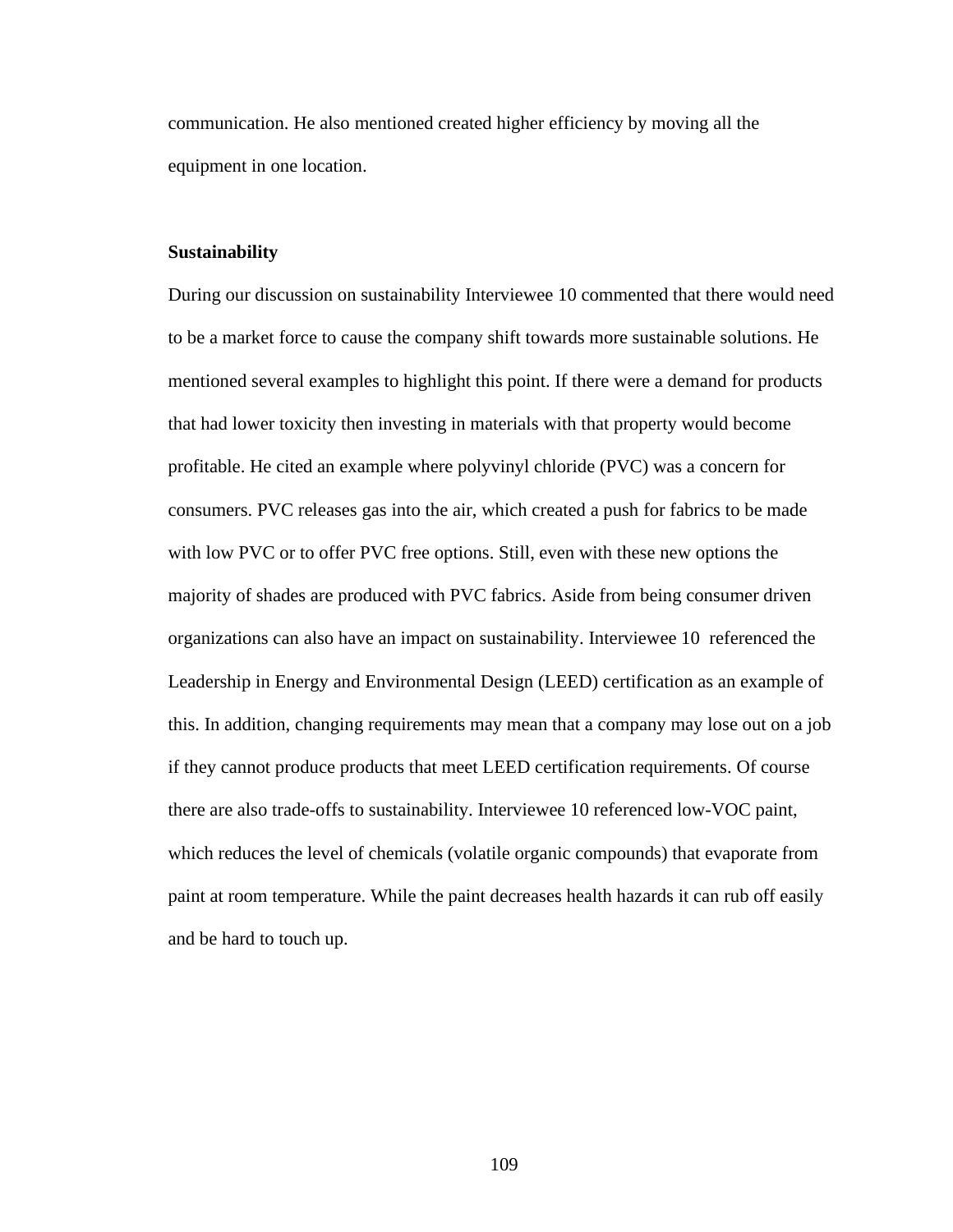communication. He also mentioned created higher efficiency by moving all the equipment in one location.

**Sustainability**

During our discussion on sustainability Interviewee 10 commented that there would need to be a market force to cause the company shift towards more sustainable solutions. He mentioned several examples to highlight this point. If there were a demand for products that had lower toxicity then investing in materials with that property would become profitable. He cited an example where polyvinyl chloride (PVC) was a concern for consumers. PVC releases gas into the air, which created a push for fabrics to be made with low PVC or to offer PVC free options. Still, even with these new options the majority of shades are produced with PVC fabrics. Aside from being consumer driven organizations can also have an impact on sustainability. Interviewee 10 referenced the Leadership in Energy and Environmental Design (LEED) certification as an example of this. In addition, changing requirements may mean that a company may lose out on a job if they cannot produce products that meet LEED certification requirements. Of course there are also trade-offs to sustainability. Interviewee 10 referenced low-VOC paint, which reduces the level of chemicals (volatile organic compounds) that evaporate from paint at room temperature. While the paint decreases health hazards it can rub off easily and be hard to touch up.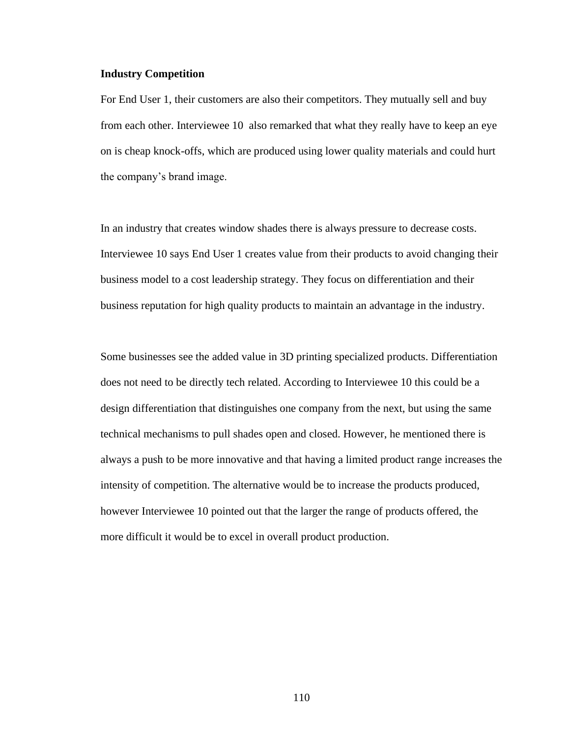**Industry Competition**

For End User 1, their customers are also their competitors. They mutually sell and buy from each other. Interviewee 10 also remarked that what they really have to keep an eye on is cheap knock-offs, which are produced using lower quality materials and could hurt the company's brand image.

In an industry that creates window shades there is always pressure to decrease costs. Interviewee 10 says End User 1 creates value from their products to avoid changing their business model to a cost leadership strategy. They focus on differentiation and their business reputation for high quality products to maintain an advantage in the industry.

Some businesses see the added value in 3D printing specialized products. Differentiation does not need to be directly tech related. According to Interviewee 10 this could be a design differentiation that distinguishes one company from the next, but using the same technical mechanisms to pull shades open and closed. However, he mentioned there is always a push to be more innovative and that having a limited product range increases the intensity of competition. The alternative would be to increase the products produced, however Interviewee 10 pointed out that the larger the range of products offered, the more difficult it would be to excel in overall product production.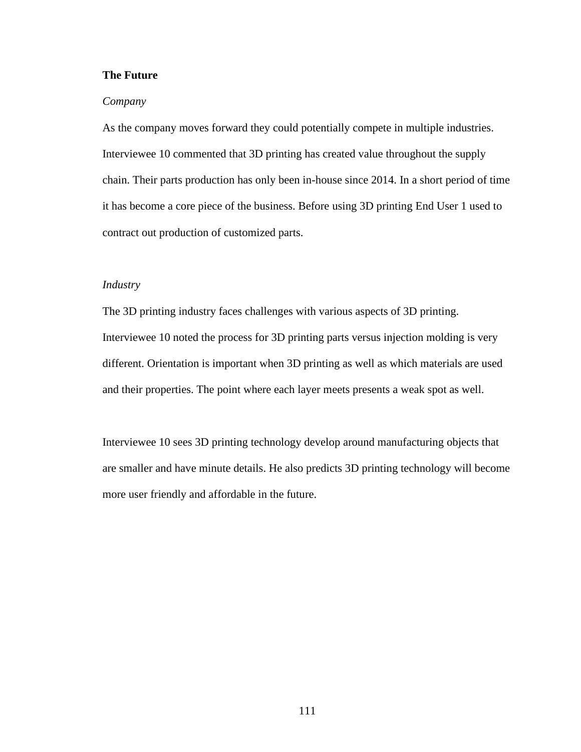**The Future**

*Company*

As the company moves forward they could potentially compete in multiple industries. Interviewee 10 commented that 3D printing has created value throughout the supply chain. Their parts production has only been in-house since 2014. In a short period of time it has become a core piece of the business. Before using 3D printing End User 1 used to contract out production of customized parts.

*Industry*

The 3D printing industry faces challenges with various aspects of 3D printing. Interviewee 10 noted the process for 3D printing parts versus injection molding is very different. Orientation is important when 3D printing as well as which materials are used and their properties. The point where each layer meets presents a weak spot as well.

Interviewee 10 sees 3D printing technology develop around manufacturing objects that are smaller and have minute details. He also predicts 3D printing technology will become more user friendly and affordable in the future.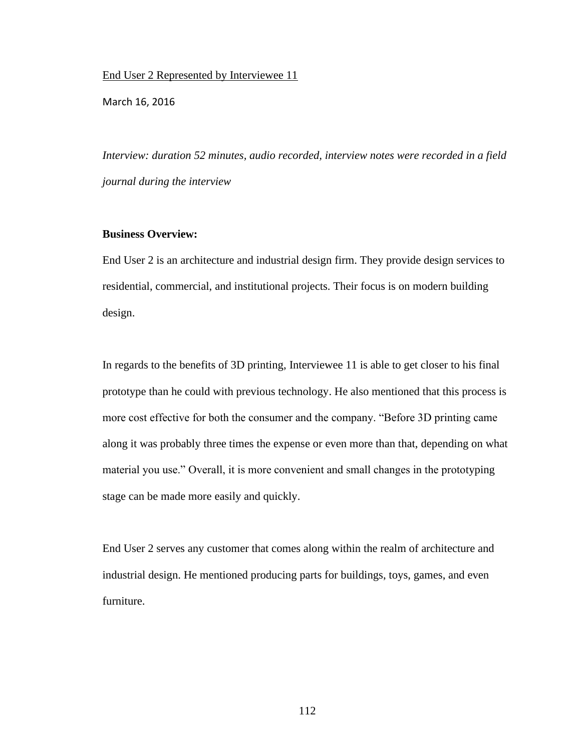<u>End User 2 Represented by Interviewee 11</u>

March 16, 2016

*Interview: duration 52 minutes, audio recorded, interview notes were recorded in a field journal during the interview*

**Business Overview:**

End User 2 is an architecture and industrial design firm. They provide design services to residential, commercial, and institutional projects. Their focus is on modern building design.

In regards to the benefits of 3D printing, Interviewee 11 is able to get closer to his final prototype than he could with previous technology. He also mentioned that this process is more cost effective for both the consumer and the company. “Before 3D printing came along it was probably three times the expense or even more than that, depending on what material you use.” Overall, it is more convenient and small changes in the prototyping stage can be made more easily and quickly.

End User 2 serves any customer that comes along within the realm of architecture and industrial design. He mentioned producing parts for buildings, toys, games, and even furniture.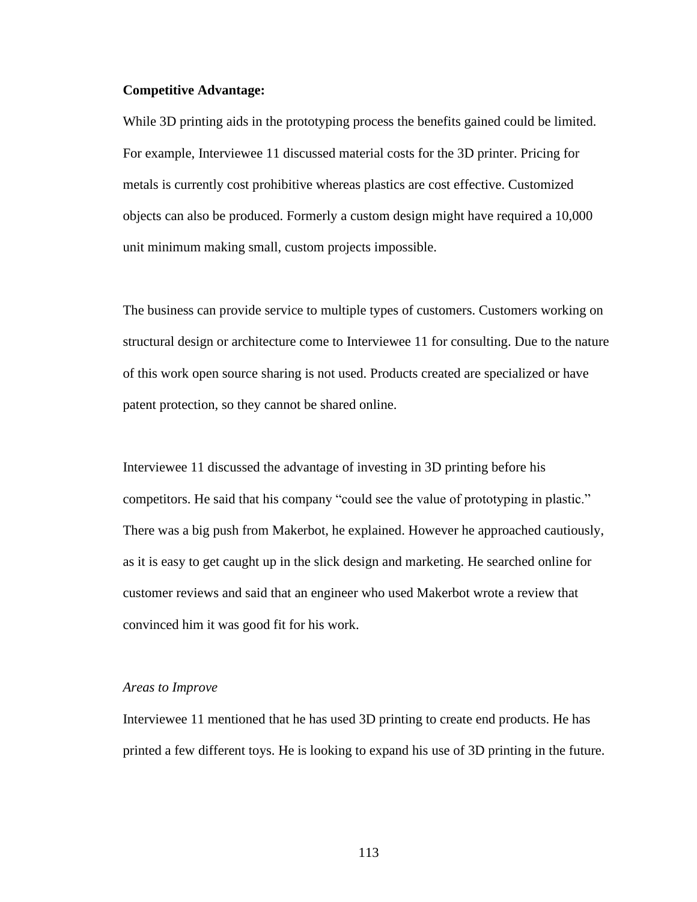**Competitive Advantage:**

While 3D printing aids in the prototyping process the benefits gained could be limited. For example, Interviewee 11 discussed material costs for the 3D printer. Pricing for metals is currently cost prohibitive whereas plastics are cost effective. Customized objects can also be produced. Formerly a custom design might have required a 10,000 unit minimum making small, custom projects impossible.

The business can provide service to multiple types of customers. Customers working on structural design or architecture come to Interviewee 11 for consulting. Due to the nature of this work open source sharing is not used. Products created are specialized or have patent protection, so they cannot be shared online.

Interviewee 11 discussed the advantage of investing in 3D printing before his competitors. He said that his company "could see the value of prototyping in plastic." There was a big push from Makerbot, he explained. However he approached cautiously, as it is easy to get caught up in the slick design and marketing. He searched online for customer reviews and said that an engineer who used Makerbot wrote a review that convinced him it was good fit for his work.

*Areas to Improve*

Interviewee 11 mentioned that he has used 3D printing to create end products. He has printed a few different toys. He is looking to expand his use of 3D printing in the future.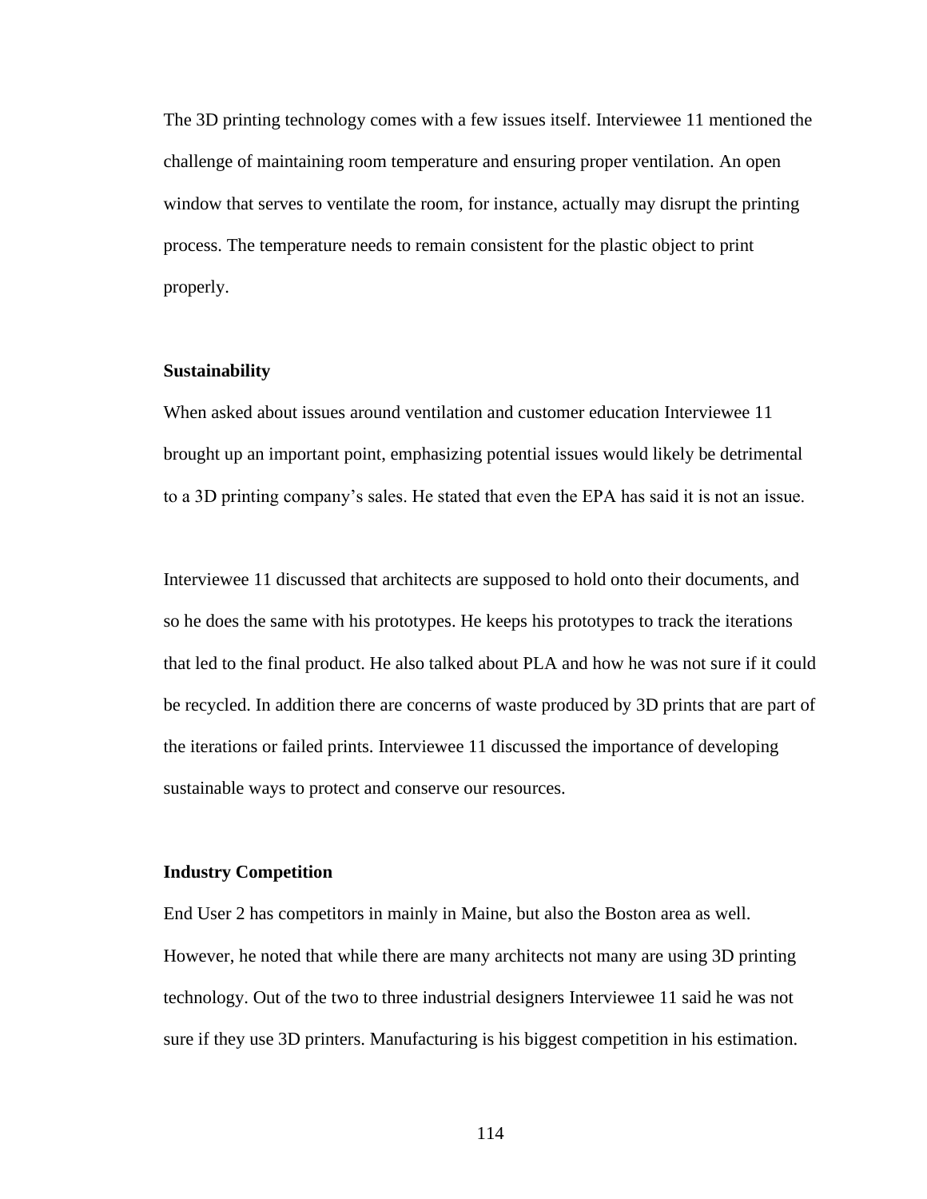The 3D printing technology comes with a few issues itself. Interviewee 11 mentioned the challenge of maintaining room temperature and ensuring proper ventilation. An open window that serves to ventilate the room, for instance, actually may disrupt the printing process. The temperature needs to remain consistent for the plastic object to print properly.

**Sustainability**

When asked about issues around ventilation and customer education Interviewee 11 brought up an important point, emphasizing potential issues would likely be detrimental to a 3D printing company's sales. He stated that even the EPA has said it is not an issue.

Interviewee 11 discussed that architects are supposed to hold onto their documents, and so he does the same with his prototypes. He keeps his prototypes to track the iterations that led to the final product. He also talked about PLA and how he was not sure if it could be recycled. In addition there are concerns of waste produced by 3D prints that are part of the iterations or failed prints. Interviewee 11 discussed the importance of developing sustainable ways to protect and conserve our resources.

**Industry Competition**

End User 2 has competitors in mainly in Maine, but also the Boston area as well. However, he noted that while there are many architects not many are using 3D printing technology. Out of the two to three industrial designers Interviewee 11 said he was not sure if they use 3D printers. Manufacturing is his biggest competition in his estimation.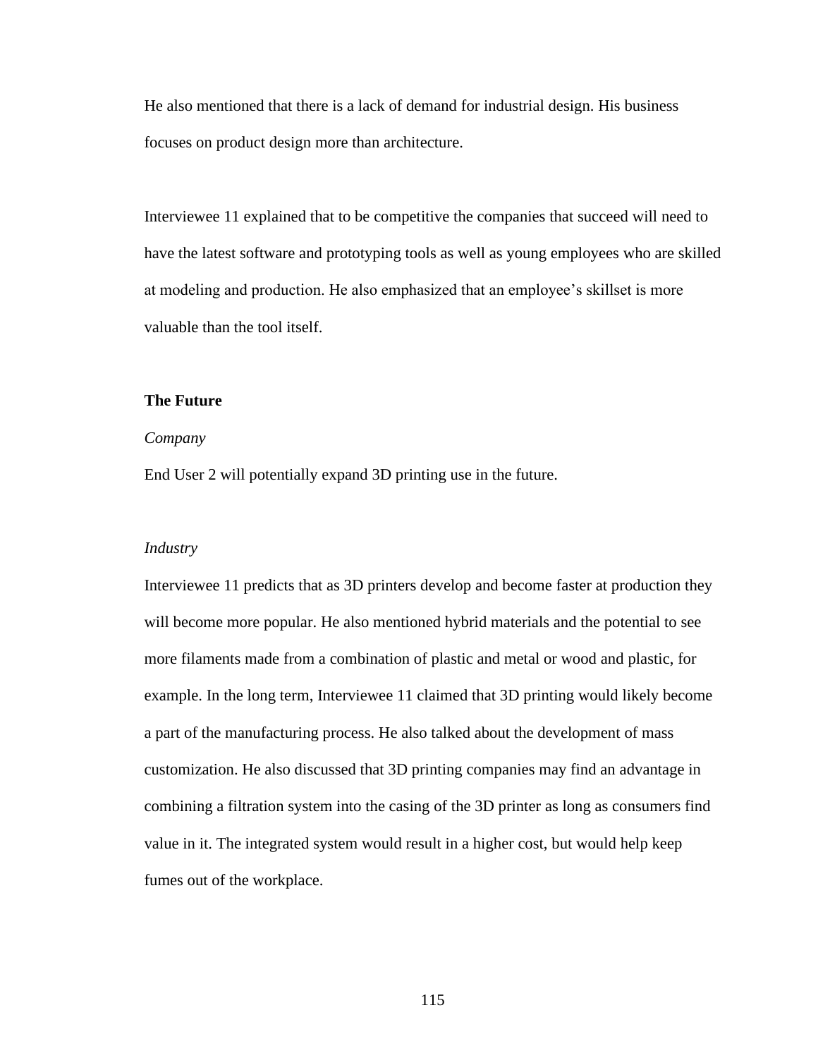He also mentioned that there is a lack of demand for industrial design. His business focuses on product design more than architecture.

Interviewee 11 explained that to be competitive the companies that succeed will need to have the latest software and prototyping tools as well as young employees who are skilled at modeling and production. He also emphasized that an employee's skillset is more valuable than the tool itself.

**The Future**

*Company*

End User 2 will potentially expand 3D printing use in the future.

*Industry*

Interviewee 11 predicts that as 3D printers develop and become faster at production they will become more popular. He also mentioned hybrid materials and the potential to see more filaments made from a combination of plastic and metal or wood and plastic, for example. In the long term, Interviewee 11 claimed that 3D printing would likely become a part of the manufacturing process. He also talked about the development of mass customization. He also discussed that 3D printing companies may find an advantage in combining a filtration system into the casing of the 3D printer as long as consumers find value in it. The integrated system would result in a higher cost, but would help keep fumes out of the workplace.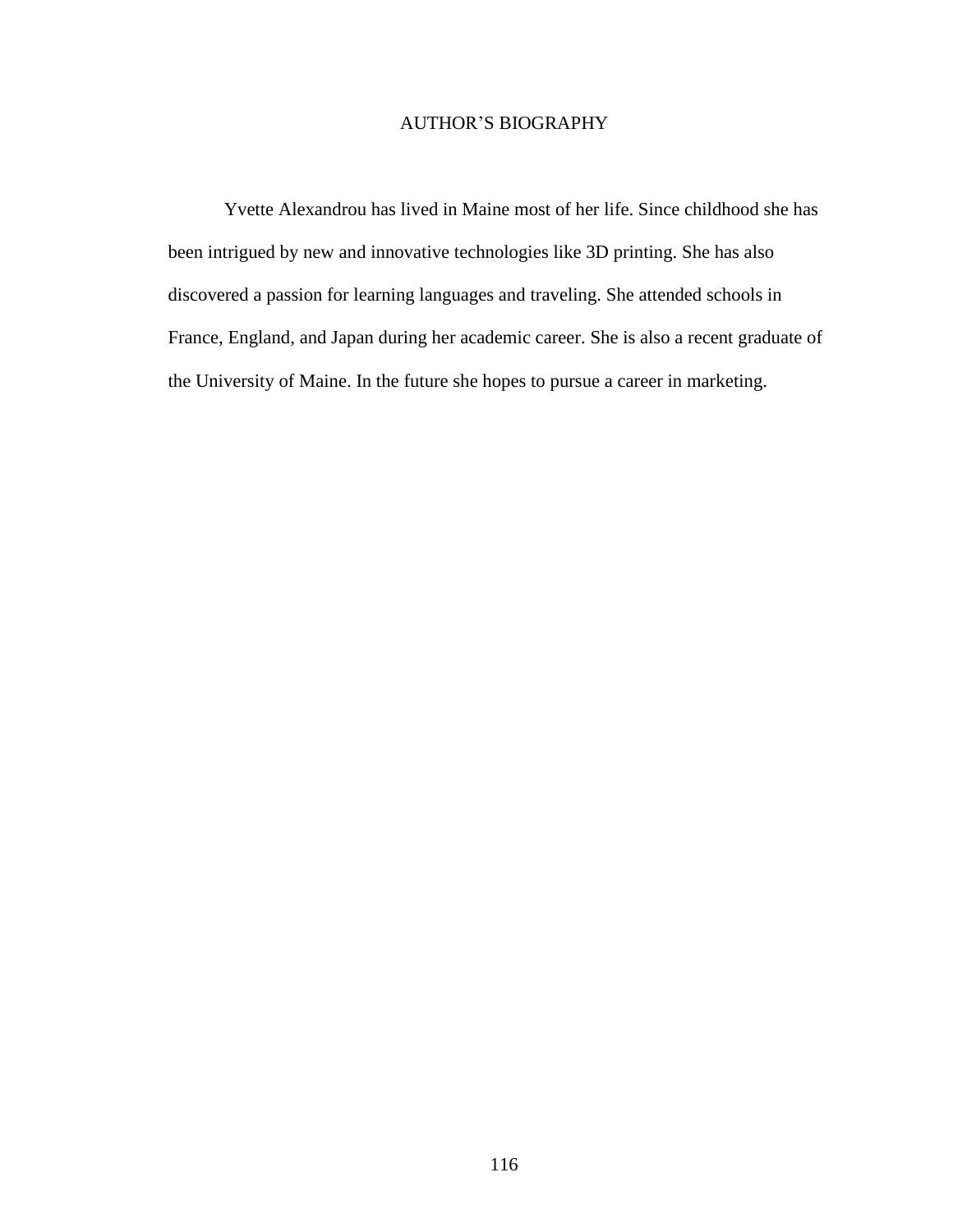# AUTHOR'S BIOGRAPHY

Yvette Alexandrou has lived in Maine most of her life. Since childhood she has been intrigued by new and innovative technologies like 3D printing. She has also discovered a passion for learning languages and traveling. She attended schools in France, England, and Japan during her academic career. She is also a recent graduate of the University of Maine. In the future she hopes to pursue a career in marketing.